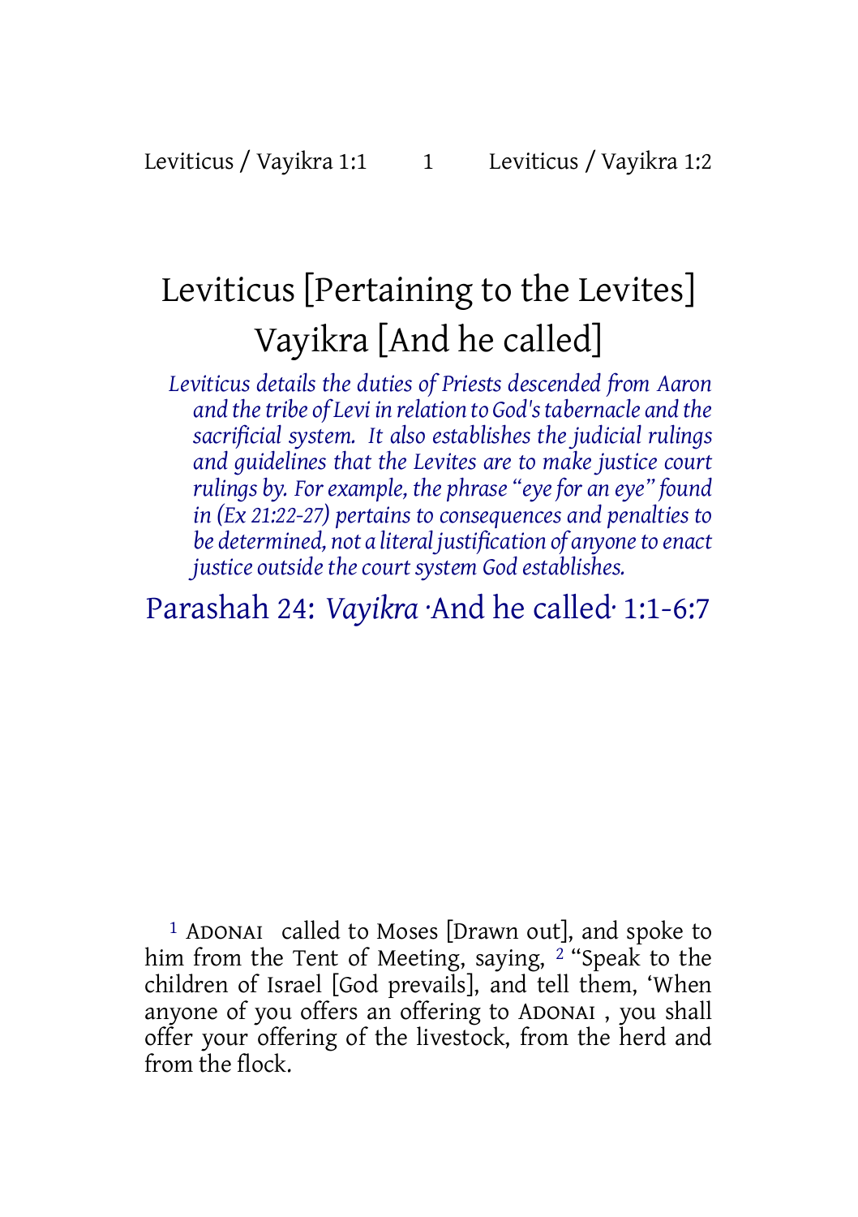# Leviticus [Pertaining to the Levites] Vayikra [And he called]

*Leviticus details the duties of Priests descended from Aaron and the tribe of Levi in relation to God's tabernacle and the sacrificial system. It also establishes the judicial rulings and guidelines that the Levites are to make justice court rulings by. For example, the phrase "eye for an eye" found in (Ex 21:22-27) pertains to consequences and penalties to be determined, not a literal justification of anyone to enact justice outside the court system God establishes.*

## Parashah 24: *Vayikra* ·And he called· 1:1-6:7

[1] ADONAI called to Moses [Drawn out], and spoke to him from the Tent of Meeting, saying, [2] "Speak to the children of Israel [God prevails], and tell them, 'When anyone of you offers an offering to ADONAI , you shall offer your offering of the livestock, from the herd and from the flock.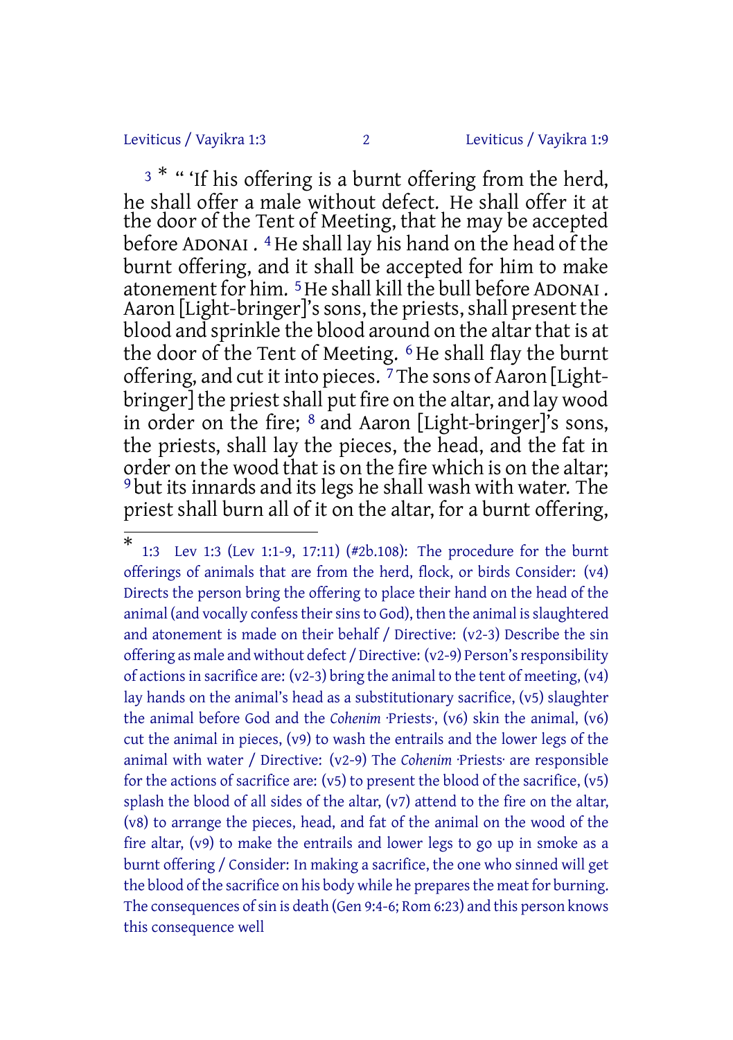[3] * " 'If his offering is a burnt offering from the herd, he shall offer a male without defect. He shall offer it at the door of the Tent of Meeting, that he may be accepted before ADONAI . [4] He shall lay his hand on the head of the burnt offering, and it shall be accepted for him to make atonement for him. [5] He shall kill the bull before ADONAI . Aaron [Light-bringer]'s sons, the priests, shall present the blood and sprinkle the blood around on the altar that is at the door of the Tent of Meeting. [6] He shall flay the burnt offering, and cut it into pieces. [7] The sons of Aaron [Light-bringer] the priest shall put fire on the altar, and lay wood in order on the fire; [8] and Aaron [Light-bringer]'s sons, the priests, shall lay the pieces, the head, and the fat in order on the wood that is on the fire which is on the altar; [9] but its innards and its legs he shall wash with water. The priest shall burn all of it on the altar, for a burnt offering,

---

* 1:3 Lev 1:3 (Lev 1:1-9, 17:11) (#2b.108): The procedure for the burnt offerings of animals that are from the herd, flock, or birds Consider: (v4) Directs the person bring the offering to place their hand on the head of the animal (and vocally confess their sins to God), then the animal is slaughtered and atonement is made on their behalf / Directive: (v2-3) Describe the sin offering as male and without defect / Directive: (v2-9) Person's responsibility of actions in sacrifice are: (v2-3) bring the animal to the tent of meeting, (v4) lay hands on the animal's head as a substitutionary sacrifice, (v5) slaughter the animal before God and the *Cohenim* ·Priests·, (v6) skin the animal, (v6) cut the animal in pieces, (v9) to wash the entrails and the lower legs of the animal with water / Directive: (v2-9) The *Cohenim* ·Priests· are responsible for the actions of sacrifice are: (v5) to present the blood of the sacrifice, (v5) splash the blood of all sides of the altar, (v7) attend to the fire on the altar, (v8) to arrange the pieces, head, and fat of the animal on the wood of the fire altar, (v9) to make the entrails and lower legs to go up in smoke as a burnt offering / Consider: In making a sacrifice, the one who sinned will get the blood of the sacrifice on his body while he prepares the meat for burning. The consequences of sin is death (Gen 9:4-6; Rom 6:23) and this person knows this consequence well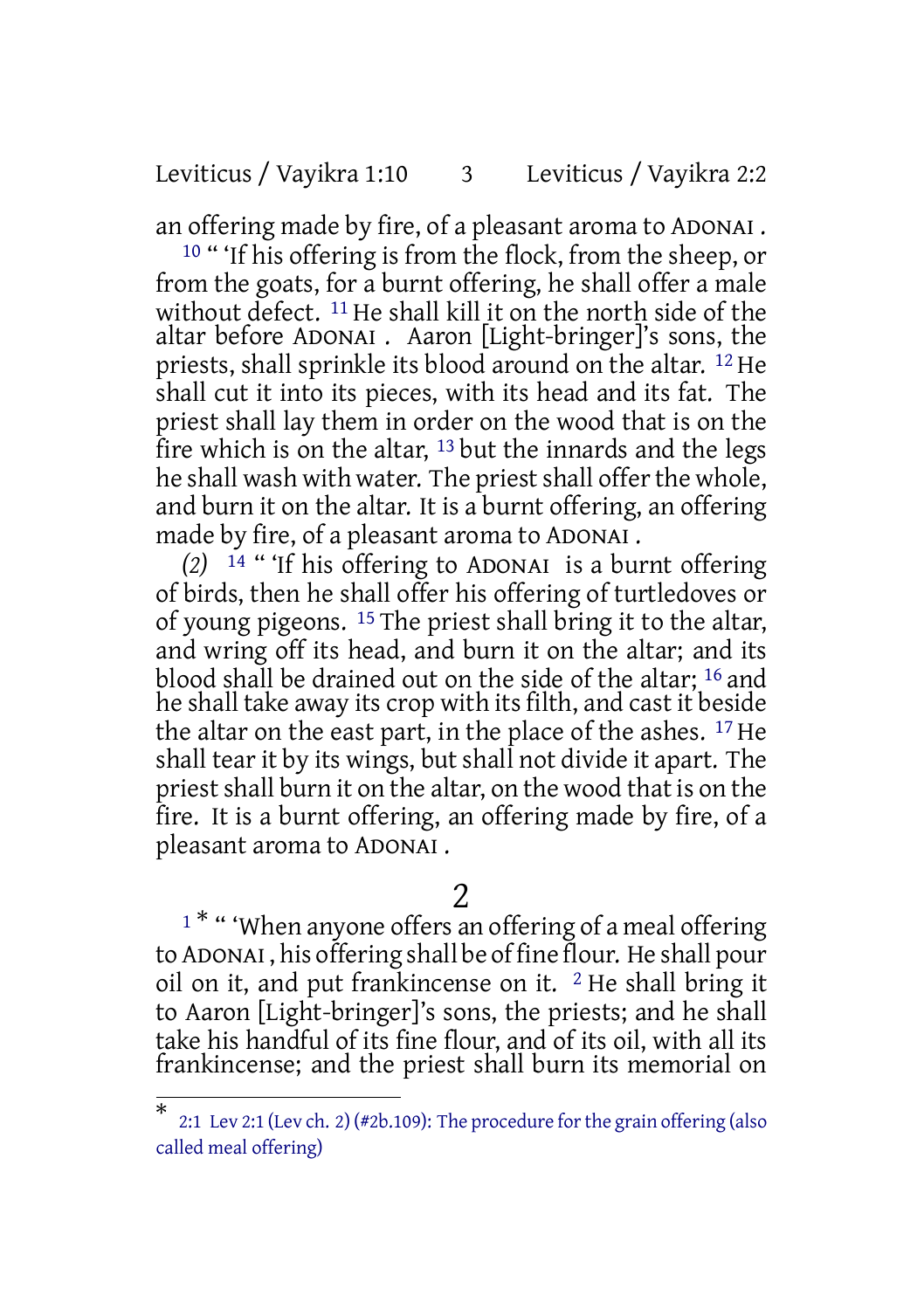an offering made by fire, of a pleasant aroma to ADONAI .

[10] " 'If his offering is from the flock, from the sheep, or from the goats, for a burnt offering, he shall offer a male without defect. [11] He shall kill it on the north side of the altar before ADONAI . Aaron [Light-bringer]'s sons, the priests, shall sprinkle its blood around on the altar. [12] He shall cut it into its pieces, with its head and its fat. The priest shall lay them in order on the wood that is on the fire which is on the altar, [13] but the innards and the legs he shall wash with water. The priest shall offer the whole, and burn it on the altar. It is a burnt offering, an offering made by fire, of a pleasant aroma to ADONAI .

*(2)* [14] " 'If his offering to ADONAI is a burnt offering of birds, then he shall offer his offering of turtledoves or of young pigeons. [15] The priest shall bring it to the altar, and wring off its head, and burn it on the altar; and its blood shall be drained out on the side of the altar; [16] and he shall take away its crop with its filth, and cast it beside the altar on the east part, in the place of the ashes. [17] He shall tear it by its wings, but shall not divide it apart. The priest shall burn it on the altar, on the wood that is on the fire. It is a burnt offering, an offering made by fire, of a pleasant aroma to ADONAI .

## 2

[1] * " 'When anyone offers an offering of a meal offering to ADONAI , his offering shall be of fine flour. He shall pour oil on it, and put frankincense on it. [2] He shall bring it to Aaron [Light-bringer]'s sons, the priests; and he shall take his handful of its fine flour, and of its oil, with all its frankincense; and the priest shall burn its memorial on

---

* 2:1 Lev 2:1 (Lev ch. 2) (#2b.109): The procedure for the grain offering (also called meal offering)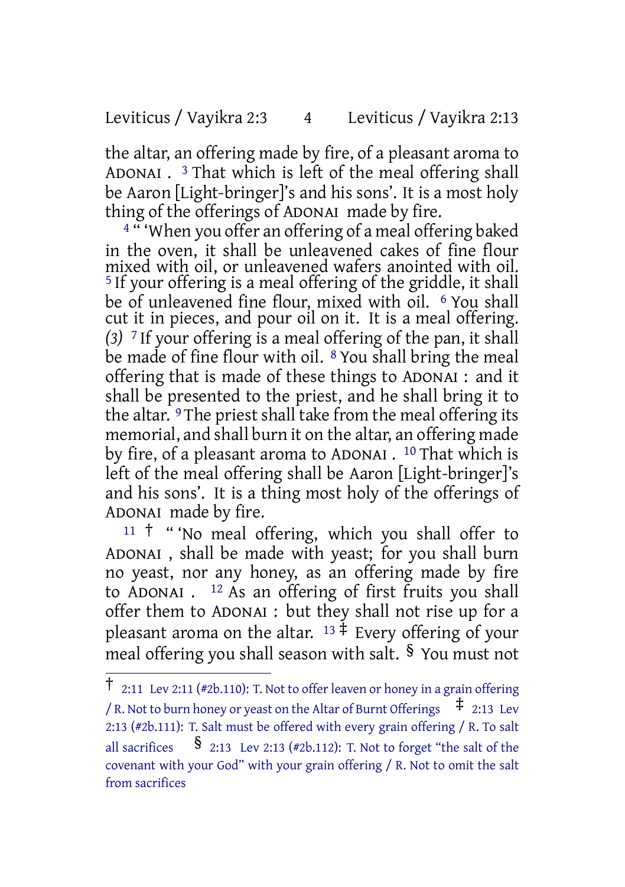the altar, an offering made by fire, of a pleasant aroma to ADONAI . [3] That which is left of the meal offering shall be Aaron [Light-bringer]'s and his sons'. It is a most holy thing of the offerings of ADONAI made by fire.

[4] " 'When you offer an offering of a meal offering baked in the oven, it shall be unleavened cakes of fine flour mixed with oil, or unleavened wafers anointed with oil. [5] If your offering is a meal offering of the griddle, it shall be of unleavened fine flour, mixed with oil. [6] You shall cut it in pieces, and pour oil on it. It is a meal offering. *(3)* [7] If your offering is a meal offering of the pan, it shall be made of fine flour with oil. [8] You shall bring the meal offering that is made of these things to ADONAI : and it shall be presented to the priest, and he shall bring it to the altar. [9] The priest shall take from the meal offering its memorial, and shall burn it on the altar, an offering made by fire, of a pleasant aroma to ADONAI . [10] That which is left of the meal offering shall be Aaron [Light-bringer]'s and his sons'. It is a thing most holy of the offerings of ADONAI made by fire.

[11] † " 'No meal offering, which you shall offer to ADONAI , shall be made with yeast; for you shall burn no yeast, nor any honey, as an offering made by fire to ADONAI . [12] As an offering of first fruits you shall offer them to ADONAI : but they shall not rise up for a pleasant aroma on the altar. [13] ‡ Every offering of your meal offering you shall season with salt. § You must not

---

† 2:11 Lev 2:11 (#2b.110): T. Not to offer leaven or honey in a grain offering / R. Not to burn honey or yeast on the Altar of Burnt Offerings ‡ 2:13 Lev 2:13 (#2b.111): T. Salt must be offered with every grain offering / R. To salt all sacrifices § 2:13 Lev 2:13 (#2b.112): T. Not to forget "the salt of the covenant with your God" with your grain offering / R. Not to omit the salt from sacrifices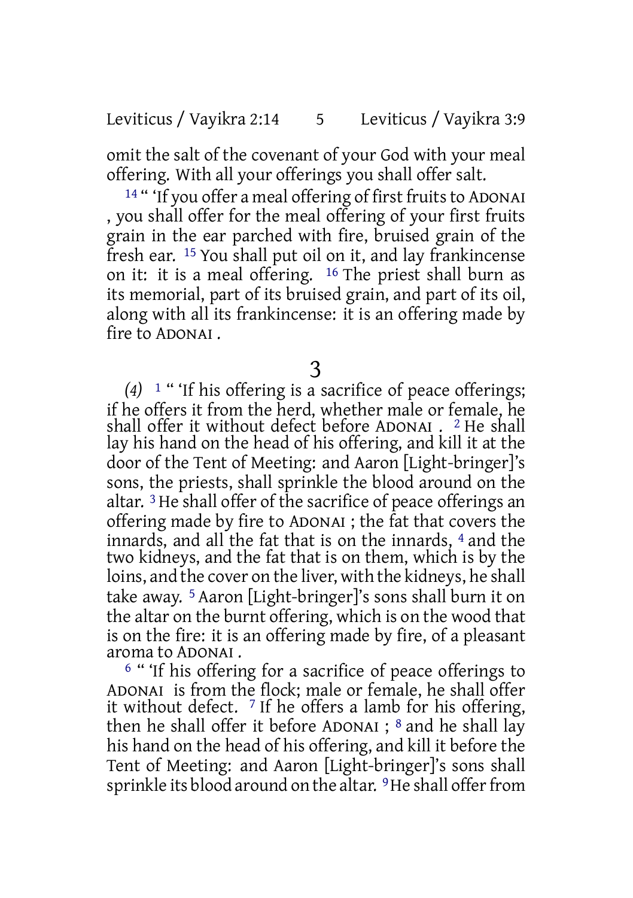omit the salt of the covenant of your God with your meal offering. With all your offerings you shall offer salt.

14 " 'If you offer a meal offering of first fruits to ADONAI , you shall offer for the meal offering of your first fruits grain in the ear parched with fire, bruised grain of the fresh ear. 15 You shall put oil on it, and lay frankincense on it: it is a meal offering. 16 The priest shall burn as its memorial, part of its bruised grain, and part of its oil, along with all its frankincense: it is an offering made by fire to ADONAI .

# 3

*(4)* 1 " 'If his offering is a sacrifice of peace offerings; if he offers it from the herd, whether male or female, he shall offer it without defect before ADONAI . 2 He shall lay his hand on the head of his offering, and kill it at the door of the Tent of Meeting: and Aaron [Light-bringer]'s sons, the priests, shall sprinkle the blood around on the altar. 3 He shall offer of the sacrifice of peace offerings an offering made by fire to ADONAI ; the fat that covers the innards, and all the fat that is on the innards, 4 and the two kidneys, and the fat that is on them, which is by the loins, and the cover on the liver, with the kidneys, he shall take away. 5 Aaron [Light-bringer]'s sons shall burn it on the altar on the burnt offering, which is on the wood that is on the fire: it is an offering made by fire, of a pleasant aroma to ADONAI .

6 " 'If his offering for a sacrifice of peace offerings to ADONAI is from the flock; male or female, he shall offer it without defect. 7 If he offers a lamb for his offering, then he shall offer it before ADONAI ; 8 and he shall lay his hand on the head of his offering, and kill it before the Tent of Meeting: and Aaron [Light-bringer]'s sons shall sprinkle its blood around on the altar. 9 He shall offer from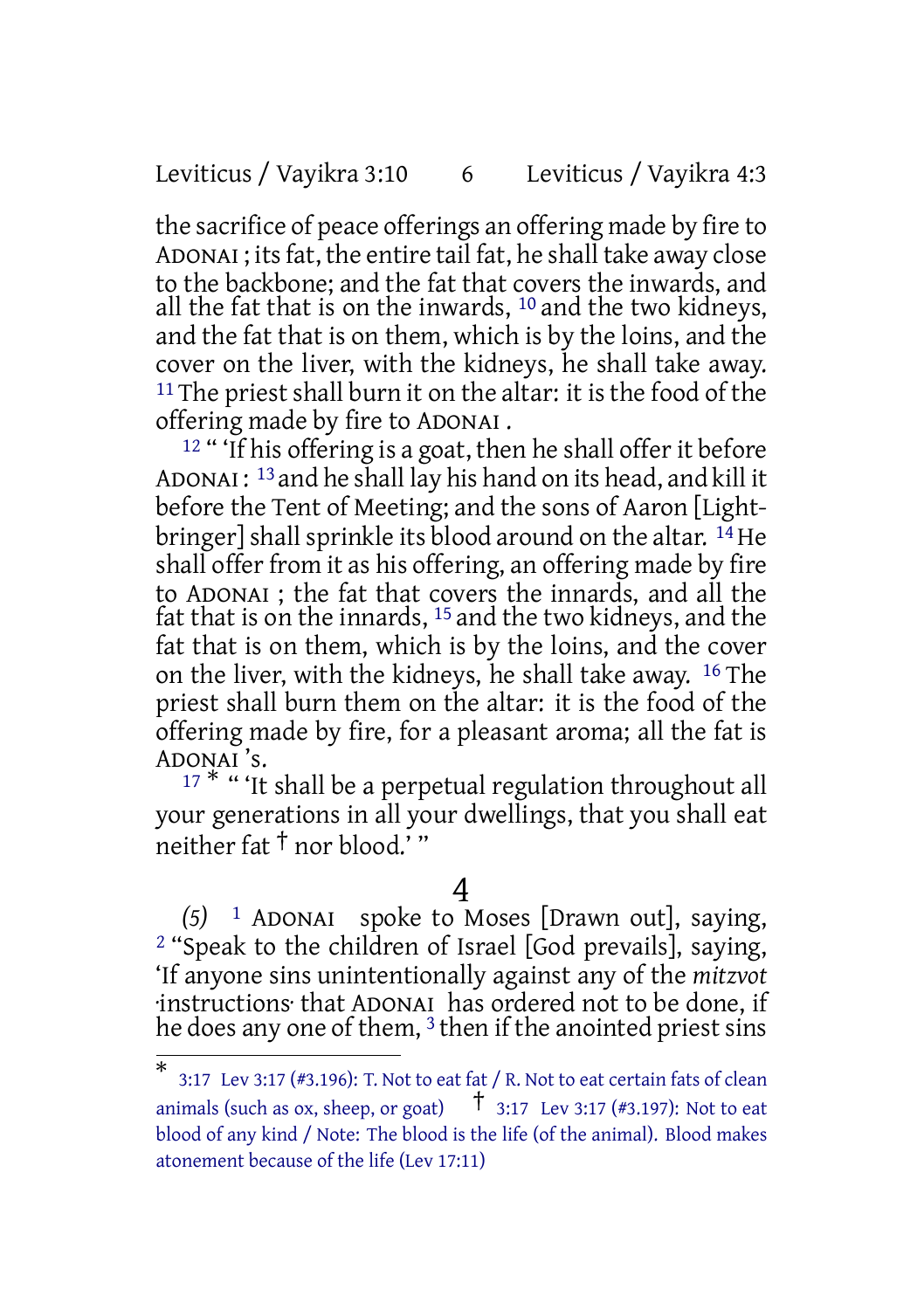the sacrifice of peace offerings an offering made by fire to ADONAI ; its fat, the entire tail fat, he shall take away close to the backbone; and the fat that covers the inwards, and all the fat that is on the inwards, [10] and the two kidneys, and the fat that is on them, which is by the loins, and the cover on the liver, with the kidneys, he shall take away. [11] The priest shall burn it on the altar: it is the food of the offering made by fire to ADONAI .

[12] " 'If his offering is a goat, then he shall offer it before ADONAI : [13] and he shall lay his hand on its head, and kill it before the Tent of Meeting; and the sons of Aaron [Light-bringer] shall sprinkle its blood around on the altar. [14] He shall offer from it as his offering, an offering made by fire to ADONAI ; the fat that covers the innards, and all the fat that is on the innards, [15] and the two kidneys, and the fat that is on them, which is by the loins, and the cover on the liver, with the kidneys, he shall take away. [16] The priest shall burn them on the altar: it is the food of the offering made by fire, for a pleasant aroma; all the fat is ADONAI 's.

[17] * " 'It shall be a perpetual regulation throughout all your generations in all your dwellings, that you shall eat neither fat † nor blood.' "

# 4

*(5)* [1] ADONAI spoke to Moses [Drawn out], saying, [2] "Speak to the children of Israel [God prevails], saying, 'If anyone sins unintentionally against any of the *mitzvot* ·instructions· that ADONAI has ordered not to be done, if he does any one of them, [3] then if the anointed priest sins

---

* 3:17 Lev 3:17 (#3.196): T. Not to eat fat / R. Not to eat certain fats of clean animals (such as ox, sheep, or goat) † 3:17 Lev 3:17 (#3.197): Not to eat blood of any kind / Note: The blood is the life (of the animal). Blood makes atonement because of the life (Lev 17:11)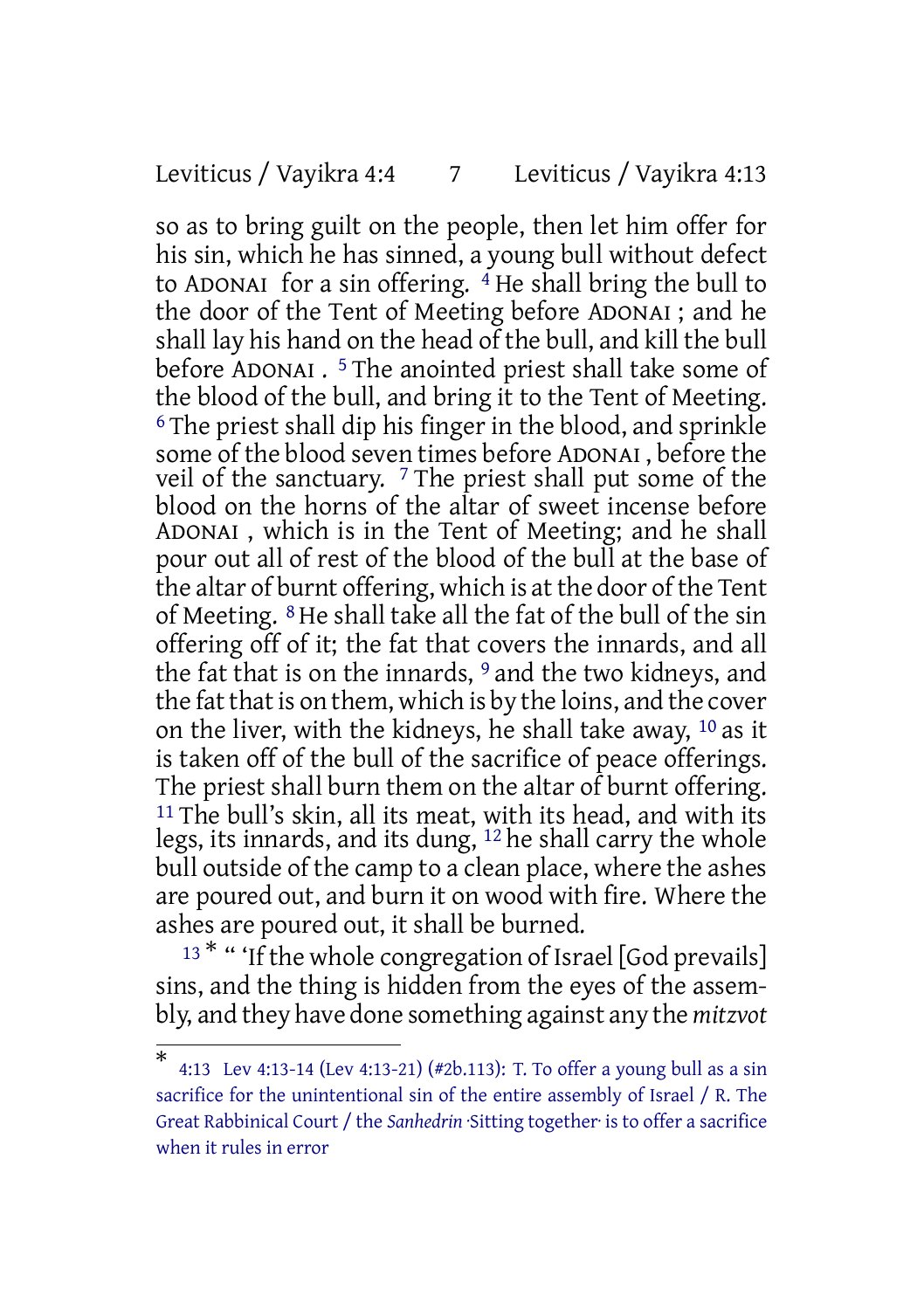so as to bring guilt on the people, then let him offer for his sin, which he has sinned, a young bull without defect to ADONAI for a sin offering. [4] He shall bring the bull to the door of the Tent of Meeting before ADONAI ; and he shall lay his hand on the head of the bull, and kill the bull before ADONAI . [5] The anointed priest shall take some of the blood of the bull, and bring it to the Tent of Meeting. [6] The priest shall dip his finger in the blood, and sprinkle some of the blood seven times before ADONAI , before the veil of the sanctuary. [7] The priest shall put some of the blood on the horns of the altar of sweet incense before ADONAI , which is in the Tent of Meeting; and he shall pour out all of rest of the blood of the bull at the base of the altar of burnt offering, which is at the door of the Tent of Meeting. [8] He shall take all the fat of the bull of the sin offering off of it; the fat that covers the innards, and all the fat that is on the innards, [9] and the two kidneys, and the fat that is on them, which is by the loins, and the cover on the liver, with the kidneys, he shall take away, [10] as it is taken off of the bull of the sacrifice of peace offerings. The priest shall burn them on the altar of burnt offering. [11] The bull's skin, all its meat, with its head, and with its legs, its innards, and its dung, [12] he shall carry the whole bull outside of the camp to a clean place, where the ashes are poured out, and burn it on wood with fire. Where the ashes are poured out, it shall be burned.

[13] * " 'If the whole congregation of Israel [God prevails] sins, and the thing is hidden from the eyes of the assembly, and they have done something against any the *mitzvot*

---

* 4:13 Lev 4:13-14 (Lev 4:13-21) (#2b.113): T. To offer a young bull as a sin sacrifice for the unintentional sin of the entire assembly of Israel / R. The Great Rabbinical Court / the *Sanhedrin* ·Sitting together· is to offer a sacrifice when it rules in error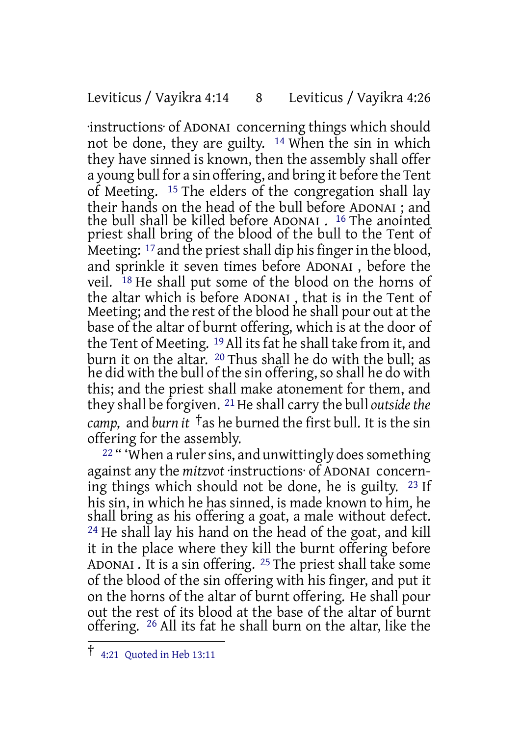·instructions· of ADONAI concerning things which should not be done, they are guilty. [14] When the sin in which they have sinned is known, then the assembly shall offer a young bull for a sin offering, and bring it before the Tent of Meeting. [15] The elders of the congregation shall lay their hands on the head of the bull before ADONAI ; and the bull shall be killed before ADONAI . [16] The anointed priest shall bring of the blood of the bull to the Tent of Meeting: [17] and the priest shall dip his finger in the blood, and sprinkle it seven times before ADONAI , before the veil. [18] He shall put some of the blood on the horns of the altar which is before ADONAI , that is in the Tent of Meeting; and the rest of the blood he shall pour out at the base of the altar of burnt offering, which is at the door of the Tent of Meeting. [19] All its fat he shall take from it, and burn it on the altar. [20] Thus shall he do with the bull; as he did with the bull of the sin offering, so shall he do with this; and the priest shall make atonement for them, and they shall be forgiven. [21] He shall carry the bull *outside the camp,* and *burn it* †as he burned the first bull. It is the sin offering for the assembly.

[22] " 'When a ruler sins, and unwittingly does something against any the *mitzvot* ·instructions· of ADONAI concerning things which should not be done, he is guilty. [23] If his sin, in which he has sinned, is made known to him, he shall bring as his offering a goat, a male without defect. [24] He shall lay his hand on the head of the goat, and kill it in the place where they kill the burnt offering before ADONAI . It is a sin offering. [25] The priest shall take some of the blood of the sin offering with his finger, and put it on the horns of the altar of burnt offering. He shall pour out the rest of its blood at the base of the altar of burnt offering. [26] All its fat he shall burn on the altar, like the

---

† 4:21 Quoted in Heb 13:11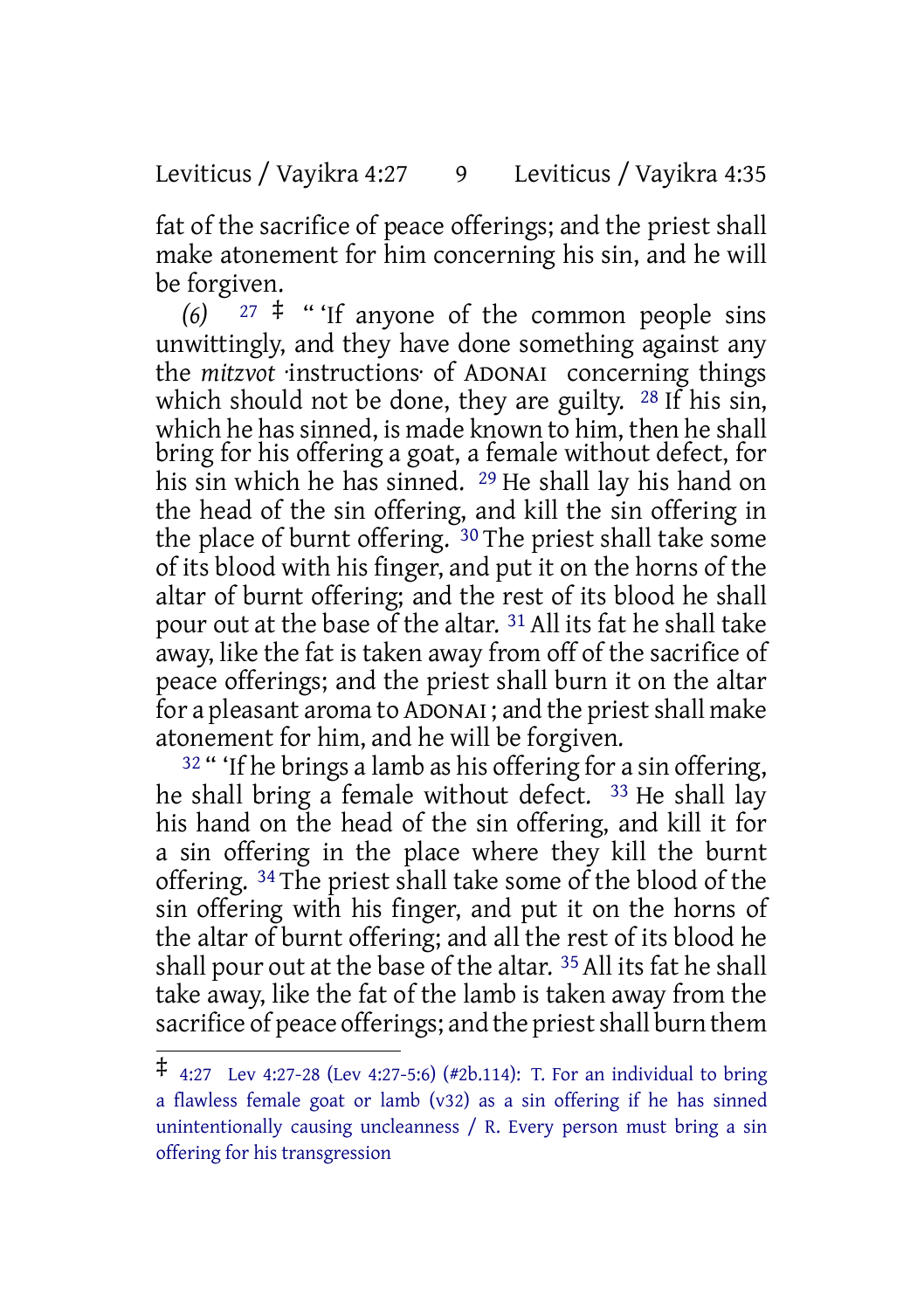fat of the sacrifice of peace offerings; and the priest shall make atonement for him concerning his sin, and he will be forgiven.

*(6)* 27 ‡ " 'If anyone of the common people sins unwittingly, and they have done something against any the *mitzvot* ·instructions· of ADONAI concerning things which should not be done, they are guilty. 28 If his sin, which he has sinned, is made known to him, then he shall bring for his offering a goat, a female without defect, for his sin which he has sinned. 29 He shall lay his hand on the head of the sin offering, and kill the sin offering in the place of burnt offering. 30 The priest shall take some of its blood with his finger, and put it on the horns of the altar of burnt offering; and the rest of its blood he shall pour out at the base of the altar. 31 All its fat he shall take away, like the fat is taken away from off of the sacrifice of peace offerings; and the priest shall burn it on the altar for a pleasant aroma to ADONAI; and the priest shall make atonement for him, and he will be forgiven.

32 " 'If he brings a lamb as his offering for a sin offering, he shall bring a female without defect. 33 He shall lay his hand on the head of the sin offering, and kill it for a sin offering in the place where they kill the burnt offering. 34 The priest shall take some of the blood of the sin offering with his finger, and put it on the horns of the altar of burnt offering; and all the rest of its blood he shall pour out at the base of the altar. 35 All its fat he shall take away, like the fat of the lamb is taken away from the sacrifice of peace offerings; and the priest shall burn them

---

‡ 4:27 Lev 4:27-28 (Lev 4:27-5:6) (#2b.114): T. For an individual to bring a flawless female goat or lamb (v32) as a sin offering if he has sinned unintentionally causing uncleanness / R. Every person must bring a sin offering for his transgression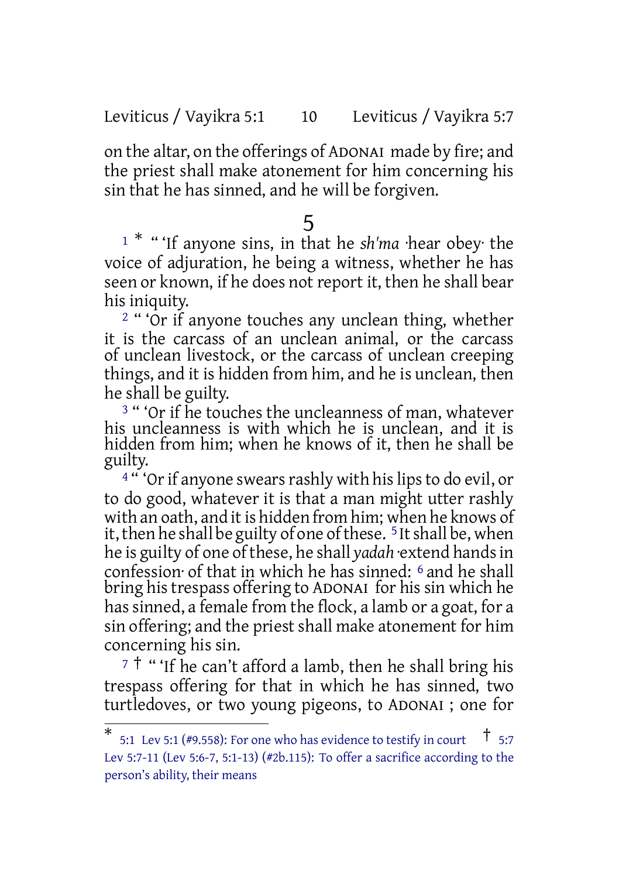on the altar, on the offerings of ADONAI made by fire; and the priest shall make atonement for him concerning his sin that he has sinned, and he will be forgiven.

## 5

[1] * " 'If anyone sins, in that he *sh'ma* ·hear obey· the voice of adjuration, he being a witness, whether he has seen or known, if he does not report it, then he shall bear his iniquity.

[2] " 'Or if anyone touches any unclean thing, whether it is the carcass of an unclean animal, or the carcass of unclean livestock, or the carcass of unclean creeping things, and it is hidden from him, and he is unclean, then he shall be guilty.

[3] " 'Or if he touches the uncleanness of man, whatever his uncleanness is with which he is unclean, and it is hidden from him; when he knows of it, then he shall be guilty.

[4] " 'Or if anyone swears rashly with his lips to do evil, or to do good, whatever it is that a man might utter rashly with an oath, and it is hidden from him; when he knows of it, then he shall be guilty of one of these. [5] It shall be, when he is guilty of one of these, he shall *yadah* ·extend hands in confession· of that in which he has sinned: [6] and he shall bring his trespass offering to ADONAI for his sin which he has sinned, a female from the flock, a lamb or a goat, for a sin offering; and the priest shall make atonement for him concerning his sin.

[7] † " 'If he can't afford a lamb, then he shall bring his trespass offering for that in which he has sinned, two turtledoves, or two young pigeons, to ADONAI ; one for

---

* 5:1 Lev 5:1 (#9.558): For one who has evidence to testify in court † 5:7 Lev 5:7-11 (Lev 5:6-7, 5:1-13) (#2b.115): To offer a sacrifice according to the person's ability, their means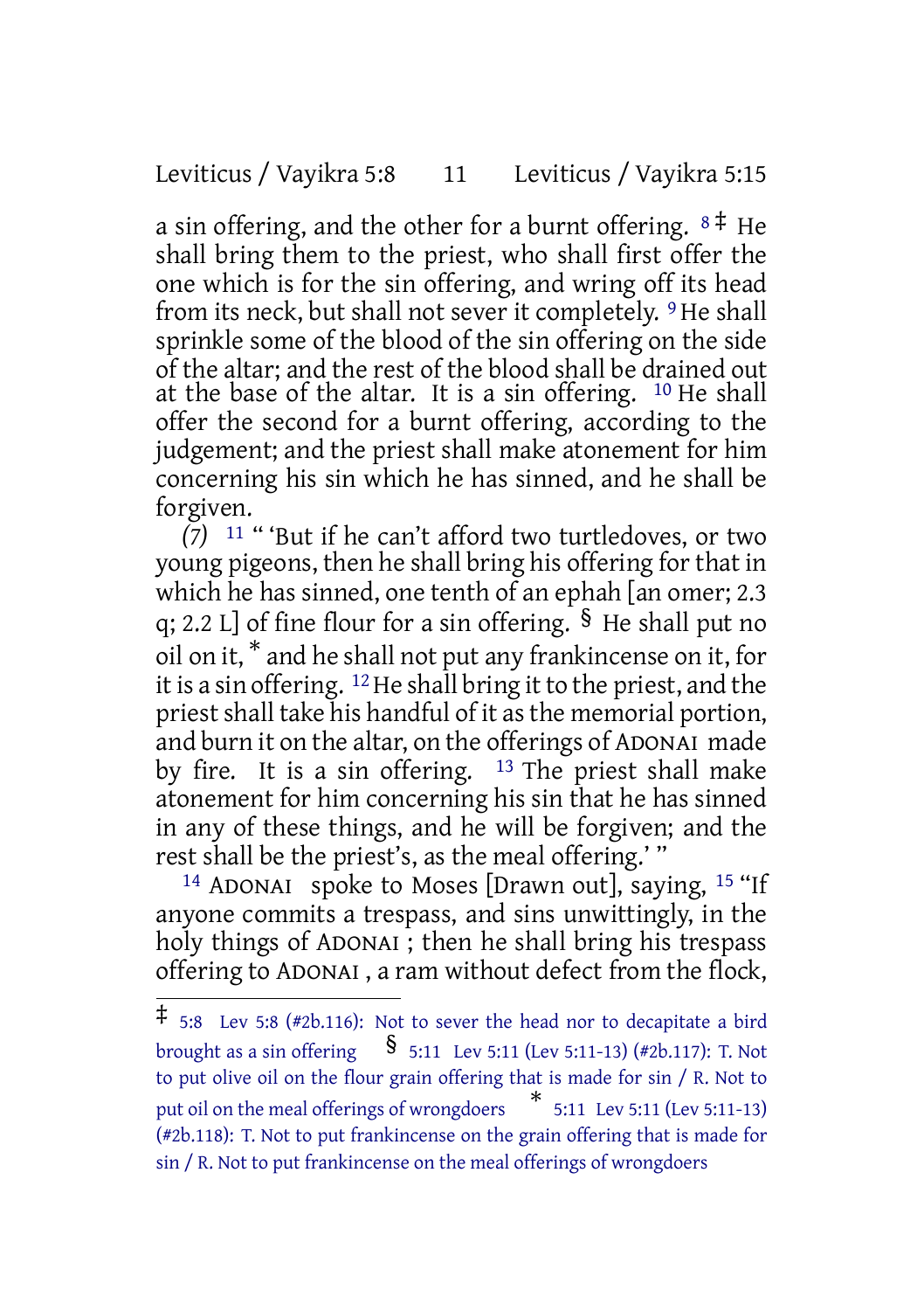a sin offering, and the other for a burnt offering. [8] ‡ He shall bring them to the priest, who shall first offer the one which is for the sin offering, and wring off its head from its neck, but shall not sever it completely. [9] He shall sprinkle some of the blood of the sin offering on the side of the altar; and the rest of the blood shall be drained out at the base of the altar. It is a sin offering. [10] He shall offer the second for a burnt offering, according to the judgement; and the priest shall make atonement for him concerning his sin which he has sinned, and he shall be forgiven.

*(7)* [11] " 'But if he can't afford two turtledoves, or two young pigeons, then he shall bring his offering for that in which he has sinned, one tenth of an ephah [an omer; 2.3 q; 2.2 L] of fine flour for a sin offering. § He shall put no oil on it, * and he shall not put any frankincense on it, for it is a sin offering. [12] He shall bring it to the priest, and the priest shall take his handful of it as the memorial portion, and burn it on the altar, on the offerings of ADONAI made by fire. It is a sin offering. [13] The priest shall make atonement for him concerning his sin that he has sinned in any of these things, and he will be forgiven; and the rest shall be the priest's, as the meal offering.' "

[14] ADONAI spoke to Moses [Drawn out], saying, [15] "If anyone commits a trespass, and sins unwittingly, in the holy things of ADONAI ; then he shall bring his trespass offering to ADONAI , a ram without defect from the flock,

---

‡ 5:8 Lev 5:8 (#2b.116): Not to sever the head nor to decapitate a bird brought as a sin offering § 5:11 Lev 5:11 (Lev 5:11-13) (#2b.117): T. Not to put olive oil on the flour grain offering that is made for sin / R. Not to put oil on the meal offerings of wrongdoers * 5:11 Lev 5:11 (Lev 5:11-13) (#2b.118): T. Not to put frankincense on the grain offering that is made for sin / R. Not to put frankincense on the meal offerings of wrongdoers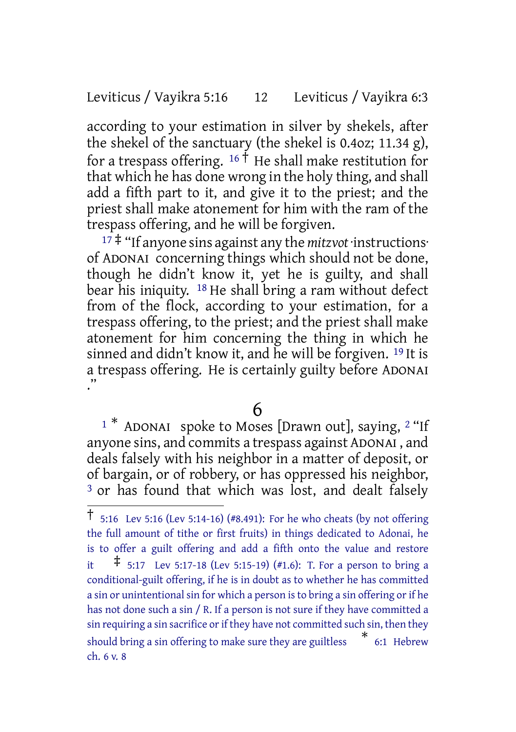according to your estimation in silver by shekels, after the shekel of the sanctuary (the shekel is 0.4oz; 11.34 g), for a trespass offering. [16] † He shall make restitution for that which he has done wrong in the holy thing, and shall add a fifth part to it, and give it to the priest; and the priest shall make atonement for him with the ram of the trespass offering, and he will be forgiven.

[17] ‡ "If anyone sins against any the *mitzvot* ·instructions· of ADONAI concerning things which should not be done, though he didn't know it, yet he is guilty, and shall bear his iniquity. [18] He shall bring a ram without defect from of the flock, according to your estimation, for a trespass offering, to the priest; and the priest shall make atonement for him concerning the thing in which he sinned and didn't know it, and he will be forgiven. [19] It is a trespass offering. He is certainly guilty before ADONAI ."

# 6

[1] * ADONAI spoke to Moses [Drawn out], saying, [2] "If anyone sins, and commits a trespass against ADONAI , and deals falsely with his neighbor in a matter of deposit, or of bargain, or of robbery, or has oppressed his neighbor, [3] or has found that which was lost, and dealt falsely

---

† 5:16 Lev 5:16 (Lev 5:14-16) (#8.491): For he who cheats (by not offering the full amount of tithe or first fruits) in things dedicated to Adonai, he is to offer a guilt offering and add a fifth onto the value and restore it ‡ 5:17 Lev 5:17-18 (Lev 5:15-19) (#1.6): T. For a person to bring a conditional-guilt offering, if he is in doubt as to whether he has committed a sin or unintentional sin for which a person is to bring a sin offering or if he has not done such a sin / R. If a person is not sure if they have committed a sin requiring a sin sacrifice or if they have not committed such sin, then they should bring a sin offering to make sure they are guiltless * 6:1 Hebrew ch. 6 v. 8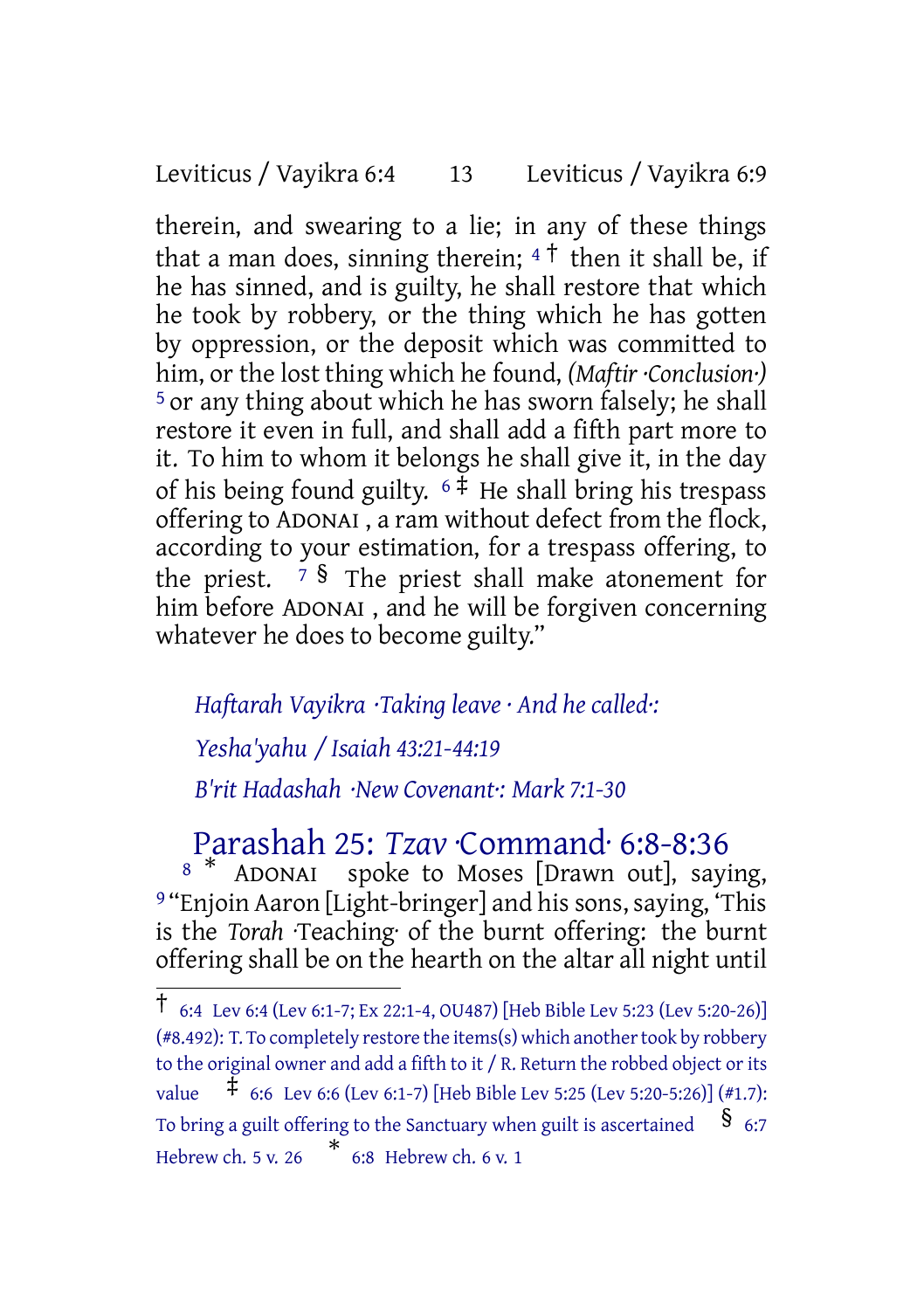therein, and swearing to a lie; in any of these things that a man does, sinning therein; [4] † then it shall be, if he has sinned, and is guilty, he shall restore that which he took by robbery, or the thing which he has gotten by oppression, or the deposit which was committed to him, or the lost thing which he found, *(Maftir ·Conclusion·)* [5] or any thing about which he has sworn falsely; he shall restore it even in full, and shall add a fifth part more to it. To him to whom it belongs he shall give it, in the day of his being found guilty. [6] ‡ He shall bring his trespass offering to ADONAI , a ram without defect from the flock, according to your estimation, for a trespass offering, to the priest. [7] § The priest shall make atonement for him before ADONAI , and he will be forgiven concerning whatever he does to become guilty."

*Haftarah Vayikra ·Taking leave · And he called·:*

*Yesha'yahu / Isaiah 43:21-44:19*

*B'rit Hadashah ·New Covenant·: Mark 7:1-30*

## Parashah 25: *Tzav* ·Command· 6:8-8:36

[8] * ADONAI spoke to Moses [Drawn out], saying, [9] "Enjoin Aaron [Light-bringer] and his sons, saying, 'This is the *Torah* ·Teaching· of the burnt offering: the burnt offering shall be on the hearth on the altar all night until

---

† 6:4 Lev 6:4 (Lev 6:1-7; Ex 22:1-4, OU487) [Heb Bible Lev 5:23 (Lev 5:20-26)] (#8.492): T. To completely restore the items(s) which another took by robbery to the original owner and add a fifth to it / R. Return the robbed object or its value ‡ 6:6 Lev 6:6 (Lev 6:1-7) [Heb Bible Lev 5:25 (Lev 5:20-5:26)] (#1.7): To bring a guilt offering to the Sanctuary when guilt is ascertained § 6:7 Hebrew ch. 5 v. 26 * 6:8 Hebrew ch. 6 v. 1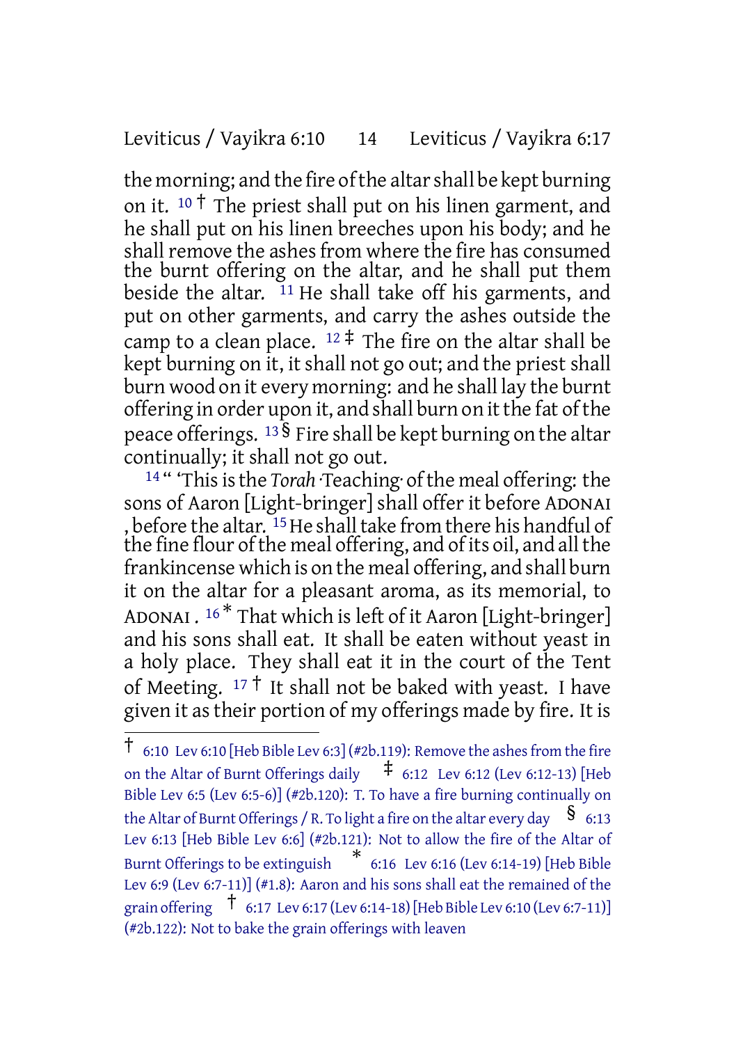the morning; and the fire of the altar shall be kept burning on it. [10] † The priest shall put on his linen garment, and he shall put on his linen breeches upon his body; and he shall remove the ashes from where the fire has consumed the burnt offering on the altar, and he shall put them beside the altar. [11] He shall take off his garments, and put on other garments, and carry the ashes outside the camp to a clean place. [12] ‡ The fire on the altar shall be kept burning on it, it shall not go out; and the priest shall burn wood on it every morning: and he shall lay the burnt offering in order upon it, and shall burn on it the fat of the peace offerings. [13] § Fire shall be kept burning on the altar continually; it shall not go out.

[14] " 'This is the *Torah* ·Teaching· of the meal offering: the sons of Aaron [Light-bringer] shall offer it before ADONAI , before the altar. [15] He shall take from there his handful of the fine flour of the meal offering, and of its oil, and all the frankincense which is on the meal offering, and shall burn it on the altar for a pleasant aroma, as its memorial, to ADONAI . [16] * That which is left of it Aaron [Light-bringer] and his sons shall eat. It shall be eaten without yeast in a holy place. They shall eat it in the court of the Tent of Meeting. [17] † It shall not be baked with yeast. I have given it as their portion of my offerings made by fire. It is

---

† 6:10 Lev 6:10 [Heb Bible Lev 6:3] (#2b.119): Remove the ashes from the fire on the Altar of Burnt Offerings daily ‡ 6:12 Lev 6:12 (Lev 6:12-13) [Heb Bible Lev 6:5 (Lev 6:5-6)] (#2b.120): T. To have a fire burning continually on the Altar of Burnt Offerings / R. To light a fire on the altar every day § 6:13 Lev 6:13 [Heb Bible Lev 6:6] (#2b.121): Not to allow the fire of the Altar of Burnt Offerings to be extinguish * 6:16 Lev 6:16 (Lev 6:14-19) [Heb Bible Lev 6:9 (Lev 6:7-11)] (#1.8): Aaron and his sons shall eat the remained of the grain offering † 6:17 Lev 6:17 (Lev 6:14-18) [Heb Bible Lev 6:10 (Lev 6:7-11)] (#2b.122): Not to bake the grain offerings with leaven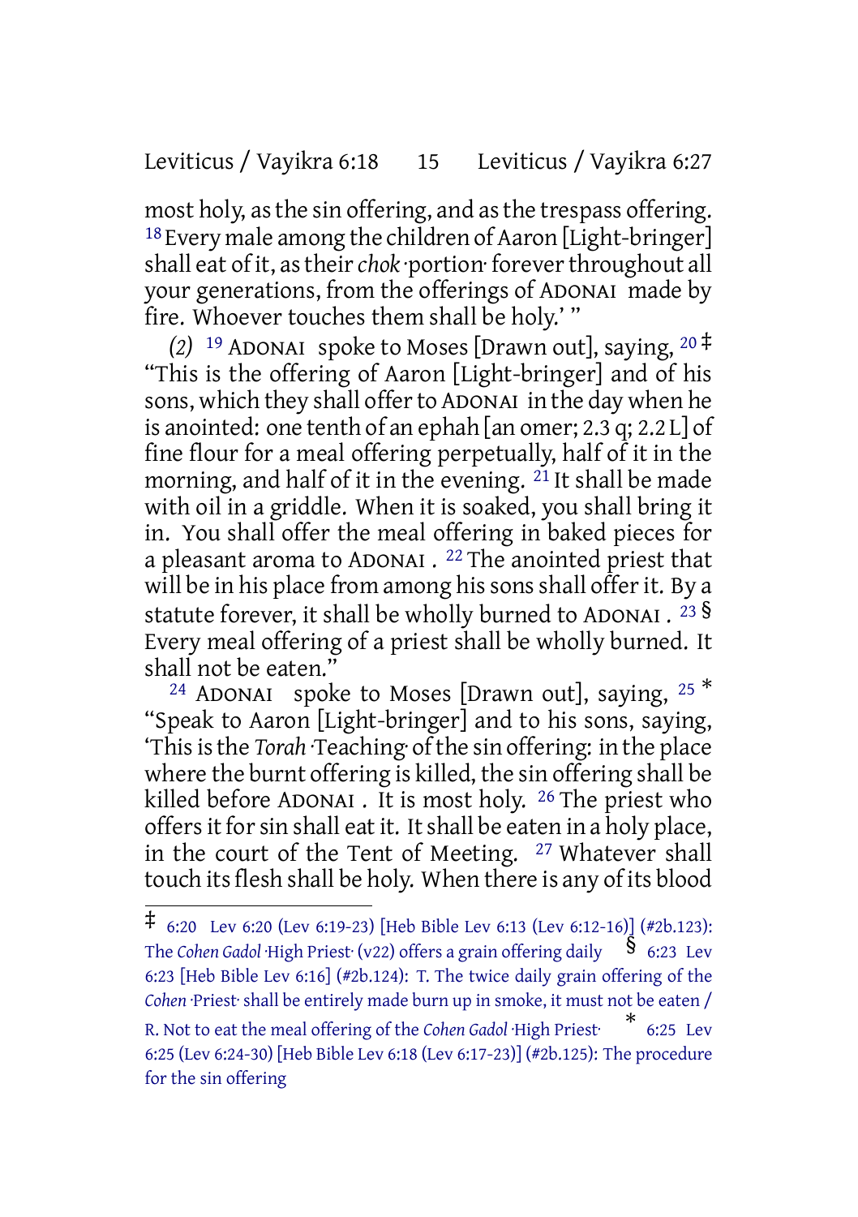most holy, as the sin offering, and as the trespass offering. [18] Every male among the children of Aaron [Light-bringer] shall eat of it, as their *chok* ·portion· forever throughout all your generations, from the offerings of ADONAI made by fire. Whoever touches them shall be holy.' "

*(2)* [19] ADONAI spoke to Moses [Drawn out], saying, [20] ‡ "This is the offering of Aaron [Light-bringer] and of his sons, which they shall offer to ADONAI in the day when he is anointed: one tenth of an ephah [an omer; 2.3 q; 2.2 L] of fine flour for a meal offering perpetually, half of it in the morning, and half of it in the evening. [21] It shall be made with oil in a griddle. When it is soaked, you shall bring it in. You shall offer the meal offering in baked pieces for a pleasant aroma to ADONAI . [22] The anointed priest that will be in his place from among his sons shall offer it. By a statute forever, it shall be wholly burned to ADONAI . [23] § Every meal offering of a priest shall be wholly burned. It shall not be eaten."

[24] ADONAI spoke to Moses [Drawn out], saying, [25] * "Speak to Aaron [Light-bringer] and to his sons, saying, 'This is the *Torah* ·Teaching· of the sin offering: in the place where the burnt offering is killed, the sin offering shall be killed before ADONAI . It is most holy. [26] The priest who offers it for sin shall eat it. It shall be eaten in a holy place, in the court of the Tent of Meeting. [27] Whatever shall touch its flesh shall be holy. When there is any of its blood

---

‡ 6:20 Lev 6:20 (Lev 6:19-23) [Heb Bible Lev 6:13 (Lev 6:12-16)] (#2b.123): The *Cohen Gadol* ·High Priest· (v22) offers a grain offering daily § 6:23 Lev 6:23 [Heb Bible Lev 6:16] (#2b.124): T. The twice daily grain offering of the *Cohen* ·Priest· shall be entirely made burn up in smoke, it must not be eaten / R. Not to eat the meal offering of the *Cohen Gadol* ·High Priest· * 6:25 Lev 6:25 (Lev 6:24-30) [Heb Bible Lev 6:18 (Lev 6:17-23)] (#2b.125): The procedure for the sin offering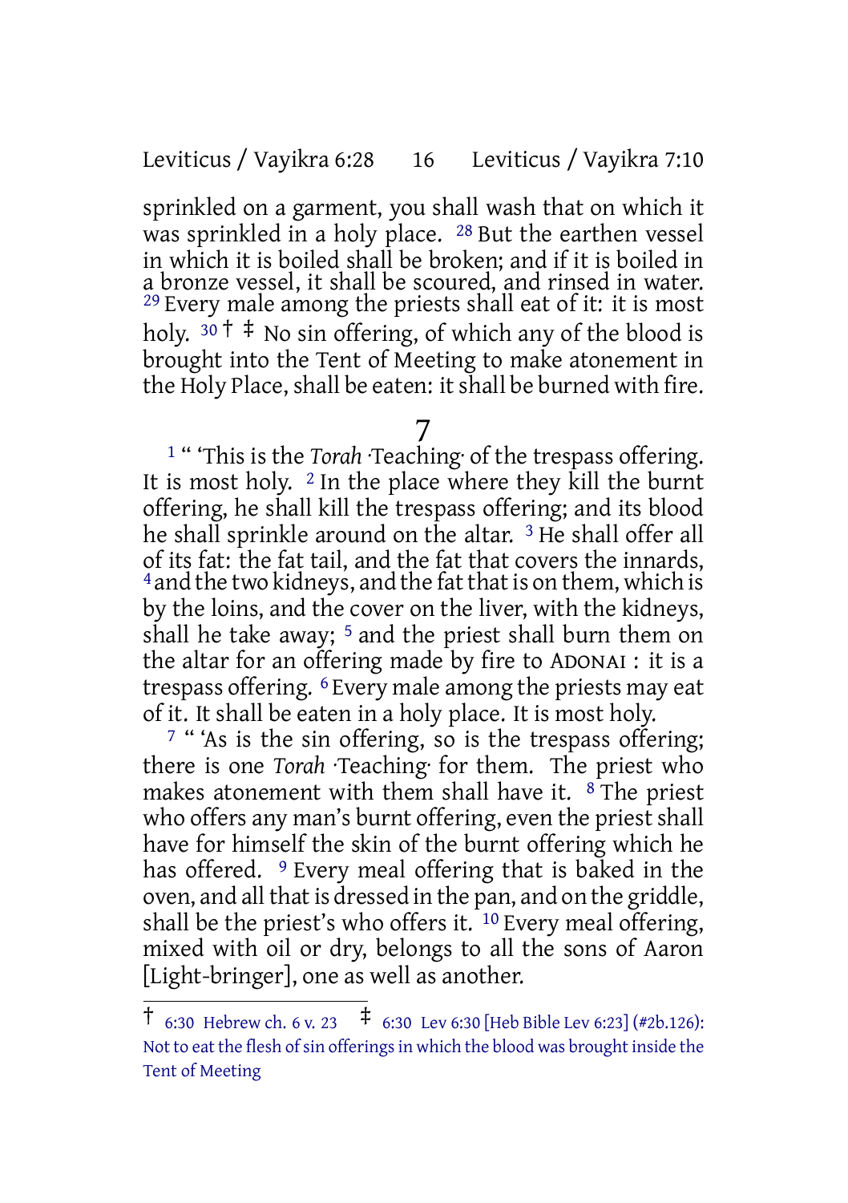sprinkled on a garment, you shall wash that on which it was sprinkled in a holy place. [28] But the earthen vessel in which it is boiled shall be broken; and if it is boiled in a bronze vessel, it shall be scoured, and rinsed in water. [29] Every male among the priests shall eat of it: it is most holy. [30] † ‡ No sin offering, of which any of the blood is brought into the Tent of Meeting to make atonement in the Holy Place, shall be eaten: it shall be burned with fire.

# 7

[1] " 'This is the *Torah* ·Teaching· of the trespass offering. It is most holy. [2] In the place where they kill the burnt offering, he shall kill the trespass offering; and its blood he shall sprinkle around on the altar. [3] He shall offer all of its fat: the fat tail, and the fat that covers the innards, [4] and the two kidneys, and the fat that is on them, which is by the loins, and the cover on the liver, with the kidneys, shall he take away; [5] and the priest shall burn them on the altar for an offering made by fire to ADONAI : it is a trespass offering. [6] Every male among the priests may eat of it. It shall be eaten in a holy place. It is most holy.

[7] " 'As is the sin offering, so is the trespass offering; there is one *Torah* ·Teaching· for them. The priest who makes atonement with them shall have it. [8] The priest who offers any man's burnt offering, even the priest shall have for himself the skin of the burnt offering which he has offered. [9] Every meal offering that is baked in the oven, and all that is dressed in the pan, and on the griddle, shall be the priest's who offers it. [10] Every meal offering, mixed with oil or dry, belongs to all the sons of Aaron [Light-bringer], one as well as another.

---

† 6:30 Hebrew ch. 6 v. 23 ‡ 6:30 Lev 6:30 [Heb Bible Lev 6:23] (#2b.126): Not to eat the flesh of sin offerings in which the blood was brought inside the Tent of Meeting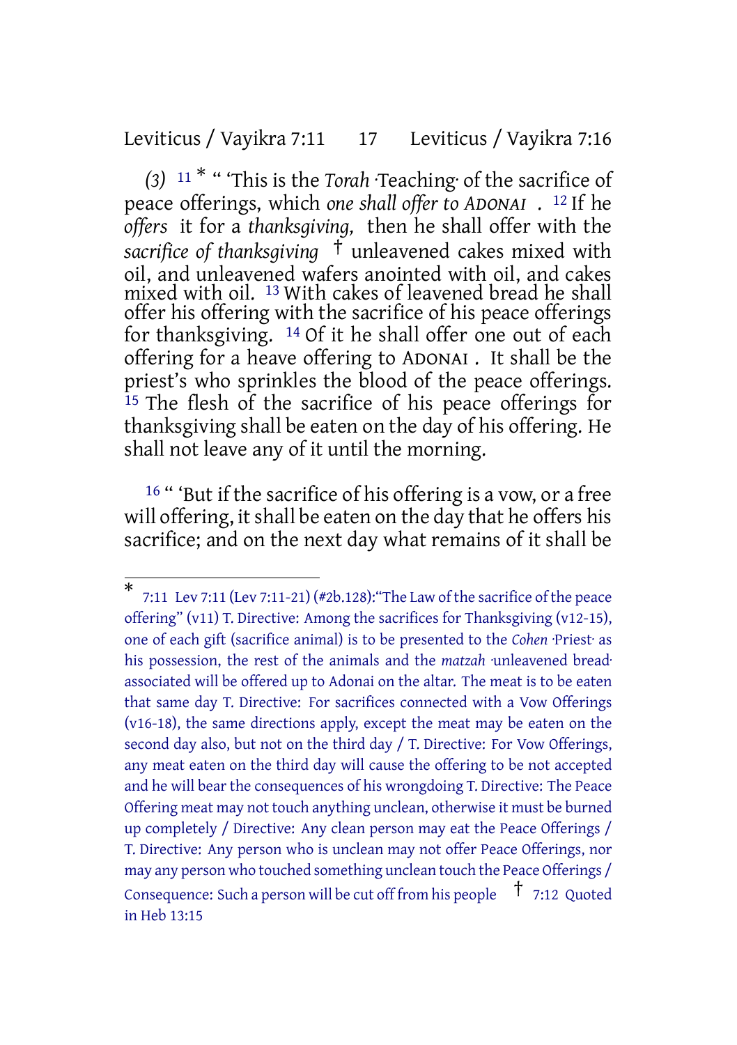*(3)* 11 * " 'This is the *Torah* ·Teaching· of the sacrifice of peace offerings, which *one shall offer to ADONAI* . 12 If he *offers* it for a *thanksgiving,* then he shall offer with the *sacrifice of thanksgiving* † unleavened cakes mixed with oil, and unleavened wafers anointed with oil, and cakes mixed with oil. 13 With cakes of leavened bread he shall offer his offering with the sacrifice of his peace offerings for thanksgiving. 14 Of it he shall offer one out of each offering for a heave offering to ADONAI . It shall be the priest's who sprinkles the blood of the peace offerings. 15 The flesh of the sacrifice of his peace offerings for thanksgiving shall be eaten on the day of his offering. He shall not leave any of it until the morning.

16 " 'But if the sacrifice of his offering is a vow, or a free will offering, it shall be eaten on the day that he offers his sacrifice; and on the next day what remains of it shall be

---

* 7:11 Lev 7:11 (Lev 7:11-21) (#2b.128):"The Law of the sacrifice of the peace offering" (v11) T. Directive: Among the sacrifices for Thanksgiving (v12-15), one of each gift (sacrifice animal) is to be presented to the *Cohen* ·Priest· as his possession, the rest of the animals and the *matzah* ·unleavened bread· associated will be offered up to Adonai on the altar. The meat is to be eaten that same day T. Directive: For sacrifices connected with a Vow Offerings (v16-18), the same directions apply, except the meat may be eaten on the second day also, but not on the third day / T. Directive: For Vow Offerings, any meat eaten on the third day will cause the offering to be not accepted and he will bear the consequences of his wrongdoing T. Directive: The Peace Offering meat may not touch anything unclean, otherwise it must be burned up completely / Directive: Any clean person may eat the Peace Offerings / T. Directive: Any person who is unclean may not offer Peace Offerings, nor may any person who touched something unclean touch the Peace Offerings / Consequence: Such a person will be cut off from his people † 7:12 Quoted in Heb 13:15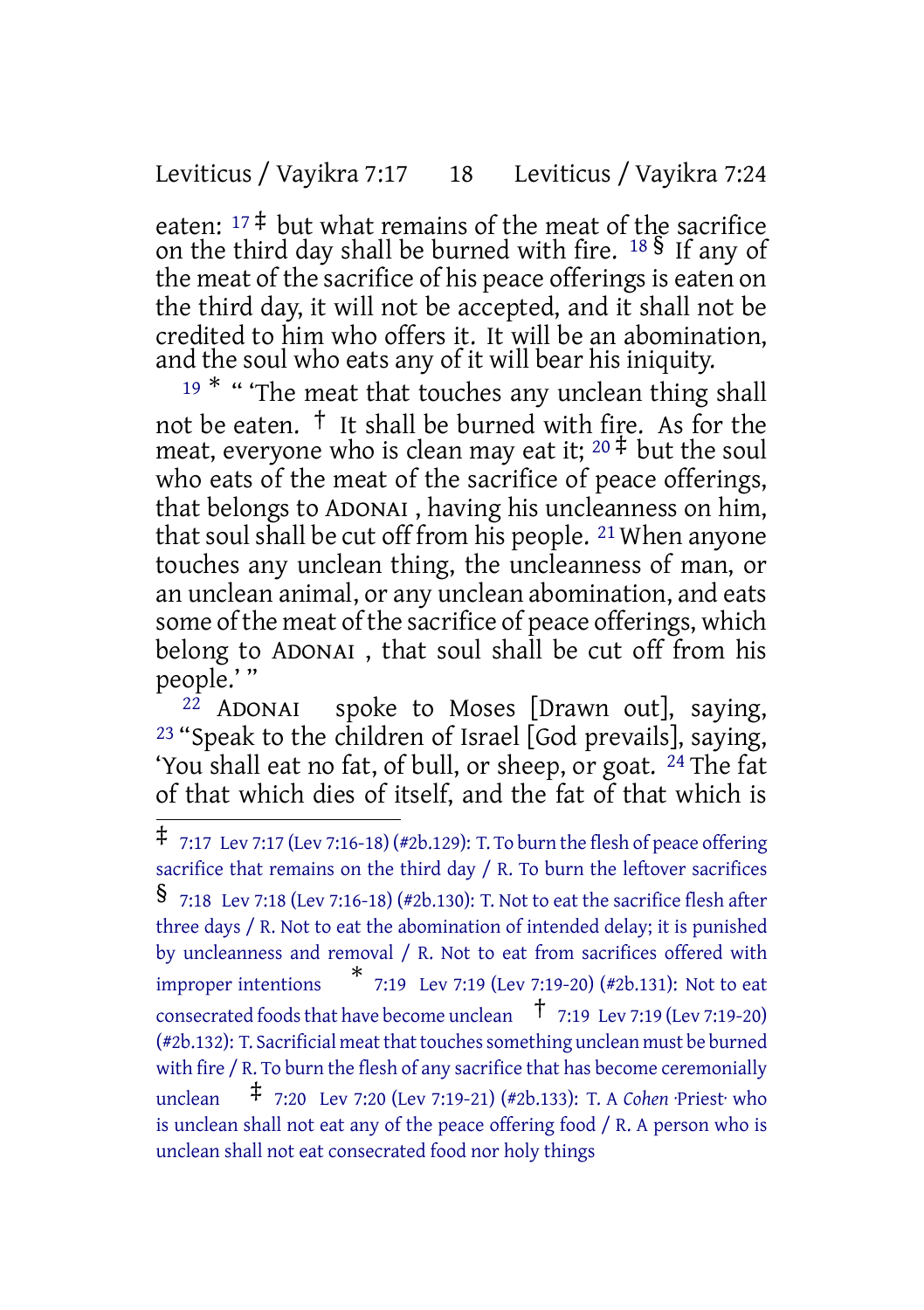eaten: [17] ‡ but what remains of the meat of the sacrifice on the third day shall be burned with fire. [18] § If any of the meat of the sacrifice of his peace offerings is eaten on the third day, it will not be accepted, and it shall not be credited to him who offers it. It will be an abomination, and the soul who eats any of it will bear his iniquity.

[19] * " 'The meat that touches any unclean thing shall not be eaten. † It shall be burned with fire. As for the meat, everyone who is clean may eat it; [20] ‡ but the soul who eats of the meat of the sacrifice of peace offerings, that belongs to ADONAI , having his uncleanness on him, that soul shall be cut off from his people. [21] When anyone touches any unclean thing, the uncleanness of man, or an unclean animal, or any unclean abomination, and eats some of the meat of the sacrifice of peace offerings, which belong to ADONAI , that soul shall be cut off from his people.' "

[22] ADONAI spoke to Moses [Drawn out], saying, [23] "Speak to the children of Israel [God prevails], saying, 'You shall eat no fat, of bull, or sheep, or goat. [24] The fat of that which dies of itself, and the fat of that which is

---

‡ 7:17 Lev 7:17 (Lev 7:16-18) (#2b.129): T. To burn the flesh of peace offering sacrifice that remains on the third day / R. To burn the leftover sacrifices

§ 7:18 Lev 7:18 (Lev 7:16-18) (#2b.130): T. Not to eat the sacrifice flesh after three days / R. Not to eat the abomination of intended delay; it is punished by uncleanness and removal / R. Not to eat from sacrifices offered with improper intentions

* 7:19 Lev 7:19 (Lev 7:19-20) (#2b.131): Not to eat consecrated foods that have become unclean

† 7:19 Lev 7:19 (Lev 7:19-20) (#2b.132): T. Sacrificial meat that touches something unclean must be burned with fire / R. To burn the flesh of any sacrifice that has become ceremonially unclean

‡ 7:20 Lev 7:20 (Lev 7:19-21) (#2b.133): T. A *Cohen* ·Priest· who is unclean shall not eat any of the peace offering food / R. A person who is unclean shall not eat consecrated food nor holy things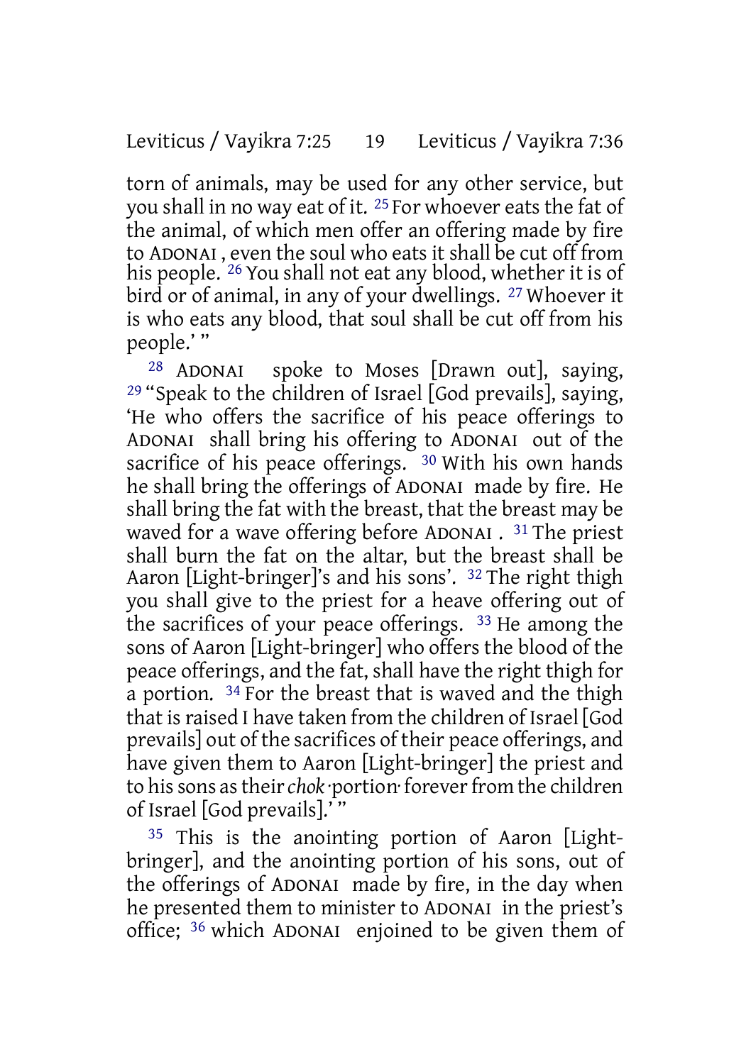torn of animals, may be used for any other service, but you shall in no way eat of it. 25 For whoever eats the fat of the animal, of which men offer an offering made by fire to ADONAI , even the soul who eats it shall be cut off from his people. 26 You shall not eat any blood, whether it is of bird or of animal, in any of your dwellings. 27 Whoever it is who eats any blood, that soul shall be cut off from his people.' "

28 ADONAI spoke to Moses [Drawn out], saying, 29 "Speak to the children of Israel [God prevails], saying, 'He who offers the sacrifice of his peace offerings to ADONAI shall bring his offering to ADONAI out of the sacrifice of his peace offerings. 30 With his own hands he shall bring the offerings of ADONAI made by fire. He shall bring the fat with the breast, that the breast may be waved for a wave offering before ADONAI . 31 The priest shall burn the fat on the altar, but the breast shall be Aaron [Light-bringer]'s and his sons'. 32 The right thigh you shall give to the priest for a heave offering out of the sacrifices of your peace offerings. 33 He among the sons of Aaron [Light-bringer] who offers the blood of the peace offerings, and the fat, shall have the right thigh for a portion. 34 For the breast that is waved and the thigh that is raised I have taken from the children of Israel [God prevails] out of the sacrifices of their peace offerings, and have given them to Aaron [Light-bringer] the priest and to his sons as their *chok*·portion· forever from the children of Israel [God prevails].' "

35 This is the anointing portion of Aaron [Light-bringer], and the anointing portion of his sons, out of the offerings of ADONAI made by fire, in the day when he presented them to minister to ADONAI in the priest's office; 36 which ADONAI enjoined to be given them of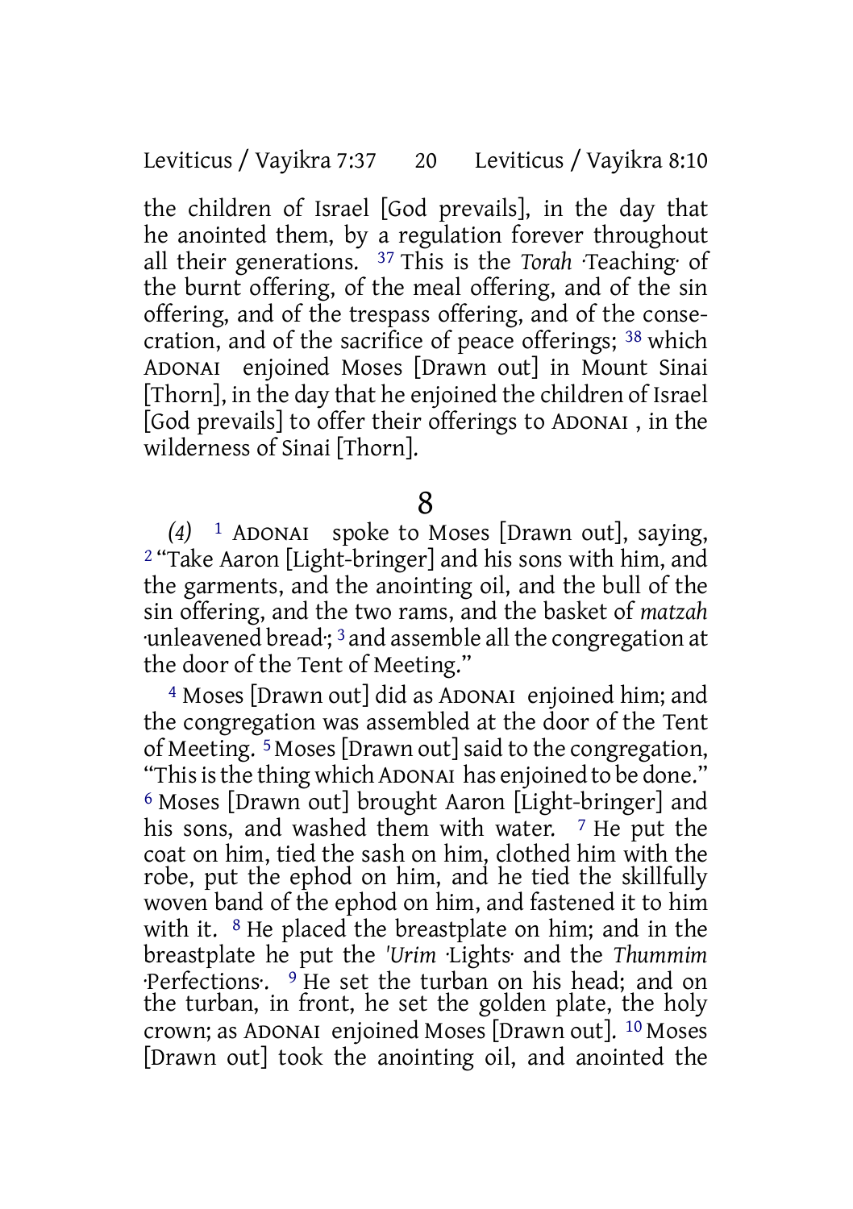the children of Israel [God prevails], in the day that he anointed them, by a regulation forever throughout all their generations. [37] This is the *Torah* ·Teaching· of the burnt offering, of the meal offering, and of the sin offering, and of the trespass offering, and of the consecration, and of the sacrifice of peace offerings; [38] which ADONAI enjoined Moses [Drawn out] in Mount Sinai [Thorn], in the day that he enjoined the children of Israel [God prevails] to offer their offerings to ADONAI , in the wilderness of Sinai [Thorn].

# 8

*(4)* [1] ADONAI spoke to Moses [Drawn out], saying, [2] "Take Aaron [Light-bringer] and his sons with him, and the garments, and the anointing oil, and the bull of the sin offering, and the two rams, and the basket of *matzah* ·unleavened bread·; [3] and assemble all the congregation at the door of the Tent of Meeting."

[4] Moses [Drawn out] did as ADONAI enjoined him; and the congregation was assembled at the door of the Tent of Meeting. [5] Moses [Drawn out] said to the congregation, "This is the thing which ADONAI has enjoined to be done." [6] Moses [Drawn out] brought Aaron [Light-bringer] and his sons, and washed them with water. [7] He put the coat on him, tied the sash on him, clothed him with the robe, put the ephod on him, and he tied the skillfully woven band of the ephod on him, and fastened it to him with it. [8] He placed the breastplate on him; and in the breastplate he put the *'Urim* ·Lights· and the *Thummim* ·Perfections·. [9] He set the turban on his head; and on the turban, in front, he set the golden plate, the holy crown; as ADONAI enjoined Moses [Drawn out]. [10] Moses [Drawn out] took the anointing oil, and anointed the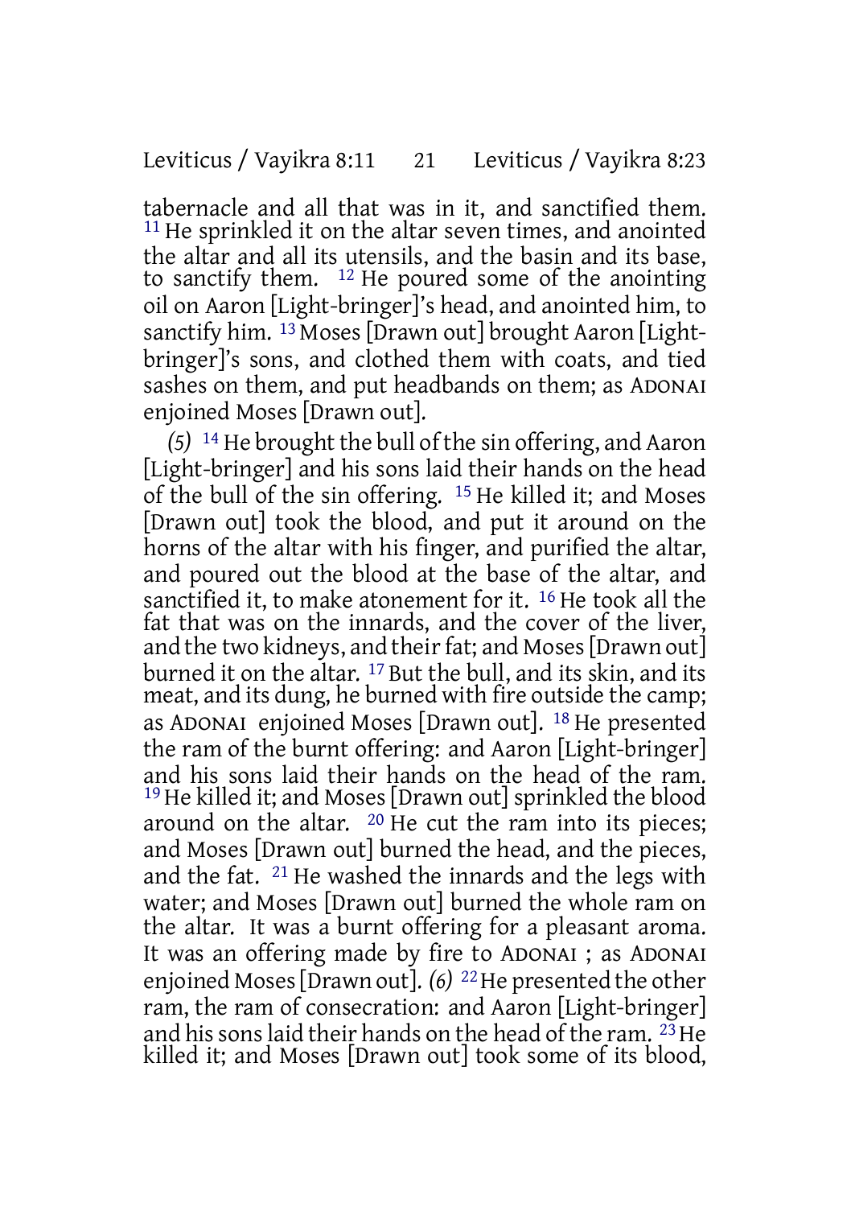tabernacle and all that was in it, and sanctified them. [11] He sprinkled it on the altar seven times, and anointed the altar and all its utensils, and the basin and its base, to sanctify them. [12] He poured some of the anointing oil on Aaron [Light-bringer]'s head, and anointed him, to sanctify him. [13] Moses [Drawn out] brought Aaron [Light-bringer]'s sons, and clothed them with coats, and tied sashes on them, and put headbands on them; as ADONAI enjoined Moses [Drawn out].

*(5)* [14] He brought the bull of the sin offering, and Aaron [Light-bringer] and his sons laid their hands on the head of the bull of the sin offering. [15] He killed it; and Moses [Drawn out] took the blood, and put it around on the horns of the altar with his finger, and purified the altar, and poured out the blood at the base of the altar, and sanctified it, to make atonement for it. [16] He took all the fat that was on the innards, and the cover of the liver, and the two kidneys, and their fat; and Moses [Drawn out] burned it on the altar. [17] But the bull, and its skin, and its meat, and its dung, he burned with fire outside the camp; as ADONAI enjoined Moses [Drawn out]. [18] He presented the ram of the burnt offering: and Aaron [Light-bringer] and his sons laid their hands on the head of the ram. [19] He killed it; and Moses [Drawn out] sprinkled the blood around on the altar. [20] He cut the ram into its pieces; and Moses [Drawn out] burned the head, and the pieces, and the fat. [21] He washed the innards and the legs with water; and Moses [Drawn out] burned the whole ram on the altar. It was a burnt offering for a pleasant aroma. It was an offering made by fire to ADONAI ; as ADONAI enjoined Moses [Drawn out]. *(6)* [22] He presented the other ram, the ram of consecration: and Aaron [Light-bringer] and his sons laid their hands on the head of the ram. [23] He killed it; and Moses [Drawn out] took some of its blood,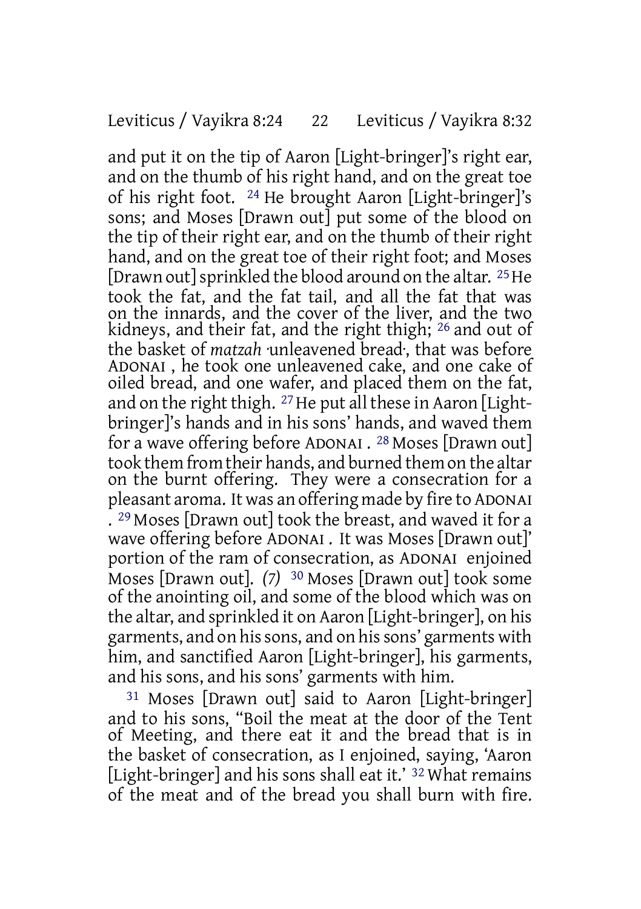and put it on the tip of Aaron [Light-bringer]'s right ear, and on the thumb of his right hand, and on the great toe of his right foot. [24] He brought Aaron [Light-bringer]'s sons; and Moses [Drawn out] put some of the blood on the tip of their right ear, and on the thumb of their right hand, and on the great toe of their right foot; and Moses [Drawn out] sprinkled the blood around on the altar. [25] He took the fat, and the fat tail, and all the fat that was on the innards, and the cover of the liver, and the two kidneys, and their fat, and the right thigh; [26] and out of the basket of *matzah* ·unleavened bread·, that was before ADONAI , he took one unleavened cake, and one cake of oiled bread, and one wafer, and placed them on the fat, and on the right thigh. [27] He put all these in Aaron [Light-bringer]'s hands and in his sons' hands, and waved them for a wave offering before ADONAI . [28] Moses [Drawn out] took them from their hands, and burned them on the altar on the burnt offering. They were a consecration for a pleasant aroma. It was an offering made by fire to ADONAI . [29] Moses [Drawn out] took the breast, and waved it for a wave offering before ADONAI . It was Moses [Drawn out]' portion of the ram of consecration, as ADONAI enjoined Moses [Drawn out]. *(7)* [30] Moses [Drawn out] took some of the anointing oil, and some of the blood which was on the altar, and sprinkled it on Aaron [Light-bringer], on his garments, and on his sons, and on his sons' garments with him, and sanctified Aaron [Light-bringer], his garments, and his sons, and his sons' garments with him.

[31] Moses [Drawn out] said to Aaron [Light-bringer] and to his sons, "Boil the meat at the door of the Tent of Meeting, and there eat it and the bread that is in the basket of consecration, as I enjoined, saying, 'Aaron [Light-bringer] and his sons shall eat it.' [32] What remains of the meat and of the bread you shall burn with fire.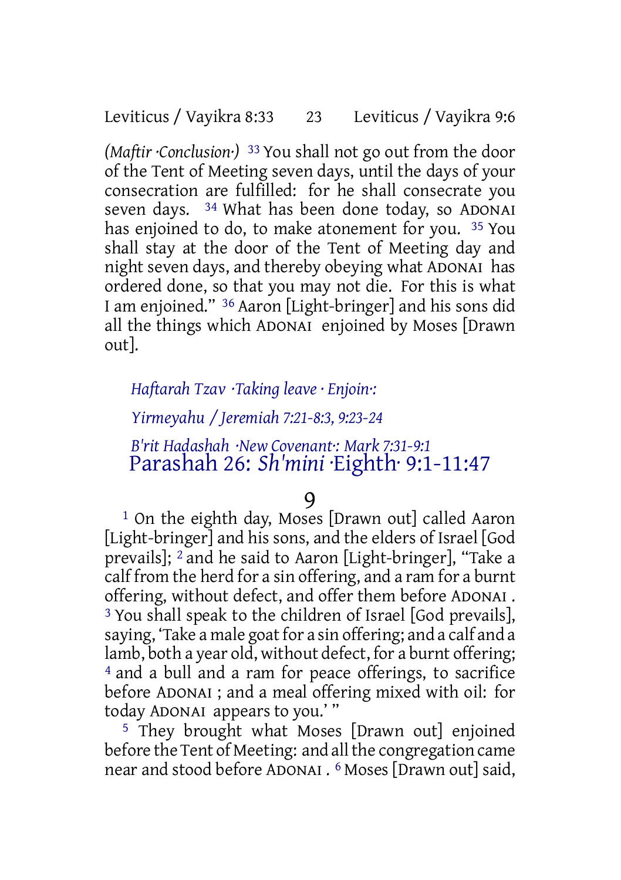*(Maftir ·Conclusion·)* 33 You shall not go out from the door of the Tent of Meeting seven days, until the days of your consecration are fulfilled: for he shall consecrate you seven days. 34 What has been done today, so ADONAI has enjoined to do, to make atonement for you. 35 You shall stay at the door of the Tent of Meeting day and night seven days, and thereby obeying what ADONAI has ordered done, so that you may not die. For this is what I am enjoined." 36 Aaron [Light-bringer] and his sons did all the things which ADONAI enjoined by Moses [Drawn out].

*Haftarah Tzav ·Taking leave · Enjoin·:*

*Yirmeyahu / Jeremiah 7:21-8:3, 9:23-24*

*B'rit Hadashah ·New Covenant·: Mark 7:31-9:1*

## Parashah 26: *Sh'mini* ·Eighth· 9:1-11:47

### 9

1 On the eighth day, Moses [Drawn out] called Aaron [Light-bringer] and his sons, and the elders of Israel [God prevails]; 2 and he said to Aaron [Light-bringer], "Take a calf from the herd for a sin offering, and a ram for a burnt offering, without defect, and offer them before ADONAI . 3 You shall speak to the children of Israel [God prevails], saying, 'Take a male goat for a sin offering; and a calf and a lamb, both a year old, without defect, for a burnt offering; 4 and a bull and a ram for peace offerings, to sacrifice before ADONAI ; and a meal offering mixed with oil: for today ADONAI appears to you.' "

5 They brought what Moses [Drawn out] enjoined before the Tent of Meeting: and all the congregation came near and stood before ADONAI . 6 Moses [Drawn out] said,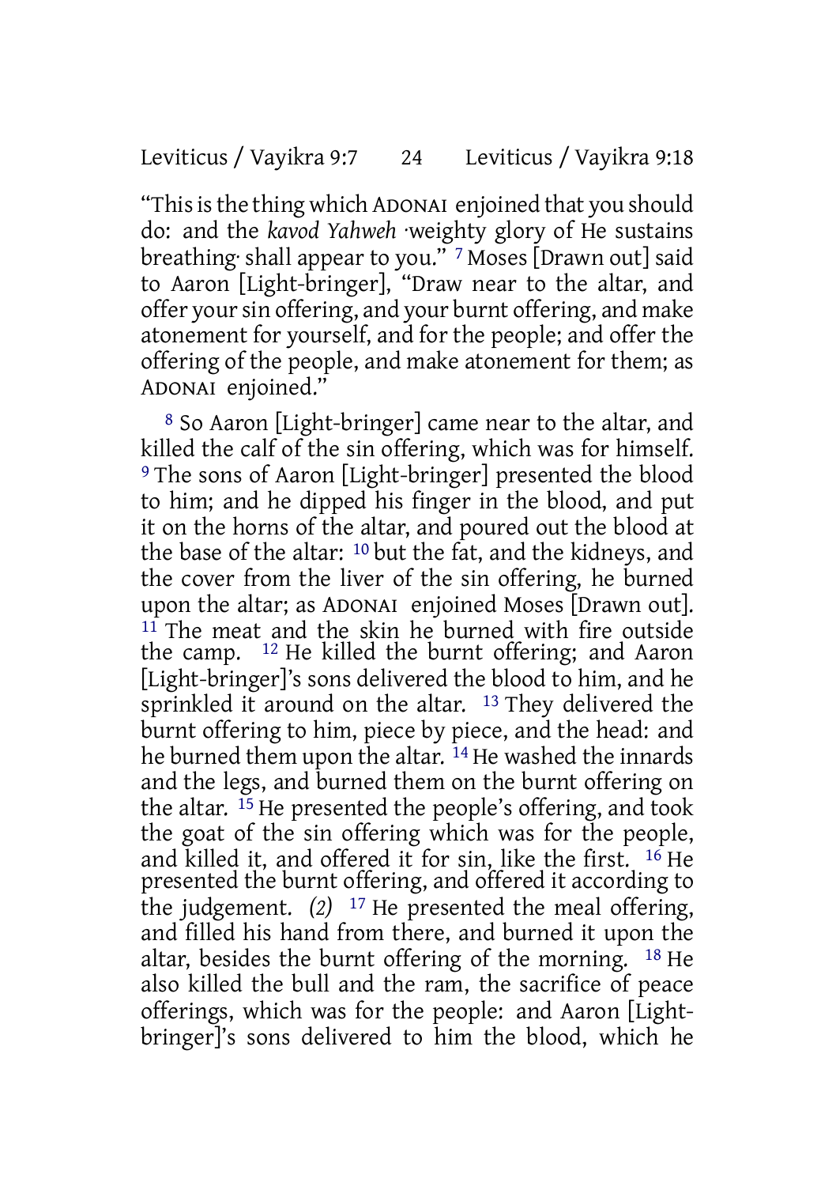"This is the thing which ADONAI enjoined that you should do: and the *kavod Yahweh* ·weighty glory of He sustains breathing· shall appear to you." 7 Moses [Drawn out] said to Aaron [Light-bringer], "Draw near to the altar, and offer your sin offering, and your burnt offering, and make atonement for yourself, and for the people; and offer the offering of the people, and make atonement for them; as ADONAI enjoined."

8 So Aaron [Light-bringer] came near to the altar, and killed the calf of the sin offering, which was for himself. 9 The sons of Aaron [Light-bringer] presented the blood to him; and he dipped his finger in the blood, and put it on the horns of the altar, and poured out the blood at the base of the altar: 10 but the fat, and the kidneys, and the cover from the liver of the sin offering, he burned upon the altar; as ADONAI enjoined Moses [Drawn out]. 11 The meat and the skin he burned with fire outside the camp. 12 He killed the burnt offering; and Aaron [Light-bringer]'s sons delivered the blood to him, and he sprinkled it around on the altar. 13 They delivered the burnt offering to him, piece by piece, and the head: and he burned them upon the altar. 14 He washed the innards and the legs, and burned them on the burnt offering on the altar. 15 He presented the people's offering, and took the goat of the sin offering which was for the people, and killed it, and offered it for sin, like the first. 16 He presented the burnt offering, and offered it according to the judgement. *(2)* 17 He presented the meal offering, and filled his hand from there, and burned it upon the altar, besides the burnt offering of the morning. 18 He also killed the bull and the ram, the sacrifice of peace offerings, which was for the people: and Aaron [Light-bringer]'s sons delivered to him the blood, which he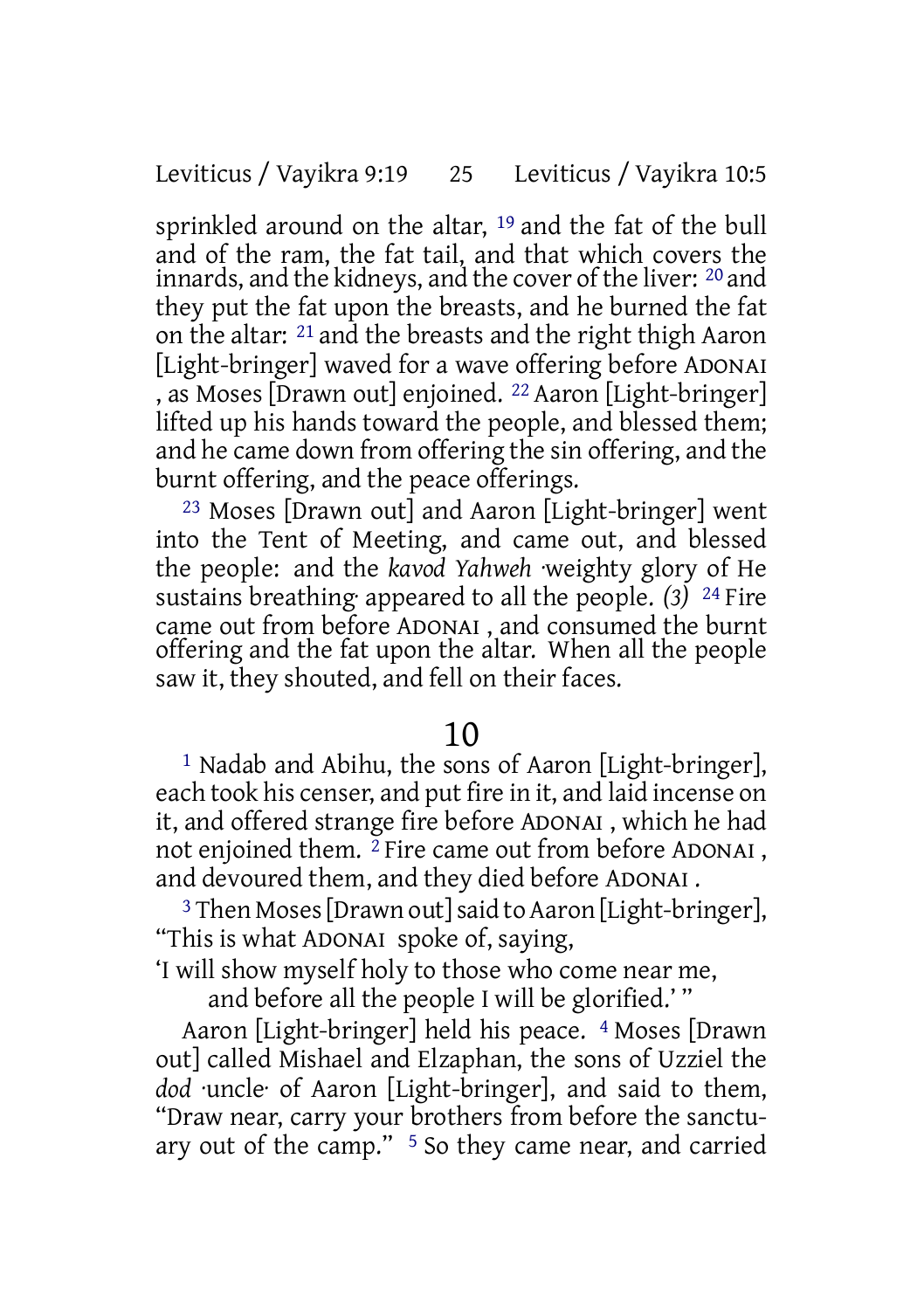sprinkled around on the altar, [19] and the fat of the bull and of the ram, the fat tail, and that which covers the innards, and the kidneys, and the cover of the liver: [20] and they put the fat upon the breasts, and he burned the fat on the altar: [21] and the breasts and the right thigh Aaron [Light-bringer] waved for a wave offering before ADONAI , as Moses [Drawn out] enjoined. [22] Aaron [Light-bringer] lifted up his hands toward the people, and blessed them; and he came down from offering the sin offering, and the burnt offering, and the peace offerings.

[23] Moses [Drawn out] and Aaron [Light-bringer] went into the Tent of Meeting, and came out, and blessed the people: and the *kavod Yahweh* ·weighty glory of He sustains breathing· appeared to all the people. *(3)* [24] Fire came out from before ADONAI , and consumed the burnt offering and the fat upon the altar. When all the people saw it, they shouted, and fell on their faces.

## 10

[1] Nadab and Abihu, the sons of Aaron [Light-bringer], each took his censer, and put fire in it, and laid incense on it, and offered strange fire before ADONAI , which he had not enjoined them. [2] Fire came out from before ADONAI , and devoured them, and they died before ADONAI .

[3] Then Moses [Drawn out] said to Aaron [Light-bringer], "This is what ADONAI spoke of, saying,

'I will show myself holy to those who come near me,
and before all the people I will be glorified.' "

Aaron [Light-bringer] held his peace. [4] Moses [Drawn out] called Mishael and Elzaphan, the sons of Uzziel the *dod* ·uncle· of Aaron [Light-bringer], and said to them, "Draw near, carry your brothers from before the sanctuary out of the camp." [5] So they came near, and carried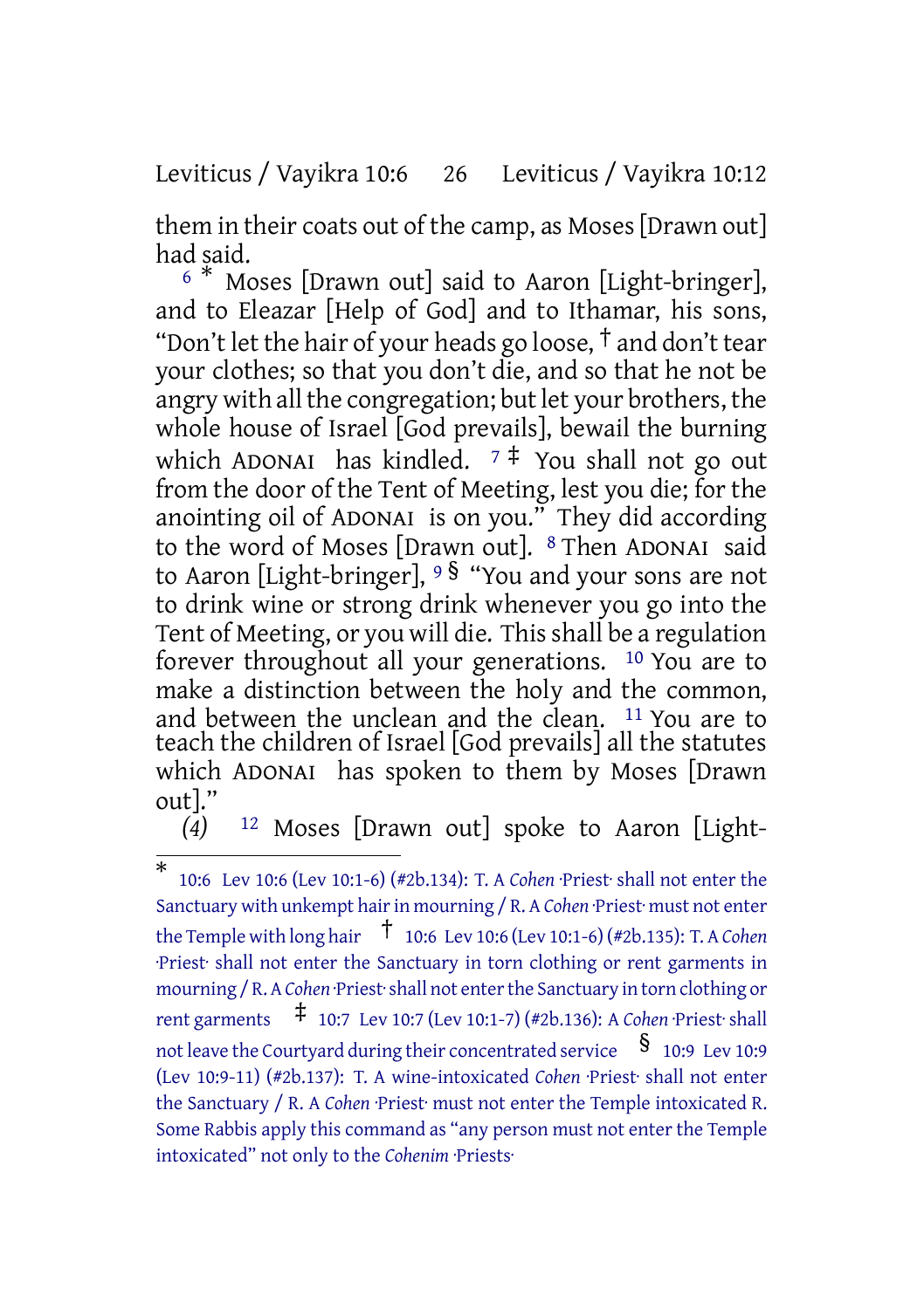them in their coats out of the camp, as Moses [Drawn out] had said.

[6] [*] Moses [Drawn out] said to Aaron [Light-bringer], and to Eleazar [Help of God] and to Ithamar, his sons, "Don't let the hair of your heads go loose, [†] and don't tear your clothes; so that you don't die, and so that he not be angry with all the congregation; but let your brothers, the whole house of Israel [God prevails], bewail the burning which ADONAI has kindled. [7] [‡] You shall not go out from the door of the Tent of Meeting, lest you die; for the anointing oil of ADONAI is on you." They did according to the word of Moses [Drawn out]. [8] Then ADONAI said to Aaron [Light-bringer], [9] [§] "You and your sons are not to drink wine or strong drink whenever you go into the Tent of Meeting, or you will die. This shall be a regulation forever throughout all your generations. [10] You are to make a distinction between the holy and the common, and between the unclean and the clean. [11] You are to teach the children of Israel [God prevails] all the statutes which ADONAI has spoken to them by Moses [Drawn out]."

*(4)* [12] Moses [Drawn out] spoke to Aaron [Light-

---

[*] 10:6 Lev 10:6 (Lev 10:1-6) (#2b.134): T. A *Cohen* ·Priest· shall not enter the Sanctuary with unkempt hair in mourning / R. A *Cohen* ·Priest· must not enter the Temple with long hair [†] 10:6 Lev 10:6 (Lev 10:1-6) (#2b.135): T. A *Cohen* ·Priest· shall not enter the Sanctuary in torn clothing or rent garments in mourning / R. A *Cohen* ·Priest· shall not enter the Sanctuary in torn clothing or rent garments [‡] 10:7 Lev 10:7 (Lev 10:1-7) (#2b.136): A *Cohen* ·Priest· shall not leave the Courtyard during their concentrated service [§] 10:9 Lev 10:9 (Lev 10:9-11) (#2b.137): T. A wine-intoxicated *Cohen* ·Priest· shall not enter the Sanctuary / R. A *Cohen* ·Priest· must not enter the Temple intoxicated R. Some Rabbis apply this command as "any person must not enter the Temple intoxicated" not only to the *Cohenim* ·Priests·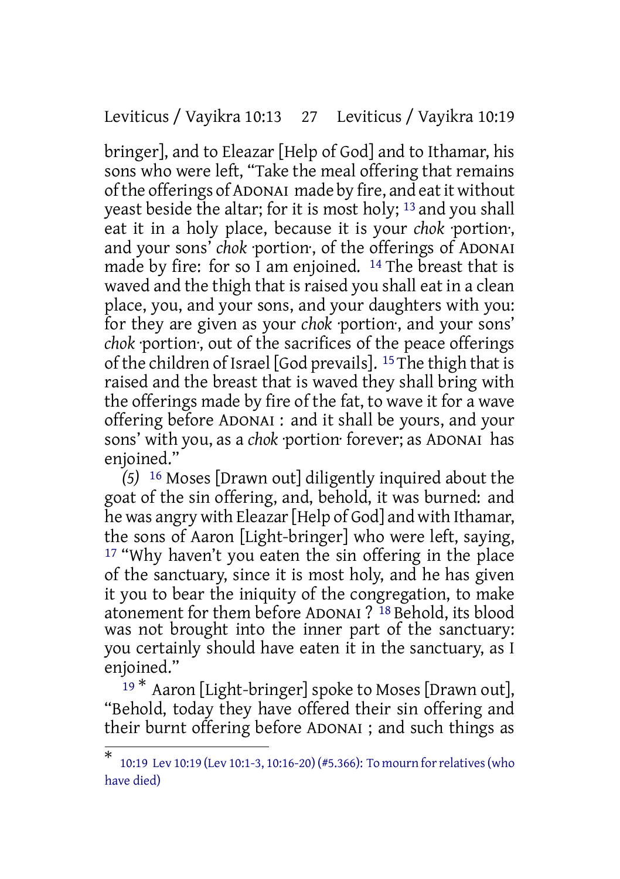bringer], and to Eleazar [Help of God] and to Ithamar, his sons who were left, "Take the meal offering that remains of the offerings of ADONAI made by fire, and eat it without yeast beside the altar; for it is most holy; [13] and you shall eat it in a holy place, because it is your *chok* ·portion·, and your sons' *chok* ·portion·, of the offerings of ADONAI made by fire: for so I am enjoined. [14] The breast that is waved and the thigh that is raised you shall eat in a clean place, you, and your sons, and your daughters with you: for they are given as your *chok* ·portion·, and your sons' *chok* ·portion·, out of the sacrifices of the peace offerings of the children of Israel [God prevails]. [15] The thigh that is raised and the breast that is waved they shall bring with the offerings made by fire of the fat, to wave it for a wave offering before ADONAI : and it shall be yours, and your sons' with you, as a *chok* ·portion· forever; as ADONAI has enjoined."

*(5)* [16] Moses [Drawn out] diligently inquired about the goat of the sin offering, and, behold, it was burned: and he was angry with Eleazar [Help of God] and with Ithamar, the sons of Aaron [Light-bringer] who were left, saying, [17] "Why haven't you eaten the sin offering in the place of the sanctuary, since it is most holy, and he has given it you to bear the iniquity of the congregation, to make atonement for them before ADONAI ? [18] Behold, its blood was not brought into the inner part of the sanctuary: you certainly should have eaten it in the sanctuary, as I enjoined."

[19] * Aaron [Light-bringer] spoke to Moses [Drawn out], "Behold, today they have offered their sin offering and their burnt offering before ADONAI ; and such things as

---

* 10:19 Lev 10:19 (Lev 10:1-3, 10:16-20) (#5.366): To mourn for relatives (who have died)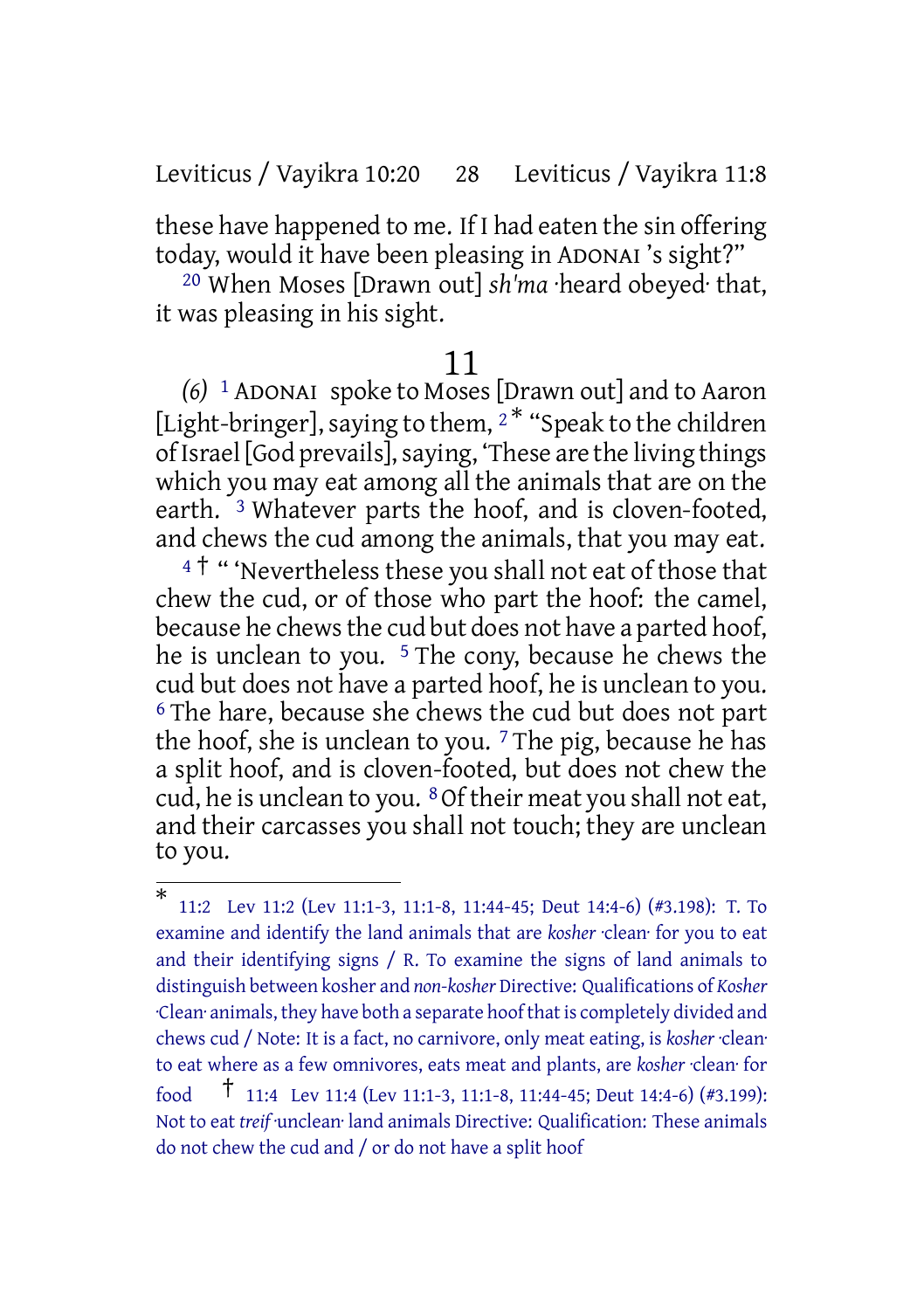these have happened to me. If I had eaten the sin offering today, would it have been pleasing in ADONAI 's sight?"

[20] When Moses [Drawn out] *sh'ma* ·heard obeyed· that, it was pleasing in his sight.

# 11

*(6)* [1] ADONAI spoke to Moses [Drawn out] and to Aaron [Light-bringer], saying to them, [2]* "Speak to the children of Israel [God prevails], saying, 'These are the living things which you may eat among all the animals that are on the earth. [3] Whatever parts the hoof, and is cloven-footed, and chews the cud among the animals, that you may eat.

[4]† " 'Nevertheless these you shall not eat of those that chew the cud, or of those who part the hoof: the camel, because he chews the cud but does not have a parted hoof, he is unclean to you. [5] The cony, because he chews the cud but does not have a parted hoof, he is unclean to you. [6] The hare, because she chews the cud but does not part the hoof, she is unclean to you. [7] The pig, because he has a split hoof, and is cloven-footed, but does not chew the cud, he is unclean to you. [8] Of their meat you shall not eat, and their carcasses you shall not touch; they are unclean to you.

---

\* 11:2 Lev 11:2 (Lev 11:1-3, 11:1-8, 11:44-45; Deut 14:4-6) (#3.198): T. To examine and identify the land animals that are *kosher* ·clean· for you to eat and their identifying signs / R. To examine the signs of land animals to distinguish between kosher and *non-kosher* Directive: Qualifications of *Kosher* ·Clean· animals, they have both a separate hoof that is completely divided and chews cud / Note: It is a fact, no carnivore, only meat eating, is *kosher* ·clean· to eat where as a few omnivores, eats meat and plants, are *kosher* ·clean· for food † 11:4 Lev 11:4 (Lev 11:1-3, 11:1-8, 11:44-45; Deut 14:4-6) (#3.199): Not to eat *treif* ·unclean· land animals Directive: Qualification: These animals do not chew the cud and / or do not have a split hoof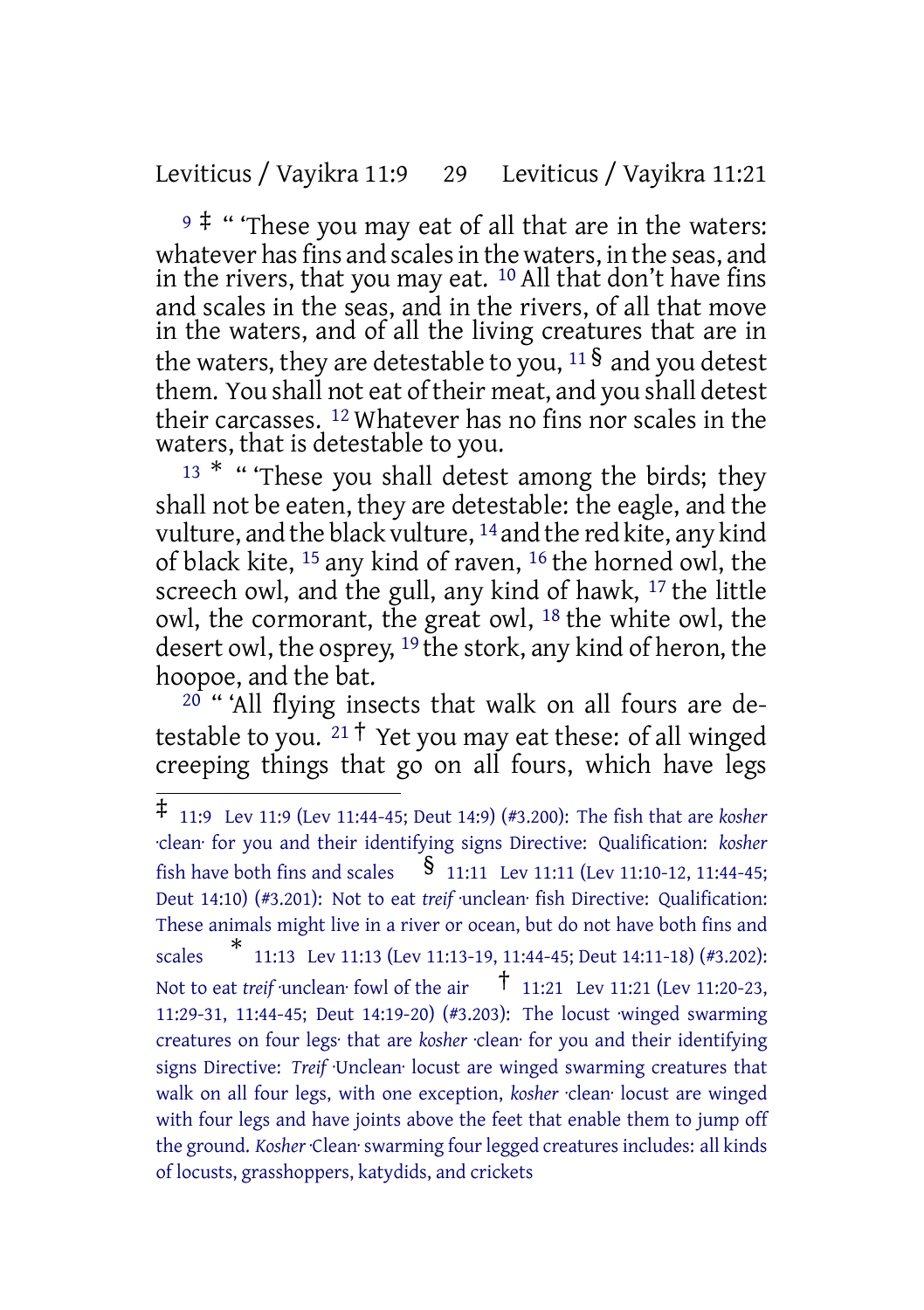[9] ‡ " 'These you may eat of all that are in the waters: whatever has fins and scales in the waters, in the seas, and in the rivers, that you may eat. [10] All that don't have fins and scales in the seas, and in the rivers, of all that move in the waters, and of all the living creatures that are in the waters, they are detestable to you, [11] § and you detest them. You shall not eat of their meat, and you shall detest their carcasses. [12] Whatever has no fins nor scales in the waters, that is detestable to you.

[13] * " 'These you shall detest among the birds; they shall not be eaten, they are detestable: the eagle, and the vulture, and the black vulture, [14] and the red kite, any kind of black kite, [15] any kind of raven, [16] the horned owl, the screech owl, and the gull, any kind of hawk, [17] the little owl, the cormorant, the great owl, [18] the white owl, the desert owl, the osprey, [19] the stork, any kind of heron, the hoopoe, and the bat.

[20] " 'All flying insects that walk on all fours are detestable to you. [21] † Yet you may eat these: of all winged creeping things that go on all fours, which have legs

---

‡ 11:9 Lev 11:9 (Lev 11:44-45; Deut 14:9) (#3.200): The fish that are *kosher* ·clean· for you and their identifying signs Directive: Qualification: *kosher* fish have both fins and scales

§ 11:11 Lev 11:11 (Lev 11:10-12, 11:44-45; Deut 14:10) (#3.201): Not to eat *treif* ·unclean· fish Directive: Qualification: These animals might live in a river or ocean, but do not have both fins and scales

* 11:13 Lev 11:13 (Lev 11:13-19, 11:44-45; Deut 14:11-18) (#3.202): Not to eat *treif* ·unclean· fowl of the air

† 11:21 Lev 11:21 (Lev 11:20-23, 11:29-31, 11:44-45; Deut 14:19-20) (#3.203): The locust ·winged swarming creatures on four legs· that are *kosher* ·clean· for you and their identifying signs Directive: *Treif* ·Unclean· locust are winged swarming creatures that walk on all four legs, with one exception, *kosher* ·clean· locust are winged with four legs and have joints above the feet that enable them to jump off the ground. *Kosher* ·Clean· swarming four legged creatures includes: all kinds of locusts, grasshoppers, katydids, and crickets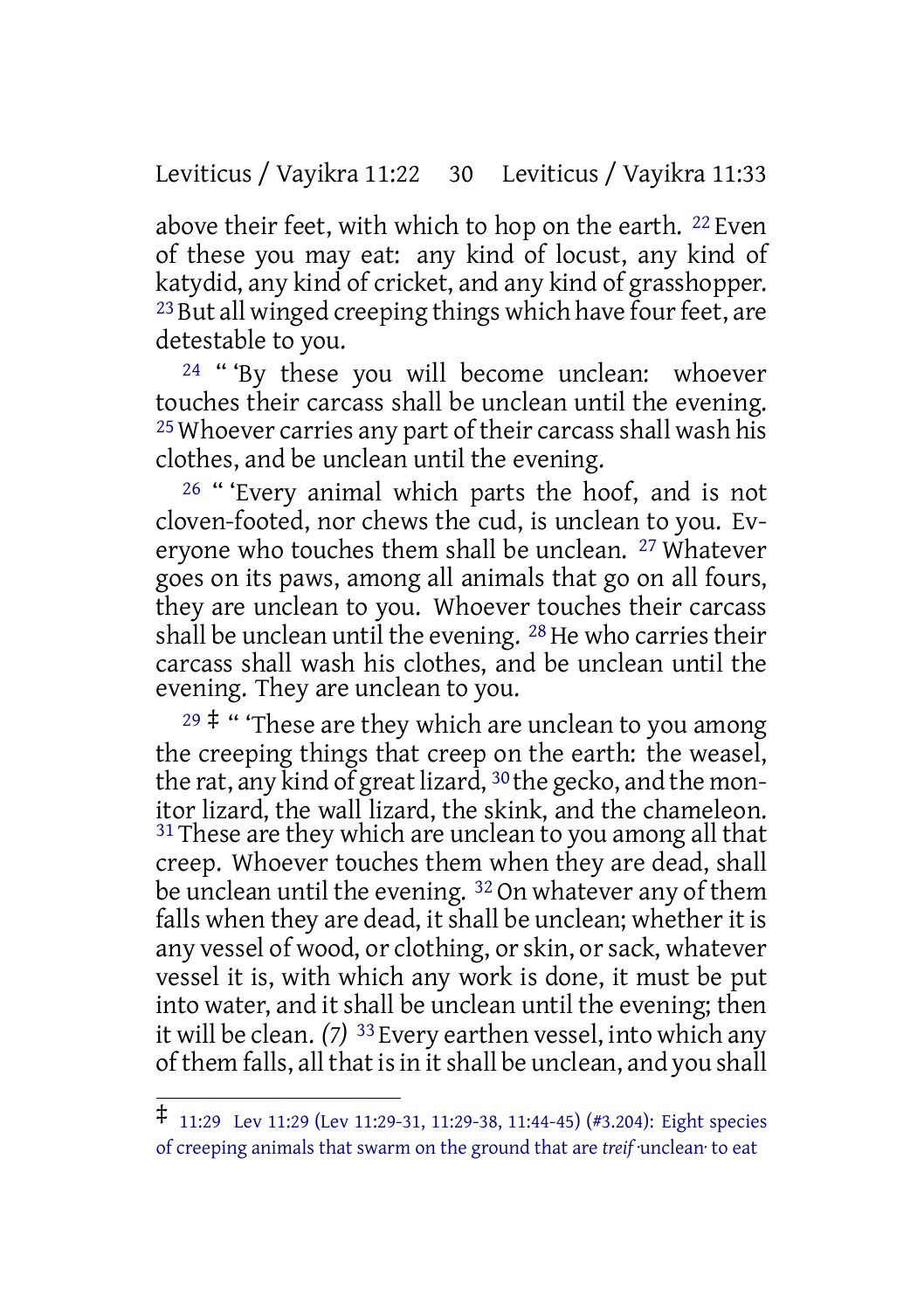above their feet, with which to hop on the earth. [22] Even of these you may eat: any kind of locust, any kind of katydid, any kind of cricket, and any kind of grasshopper. [23] But all winged creeping things which have four feet, are detestable to you.

[24] " 'By these you will become unclean: whoever touches their carcass shall be unclean until the evening. [25] Whoever carries any part of their carcass shall wash his clothes, and be unclean until the evening.

[26] " 'Every animal which parts the hoof, and is not cloven-footed, nor chews the cud, is unclean to you. Everyone who touches them shall be unclean. [27] Whatever goes on its paws, among all animals that go on all fours, they are unclean to you. Whoever touches their carcass shall be unclean until the evening. [28] He who carries their carcass shall wash his clothes, and be unclean until the evening. They are unclean to you.

[29] ‡ " 'These are they which are unclean to you among the creeping things that creep on the earth: the weasel, the rat, any kind of great lizard, [30] the gecko, and the monitor lizard, the wall lizard, the skink, and the chameleon. [31] These are they which are unclean to you among all that creep. Whoever touches them when they are dead, shall be unclean until the evening. [32] On whatever any of them falls when they are dead, it shall be unclean; whether it is any vessel of wood, or clothing, or skin, or sack, whatever vessel it is, with which any work is done, it must be put into water, and it shall be unclean until the evening; then it will be clean. *(7)* [33] Every earthen vessel, into which any of them falls, all that is in it shall be unclean, and you shall

---

‡ 11:29 Lev 11:29 (Lev 11:29-31, 11:29-38, 11:44-45) (#3.204): Eight species of creeping animals that swarm on the ground that are *treif* ·unclean· to eat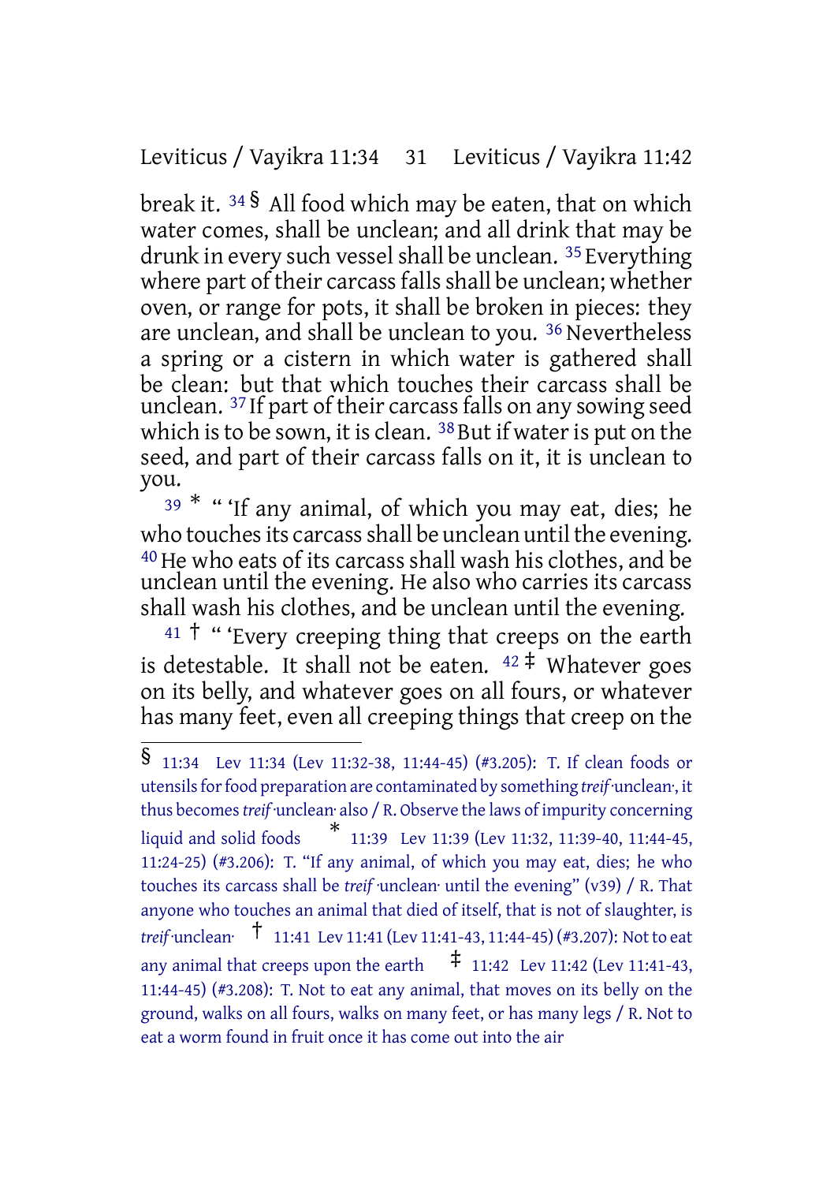break it. 34 § All food which may be eaten, that on which water comes, shall be unclean; and all drink that may be drunk in every such vessel shall be unclean. 35 Everything where part of their carcass falls shall be unclean; whether oven, or range for pots, it shall be broken in pieces: they are unclean, and shall be unclean to you. 36 Nevertheless a spring or a cistern in which water is gathered shall be clean: but that which touches their carcass shall be unclean. 37 If part of their carcass falls on any sowing seed which is to be sown, it is clean. 38 But if water is put on the seed, and part of their carcass falls on it, it is unclean to you.

39 * " 'If any animal, of which you may eat, dies; he who touches its carcass shall be unclean until the evening. 40 He who eats of its carcass shall wash his clothes, and be unclean until the evening. He also who carries its carcass shall wash his clothes, and be unclean until the evening.

41 † " 'Every creeping thing that creeps on the earth is detestable. It shall not be eaten. 42 ‡ Whatever goes on its belly, and whatever goes on all fours, or whatever has many feet, even all creeping things that creep on the

---

§ 11:34 Lev 11:34 (Lev 11:32-38, 11:44-45) (#3.205): T. If clean foods or utensils for food preparation are contaminated by something *treif*·unclean·, it thus becomes *treif*·unclean· also / R. Observe the laws of impurity concerning liquid and solid foods * 11:39 Lev 11:39 (Lev 11:32, 11:39-40, 11:44-45, 11:24-25) (#3.206): T. "If any animal, of which you may eat, dies; he who touches its carcass shall be *treif*·unclean· until the evening" (v39) / R. That anyone who touches an animal that died of itself, that is not of slaughter, is *treif*·unclean· † 11:41 Lev 11:41 (Lev 11:41-43, 11:44-45) (#3.207): Not to eat any animal that creeps upon the earth ‡ 11:42 Lev 11:42 (Lev 11:41-43, 11:44-45) (#3.208): T. Not to eat any animal, that moves on its belly on the ground, walks on all fours, walks on many feet, or has many legs / R. Not to eat a worm found in fruit once it has come out into the air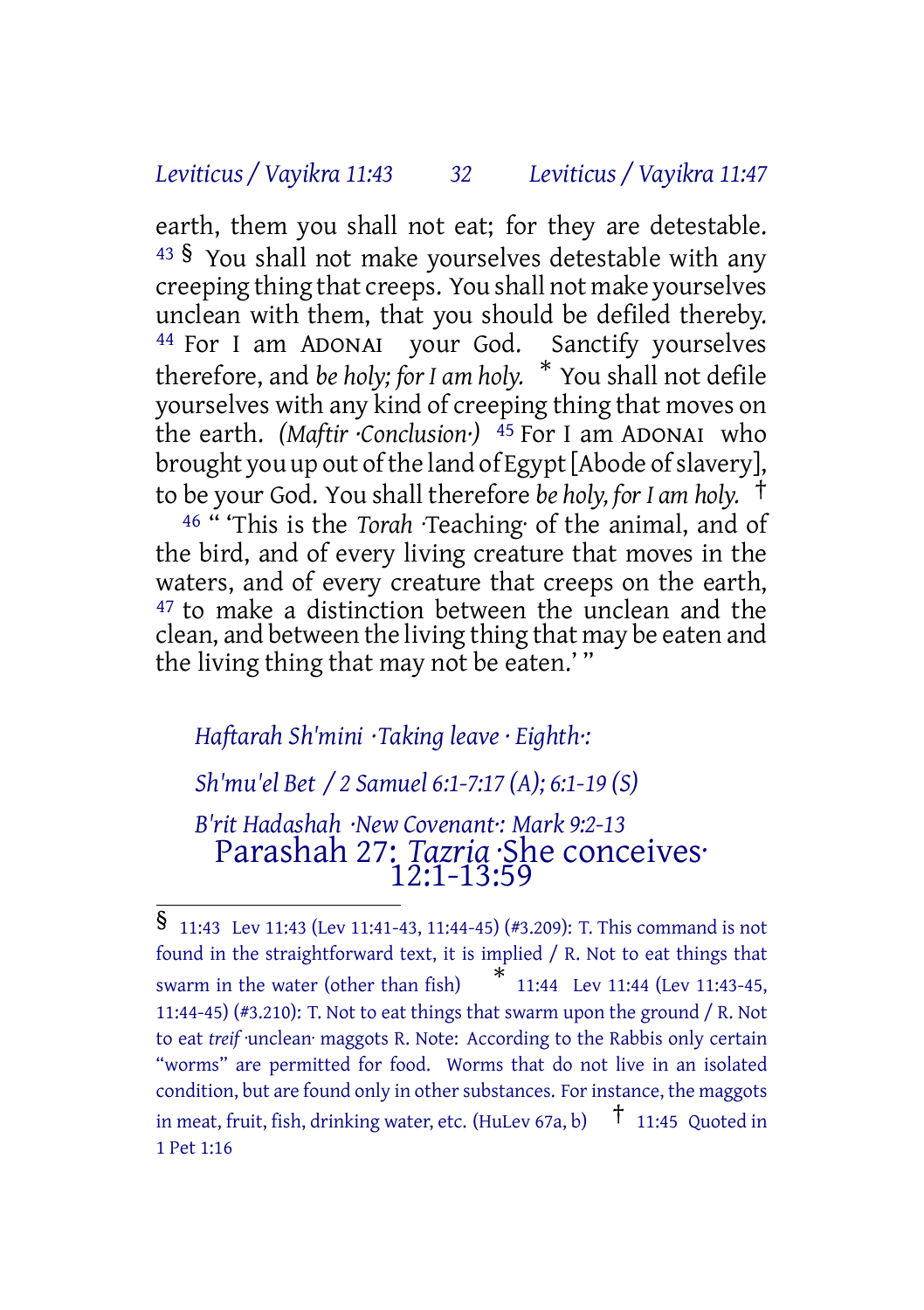earth, them you shall not eat; for they are detestable. [43] § You shall not make yourselves detestable with any creeping thing that creeps. You shall not make yourselves unclean with them, that you should be defiled thereby. [44] For I am ADONAI your God. Sanctify yourselves therefore, and *be holy; for I am holy.* * You shall not defile yourselves with any kind of creeping thing that moves on the earth. *(Maftir ·Conclusion·)* [45] For I am ADONAI who brought you up out of the land of Egypt [Abode of slavery], to be your God. You shall therefore *be holy, for I am holy.* †

[46] " 'This is the *Torah* ·Teaching· of the animal, and of the bird, and of every living creature that moves in the waters, and of every creature that creeps on the earth, [47] to make a distinction between the unclean and the clean, and between the living thing that may be eaten and the living thing that may not be eaten.' "

*Haftarah Sh'mini ·Taking leave · Eighth·:*

*Sh'mu'el Bet / 2 Samuel 6:1-7:17 (A); 6:1-19 (S)*

*B'rit Hadashah ·New Covenant·: Mark 9:2-13*

# Parashah 27: *Tazria* ·She conceives· 12:1-13:59

---

§ 11:43 Lev 11:43 (Lev 11:41-43, 11:44-45) (#3.209): T. This command is not found in the straightforward text, it is implied / R. Not to eat things that swarm in the water (other than fish)

* 11:44 Lev 11:44 (Lev 11:43-45, 11:44-45) (#3.210): T. Not to eat things that swarm upon the ground / R. Not to eat *treif* ·unclean· maggots R. Note: According to the Rabbis only certain "worms" are permitted for food. Worms that do not live in an isolated condition, but are found only in other substances. For instance, the maggots in meat, fruit, fish, drinking water, etc. (HuLev 67a, b)

† 11:45 Quoted in 1 Pet 1:16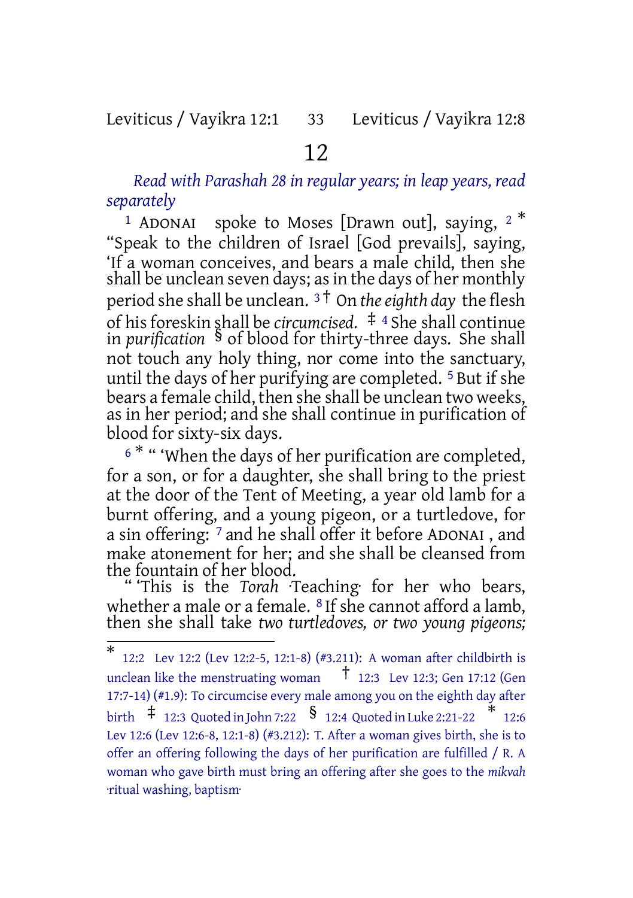# 12

*Read with Parashah 28 in regular years; in leap years, read separately*

[1] ADONAI spoke to Moses [Drawn out], saying, [2] * "Speak to the children of Israel [God prevails], saying, 'If a woman conceives, and bears a male child, then she shall be unclean seven days; as in the days of her monthly period she shall be unclean. [3] † On *the eighth day* the flesh of his foreskin shall be *circumcised.* ‡ [4] She shall continue in *purification* § of blood for thirty-three days. She shall not touch any holy thing, nor come into the sanctuary, until the days of her purifying are completed. [5] But if she bears a female child, then she shall be unclean two weeks, as in her period; and she shall continue in purification of blood for sixty-six days.

[6] * " 'When the days of her purification are completed, for a son, or for a daughter, she shall bring to the priest at the door of the Tent of Meeting, a year old lamb for a burnt offering, and a young pigeon, or a turtledove, for a sin offering: [7] and he shall offer it before ADONAI , and make atonement for her; and she shall be cleansed from the fountain of her blood.

" 'This is the *Torah* ·Teaching· for her who bears, whether a male or a female. [8] If she cannot afford a lamb, then she shall take *two turtledoves, or two young pigeons;*

---

* 12:2 Lev 12:2 (Lev 12:2-5, 12:1-8) (#3.211): A woman after childbirth is unclean like the menstruating woman † 12:3 Lev 12:3; Gen 17:12 (Gen 17:7-14) (#1.9): To circumcise every male among you on the eighth day after birth ‡ 12:3 Quoted in John 7:22 § 12:4 Quoted in Luke 2:21-22 * 12:6 Lev 12:6 (Lev 12:6-8, 12:1-8) (#3.212): T. After a woman gives birth, she is to offer an offering following the days of her purification are fulfilled / R. A woman who gave birth must bring an offering after she goes to the *mikvah* ·ritual washing, baptism·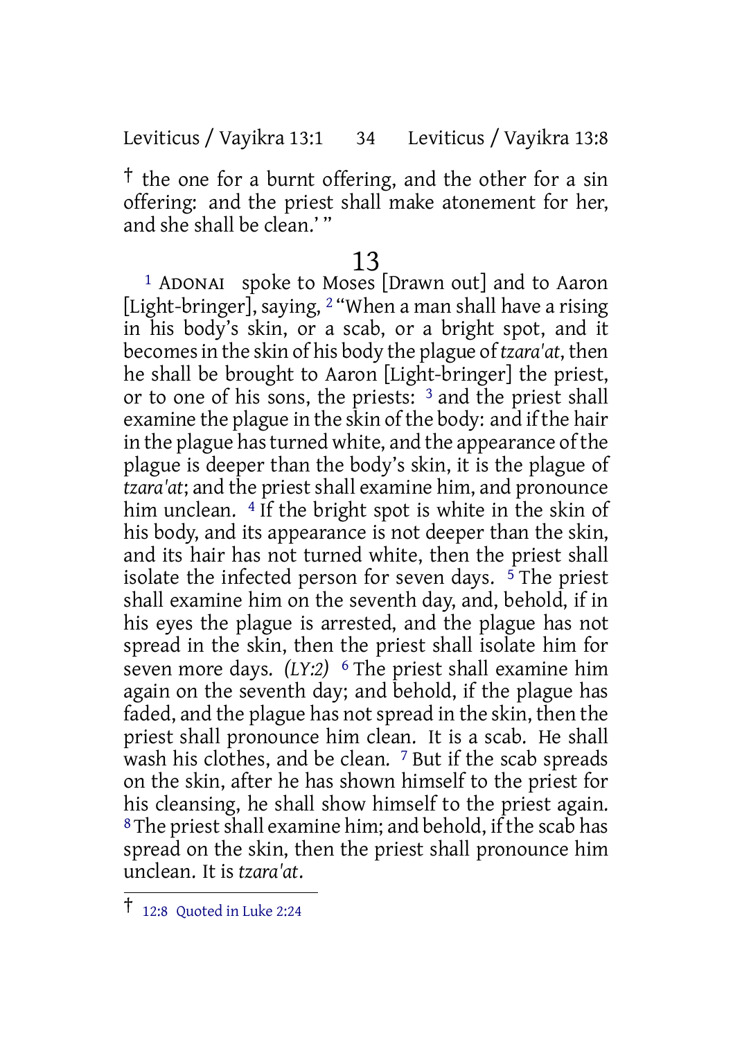† the one for a burnt offering, and the other for a sin offering: and the priest shall make atonement for her, and she shall be clean.' "

# 13

[1] ADONAI spoke to Moses [Drawn out] and to Aaron [Light-bringer], saying, [2] "When a man shall have a rising in his body's skin, or a scab, or a bright spot, and it becomes in the skin of his body the plague of *tzara'at*, then he shall be brought to Aaron [Light-bringer] the priest, or to one of his sons, the priests: [3] and the priest shall examine the plague in the skin of the body: and if the hair in the plague has turned white, and the appearance of the plague is deeper than the body's skin, it is the plague of *tzara'at*; and the priest shall examine him, and pronounce him unclean. [4] If the bright spot is white in the skin of his body, and its appearance is not deeper than the skin, and its hair has not turned white, then the priest shall isolate the infected person for seven days. [5] The priest shall examine him on the seventh day, and, behold, if in his eyes the plague is arrested, and the plague has not spread in the skin, then the priest shall isolate him for seven more days. *(LY:2)* [6] The priest shall examine him again on the seventh day; and behold, if the plague has faded, and the plague has not spread in the skin, then the priest shall pronounce him clean. It is a scab. He shall wash his clothes, and be clean. [7] But if the scab spreads on the skin, after he has shown himself to the priest for his cleansing, he shall show himself to the priest again. [8] The priest shall examine him; and behold, if the scab has spread on the skin, then the priest shall pronounce him unclean. It is *tzara'at*.

---

† 12:8 Quoted in Luke 2:24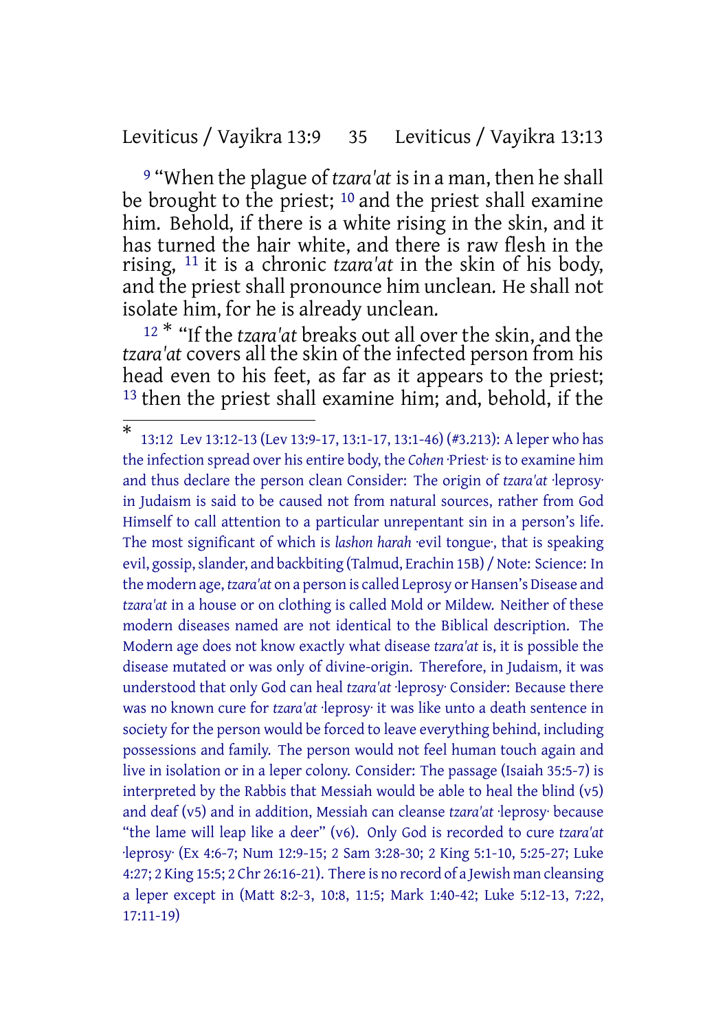[9] "When the plague of *tzara'at* is in a man, then he shall be brought to the priest; [10] and the priest shall examine him. Behold, if there is a white rising in the skin, and it has turned the hair white, and there is raw flesh in the rising, [11] it is a chronic *tzara'at* in the skin of his body, and the priest shall pronounce him unclean. He shall not isolate him, for he is already unclean.

[12] * "If the *tzara'at* breaks out all over the skin, and the *tzara'at* covers all the skin of the infected person from his head even to his feet, as far as it appears to the priest; [13] then the priest shall examine him; and, behold, if the

---

\* 13:12 Lev 13:12-13 (Lev 13:9-17, 13:1-17, 13:1-46) (#3.213): A leper who has the infection spread over his entire body, the *Cohen* ·Priest· is to examine him and thus declare the person clean Consider: The origin of *tzara'at* ·leprosy· in Judaism is said to be caused not from natural sources, rather from God Himself to call attention to a particular unrepentant sin in a person's life. The most significant of which is *lashon harah* ·evil tongue·, that is speaking evil, gossip, slander, and backbiting (Talmud, Erachin 15B) / Note: Science: In the modern age, *tzara'at* on a person is called Leprosy or Hansen's Disease and *tzara'at* in a house or on clothing is called Mold or Mildew. Neither of these modern diseases named are not identical to the Biblical description. The Modern age does not know exactly what disease *tzara'at* is, it is possible the disease mutated or was only of divine-origin. Therefore, in Judaism, it was understood that only God can heal *tzara'at* ·leprosy· Consider: Because there was no known cure for *tzara'at* ·leprosy· it was like unto a death sentence in society for the person would be forced to leave everything behind, including possessions and family. The person would not feel human touch again and live in isolation or in a leper colony. Consider: The passage (Isaiah 35:5-7) is interpreted by the Rabbis that Messiah would be able to heal the blind (v5) and deaf (v5) and in addition, Messiah can cleanse *tzara'at* ·leprosy· because "the lame will leap like a deer" (v6). Only God is recorded to cure *tzara'at* ·leprosy· (Ex 4:6-7; Num 12:9-15; 2 Sam 3:28-30; 2 King 5:1-10, 5:25-27; Luke 4:27; 2 King 15:5; 2 Chr 26:16-21). There is no record of a Jewish man cleansing a leper except in (Matt 8:2-3, 10:8, 11:5; Mark 1:40-42; Luke 5:12-13, 7:22, 17:11-19)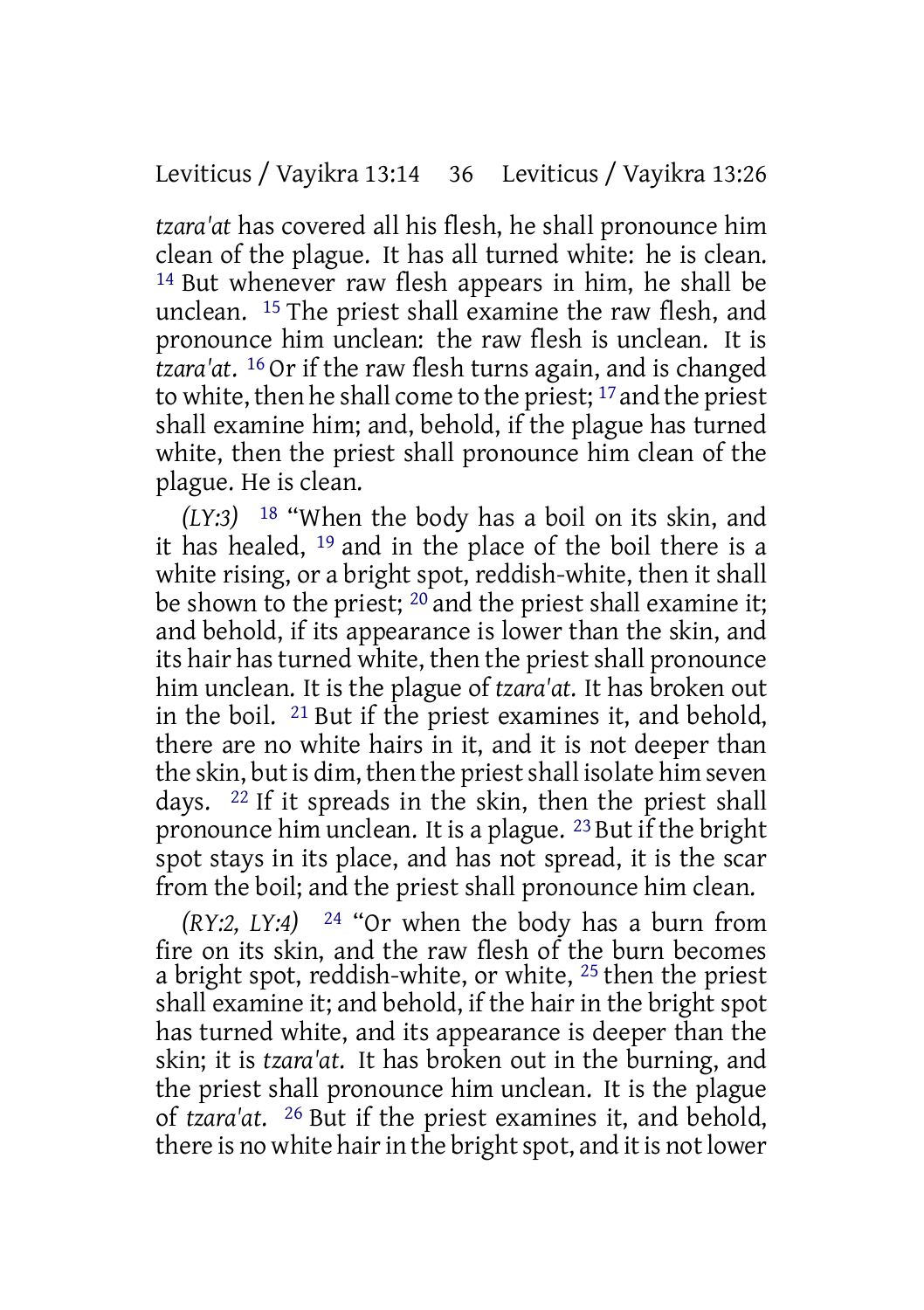*tzara'at* has covered all his flesh, he shall pronounce him clean of the plague. It has all turned white: he is clean. [14] But whenever raw flesh appears in him, he shall be unclean. [15] The priest shall examine the raw flesh, and pronounce him unclean: the raw flesh is unclean. It is *tzara'at*. [16] Or if the raw flesh turns again, and is changed to white, then he shall come to the priest; [17] and the priest shall examine him; and, behold, if the plague has turned white, then the priest shall pronounce him clean of the plague. He is clean.

*(LY:3)* [18] "When the body has a boil on its skin, and it has healed, [19] and in the place of the boil there is a white rising, or a bright spot, reddish-white, then it shall be shown to the priest; [20] and the priest shall examine it; and behold, if its appearance is lower than the skin, and its hair has turned white, then the priest shall pronounce him unclean. It is the plague of *tzara'at*. It has broken out in the boil. [21] But if the priest examines it, and behold, there are no white hairs in it, and it is not deeper than the skin, but is dim, then the priest shall isolate him seven days. [22] If it spreads in the skin, then the priest shall pronounce him unclean. It is a plague. [23] But if the bright spot stays in its place, and has not spread, it is the scar from the boil; and the priest shall pronounce him clean.

*(RY:2, LY:4)* [24] "Or when the body has a burn from fire on its skin, and the raw flesh of the burn becomes a bright spot, reddish-white, or white, [25] then the priest shall examine it; and behold, if the hair in the bright spot has turned white, and its appearance is deeper than the skin; it is *tzara'at*. It has broken out in the burning, and the priest shall pronounce him unclean. It is the plague of *tzara'at*. [26] But if the priest examines it, and behold, there is no white hair in the bright spot, and it is not lower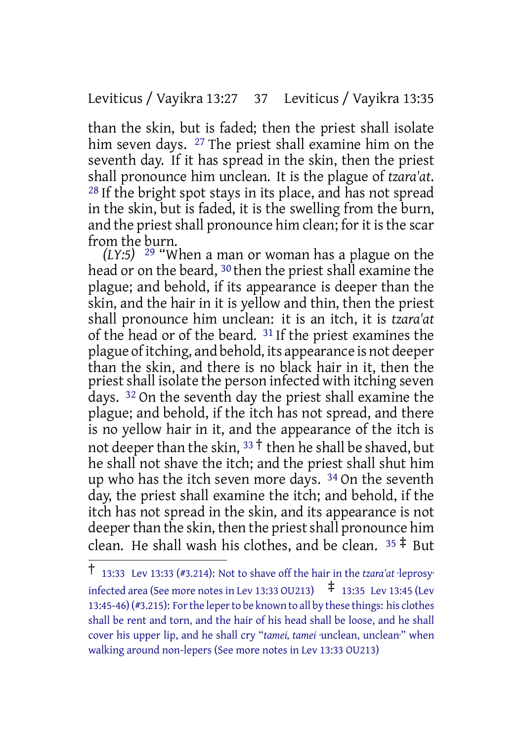than the skin, but is faded; then the priest shall isolate him seven days. [27] The priest shall examine him on the seventh day. If it has spread in the skin, then the priest shall pronounce him unclean. It is the plague of *tzara'at*. [28] If the bright spot stays in its place, and has not spread in the skin, but is faded, it is the swelling from the burn, and the priest shall pronounce him clean; for it is the scar from the burn.

*(LY:5)* [29] "When a man or woman has a plague on the head or on the beard, [30] then the priest shall examine the plague; and behold, if its appearance is deeper than the skin, and the hair in it is yellow and thin, then the priest shall pronounce him unclean: it is an itch, it is *tzara'at* of the head or of the beard. [31] If the priest examines the plague of itching, and behold, its appearance is not deeper than the skin, and there is no black hair in it, then the priest shall isolate the person infected with itching seven days. [32] On the seventh day the priest shall examine the plague; and behold, if the itch has not spread, and there is no yellow hair in it, and the appearance of the itch is not deeper than the skin, [33] † then he shall be shaved, but he shall not shave the itch; and the priest shall shut him up who has the itch seven more days. [34] On the seventh day, the priest shall examine the itch; and behold, if the itch has not spread in the skin, and its appearance is not deeper than the skin, then the priest shall pronounce him clean. He shall wash his clothes, and be clean. [35] ‡ But

---

† 13:33 Lev 13:33 (#3.214): Not to shave off the hair in the *tzara'at* ·leprosy· infected area (See more notes in Lev 13:33 OU213) ‡ 13:35 Lev 13:45 (Lev 13:45-46) (#3.215): For the leper to be known to all by these things: his clothes shall be rent and torn, and the hair of his head shall be loose, and he shall cover his upper lip, and he shall cry "*tamei, tamei* ·unclean, unclean·" when walking around non-lepers (See more notes in Lev 13:33 OU213)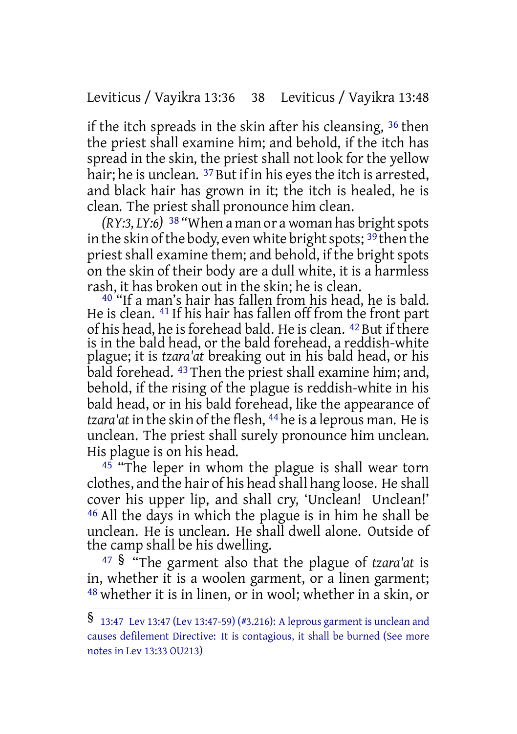if the itch spreads in the skin after his cleansing, [36] then the priest shall examine him; and behold, if the itch has spread in the skin, the priest shall not look for the yellow hair; he is unclean. [37] But if in his eyes the itch is arrested, and black hair has grown in it; the itch is healed, he is clean. The priest shall pronounce him clean.

*(RY:3, LY:6)* [38] "When a man or a woman has bright spots in the skin of the body, even white bright spots; [39] then the priest shall examine them; and behold, if the bright spots on the skin of their body are a dull white, it is a harmless rash, it has broken out in the skin; he is clean.

[40] "If a man's hair has fallen from his head, he is bald. He is clean. [41] If his hair has fallen off from the front part of his head, he is forehead bald. He is clean. [42] But if there is in the bald head, or the bald forehead, a reddish-white plague; it is *tzara'at* breaking out in his bald head, or his bald forehead. [43] Then the priest shall examine him; and, behold, if the rising of the plague is reddish-white in his bald head, or in his bald forehead, like the appearance of *tzara'at* in the skin of the flesh, [44] he is a leprous man. He is unclean. The priest shall surely pronounce him unclean. His plague is on his head.

[45] "The leper in whom the plague is shall wear torn clothes, and the hair of his head shall hang loose. He shall cover his upper lip, and shall cry, 'Unclean! Unclean!' [46] All the days in which the plague is in him he shall be unclean. He is unclean. He shall dwell alone. Outside of the camp shall be his dwelling.

[47] § "The garment also that the plague of *tzara'at* is in, whether it is a woolen garment, or a linen garment; [48] whether it is in linen, or in wool; whether in a skin, or

---

§ 13:47 Lev 13:47 (Lev 13:47-59) (#3.216): A leprous garment is unclean and causes defilement Directive: It is contagious, it shall be burned (See more notes in Lev 13:33 OU213)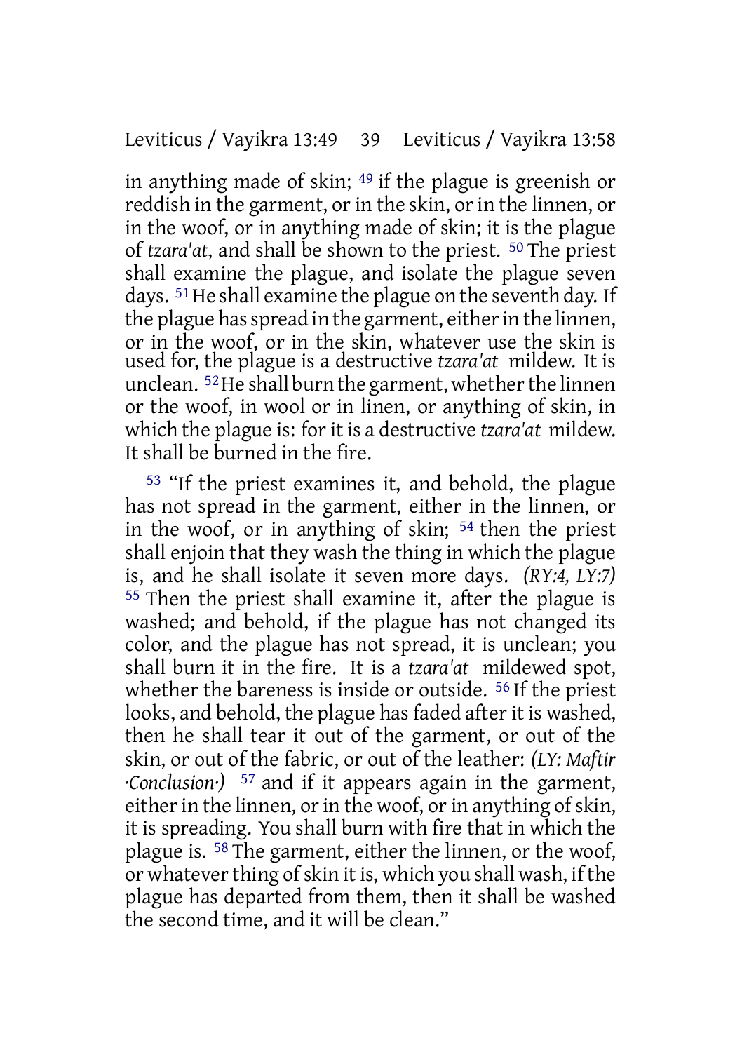in anything made of skin; [49] if the plague is greenish or reddish in the garment, or in the skin, or in the linnen, or in the woof, or in anything made of skin; it is the plague of *tzara'at*, and shall be shown to the priest. [50] The priest shall examine the plague, and isolate the plague seven days. [51] He shall examine the plague on the seventh day. If the plague has spread in the garment, either in the linnen, or in the woof, or in the skin, whatever use the skin is used for, the plague is a destructive *tzara'at* mildew. It is unclean. [52] He shall burn the garment, whether the linnen or the woof, in wool or in linen, or anything of skin, in which the plague is: for it is a destructive *tzara'at* mildew. It shall be burned in the fire.

[53] "If the priest examines it, and behold, the plague has not spread in the garment, either in the linnen, or in the woof, or in anything of skin; [54] then the priest shall enjoin that they wash the thing in which the plague is, and he shall isolate it seven more days. *(RY:4, LY:7)* [55] Then the priest shall examine it, after the plague is washed; and behold, if the plague has not changed its color, and the plague has not spread, it is unclean; you shall burn it in the fire. It is a *tzara'at* mildewed spot, whether the bareness is inside or outside. [56] If the priest looks, and behold, the plague has faded after it is washed, then he shall tear it out of the garment, or out of the skin, or out of the fabric, or out of the leather: *(LY: Maftir ·Conclusion·)* [57] and if it appears again in the garment, either in the linnen, or in the woof, or in anything of skin, it is spreading. You shall burn with fire that in which the plague is. [58] The garment, either the linnen, or the woof, or whatever thing of skin it is, which you shall wash, if the plague has departed from them, then it shall be washed the second time, and it will be clean."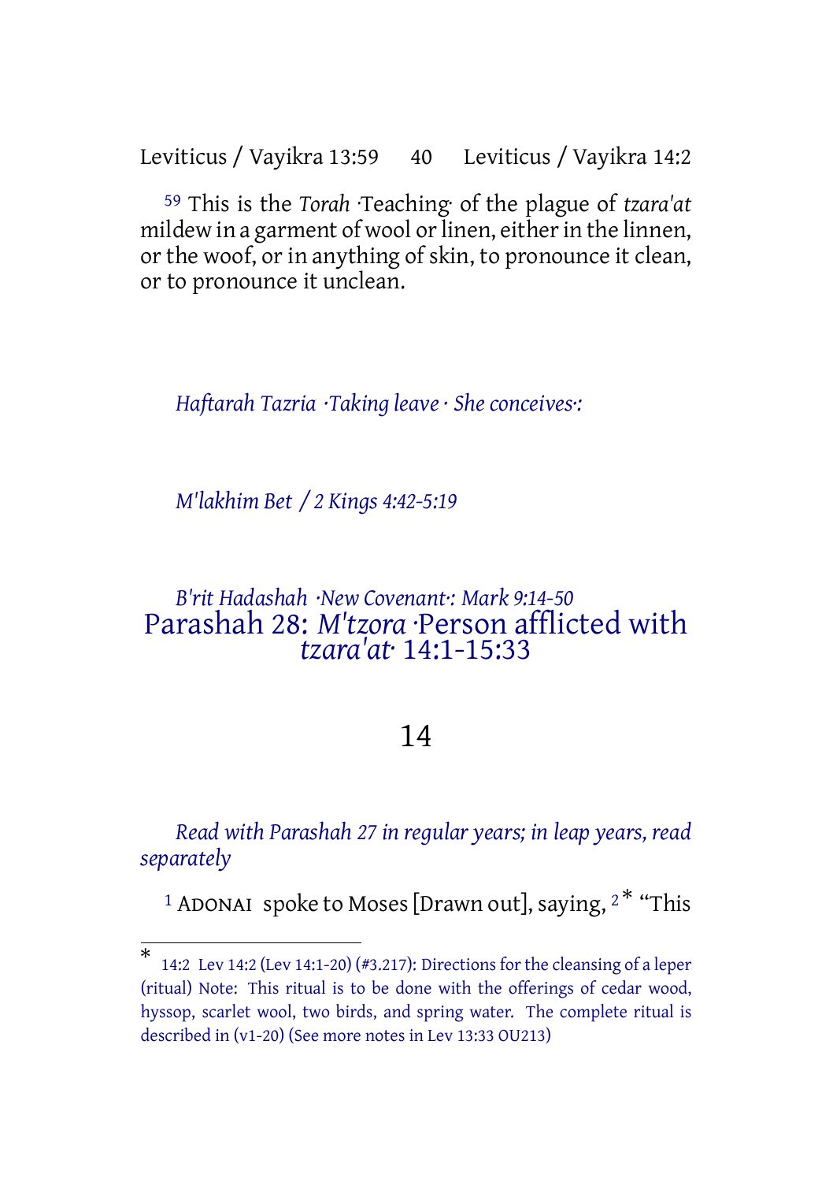[59] This is the *Torah* ·Teaching· of the plague of *tzara'at* mildew in a garment of wool or linen, either in the linnen, or the woof, or in anything of skin, to pronounce it clean, or to pronounce it unclean.

*Haftarah Tazria ·Taking leave · She conceives·:*

*M'lakhim Bet / 2 Kings 4:42-5:19*

*B'rit Hadashah ·New Covenant·: Mark 9:14-50*

## Parashah 28: *M'tzora* ·Person afflicted with *tzara'at*· 14:1-15:33

### 14

*Read with Parashah 27 in regular years; in leap years, read separately*

[1] ADONAI spoke to Moses [Drawn out], saying, [2] * "This

---

* 14:2 Lev 14:2 (Lev 14:1-20) (#3.217): Directions for the cleansing of a leper (ritual) Note: This ritual is to be done with the offerings of cedar wood, hyssop, scarlet wool, two birds, and spring water. The complete ritual is described in (v1-20) (See more notes in Lev 13:33 OU213)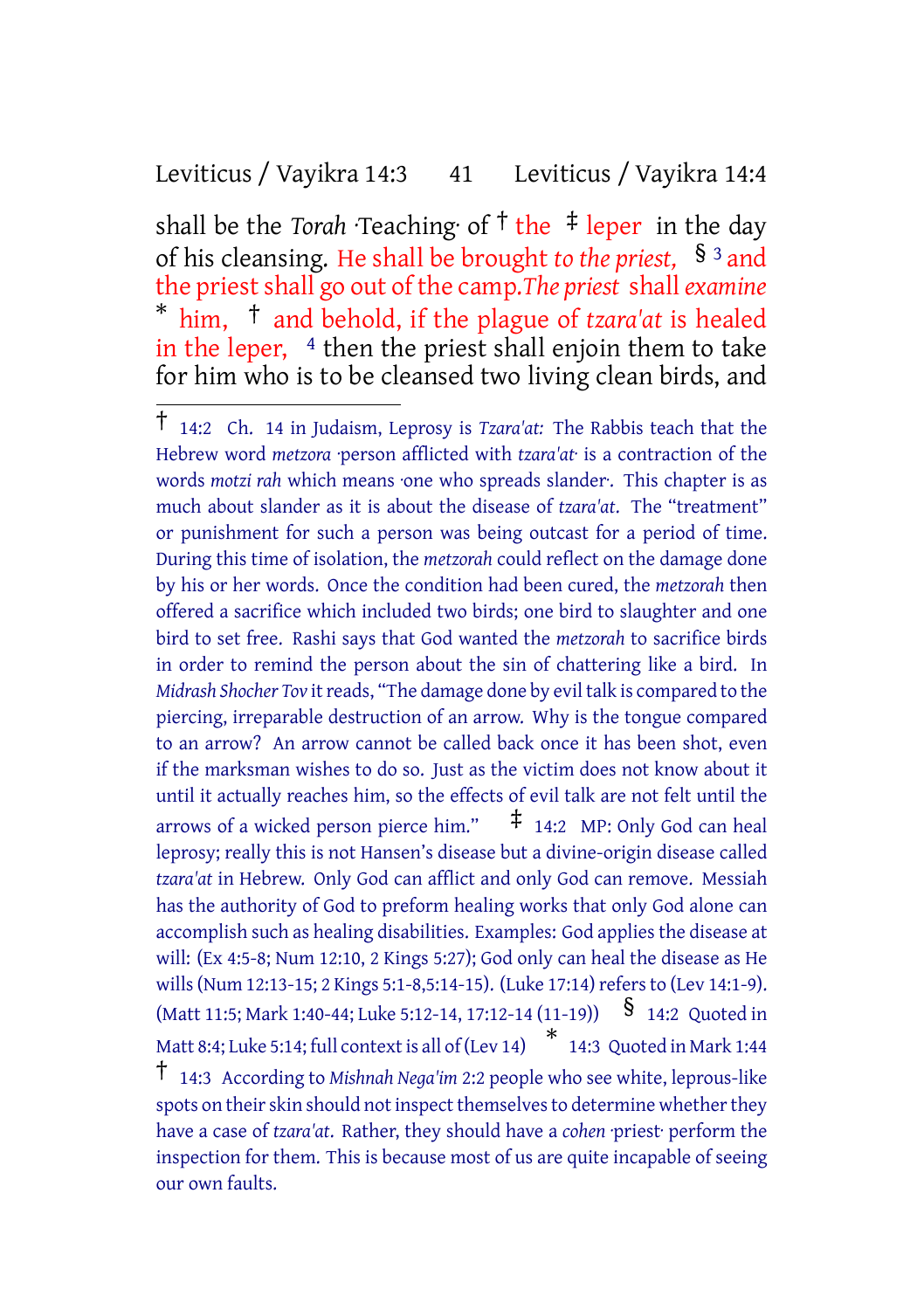shall be the *Torah* ·Teaching· of † the ‡ leper in the day of his cleansing. He shall be brought *to the priest,* § [3] and the priest shall go out of the camp.*The priest* shall *examine* * him, † and behold, if the plague of *tzara'at* is healed in the leper, [4] then the priest shall enjoin them to take for him who is to be cleansed two living clean birds, and

---

† 14:2 Ch. 14 in Judaism, Leprosy is *Tzara'at:* The Rabbis teach that the Hebrew word *metzora* ·person afflicted with *tzara'at*· is a contraction of the words *motzi rah* which means ·one who spreads slander·. This chapter is as much about slander as it is about the disease of *tzara'at*. The "treatment" or punishment for such a person was being outcast for a period of time. During this time of isolation, the *metzorah* could reflect on the damage done by his or her words. Once the condition had been cured, the *metzorah* then offered a sacrifice which included two birds; one bird to slaughter and one bird to set free. Rashi says that God wanted the *metzorah* to sacrifice birds in order to remind the person about the sin of chattering like a bird. In *Midrash Shocher Tov* it reads, "The damage done by evil talk is compared to the piercing, irreparable destruction of an arrow. Why is the tongue compared to an arrow? An arrow cannot be called back once it has been shot, even if the marksman wishes to do so. Just as the victim does not know about it until it actually reaches him, so the effects of evil talk are not felt until the arrows of a wicked person pierce him." ‡ 14:2 MP: Only God can heal leprosy; really this is not Hansen's disease but a divine-origin disease called *tzara'at* in Hebrew. Only God can afflict and only God can remove. Messiah has the authority of God to preform healing works that only God alone can accomplish such as healing disabilities. Examples: God applies the disease at will: (Ex 4:5-8; Num 12:10, 2 Kings 5:27); God only can heal the disease as He wills (Num 12:13-15; 2 Kings 5:1-8,5:14-15). (Luke 17:14) refers to (Lev 14:1-9). (Matt 11:5; Mark 1:40-44; Luke 5:12-14, 17:12-14 (11-19)) § 14:2 Quoted in Matt 8:4; Luke 5:14; full context is all of (Lev 14) * 14:3 Quoted in Mark 1:44 † 14:3 According to *Mishnah Nega'im* 2:2 people who see white, leprous-like spots on their skin should not inspect themselves to determine whether they have a case of *tzara'at*. Rather, they should have a *cohen* ·priest· perform the inspection for them. This is because most of us are quite incapable of seeing our own faults.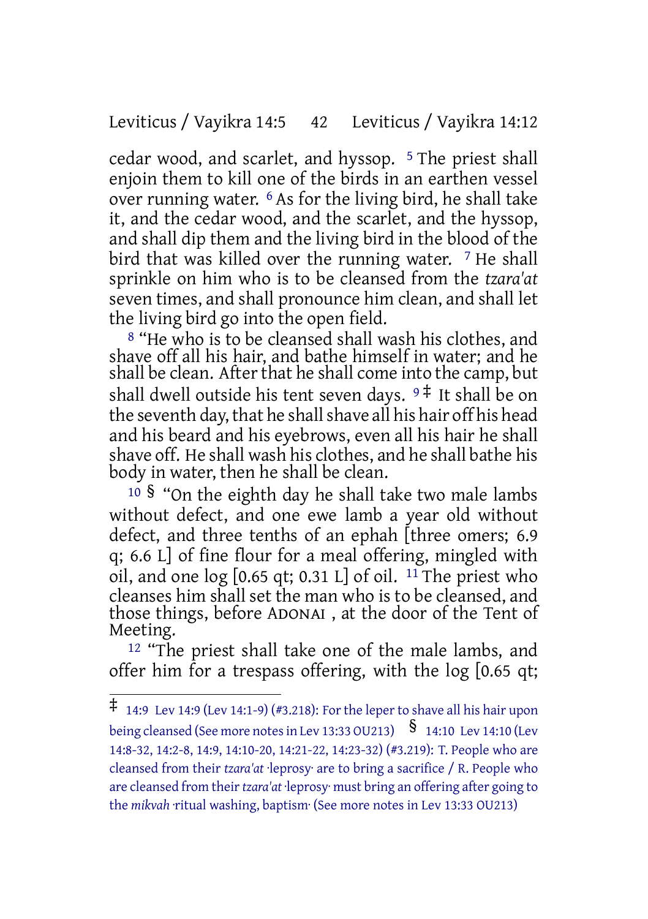cedar wood, and scarlet, and hyssop. [5] The priest shall enjoin them to kill one of the birds in an earthen vessel over running water. [6] As for the living bird, he shall take it, and the cedar wood, and the scarlet, and the hyssop, and shall dip them and the living bird in the blood of the bird that was killed over the running water. [7] He shall sprinkle on him who is to be cleansed from the *tzara'at* seven times, and shall pronounce him clean, and shall let the living bird go into the open field.

[8] "He who is to be cleansed shall wash his clothes, and shave off all his hair, and bathe himself in water; and he shall be clean. After that he shall come into the camp, but shall dwell outside his tent seven days. [9] ‡ It shall be on the seventh day, that he shall shave all his hair off his head and his beard and his eyebrows, even all his hair he shall shave off. He shall wash his clothes, and he shall bathe his body in water, then he shall be clean.

[10] § "On the eighth day he shall take two male lambs without defect, and one ewe lamb a year old without defect, and three tenths of an ephah [three omers; 6.9 q; 6.6 L] of fine flour for a meal offering, mingled with oil, and one log [0.65 qt; 0.31 L] of oil. [11] The priest who cleanses him shall set the man who is to be cleansed, and those things, before ADONAI , at the door of the Tent of Meeting.

[12] "The priest shall take one of the male lambs, and offer him for a trespass offering, with the log [0.65 qt;

---

‡ 14:9 Lev 14:9 (Lev 14:1-9) (#3.218): For the leper to shave all his hair upon being cleansed (See more notes in Lev 13:33 OU213) § 14:10 Lev 14:10 (Lev 14:8-32, 14:2-8, 14:9, 14:10-20, 14:21-22, 14:23-32) (#3.219): T. People who are cleansed from their *tzara'at* ·leprosy· are to bring a sacrifice / R. People who are cleansed from their *tzara'at* ·leprosy· must bring an offering after going to the *mikvah* ·ritual washing, baptism· (See more notes in Lev 13:33 OU213)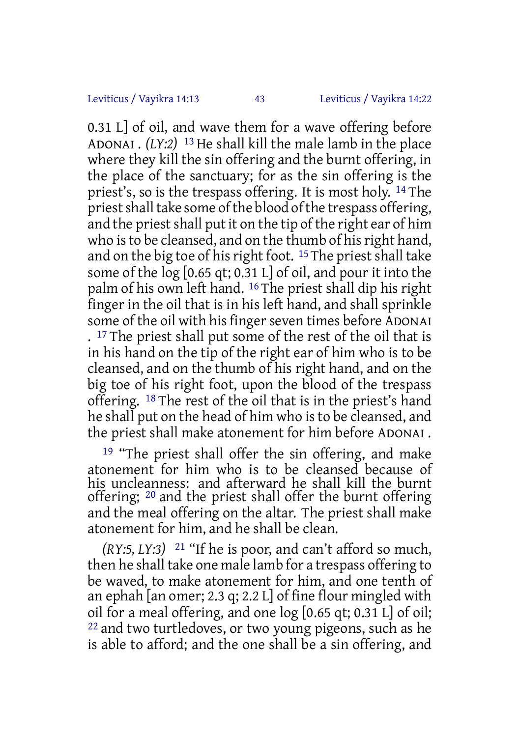0.31 L] of oil, and wave them for a wave offering before ADONAI . *(LY:2)* [13] He shall kill the male lamb in the place where they kill the sin offering and the burnt offering, in the place of the sanctuary; for as the sin offering is the priest's, so is the trespass offering. It is most holy. [14] The priest shall take some of the blood of the trespass offering, and the priest shall put it on the tip of the right ear of him who is to be cleansed, and on the thumb of his right hand, and on the big toe of his right foot. [15] The priest shall take some of the log [0.65 qt; 0.31 L] of oil, and pour it into the palm of his own left hand. [16] The priest shall dip his right finger in the oil that is in his left hand, and shall sprinkle some of the oil with his finger seven times before ADONAI . [17] The priest shall put some of the rest of the oil that is in his hand on the tip of the right ear of him who is to be cleansed, and on the thumb of his right hand, and on the big toe of his right foot, upon the blood of the trespass offering. [18] The rest of the oil that is in the priest's hand he shall put on the head of him who is to be cleansed, and the priest shall make atonement for him before ADONAI .

[19] "The priest shall offer the sin offering, and make atonement for him who is to be cleansed because of his uncleanness: and afterward he shall kill the burnt offering; [20] and the priest shall offer the burnt offering and the meal offering on the altar. The priest shall make atonement for him, and he shall be clean.

*(RY:5, LY:3)* [21] "If he is poor, and can't afford so much, then he shall take one male lamb for a trespass offering to be waved, to make atonement for him, and one tenth of an ephah [an omer; 2.3 q; 2.2 L] of fine flour mingled with oil for a meal offering, and one log [0.65 qt; 0.31 L] of oil; [22] and two turtledoves, or two young pigeons, such as he is able to afford; and the one shall be a sin offering, and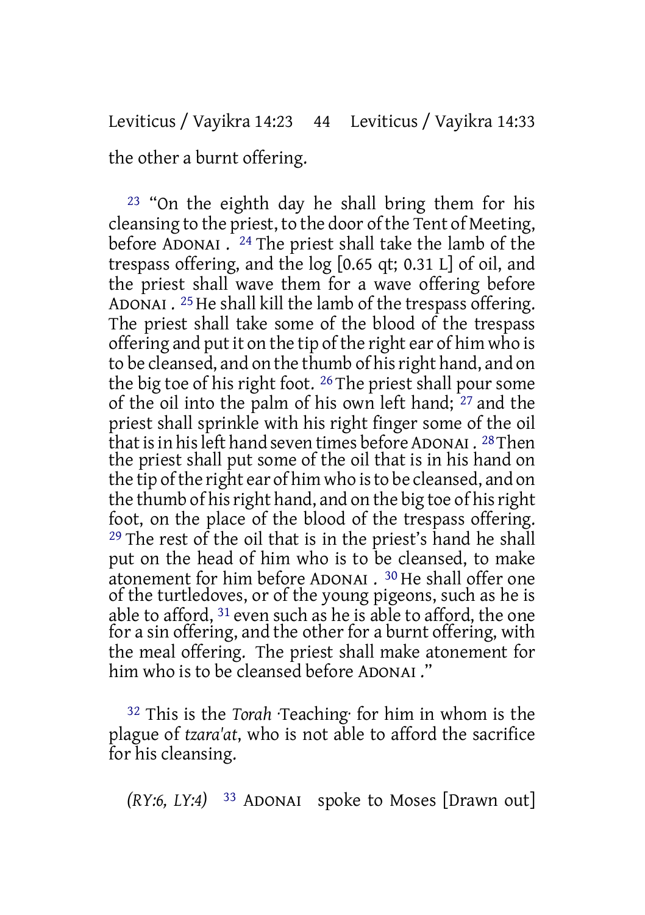the other a burnt offering.

23 “On the eighth day he shall bring them for his cleansing to the priest, to the door of the Tent of Meeting, before ADONAI . 24 The priest shall take the lamb of the trespass offering, and the log [0.65 qt; 0.31 L] of oil, and the priest shall wave them for a wave offering before ADONAI . 25 He shall kill the lamb of the trespass offering. The priest shall take some of the blood of the trespass offering and put it on the tip of the right ear of him who is to be cleansed, and on the thumb of his right hand, and on the big toe of his right foot. 26 The priest shall pour some of the oil into the palm of his own left hand; 27 and the priest shall sprinkle with his right finger some of the oil that is in his left hand seven times before ADONAI . 28 Then the priest shall put some of the oil that is in his hand on the tip of the right ear of him who is to be cleansed, and on the thumb of his right hand, and on the big toe of his right foot, on the place of the blood of the trespass offering. 29 The rest of the oil that is in the priest’s hand he shall put on the head of him who is to be cleansed, to make atonement for him before ADONAI . 30 He shall offer one of the turtledoves, or of the young pigeons, such as he is able to afford, 31 even such as he is able to afford, the one for a sin offering, and the other for a burnt offering, with the meal offering. The priest shall make atonement for him who is to be cleansed before ADONAI .”

32 This is the *Torah* ·Teaching· for him in whom is the plague of *tzara'at*, who is not able to afford the sacrifice for his cleansing.

*(RY:6, LY:4)* 33 ADONAI spoke to Moses [Drawn out]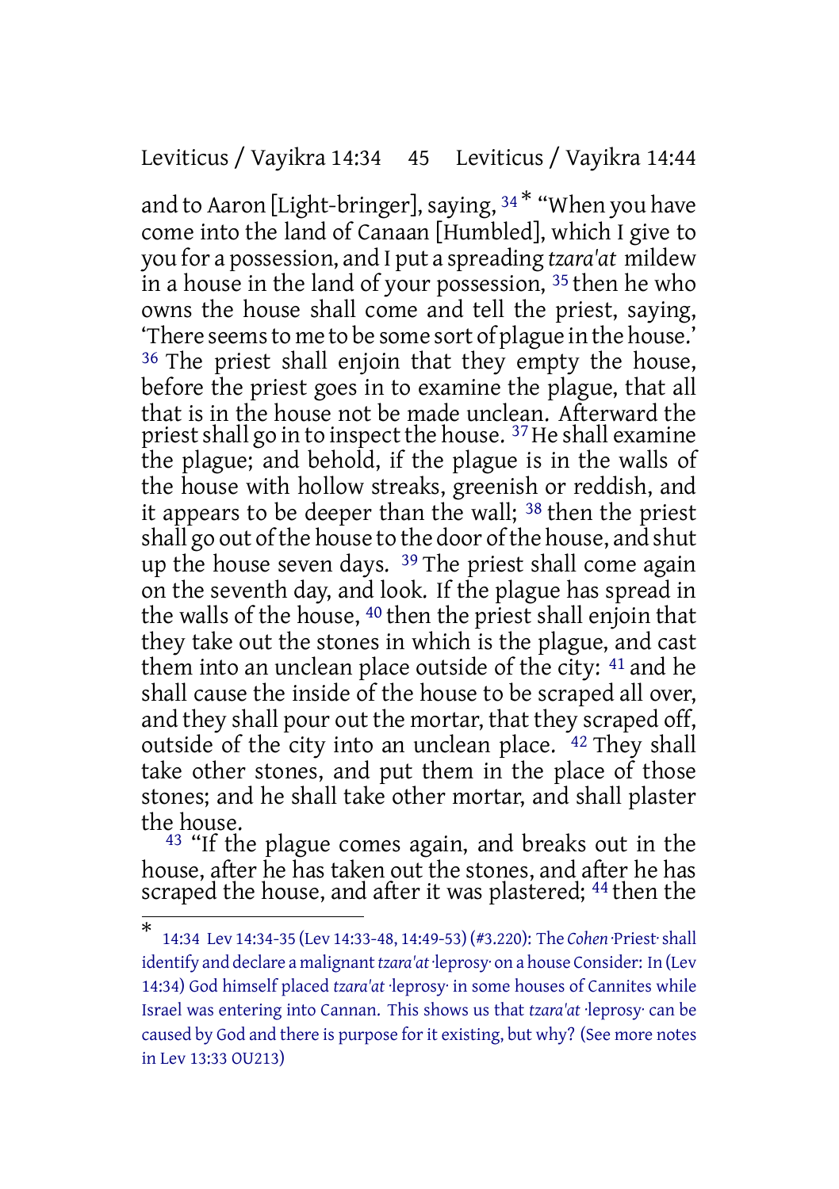and to Aaron [Light-bringer], saying, [34]* “When you have come into the land of Canaan [Humbled], which I give to you for a possession, and I put a spreading *tzara'at* mildew in a house in the land of your possession, [35] then he who owns the house shall come and tell the priest, saying, ‘There seems to me to be some sort of plague in the house.’ [36] The priest shall enjoin that they empty the house, before the priest goes in to examine the plague, that all that is in the house not be made unclean. Afterward the priest shall go in to inspect the house. [37] He shall examine the plague; and behold, if the plague is in the walls of the house with hollow streaks, greenish or reddish, and it appears to be deeper than the wall; [38] then the priest shall go out of the house to the door of the house, and shut up the house seven days. [39] The priest shall come again on the seventh day, and look. If the plague has spread in the walls of the house, [40] then the priest shall enjoin that they take out the stones in which is the plague, and cast them into an unclean place outside of the city: [41] and he shall cause the inside of the house to be scraped all over, and they shall pour out the mortar, that they scraped off, outside of the city into an unclean place. [42] They shall take other stones, and put them in the place of those stones; and he shall take other mortar, and shall plaster the house.

[43] “If the plague comes again, and breaks out in the house, after he has taken out the stones, and after he has scraped the house, and after it was plastered; [44] then the

---

\* 14:34 Lev 14:34-35 (Lev 14:33-48, 14:49-53) (#3.220): The *Cohen* ·Priest· shall identify and declare a malignant *tzara'at* ·leprosy· on a house Consider: In (Lev 14:34) God himself placed *tzara'at* ·leprosy· in some houses of Cannites while Israel was entering into Cannan. This shows us that *tzara'at* ·leprosy· can be caused by God and there is purpose for it existing, but why? (See more notes in Lev 13:33 OU213)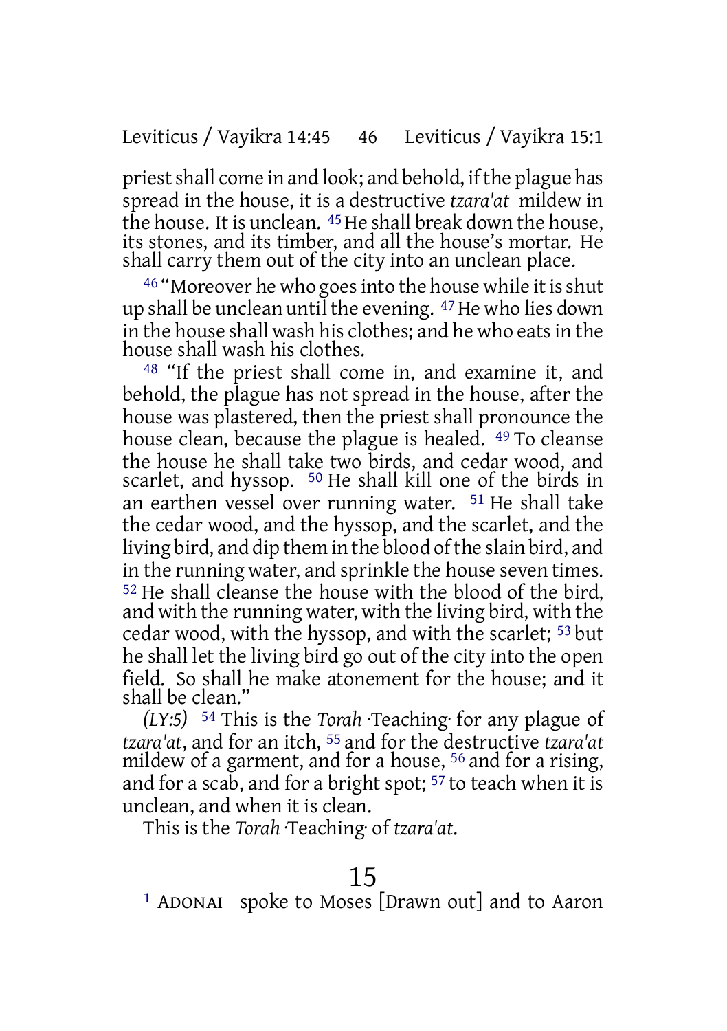priest shall come in and look; and behold, if the plague has spread in the house, it is a destructive *tzara'at* mildew in the house. It is unclean. [45] He shall break down the house, its stones, and its timber, and all the house's mortar. He shall carry them out of the city into an unclean place.

[46] "Moreover he who goes into the house while it is shut up shall be unclean until the evening. [47] He who lies down in the house shall wash his clothes; and he who eats in the house shall wash his clothes.

[48] "If the priest shall come in, and examine it, and behold, the plague has not spread in the house, after the house was plastered, then the priest shall pronounce the house clean, because the plague is healed. [49] To cleanse the house he shall take two birds, and cedar wood, and scarlet, and hyssop. [50] He shall kill one of the birds in an earthen vessel over running water. [51] He shall take the cedar wood, and the hyssop, and the scarlet, and the living bird, and dip them in the blood of the slain bird, and in the running water, and sprinkle the house seven times. [52] He shall cleanse the house with the blood of the bird, and with the running water, with the living bird, with the cedar wood, with the hyssop, and with the scarlet; [53] but he shall let the living bird go out of the city into the open field. So shall he make atonement for the house; and it shall be clean."

*(LY:5)* [54] This is the *Torah* ·Teaching· for any plague of *tzara'at*, and for an itch, [55] and for the destructive *tzara'at* mildew of a garment, and for a house, [56] and for a rising, and for a scab, and for a bright spot; [57] to teach when it is unclean, and when it is clean.

This is the *Torah* ·Teaching· of *tzara'at*.

# 15

[1] ADONAI spoke to Moses [Drawn out] and to Aaron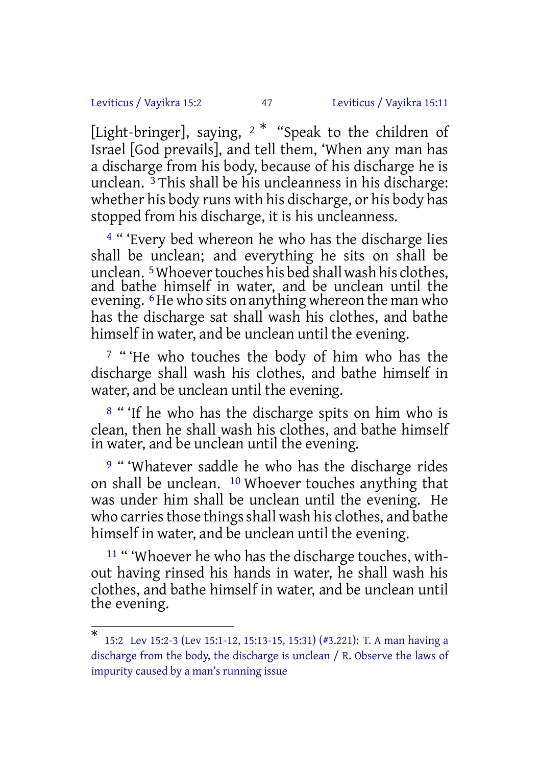[Light-bringer], saying, [2] [*] “Speak to the children of Israel [God prevails], and tell them, ‘When any man has a discharge from his body, because of his discharge he is unclean. [3] This shall be his uncleanness in his discharge: whether his body runs with his discharge, or his body has stopped from his discharge, it is his uncleanness.

[4] “ ‘Every bed whereon he who has the discharge lies shall be unclean; and everything he sits on shall be unclean. [5] Whoever touches his bed shall wash his clothes, and bathe himself in water, and be unclean until the evening. [6] He who sits on anything whereon the man who has the discharge sat shall wash his clothes, and bathe himself in water, and be unclean until the evening.

[7] “ ‘He who touches the body of him who has the discharge shall wash his clothes, and bathe himself in water, and be unclean until the evening.

[8] “ ‘If he who has the discharge spits on him who is clean, then he shall wash his clothes, and bathe himself in water, and be unclean until the evening.

[9] “ ‘Whatever saddle he who has the discharge rides on shall be unclean. [10] Whoever touches anything that was under him shall be unclean until the evening. He who carries those things shall wash his clothes, and bathe himself in water, and be unclean until the evening.

[11] “ ‘Whoever he who has the discharge touches, without having rinsed his hands in water, he shall wash his clothes, and bathe himself in water, and be unclean until the evening.

---

[*] 15:2 Lev 15:2-3 (Lev 15:1-12, 15:13-15, 15:31) (#3.221): T. A man having a discharge from the body, the discharge is unclean / R. Observe the laws of impurity caused by a man’s running issue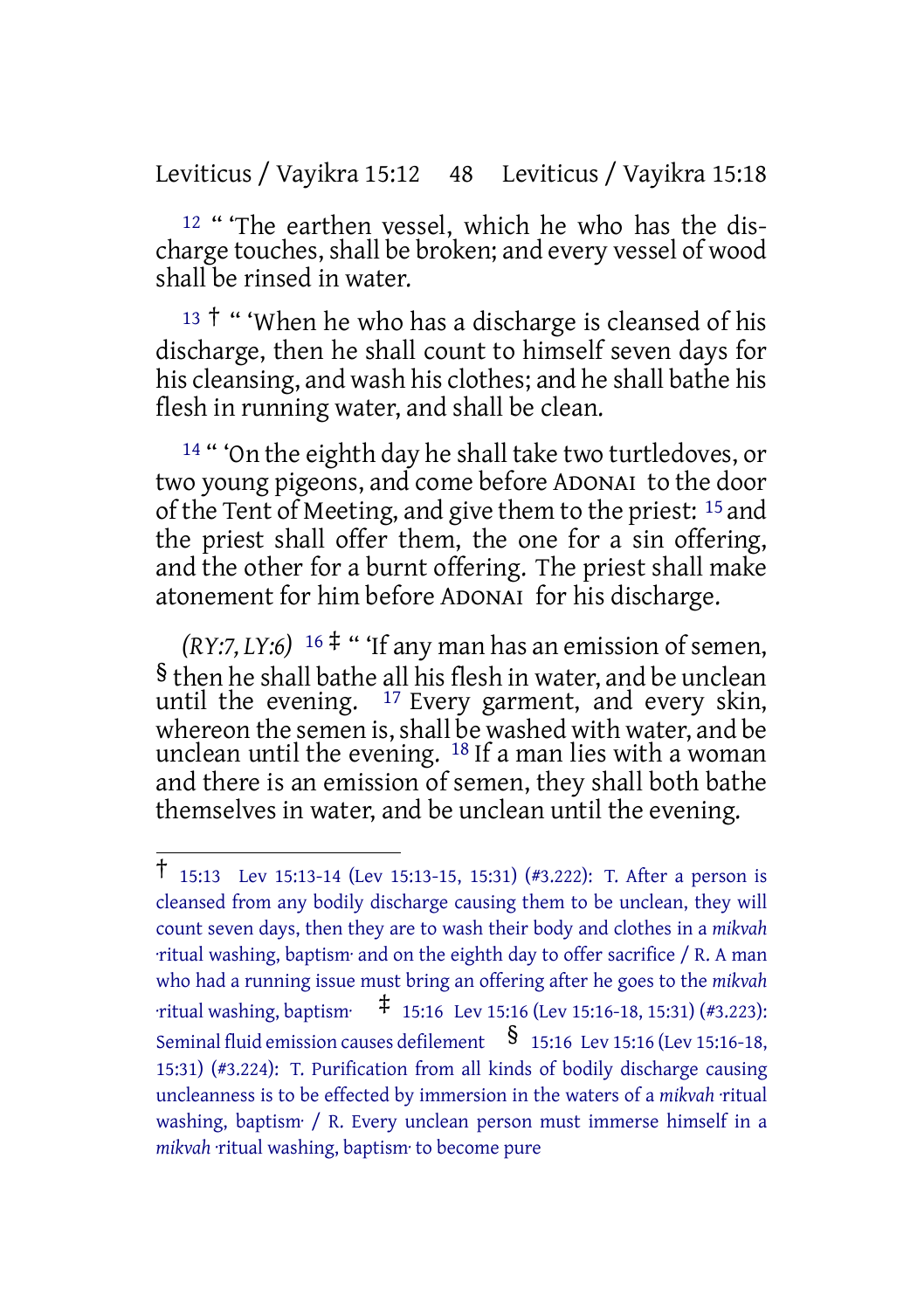[12] " 'The earthen vessel, which he who has the discharge touches, shall be broken; and every vessel of wood shall be rinsed in water.

[13] † " 'When he who has a discharge is cleansed of his discharge, then he shall count to himself seven days for his cleansing, and wash his clothes; and he shall bathe his flesh in running water, and shall be clean.

[14] " 'On the eighth day he shall take two turtledoves, or two young pigeons, and come before ADONAI to the door of the Tent of Meeting, and give them to the priest: [15] and the priest shall offer them, the one for a sin offering, and the other for a burnt offering. The priest shall make atonement for him before ADONAI for his discharge.

*(RY:7, LY:6)* [16] ‡ " 'If any man has an emission of semen, § then he shall bathe all his flesh in water, and be unclean until the evening. [17] Every garment, and every skin, whereon the semen is, shall be washed with water, and be unclean until the evening. [18] If a man lies with a woman and there is an emission of semen, they shall both bathe themselves in water, and be unclean until the evening.

---

† 15:13 Lev 15:13-14 (Lev 15:13-15, 15:31) (#3.222): T. After a person is cleansed from any bodily discharge causing them to be unclean, they will count seven days, then they are to wash their body and clothes in a *mikvah* ·ritual washing, baptism· and on the eighth day to offer sacrifice / R. A man who had a running issue must bring an offering after he goes to the *mikvah* ·ritual washing, baptism· ‡ 15:16 Lev 15:16 (Lev 15:16-18, 15:31) (#3.223): Seminal fluid emission causes defilement § 15:16 Lev 15:16 (Lev 15:16-18, 15:31) (#3.224): T. Purification from all kinds of bodily discharge causing uncleanness is to be effected by immersion in the waters of a *mikvah* ·ritual washing, baptism· / R. Every unclean person must immerse himself in a *mikvah* ·ritual washing, baptism· to become pure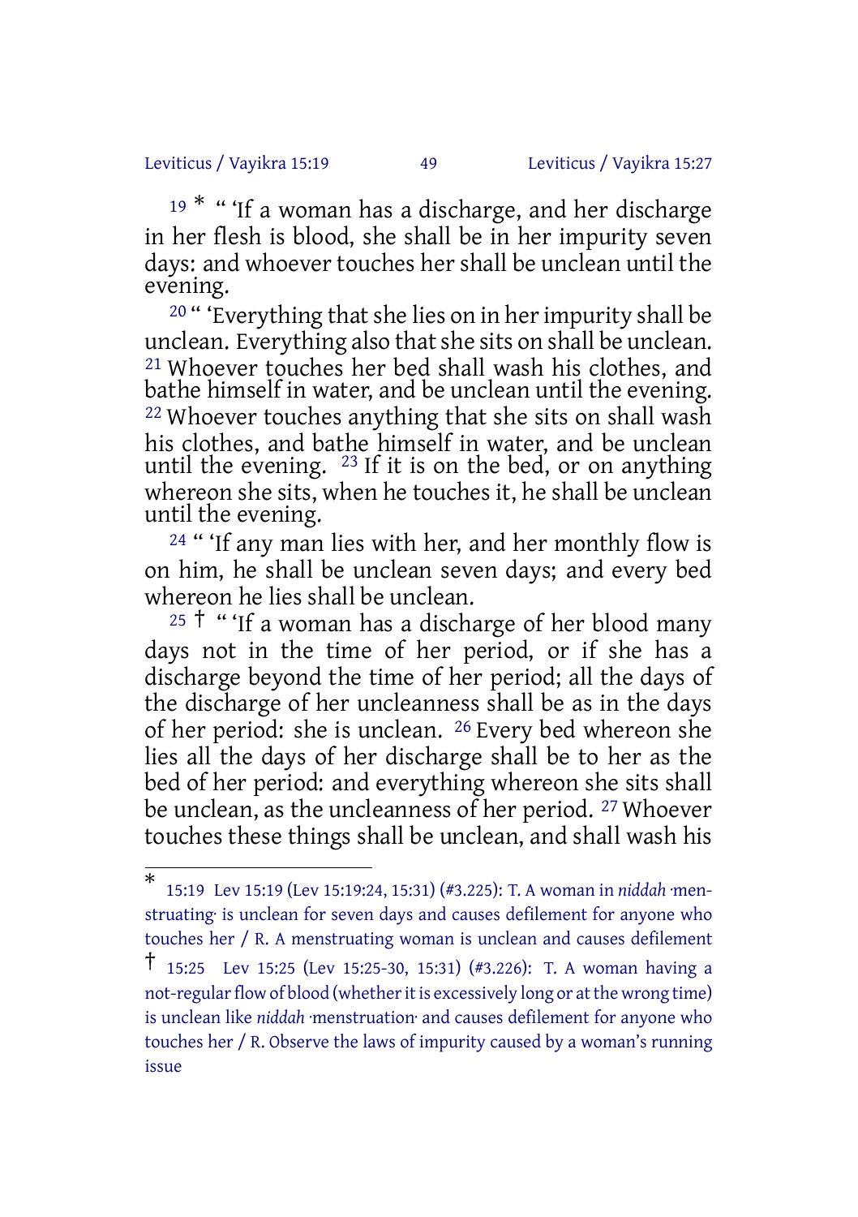[19] * " 'If a woman has a discharge, and her discharge in her flesh is blood, she shall be in her impurity seven days: and whoever touches her shall be unclean until the evening.

[20] " 'Everything that she lies on in her impurity shall be unclean. Everything also that she sits on shall be unclean. [21] Whoever touches her bed shall wash his clothes, and bathe himself in water, and be unclean until the evening. [22] Whoever touches anything that she sits on shall wash his clothes, and bathe himself in water, and be unclean until the evening. [23] If it is on the bed, or on anything whereon she sits, when he touches it, he shall be unclean until the evening.

[24] " 'If any man lies with her, and her monthly flow is on him, he shall be unclean seven days; and every bed whereon he lies shall be unclean.

[25] † " 'If a woman has a discharge of her blood many days not in the time of her period, or if she has a discharge beyond the time of her period; all the days of the discharge of her uncleanness shall be as in the days of her period: she is unclean. [26] Every bed whereon she lies all the days of her discharge shall be to her as the bed of her period: and everything whereon she sits shall be unclean, as the uncleanness of her period. [27] Whoever touches these things shall be unclean, and shall wash his

---

* 15:19 Lev 15:19 (Lev 15:19:24, 15:31) (#3.225): T. A woman in *niddah* ·menstruating· is unclean for seven days and causes defilement for anyone who touches her / R. A menstruating woman is unclean and causes defilement

† 15:25 Lev 15:25 (Lev 15:25-30, 15:31) (#3.226): T. A woman having a not-regular flow of blood (whether it is excessively long or at the wrong time) is unclean like *niddah* ·menstruation· and causes defilement for anyone who touches her / R. Observe the laws of impurity caused by a woman's running issue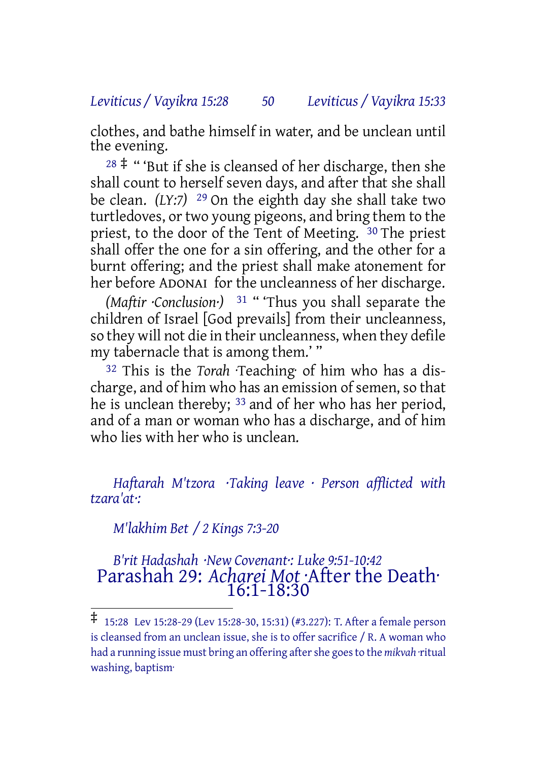clothes, and bathe himself in water, and be unclean until the evening.

[28] ‡ " 'But if she is cleansed of her discharge, then she shall count to herself seven days, and after that she shall be clean. *(LY:7)* [29] On the eighth day she shall take two turtledoves, or two young pigeons, and bring them to the priest, to the door of the Tent of Meeting. [30] The priest shall offer the one for a sin offering, and the other for a burnt offering; and the priest shall make atonement for her before ADONAI for the uncleanness of her discharge.

*(Maftir ·Conclusion·)* [31] " 'Thus you shall separate the children of Israel [God prevails] from their uncleanness, so they will not die in their uncleanness, when they defile my tabernacle that is among them.' "

[32] This is the *Torah* ·Teaching· of him who has a discharge, and of him who has an emission of semen, so that he is unclean thereby; [33] and of her who has her period, and of a man or woman who has a discharge, and of him who lies with her who is unclean.

*Haftarah M'tzora ·Taking leave · Person afflicted with tzara'at·:*

*M'lakhim Bet / 2 Kings 7:3-20*

*B'rit Hadashah ·New Covenant·: Luke 9:51-10:42*

## Parashah 29: *Acharei Mot* ·After the Death· 16:1-18:30

---

‡ 15:28 Lev 15:28-29 (Lev 15:28-30, 15:31) (#3.227): T. After a female person is cleansed from an unclean issue, she is to offer sacrifice / R. A woman who had a running issue must bring an offering after she goes to the *mikvah* ·ritual washing, baptism·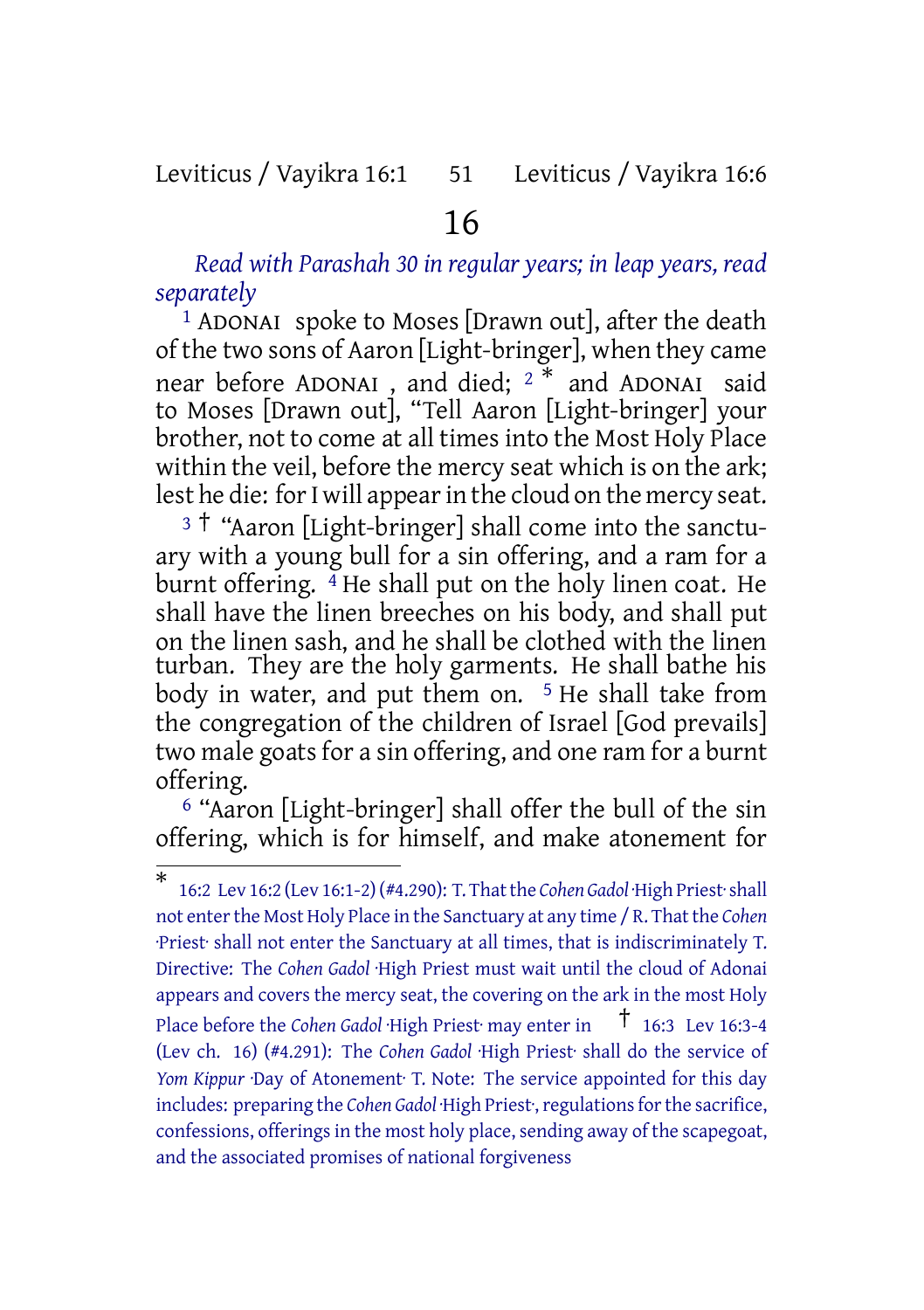# 16

*Read with Parashah 30 in regular years; in leap years, read separately*

[1] ADONAI spoke to Moses [Drawn out], after the death of the two sons of Aaron [Light-bringer], when they came near before ADONAI , and died; [2] * and ADONAI said to Moses [Drawn out], "Tell Aaron [Light-bringer] your brother, not to come at all times into the Most Holy Place within the veil, before the mercy seat which is on the ark; lest he die: for I will appear in the cloud on the mercy seat.

[3] † "Aaron [Light-bringer] shall come into the sanctuary with a young bull for a sin offering, and a ram for a burnt offering. [4] He shall put on the holy linen coat. He shall have the linen breeches on his body, and shall put on the linen sash, and he shall be clothed with the linen turban. They are the holy garments. He shall bathe his body in water, and put them on. [5] He shall take from the congregation of the children of Israel [God prevails] two male goats for a sin offering, and one ram for a burnt offering.

[6] "Aaron [Light-bringer] shall offer the bull of the sin offering, which is for himself, and make atonement for

---

\* 16:2 Lev 16:2 (Lev 16:1-2) (#4.290): T. That the *Cohen Gadol* ·High Priest· shall not enter the Most Holy Place in the Sanctuary at any time / R. That the *Cohen* ·Priest· shall not enter the Sanctuary at all times, that is indiscriminately T. Directive: The *Cohen Gadol* ·High Priest must wait until the cloud of Adonai appears and covers the mercy seat, the covering on the ark in the most Holy Place before the *Cohen Gadol* ·High Priest· may enter in

† 16:3 Lev 16:3-4 (Lev ch. 16) (#4.291): The *Cohen Gadol* ·High Priest· shall do the service of *Yom Kippur* ·Day of Atonement· T. Note: The service appointed for this day includes: preparing the *Cohen Gadol* ·High Priest·, regulations for the sacrifice, confessions, offerings in the most holy place, sending away of the scapegoat, and the associated promises of national forgiveness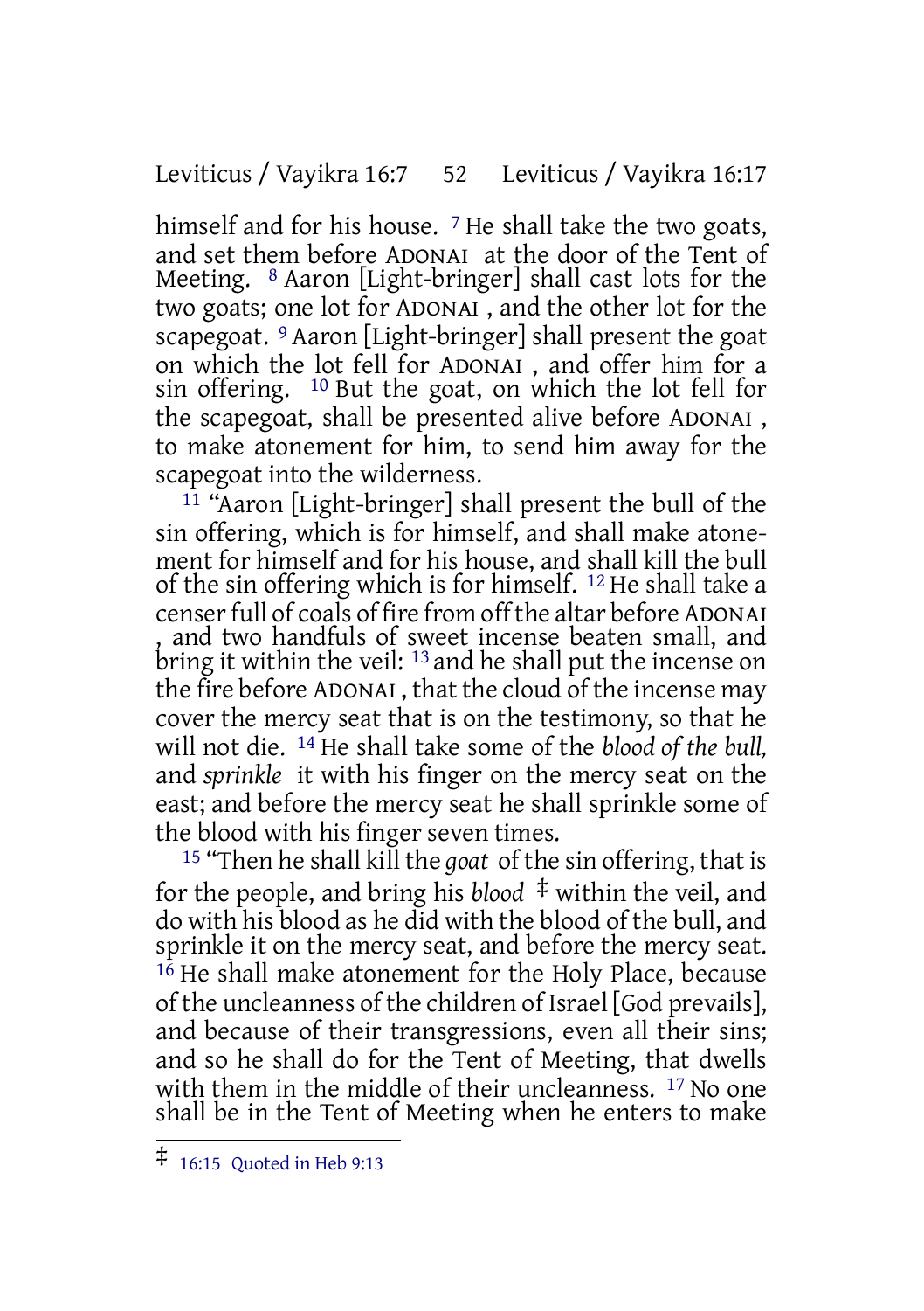himself and for his house. [7] He shall take the two goats, and set them before ADONAI at the door of the Tent of Meeting. [8] Aaron [Light-bringer] shall cast lots for the two goats; one lot for ADONAI , and the other lot for the scapegoat. [9] Aaron [Light-bringer] shall present the goat on which the lot fell for ADONAI , and offer him for a sin offering. [10] But the goat, on which the lot fell for the scapegoat, shall be presented alive before ADONAI , to make atonement for him, to send him away for the scapegoat into the wilderness.

[11] "Aaron [Light-bringer] shall present the bull of the sin offering, which is for himself, and shall make atonement for himself and for his house, and shall kill the bull of the sin offering which is for himself. [12] He shall take a censer full of coals of fire from off the altar before ADONAI , and two handfuls of sweet incense beaten small, and bring it within the veil: [13] and he shall put the incense on the fire before ADONAI , that the cloud of the incense may cover the mercy seat that is on the testimony, so that he will not die. [14] He shall take some of the *blood of the bull,* and *sprinkle* it with his finger on the mercy seat on the east; and before the mercy seat he shall sprinkle some of the blood with his finger seven times.

[15] "Then he shall kill the *goat* of the sin offering, that is for the people, and bring his *blood* ‡ within the veil, and do with his blood as he did with the blood of the bull, and sprinkle it on the mercy seat, and before the mercy seat. [16] He shall make atonement for the Holy Place, because of the uncleanness of the children of Israel [God prevails], and because of their transgressions, even all their sins; and so he shall do for the Tent of Meeting, that dwells with them in the middle of their uncleanness. [17] No one shall be in the Tent of Meeting when he enters to make

---

‡ 16:15 Quoted in Heb 9:13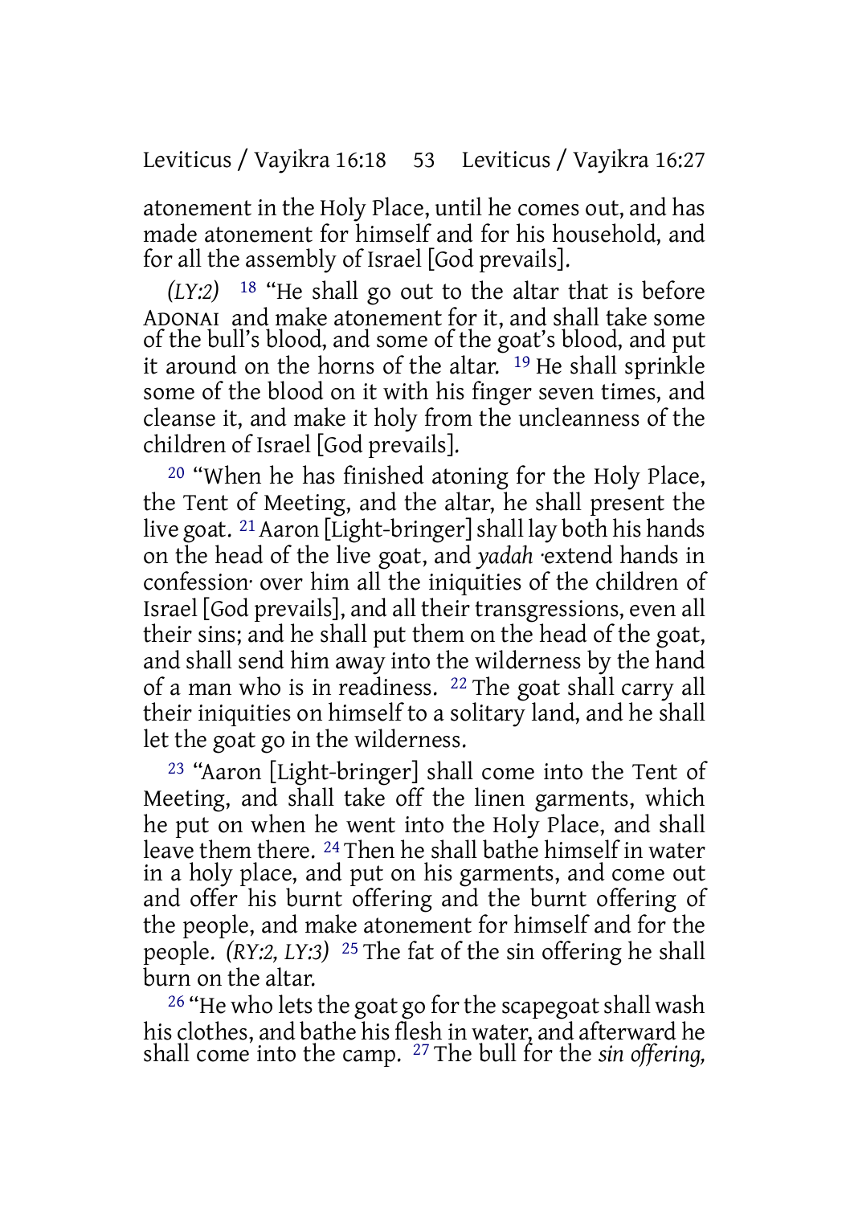atonement in the Holy Place, until he comes out, and has made atonement for himself and for his household, and for all the assembly of Israel [God prevails].

*(LY:2)* 18 "He shall go out to the altar that is before ADONAI and make atonement for it, and shall take some of the bull's blood, and some of the goat's blood, and put it around on the horns of the altar. 19 He shall sprinkle some of the blood on it with his finger seven times, and cleanse it, and make it holy from the uncleanness of the children of Israel [God prevails].

20 "When he has finished atoning for the Holy Place, the Tent of Meeting, and the altar, he shall present the live goat. 21 Aaron [Light-bringer] shall lay both his hands on the head of the live goat, and *yadah* ·extend hands in confession· over him all the iniquities of the children of Israel [God prevails], and all their transgressions, even all their sins; and he shall put them on the head of the goat, and shall send him away into the wilderness by the hand of a man who is in readiness. 22 The goat shall carry all their iniquities on himself to a solitary land, and he shall let the goat go in the wilderness.

23 "Aaron [Light-bringer] shall come into the Tent of Meeting, and shall take off the linen garments, which he put on when he went into the Holy Place, and shall leave them there. 24 Then he shall bathe himself in water in a holy place, and put on his garments, and come out and offer his burnt offering and the burnt offering of the people, and make atonement for himself and for the people. *(RY:2, LY:3)* 25 The fat of the sin offering he shall burn on the altar.

26 "He who lets the goat go for the scapegoat shall wash his clothes, and bathe his flesh in water, and afterward he shall come into the camp. 27 The bull for the *sin offering,*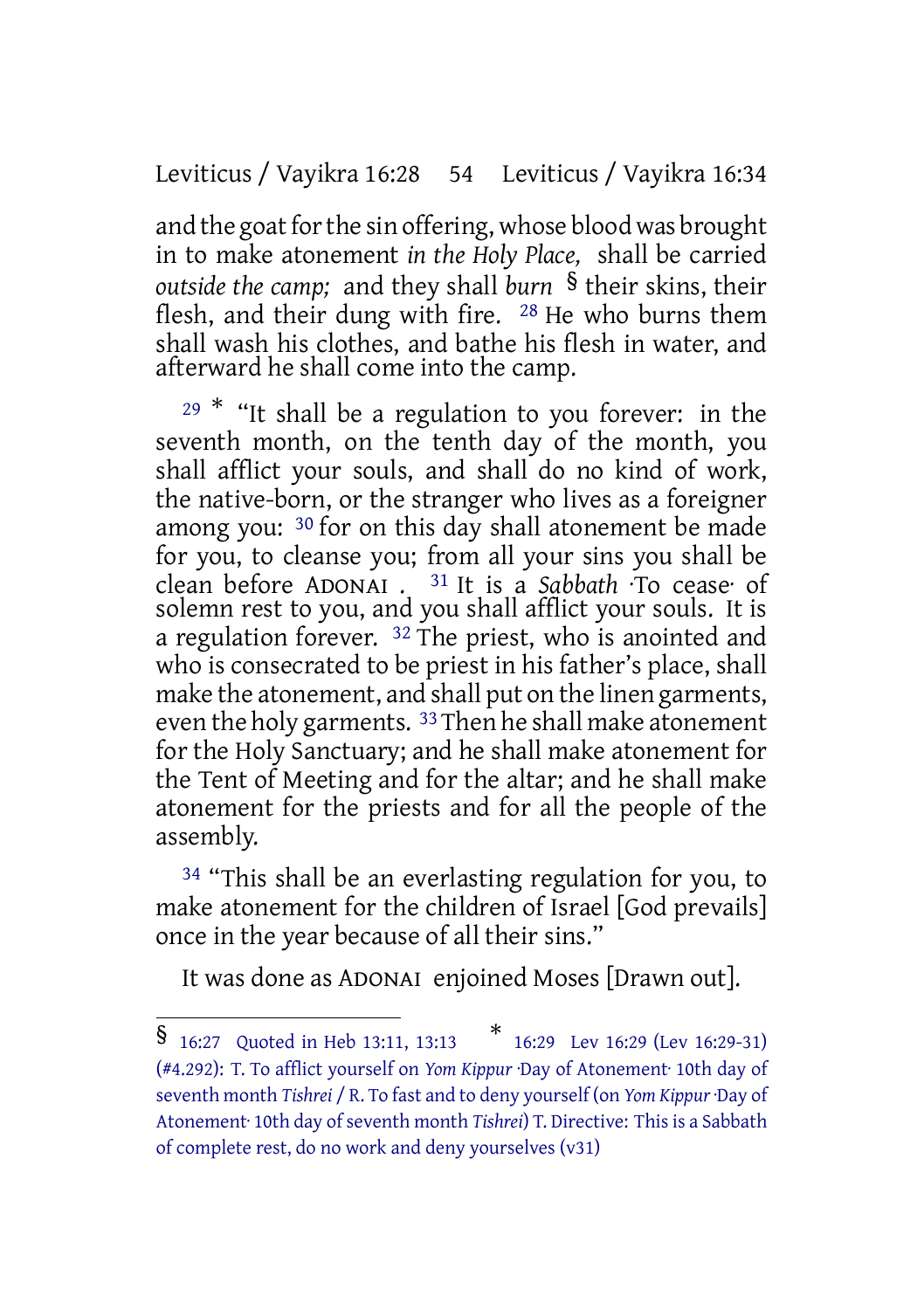and the goat for the sin offering, whose blood was brought in to make atonement *in the Holy Place,* shall be carried *outside the camp;* and they shall *burn* § their skins, their flesh, and their dung with fire. [28] He who burns them shall wash his clothes, and bathe his flesh in water, and afterward he shall come into the camp.

[29] * "It shall be a regulation to you forever: in the seventh month, on the tenth day of the month, you shall afflict your souls, and shall do no kind of work, the native-born, or the stranger who lives as a foreigner among you: [30] for on this day shall atonement be made for you, to cleanse you; from all your sins you shall be clean before ADONAI . [31] It is a *Sabbath* ·To cease· of solemn rest to you, and you shall afflict your souls. It is a regulation forever. [32] The priest, who is anointed and who is consecrated to be priest in his father's place, shall make the atonement, and shall put on the linen garments, even the holy garments. [33] Then he shall make atonement for the Holy Sanctuary; and he shall make atonement for the Tent of Meeting and for the altar; and he shall make atonement for the priests and for all the people of the assembly.

[34] "This shall be an everlasting regulation for you, to make atonement for the children of Israel [God prevails] once in the year because of all their sins."

It was done as ADONAI enjoined Moses [Drawn out].

---

§ 16:27 Quoted in Heb 13:11, 13:13 * 16:29 Lev 16:29 (Lev 16:29-31) (#4.292): T. To afflict yourself on *Yom Kippur* ·Day of Atonement· 10th day of seventh month *Tishrei* / R. To fast and to deny yourself (on *Yom Kippur* ·Day of Atonement· 10th day of seventh month *Tishrei*) T. Directive: This is a Sabbath of complete rest, do no work and deny yourselves (v31)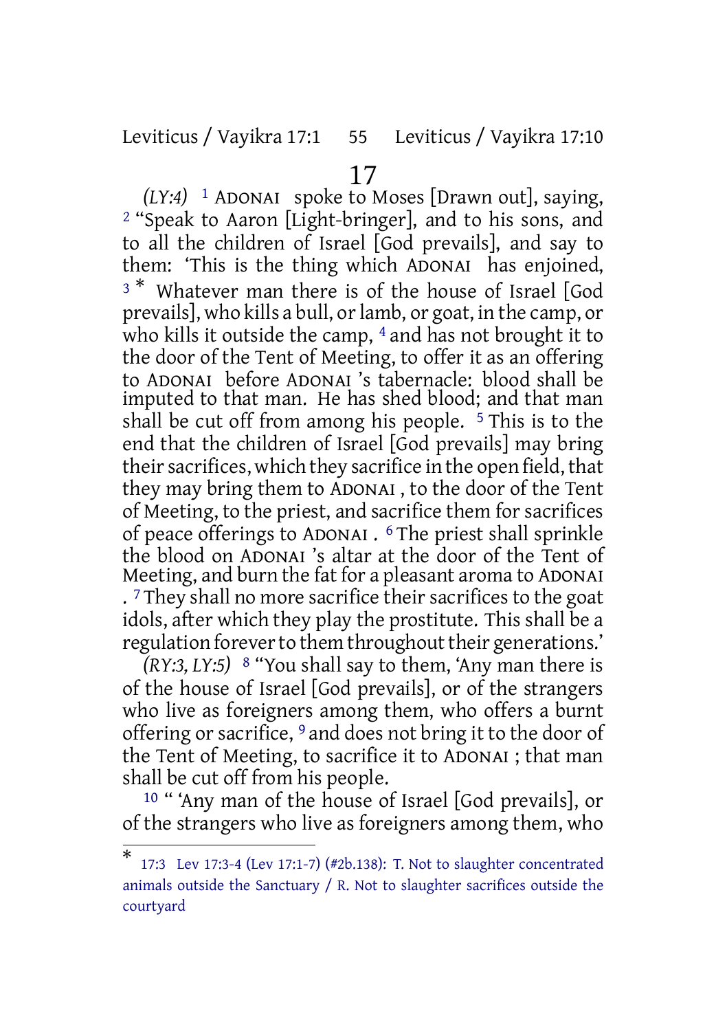# 17

*(LY:4)* [1] ADONAI spoke to Moses [Drawn out], saying, [2] "Speak to Aaron [Light-bringer], and to his sons, and to all the children of Israel [God prevails], and say to them: 'This is the thing which ADONAI has enjoined, [3] * Whatever man there is of the house of Israel [God prevails], who kills a bull, or lamb, or goat, in the camp, or who kills it outside the camp, [4] and has not brought it to the door of the Tent of Meeting, to offer it as an offering to ADONAI before ADONAI 's tabernacle: blood shall be imputed to that man. He has shed blood; and that man shall be cut off from among his people. [5] This is to the end that the children of Israel [God prevails] may bring their sacrifices, which they sacrifice in the open field, that they may bring them to ADONAI , to the door of the Tent of Meeting, to the priest, and sacrifice them for sacrifices of peace offerings to ADONAI . [6] The priest shall sprinkle the blood on ADONAI 's altar at the door of the Tent of Meeting, and burn the fat for a pleasant aroma to ADONAI . [7] They shall no more sacrifice their sacrifices to the goat idols, after which they play the prostitute. This shall be a regulation forever to them throughout their generations.'

*(RY:3, LY:5)* [8] "You shall say to them, 'Any man there is of the house of Israel [God prevails], or of the strangers who live as foreigners among them, who offers a burnt offering or sacrifice, [9] and does not bring it to the door of the Tent of Meeting, to sacrifice it to ADONAI ; that man shall be cut off from his people.

[10] " 'Any man of the house of Israel [God prevails], or of the strangers who live as foreigners among them, who

---

* 17:3 Lev 17:3-4 (Lev 17:1-7) (#2b.138): T. Not to slaughter concentrated animals outside the Sanctuary / R. Not to slaughter sacrifices outside the courtyard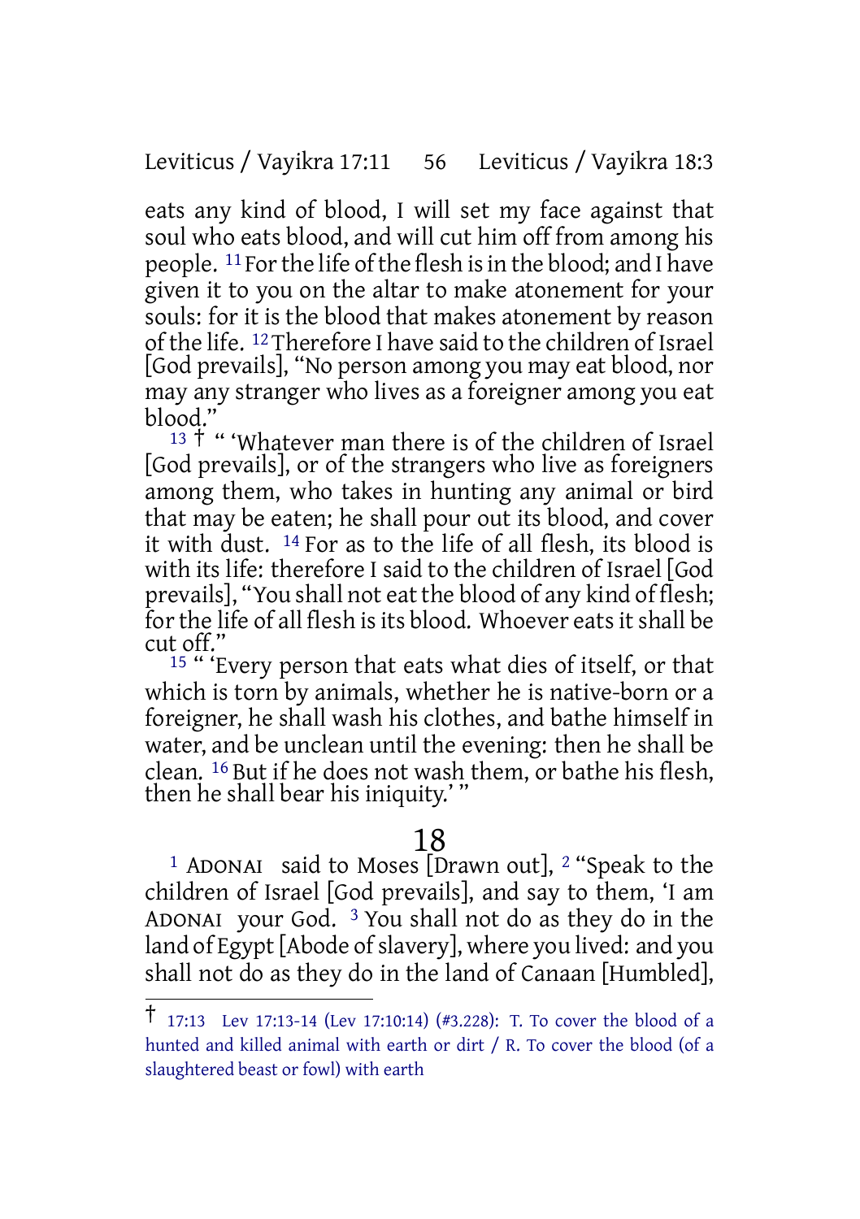eats any kind of blood, I will set my face against that soul who eats blood, and will cut him off from among his people. [11] For the life of the flesh is in the blood; and I have given it to you on the altar to make atonement for your souls: for it is the blood that makes atonement by reason of the life. [12] Therefore I have said to the children of Israel [God prevails], "No person among you may eat blood, nor may any stranger who lives as a foreigner among you eat blood."

[13] † " 'Whatever man there is of the children of Israel [God prevails], or of the strangers who live as foreigners among them, who takes in hunting any animal or bird that may be eaten; he shall pour out its blood, and cover it with dust. [14] For as to the life of all flesh, its blood is with its life: therefore I said to the children of Israel [God prevails], "You shall not eat the blood of any kind of flesh; for the life of all flesh is its blood. Whoever eats it shall be cut off."

[15] " 'Every person that eats what dies of itself, or that which is torn by animals, whether he is native-born or a foreigner, he shall wash his clothes, and bathe himself in water, and be unclean until the evening: then he shall be clean. [16] But if he does not wash them, or bathe his flesh, then he shall bear his iniquity.' "

# 18

[1] ADONAI said to Moses [Drawn out], [2] "Speak to the children of Israel [God prevails], and say to them, 'I am ADONAI your God. [3] You shall not do as they do in the land of Egypt [Abode of slavery], where you lived: and you shall not do as they do in the land of Canaan [Humbled],

---

† 17:13 Lev 17:13-14 (Lev 17:10:14) (#3.228): T. To cover the blood of a hunted and killed animal with earth or dirt / R. To cover the blood (of a slaughtered beast or fowl) with earth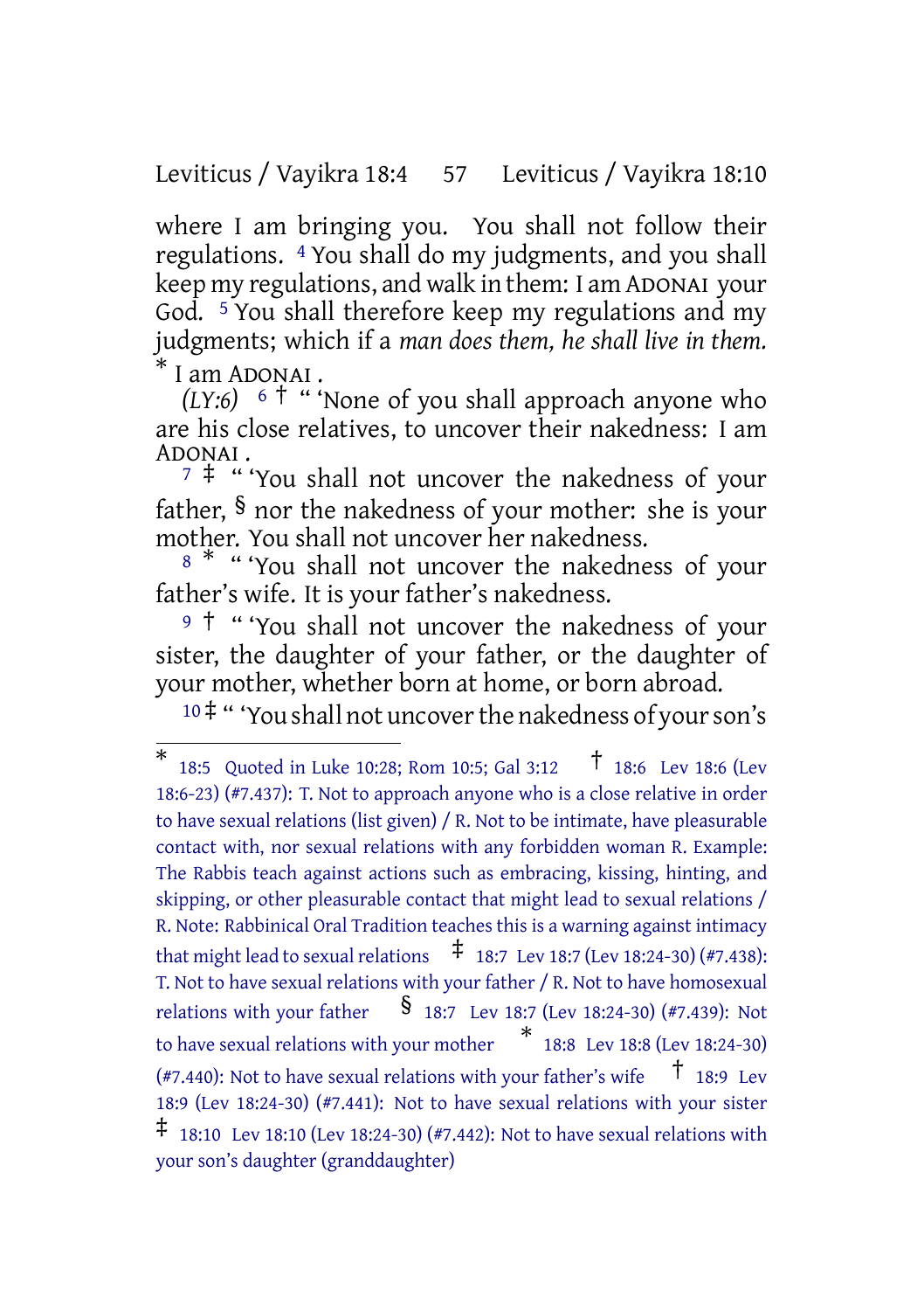where I am bringing you. You shall not follow their regulations. 4 You shall do my judgments, and you shall keep my regulations, and walk in them: I am ADONAI your God. 5 You shall therefore keep my regulations and my judgments; which if a *man does them, he shall live in them.* * I am ADONAI .

*(LY:6)* 6 † " 'None of you shall approach anyone who are his close relatives, to uncover their nakedness: I am ADONAI .

7 ‡ " 'You shall not uncover the nakedness of your father, § nor the nakedness of your mother: she is your mother. You shall not uncover her nakedness.

8 * " 'You shall not uncover the nakedness of your father's wife. It is your father's nakedness.

9 † " 'You shall not uncover the nakedness of your sister, the daughter of your father, or the daughter of your mother, whether born at home, or born abroad.

10 ‡ " 'You shall not uncover the nakedness of your son's

---

\* 18:5 Quoted in Luke 10:28; Rom 10:5; Gal 3:12 † 18:6 Lev 18:6 (Lev 18:6-23) (#7.437): T. Not to approach anyone who is a close relative in order to have sexual relations (list given) / R. Not to be intimate, have pleasurable contact with, nor sexual relations with any forbidden woman R. Example: The Rabbis teach against actions such as embracing, kissing, hinting, and skipping, or other pleasurable contact that might lead to sexual relations / R. Note: Rabbinical Oral Tradition teaches this is a warning against intimacy that might lead to sexual relations ‡ 18:7 Lev 18:7 (Lev 18:24-30) (#7.438): T. Not to have sexual relations with your father / R. Not to have homosexual relations with your father § 18:7 Lev 18:7 (Lev 18:24-30) (#7.439): Not to have sexual relations with your mother * 18:8 Lev 18:8 (Lev 18:24-30) (#7.440): Not to have sexual relations with your father's wife † 18:9 Lev 18:9 (Lev 18:24-30) (#7.441): Not to have sexual relations with your sister ‡ 18:10 Lev 18:10 (Lev 18:24-30) (#7.442): Not to have sexual relations with your son's daughter (granddaughter)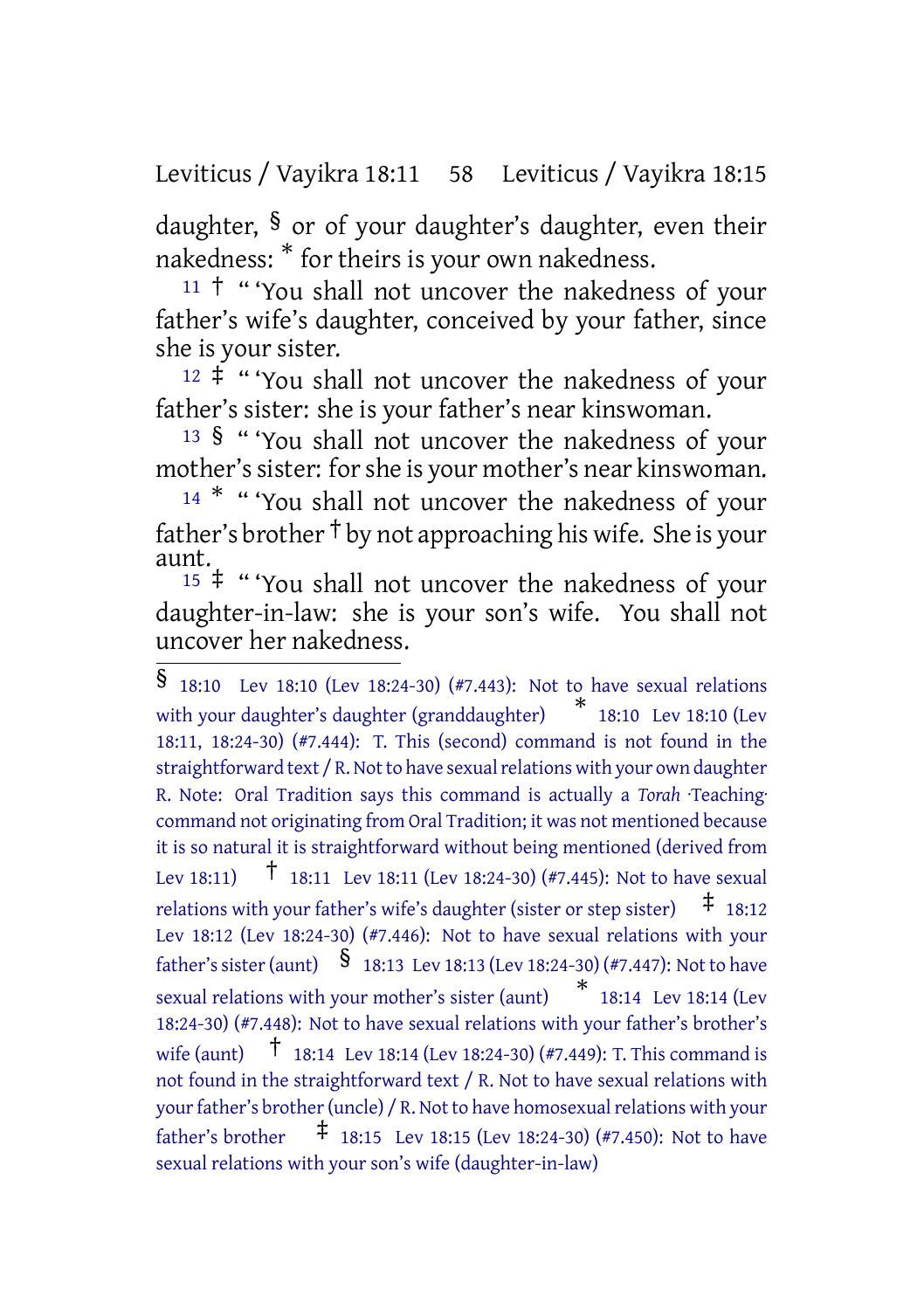daughter, § or of your daughter's daughter, even their nakedness: * for theirs is your own nakedness.

11 † " 'You shall not uncover the nakedness of your father's wife's daughter, conceived by your father, since she is your sister.

12 ‡ " 'You shall not uncover the nakedness of your father's sister: she is your father's near kinswoman.

13 § " 'You shall not uncover the nakedness of your mother's sister: for she is your mother's near kinswoman.

14 * " 'You shall not uncover the nakedness of your father's brother † by not approaching his wife. She is your aunt.

15 ‡ " 'You shall not uncover the nakedness of your daughter-in-law: she is your son's wife. You shall not uncover her nakedness.

---

§ 18:10 Lev 18:10 (Lev 18:24-30) (#7.443): Not to have sexual relations with your daughter's daughter (granddaughter) * 18:10 Lev 18:10 (Lev 18:11, 18:24-30) (#7.444): T. This (second) command is not found in the straightforward text / R. Not to have sexual relations with your own daughter R. Note: Oral Tradition says this command is actually a *Torah* ·Teaching· command not originating from Oral Tradition; it was not mentioned because it is so natural it is straightforward without being mentioned (derived from Lev 18:11) † 18:11 Lev 18:11 (Lev 18:24-30) (#7.445): Not to have sexual relations with your father's wife's daughter (sister or step sister) ‡ 18:12 Lev 18:12 (Lev 18:24-30) (#7.446): Not to have sexual relations with your father's sister (aunt) § 18:13 Lev 18:13 (Lev 18:24-30) (#7.447): Not to have sexual relations with your mother's sister (aunt) * 18:14 Lev 18:14 (Lev 18:24-30) (#7.448): Not to have sexual relations with your father's brother's wife (aunt) † 18:14 Lev 18:14 (Lev 18:24-30) (#7.449): T. This command is not found in the straightforward text / R. Not to have sexual relations with your father's brother (uncle) / R. Not to have homosexual relations with your father's brother ‡ 18:15 Lev 18:15 (Lev 18:24-30) (#7.450): Not to have sexual relations with your son's wife (daughter-in-law)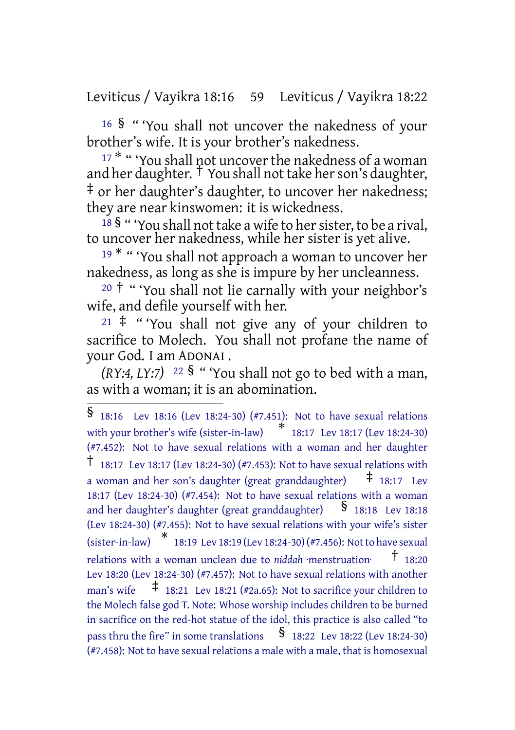16 § " 'You shall not uncover the nakedness of your brother's wife. It is your brother's nakedness.

17 * " 'You shall not uncover the nakedness of a woman and her daughter. † You shall not take her son's daughter, ‡ or her daughter's daughter, to uncover her nakedness; they are near kinswomen: it is wickedness.

18 § " 'You shall not take a wife to her sister, to be a rival, to uncover her nakedness, while her sister is yet alive.

19 * " 'You shall not approach a woman to uncover her nakedness, as long as she is impure by her uncleanness.

20 † " 'You shall not lie carnally with your neighbor's wife, and defile yourself with her.

21 ‡ " 'You shall not give any of your children to sacrifice to Molech. You shall not profane the name of your God. I am ADONAI .

*(RY:4, LY:7)* 22 § " 'You shall not go to bed with a man, as with a woman; it is an abomination.

---

§ 18:16 Lev 18:16 (Lev 18:24-30) (#7.451): Not to have sexual relations with your brother's wife (sister-in-law) * 18:17 Lev 18:17 (Lev 18:24-30) (#7.452): Not to have sexual relations with a woman and her daughter † 18:17 Lev 18:17 (Lev 18:24-30) (#7.453): Not to have sexual relations with a woman and her son's daughter (great granddaughter) ‡ 18:17 Lev 18:17 (Lev 18:24-30) (#7.454): Not to have sexual relations with a woman and her daughter's daughter (great granddaughter) § 18:18 Lev 18:18 (Lev 18:24-30) (#7.455): Not to have sexual relations with your wife's sister (sister-in-law) * 18:19 Lev 18:19 (Lev 18:24-30) (#7.456): Not to have sexual relations with a woman unclean due to *niddah* ·menstruation· † 18:20 Lev 18:20 (Lev 18:24-30) (#7.457): Not to have sexual relations with another man's wife ‡ 18:21 Lev 18:21 (#2a.65): Not to sacrifice your children to the Molech false god T. Note: Whose worship includes children to be burned in sacrifice on the red-hot statue of the idol, this practice is also called "to pass thru the fire" in some translations § 18:22 Lev 18:22 (Lev 18:24-30) (#7.458): Not to have sexual relations a male with a male, that is homosexual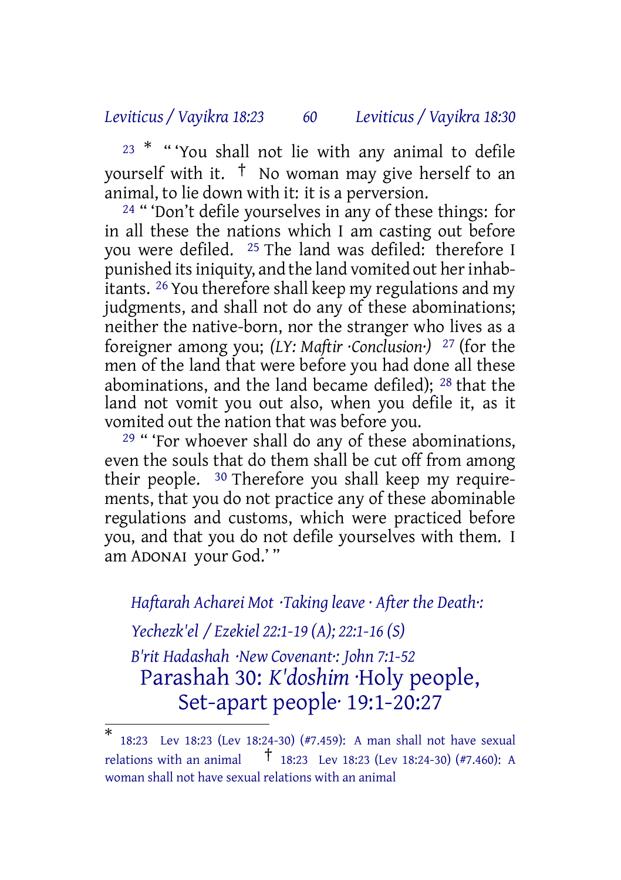[23] * " 'You shall not lie with any animal to defile yourself with it. † No woman may give herself to an animal, to lie down with it: it is a perversion.

[24] " 'Don't defile yourselves in any of these things: for in all these the nations which I am casting out before you were defiled. [25] The land was defiled: therefore I punished its iniquity, and the land vomited out her inhabitants. [26] You therefore shall keep my regulations and my judgments, and shall not do any of these abominations; neither the native-born, nor the stranger who lives as a foreigner among you; *(LY: Maftir ·Conclusion·)* [27] (for the men of the land that were before you had done all these abominations, and the land became defiled); [28] that the land not vomit you out also, when you defile it, as it vomited out the nation that was before you.

[29] " 'For whoever shall do any of these abominations, even the souls that do them shall be cut off from among their people. [30] Therefore you shall keep my requirements, that you do not practice any of these abominable regulations and customs, which were practiced before you, and that you do not defile yourselves with them. I am ADONAI your God.' "

*Haftarah Acharei Mot ·Taking leave · After the Death·:*

*Yechezk'el / Ezekiel 22:1-19 (A); 22:1-16 (S)*

*B'rit Hadashah ·New Covenant·: John 7:1-52*

## Parashah 30: *K'doshim* ·Holy people, Set-apart people· 19:1-20:27

---

* 18:23 Lev 18:23 (Lev 18:24-30) (#7.459): A man shall not have sexual relations with an animal † 18:23 Lev 18:23 (Lev 18:24-30) (#7.460): A woman shall not have sexual relations with an animal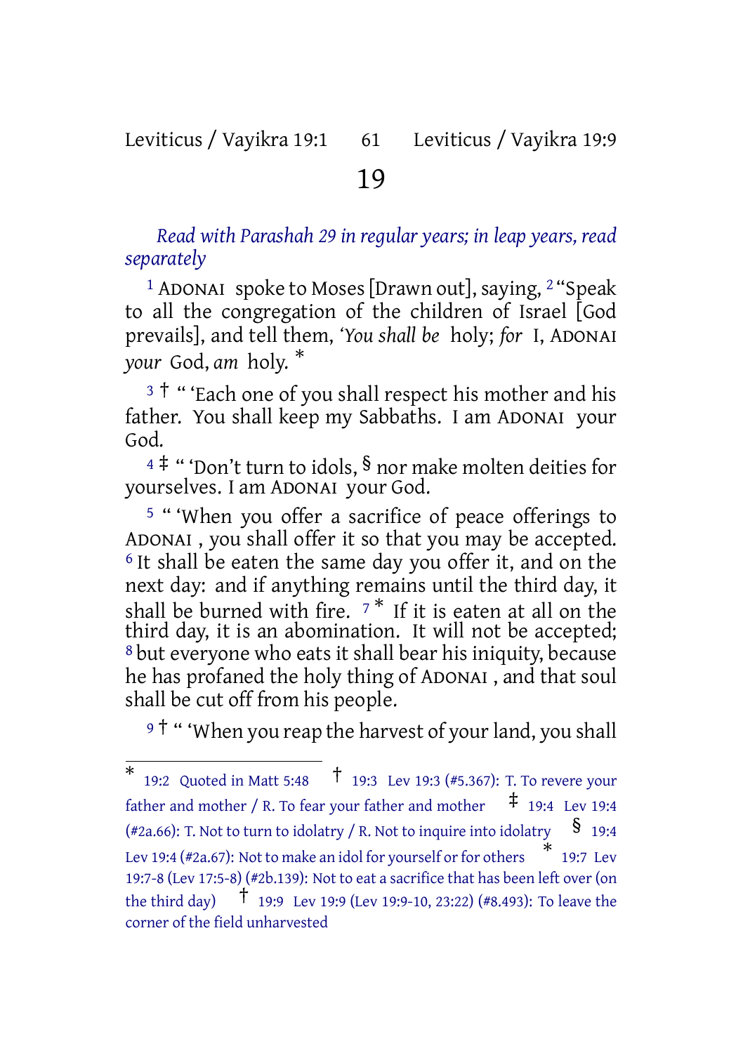# 19

*Read with Parashah 29 in regular years; in leap years, read separately*

[1] ADONAI spoke to Moses [Drawn out], saying, [2] "Speak to all the congregation of the children of Israel [God prevails], and tell them, '*You shall be* holy; *for* I, ADONAI *your* God, *am* holy. *

[3] † " 'Each one of you shall respect his mother and his father. You shall keep my Sabbaths. I am ADONAI your God.

[4] ‡ " 'Don't turn to idols, § nor make molten deities for yourselves. I am ADONAI your God.

[5] " 'When you offer a sacrifice of peace offerings to ADONAI , you shall offer it so that you may be accepted. [6] It shall be eaten the same day you offer it, and on the next day: and if anything remains until the third day, it shall be burned with fire. [7] * If it is eaten at all on the third day, it is an abomination. It will not be accepted; [8] but everyone who eats it shall bear his iniquity, because he has profaned the holy thing of ADONAI , and that soul shall be cut off from his people.

[9] † " 'When you reap the harvest of your land, you shall

---

\* 19:2 Quoted in Matt 5:48 † 19:3 Lev 19:3 (#5.367): T. To revere your father and mother / R. To fear your father and mother ‡ 19:4 Lev 19:4 (#2a.66): T. Not to turn to idolatry / R. Not to inquire into idolatry § 19:4 Lev 19:4 (#2a.67): Not to make an idol for yourself or for others \* 19:7 Lev 19:7-8 (Lev 17:5-8) (#2b.139): Not to eat a sacrifice that has been left over (on the third day) † 19:9 Lev 19:9 (Lev 19:9-10, 23:22) (#8.493): To leave the corner of the field unharvested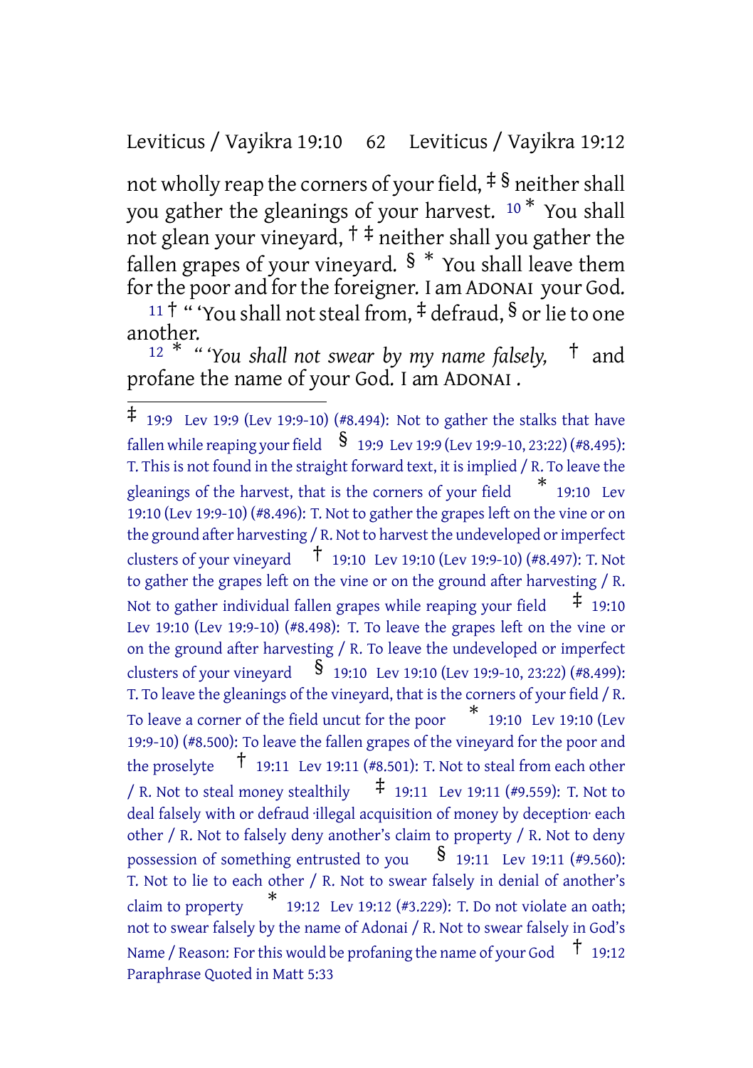not wholly reap the corners of your field, ‡ § neither shall you gather the gleanings of your harvest. 10 * You shall not glean your vineyard, † ‡ neither shall you gather the fallen grapes of your vineyard. § * You shall leave them for the poor and for the foreigner. I am ADONAI your God.

11 † " 'You shall not steal from, ‡ defraud, § or lie to one another.

12 * " *'You shall not swear by my name falsely,* † and profane the name of your God. I am ADONAI .

---

‡ 19:9 Lev 19:9 (Lev 19:9-10) (#8.494): Not to gather the stalks that have fallen while reaping your field § 19:9 Lev 19:9 (Lev 19:9-10, 23:22) (#8.495): T. This is not found in the straight forward text, it is implied / R. To leave the gleanings of the harvest, that is the corners of your field * 19:10 Lev 19:10 (Lev 19:9-10) (#8.496): T. Not to gather the grapes left on the vine or on the ground after harvesting / R. Not to harvest the undeveloped or imperfect clusters of your vineyard † 19:10 Lev 19:10 (Lev 19:9-10) (#8.497): T. Not to gather the grapes left on the vine or on the ground after harvesting / R. Not to gather individual fallen grapes while reaping your field ‡ 19:10 Lev 19:10 (Lev 19:9-10) (#8.498): T. To leave the grapes left on the vine or on the ground after harvesting / R. To leave the undeveloped or imperfect clusters of your vineyard § 19:10 Lev 19:10 (Lev 19:9-10, 23:22) (#8.499): T. To leave the gleanings of the vineyard, that is the corners of your field / R. To leave a corner of the field uncut for the poor * 19:10 Lev 19:10 (Lev 19:9-10) (#8.500): To leave the fallen grapes of the vineyard for the poor and the proselyte † 19:11 Lev 19:11 (#8.501): T. Not to steal from each other / R. Not to steal money stealthily ‡ 19:11 Lev 19:11 (#9.559): T. Not to deal falsely with or defraud ·illegal acquisition of money by deception· each other / R. Not to falsely deny another's claim to property / R. Not to deny possession of something entrusted to you § 19:11 Lev 19:11 (#9.560): T. Not to lie to each other / R. Not to swear falsely in denial of another's claim to property * 19:12 Lev 19:12 (#3.229): T. Do not violate an oath; not to swear falsely by the name of Adonai / R. Not to swear falsely in God's Name / Reason: For this would be profaning the name of your God † 19:12 Paraphrase Quoted in Matt 5:33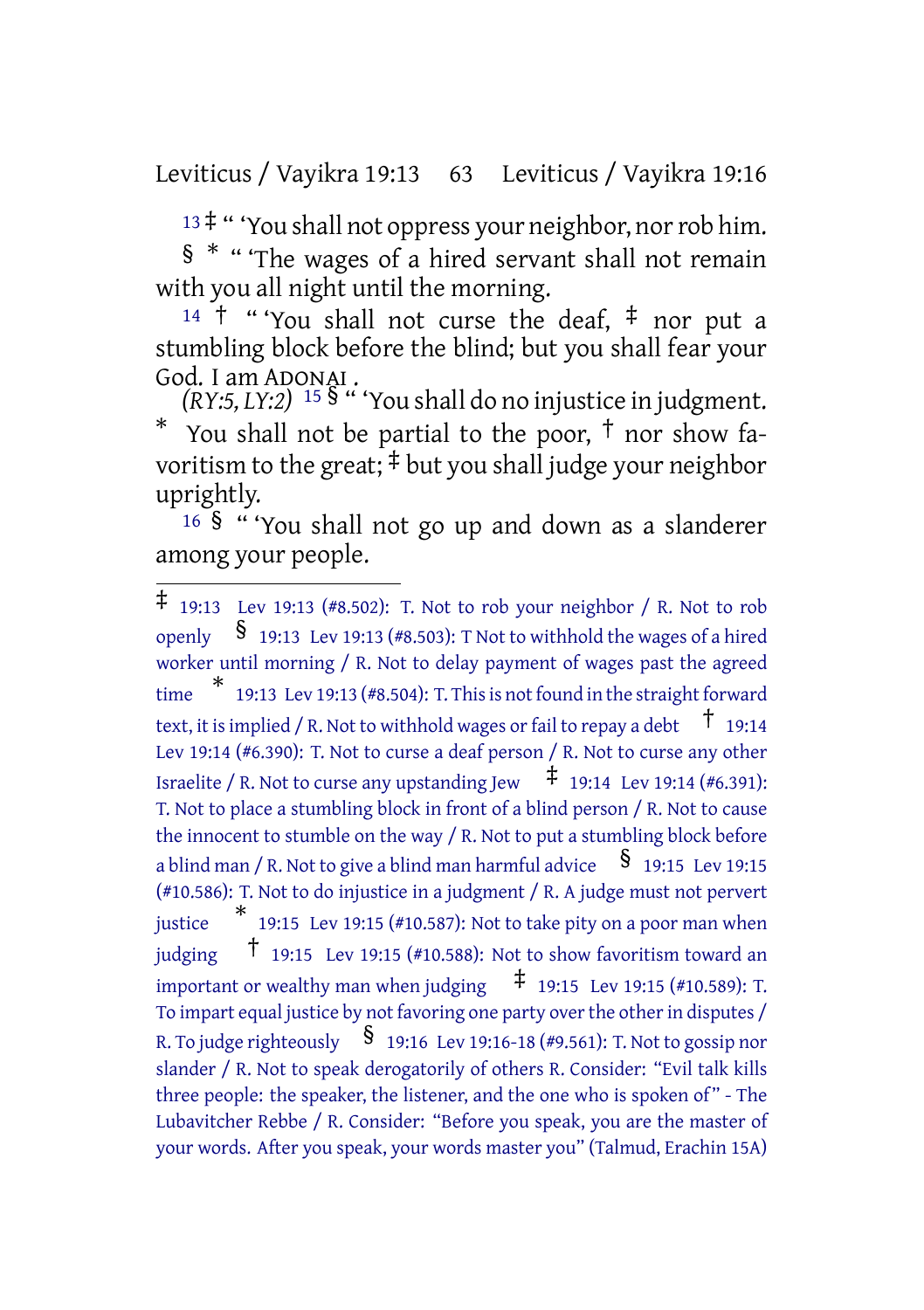13 ‡ " 'You shall not oppress your neighbor, nor rob him. § * " 'The wages of a hired servant shall not remain with you all night until the morning.

14 † " 'You shall not curse the deaf, ‡ nor put a stumbling block before the blind; but you shall fear your God. I am ADONAI.

*(RY:5, LY:2)* 15 § " 'You shall do no injustice in judgment. * You shall not be partial to the poor, † nor show favoritism to the great; ‡ but you shall judge your neighbor uprightly.

16 § " 'You shall not go up and down as a slanderer among your people.

---

‡ 19:13 Lev 19:13 (#8.502): T. Not to rob your neighbor / R. Not to rob openly § 19:13 Lev 19:13 (#8.503): T Not to withhold the wages of a hired worker until morning / R. Not to delay payment of wages past the agreed time * 19:13 Lev 19:13 (#8.504): T. This is not found in the straight forward text, it is implied / R. Not to withhold wages or fail to repay a debt † 19:14 Lev 19:14 (#6.390): T. Not to curse a deaf person / R. Not to curse any other Israelite / R. Not to curse any upstanding Jew ‡ 19:14 Lev 19:14 (#6.391): T. Not to place a stumbling block in front of a blind person / R. Not to cause the innocent to stumble on the way / R. Not to put a stumbling block before a blind man / R. Not to give a blind man harmful advice § 19:15 Lev 19:15 (#10.586): T. Not to do injustice in a judgment / R. A judge must not pervert justice * 19:15 Lev 19:15 (#10.587): Not to take pity on a poor man when judging † 19:15 Lev 19:15 (#10.588): Not to show favoritism toward an important or wealthy man when judging ‡ 19:15 Lev 19:15 (#10.589): T. To impart equal justice by not favoring one party over the other in disputes / R. To judge righteously § 19:16 Lev 19:16-18 (#9.561): T. Not to gossip nor slander / R. Not to speak derogatorily of others R. Consider: "Evil talk kills three people: the speaker, the listener, and the one who is spoken of" - The Lubavitcher Rebbe / R. Consider: "Before you speak, you are the master of your words. After you speak, your words master you" (Talmud, Erachin 15A)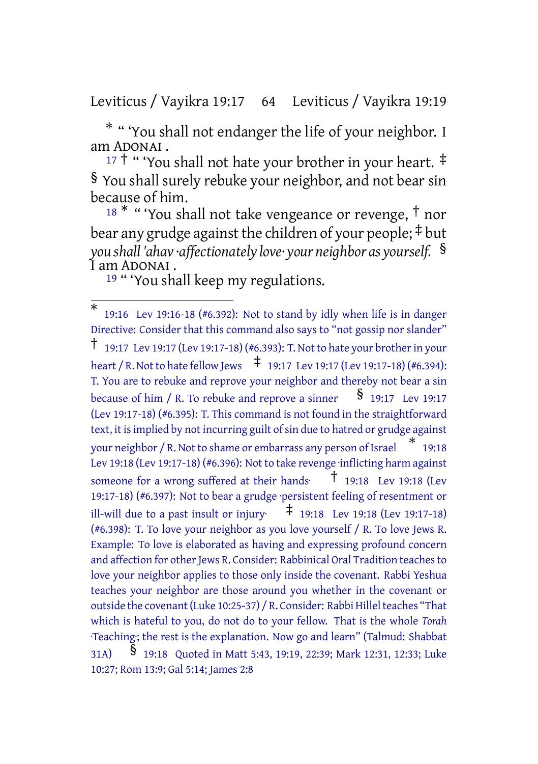* " 'You shall not endanger the life of your neighbor. I am ADONAI .

17 † " 'You shall not hate your brother in your heart. ‡ § You shall surely rebuke your neighbor, and not bear sin because of him.

18 * " 'You shall not take vengeance or revenge, † nor bear any grudge against the children of your people; ‡ but *you shall 'ahav ·affectionately love· your neighbor as yourself.* § I am ADONAI .

19 " 'You shall keep my regulations.

---

* 19:16 Lev 19:16-18 (#6.392): Not to stand by idly when life is in danger Directive: Consider that this command also says to "not gossip nor slander" † 19:17 Lev 19:17 (Lev 19:17-18) (#6.393): T. Not to hate your brother in your heart / R. Not to hate fellow Jews ‡ 19:17 Lev 19:17 (Lev 19:17-18) (#6.394): T. You are to rebuke and reprove your neighbor and thereby not bear a sin because of him / R. To rebuke and reprove a sinner § 19:17 Lev 19:17 (Lev 19:17-18) (#6.395): T. This command is not found in the straightforward text, it is implied by not incurring guilt of sin due to hatred or grudge against your neighbor / R. Not to shame or embarrass any person of Israel * 19:18 Lev 19:18 (Lev 19:17-18) (#6.396): Not to take revenge ·inflicting harm against someone for a wrong suffered at their hands· † 19:18 Lev 19:18 (Lev 19:17-18) (#6.397): Not to bear a grudge ·persistent feeling of resentment or ill-will due to a past insult or injury· ‡ 19:18 Lev 19:18 (Lev 19:17-18) (#6.398): T. To love your neighbor as you love yourself / R. To love Jews R. Example: To love is elaborated as having and expressing profound concern and affection for other Jews R. Consider: Rabbinical Oral Tradition teaches to love your neighbor applies to those only inside the covenant. Rabbi Yeshua teaches your neighbor are those around you whether in the covenant or outside the covenant (Luke 10:25-37) / R. Consider: Rabbi Hillel teaches "That which is hateful to you, do not do to your fellow. That is the whole *Torah* ·Teaching·; the rest is the explanation. Now go and learn" (Talmud: Shabbat 31A) § 19:18 Quoted in Matt 5:43, 19:19, 22:39; Mark 12:31, 12:33; Luke 10:27; Rom 13:9; Gal 5:14; James 2:8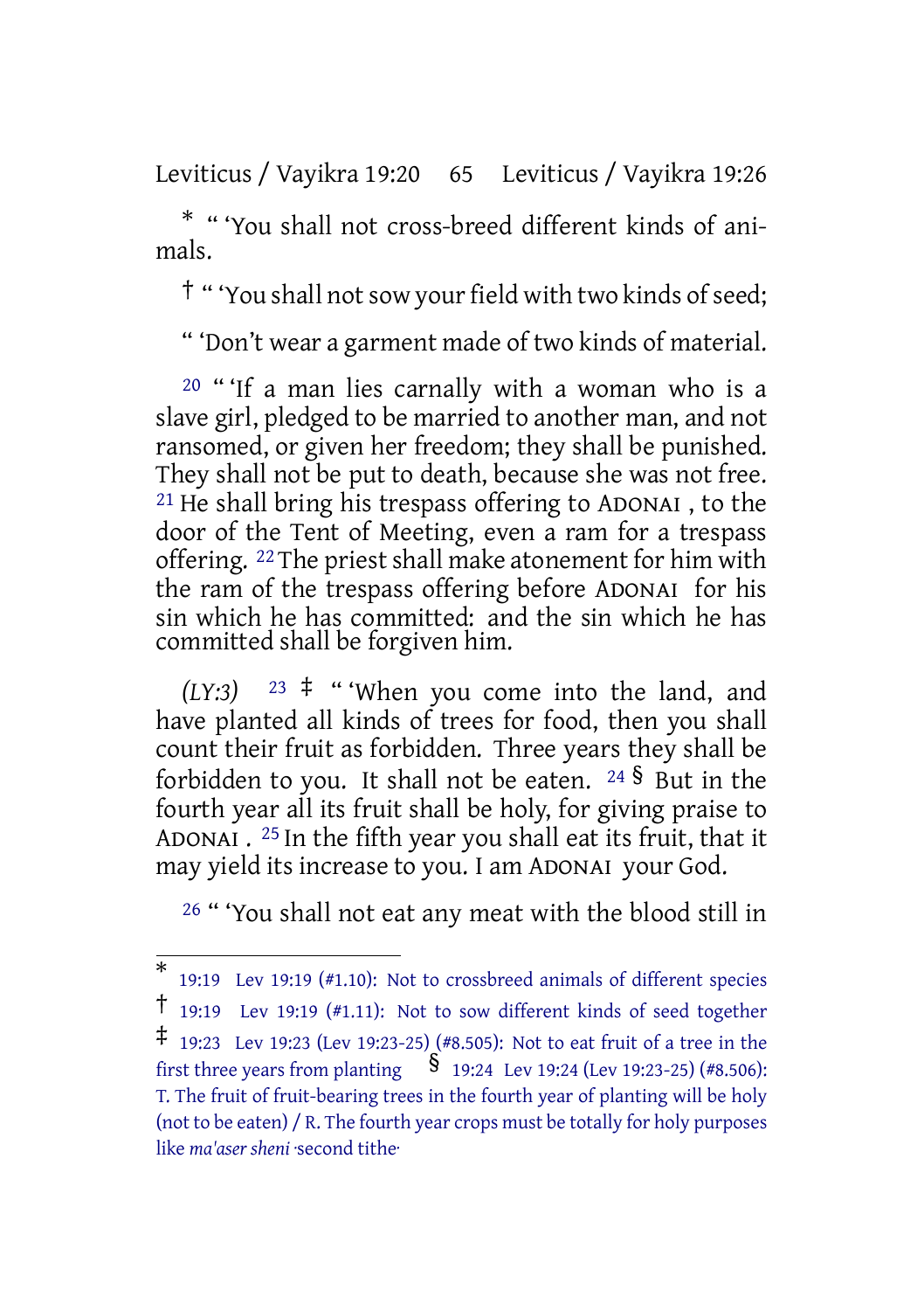* " 'You shall not cross-breed different kinds of animals.

† " 'You shall not sow your field with two kinds of seed;

" 'Don't wear a garment made of two kinds of material.

20 " 'If a man lies carnally with a woman who is a slave girl, pledged to be married to another man, and not ransomed, or given her freedom; they shall be punished. They shall not be put to death, because she was not free. 21 He shall bring his trespass offering to ADONAI, to the door of the Tent of Meeting, even a ram for a trespass offering. 22 The priest shall make atonement for him with the ram of the trespass offering before ADONAI for his sin which he has committed: and the sin which he has committed shall be forgiven him.

*(LY:3)* 23 ‡ " 'When you come into the land, and have planted all kinds of trees for food, then you shall count their fruit as forbidden. Three years they shall be forbidden to you. It shall not be eaten. 24 § But in the fourth year all its fruit shall be holy, for giving praise to ADONAI. 25 In the fifth year you shall eat its fruit, that it may yield its increase to you. I am ADONAI your God.

26 " 'You shall not eat any meat with the blood still in

---

* 19:19 Lev 19:19 (#1.10): Not to crossbreed animals of different species

† 19:19 Lev 19:19 (#1.11): Not to sow different kinds of seed together

‡ 19:23 Lev 19:23 (Lev 19:23-25) (#8.505): Not to eat fruit of a tree in the first three years from planting

§ 19:24 Lev 19:24 (Lev 19:23-25) (#8.506): T. The fruit of fruit-bearing trees in the fourth year of planting will be holy (not to be eaten) / R. The fourth year crops must be totally for holy purposes like *ma'aser sheni* ·second tithe·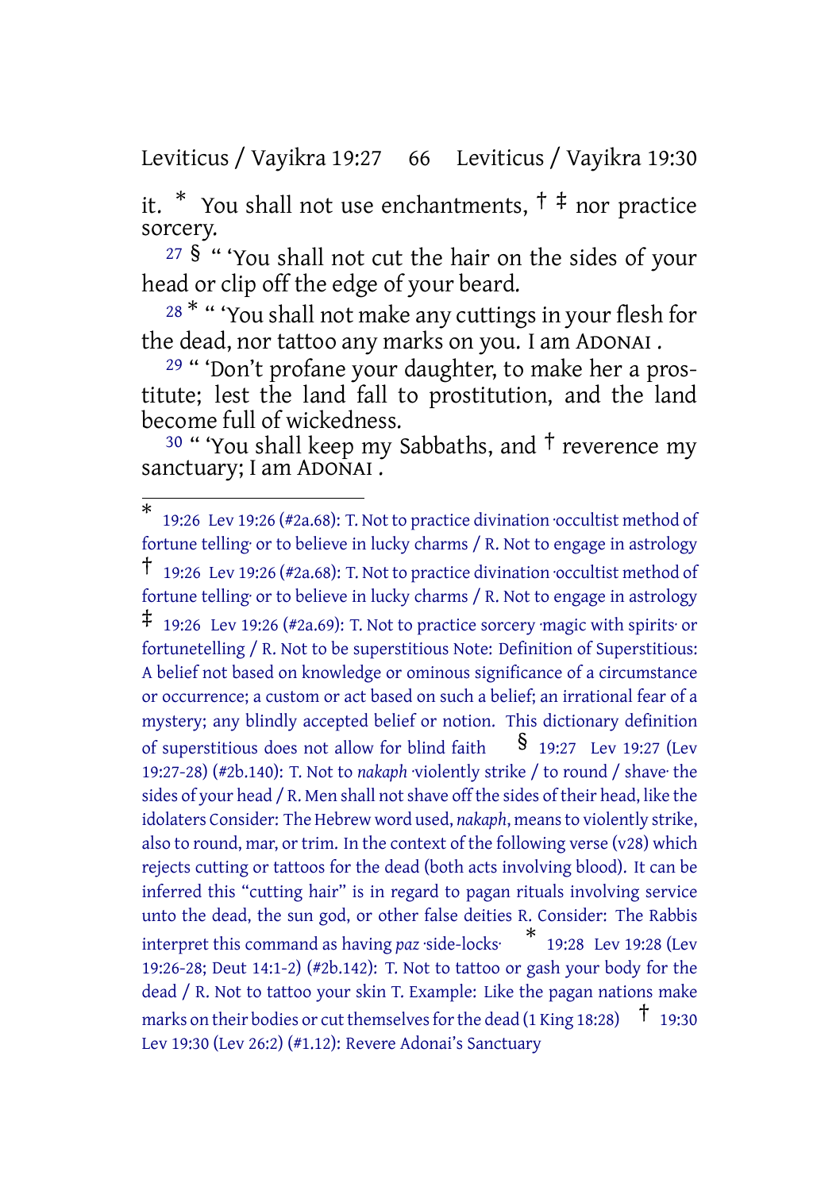it. * You shall not use enchantments, † ‡ nor practice sorcery.

27 § " 'You shall not cut the hair on the sides of your head or clip off the edge of your beard.

28 * " 'You shall not make any cuttings in your flesh for the dead, nor tattoo any marks on you. I am ADONAI .

29 " 'Don't profane your daughter, to make her a prostitute; lest the land fall to prostitution, and the land become full of wickedness.

30 " 'You shall keep my Sabbaths, and † reverence my sanctuary; I am ADONAI .

---

* 19:26 Lev 19:26 (#2a.68): T. Not to practice divination ·occultist method of fortune telling· or to believe in lucky charms / R. Not to engage in astrology

† 19:26 Lev 19:26 (#2a.68): T. Not to practice divination ·occultist method of fortune telling· or to believe in lucky charms / R. Not to engage in astrology

‡ 19:26 Lev 19:26 (#2a.69): T. Not to practice sorcery ·magic with spirits· or fortunetelling / R. Not to be superstitious Note: Definition of Superstitious: A belief not based on knowledge or ominous significance of a circumstance or occurrence; a custom or act based on such a belief; an irrational fear of a mystery; any blindly accepted belief or notion. This dictionary definition of superstitious does not allow for blind faith

§ 19:27 Lev 19:27 (Lev 19:27-28) (#2b.140): T. Not to *nakaph* ·violently strike / to round / shave· the sides of your head / R. Men shall not shave off the sides of their head, like the idolaters Consider: The Hebrew word used, *nakaph*, means to violently strike, also to round, mar, or trim. In the context of the following verse (v28) which rejects cutting or tattoos for the dead (both acts involving blood). It can be inferred this "cutting hair" is in regard to pagan rituals involving service unto the dead, the sun god, or other false deities R. Consider: The Rabbis interpret this command as having *paz* ·side-locks·

* 19:28 Lev 19:28 (Lev 19:26-28; Deut 14:1-2) (#2b.142): T. Not to tattoo or gash your body for the dead / R. Not to tattoo your skin T. Example: Like the pagan nations make marks on their bodies or cut themselves for the dead (1 King 18:28)

† 19:30 Lev 19:30 (Lev 26:2) (#1.12): Revere Adonai's Sanctuary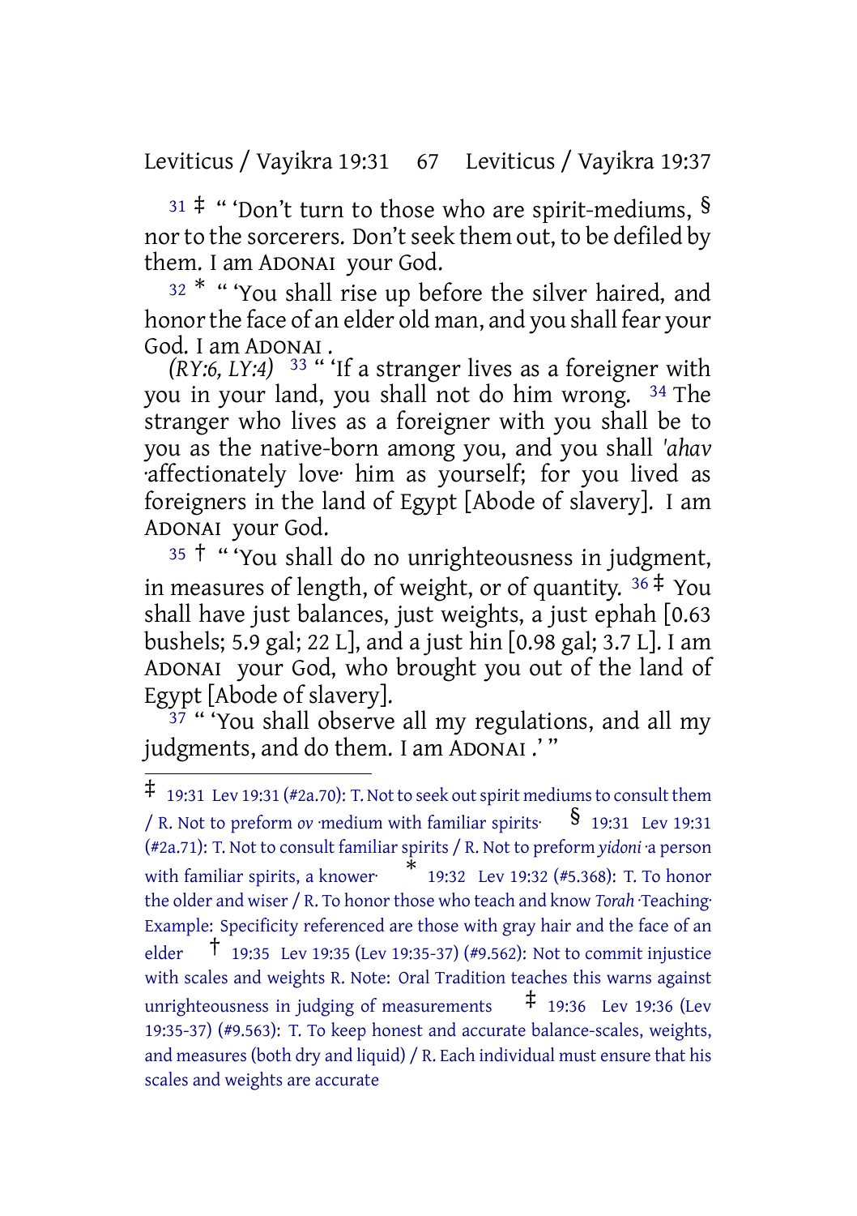[31] ‡ " 'Don't turn to those who are spirit-mediums, § nor to the sorcerers. Don't seek them out, to be defiled by them. I am ADONAI your God.

[32] * " 'You shall rise up before the silver haired, and honor the face of an elder old man, and you shall fear your God. I am ADONAI .

*(RY:6, LY:4)* [33] " 'If a stranger lives as a foreigner with you in your land, you shall not do him wrong. [34] The stranger who lives as a foreigner with you shall be to you as the native-born among you, and you shall *'ahav* ·affectionately love· him as yourself; for you lived as foreigners in the land of Egypt [Abode of slavery]. I am ADONAI your God.

[35] † " 'You shall do no unrighteousness in judgment, in measures of length, of weight, or of quantity. [36] ‡ You shall have just balances, just weights, a just ephah [0.63 bushels; 5.9 gal; 22 L], and a just hin [0.98 gal; 3.7 L]. I am ADONAI your God, who brought you out of the land of Egypt [Abode of slavery].

[37] " 'You shall observe all my regulations, and all my judgments, and do them. I am ADONAI .' "

---

‡ 19:31 Lev 19:31 (#2a.70): T. Not to seek out spirit mediums to consult them / R. Not to preform *ov* ·medium with familiar spirits· § 19:31 Lev 19:31 (#2a.71): T. Not to consult familiar spirits / R. Not to preform *yidoni* ·a person with familiar spirits, a knower· * 19:32 Lev 19:32 (#5.368): T. To honor the older and wiser / R. To honor those who teach and know *Torah* ·Teaching· Example: Specificity referenced are those with gray hair and the face of an elder † 19:35 Lev 19:35 (Lev 19:35-37) (#9.562): Not to commit injustice with scales and weights R. Note: Oral Tradition teaches this warns against unrighteousness in judging of measurements ‡ 19:36 Lev 19:36 (Lev 19:35-37) (#9.563): T. To keep honest and accurate balance-scales, weights, and measures (both dry and liquid) / R. Each individual must ensure that his scales and weights are accurate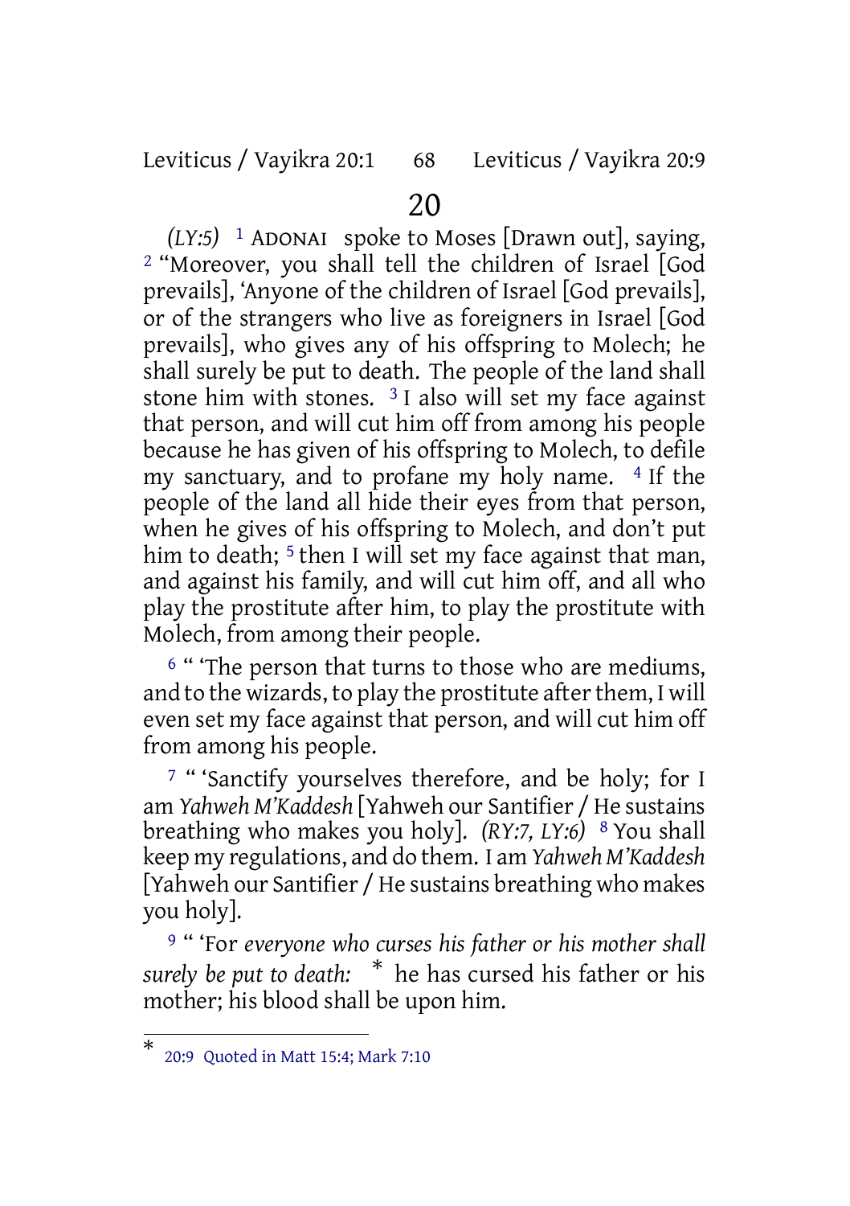# 20

*(LY:5)* [1] ADONAI spoke to Moses [Drawn out], saying, [2] "Moreover, you shall tell the children of Israel [God prevails], 'Anyone of the children of Israel [God prevails], or of the strangers who live as foreigners in Israel [God prevails], who gives any of his offspring to Molech; he shall surely be put to death. The people of the land shall stone him with stones. [3] I also will set my face against that person, and will cut him off from among his people because he has given of his offspring to Molech, to defile my sanctuary, and to profane my holy name. [4] If the people of the land all hide their eyes from that person, when he gives of his offspring to Molech, and don't put him to death; [5] then I will set my face against that man, and against his family, and will cut him off, and all who play the prostitute after him, to play the prostitute with Molech, from among their people.

[6] " 'The person that turns to those who are mediums, and to the wizards, to play the prostitute after them, I will even set my face against that person, and will cut him off from among his people.

[7] " 'Sanctify yourselves therefore, and be holy; for I am *Yahweh M'Kaddesh* [Yahweh our Santifier / He sustains breathing who makes you holy]. *(RY:7, LY:6)* [8] You shall keep my regulations, and do them. I am *Yahweh M'Kaddesh* [Yahweh our Santifier / He sustains breathing who makes you holy].

[9] " 'For *everyone who curses his father or his mother shall surely be put to death:* * he has cursed his father or his mother; his blood shall be upon him.

---

* 20:9 Quoted in Matt 15:4; Mark 7:10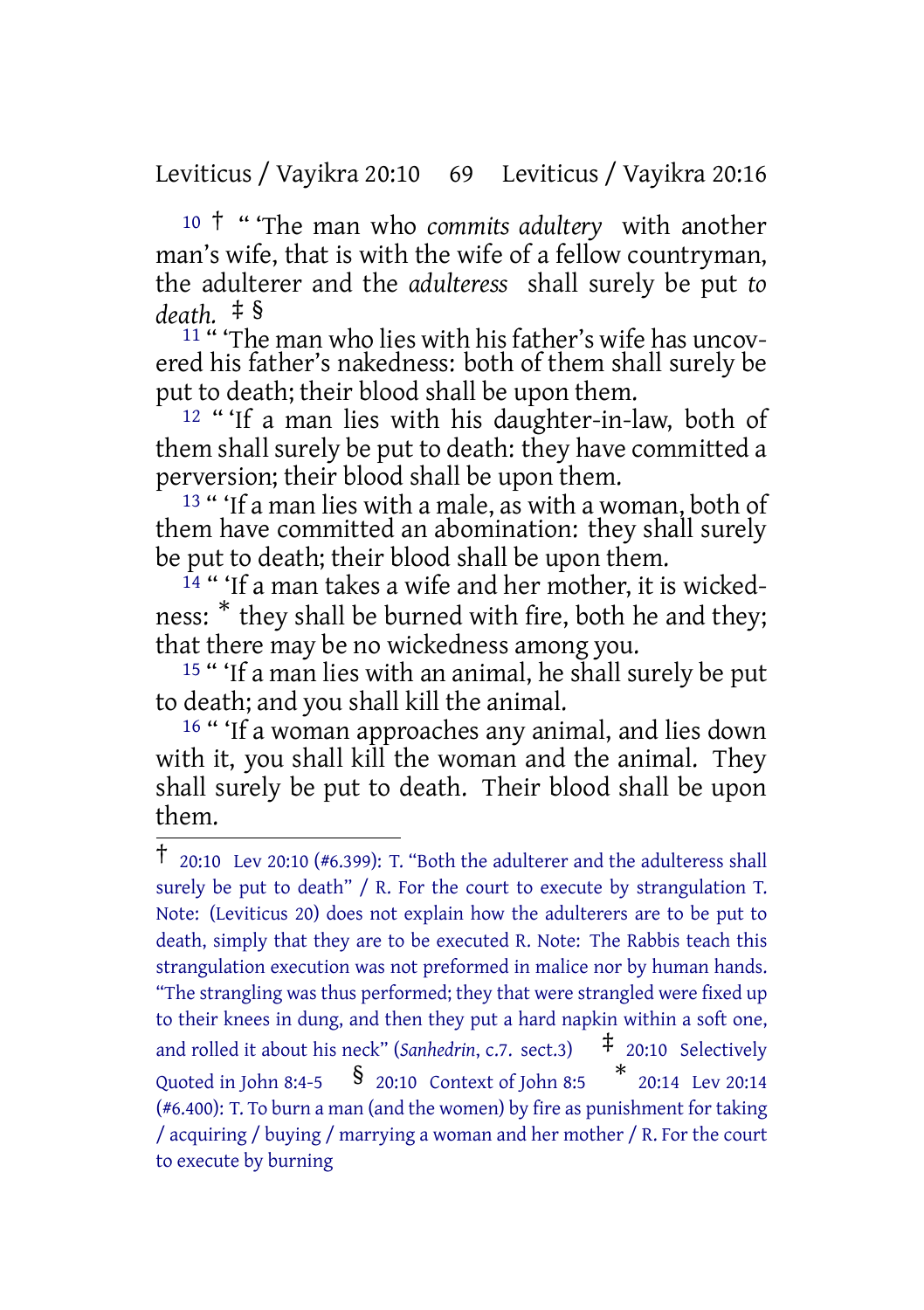10 † " 'The man who *commits adultery* with another man's wife, that is with the wife of a fellow countryman, the adulterer and the *adulteress* shall surely be put *to death.* ‡ §

11 " 'The man who lies with his father's wife has uncovered his father's nakedness: both of them shall surely be put to death; their blood shall be upon them.

12 " 'If a man lies with his daughter-in-law, both of them shall surely be put to death: they have committed a perversion; their blood shall be upon them.

13 " 'If a man lies with a male, as with a woman, both of them have committed an abomination: they shall surely be put to death; their blood shall be upon them.

14 " 'If a man takes a wife and her mother, it is wickedness: * they shall be burned with fire, both he and they; that there may be no wickedness among you.

15 " 'If a man lies with an animal, he shall surely be put to death; and you shall kill the animal.

16 " 'If a woman approaches any animal, and lies down with it, you shall kill the woman and the animal. They shall surely be put to death. Their blood shall be upon them.

---

† 20:10 Lev 20:10 (#6.399): T. "Both the adulterer and the adulteress shall surely be put to death" / R. For the court to execute by strangulation T. Note: (Leviticus 20) does not explain how the adulterers are to be put to death, simply that they are to be executed R. Note: The Rabbis teach this strangulation execution was not preformed in malice nor by human hands. "The strangling was thus performed; they that were strangled were fixed up to their knees in dung, and then they put a hard napkin within a soft one, and rolled it about his neck" (*Sanhedrin*, c.7. sect.3) ‡ 20:10 Selectively Quoted in John 8:4-5 § 20:10 Context of John 8:5 * 20:14 Lev 20:14 (#6.400): T. To burn a man (and the women) by fire as punishment for taking / acquiring / buying / marrying a woman and her mother / R. For the court to execute by burning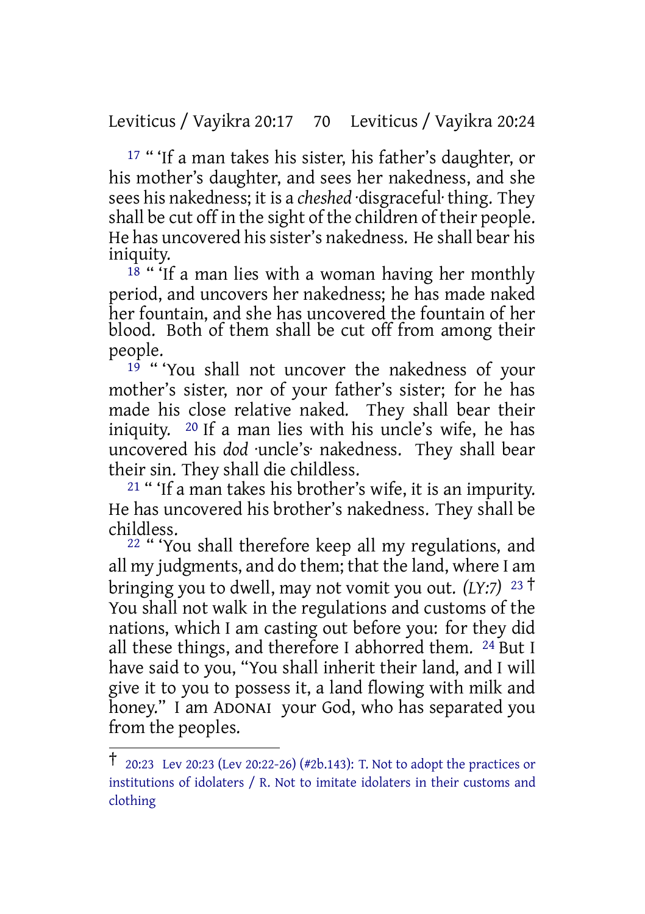[17] " 'If a man takes his sister, his father's daughter, or his mother's daughter, and sees her nakedness, and she sees his nakedness; it is a *cheshed* ·disgraceful· thing. They shall be cut off in the sight of the children of their people. He has uncovered his sister's nakedness. He shall bear his iniquity.

[18] " 'If a man lies with a woman having her monthly period, and uncovers her nakedness; he has made naked her fountain, and she has uncovered the fountain of her blood. Both of them shall be cut off from among their people.

[19] " 'You shall not uncover the nakedness of your mother's sister, nor of your father's sister; for he has made his close relative naked. They shall bear their iniquity. [20] If a man lies with his uncle's wife, he has uncovered his *dod* ·uncle's· nakedness. They shall bear their sin. They shall die childless.

[21] " 'If a man takes his brother's wife, it is an impurity. He has uncovered his brother's nakedness. They shall be childless.

[22] " 'You shall therefore keep all my regulations, and all my judgments, and do them; that the land, where I am bringing you to dwell, may not vomit you out. *(LY:7)* [23] † You shall not walk in the regulations and customs of the nations, which I am casting out before you: for they did all these things, and therefore I abhorred them. [24] But I have said to you, "You shall inherit their land, and I will give it to you to possess it, a land flowing with milk and honey." I am ADONAI your God, who has separated you from the peoples.

---

† 20:23 Lev 20:23 (Lev 20:22-26) (#2b.143): T. Not to adopt the practices or institutions of idolaters / R. Not to imitate idolaters in their customs and clothing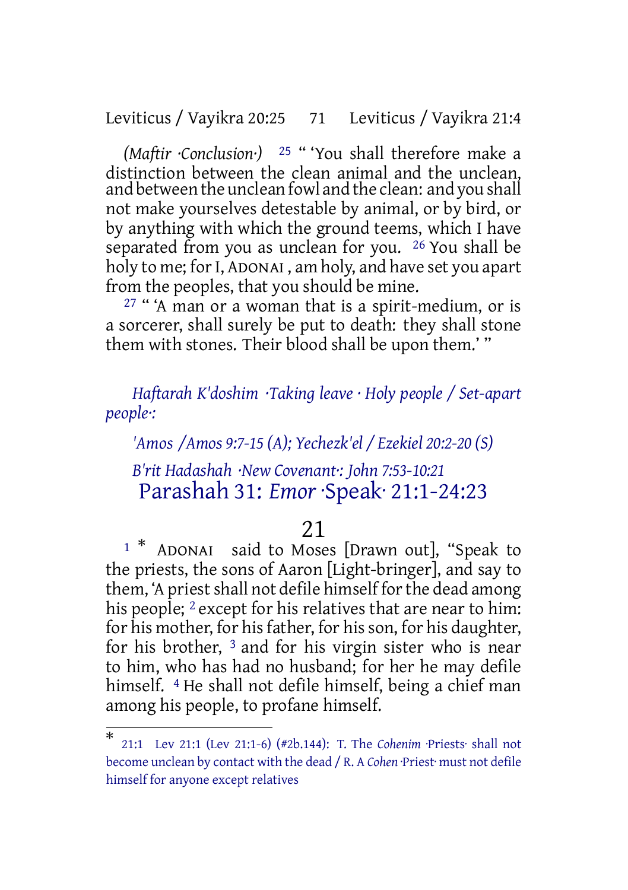*(Maftir ·Conclusion·)* [25] " 'You shall therefore make a distinction between the clean animal and the unclean, and between the unclean fowl and the clean: and you shall not make yourselves detestable by animal, or by bird, or by anything with which the ground teems, which I have separated from you as unclean for you. [26] You shall be holy to me; for I, ADONAI , am holy, and have set you apart from the peoples, that you should be mine.

[27] " 'A man or a woman that is a spirit-medium, or is a sorcerer, shall surely be put to death: they shall stone them with stones. Their blood shall be upon them.' "

*Haftarah K'doshim ·Taking leave · Holy people / Set-apart people·:*

*'Amos /Amos 9:7-15 (A); Yechezk'el / Ezekiel 20:2-20 (S)*

*B'rit Hadashah ·New Covenant·: John 7:53-10:21*

## Parashah 31: *Emor* ·Speak· 21:1-24:23

### 21

[1] * ADONAI said to Moses [Drawn out], "Speak to the priests, the sons of Aaron [Light-bringer], and say to them, 'A priest shall not defile himself for the dead among his people; [2] except for his relatives that are near to him: for his mother, for his father, for his son, for his daughter, for his brother, [3] and for his virgin sister who is near to him, who has had no husband; for her he may defile himself. [4] He shall not defile himself, being a chief man among his people, to profane himself.

---

* 21:1 Lev 21:1 (Lev 21:1-6) (#2b.144): T. The *Cohenim* ·Priests· shall not become unclean by contact with the dead / R. A *Cohen* ·Priest· must not defile himself for anyone except relatives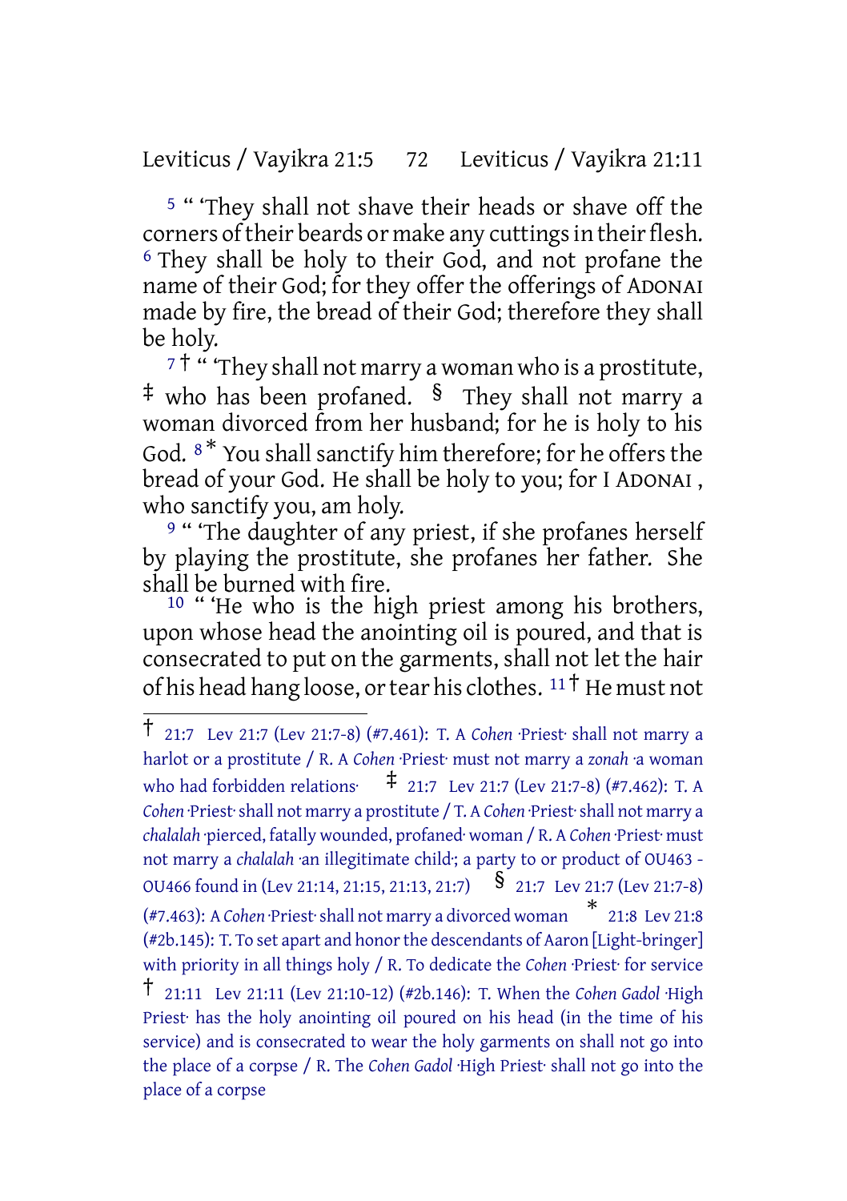[5] " 'They shall not shave their heads or shave off the corners of their beards or make any cuttings in their flesh. [6] They shall be holy to their God, and not profane the name of their God; for they offer the offerings of ADONAI made by fire, the bread of their God; therefore they shall be holy.

[7] † " 'They shall not marry a woman who is a prostitute, ‡ who has been profaned. § They shall not marry a woman divorced from her husband; for he is holy to his God. [8] * You shall sanctify him therefore; for he offers the bread of your God. He shall be holy to you; for I ADONAI, who sanctify you, am holy.

[9] " 'The daughter of any priest, if she profanes herself by playing the prostitute, she profanes her father. She shall be burned with fire.

[10] " 'He who is the high priest among his brothers, upon whose head the anointing oil is poured, and that is consecrated to put on the garments, shall not let the hair of his head hang loose, or tear his clothes. [11] † He must not

---

† 21:7 Lev 21:7 (Lev 21:7-8) (#7.461): T. A *Cohen* ·Priest· shall not marry a harlot or a prostitute / R. A *Cohen* ·Priest· must not marry a *zonah* ·a woman who had forbidden relations· ‡ 21:7 Lev 21:7 (Lev 21:7-8) (#7.462): T. A *Cohen* ·Priest· shall not marry a prostitute / T. A *Cohen* ·Priest· shall not marry a *chalalah* ·pierced, fatally wounded, profaned· woman / R. A *Cohen* ·Priest· must not marry a *chalalah* ·an illegitimate child·; a party to or product of OU463 - OU466 found in (Lev 21:14, 21:15, 21:13, 21:7) § 21:7 Lev 21:7 (Lev 21:7-8) (#7.463): A *Cohen* ·Priest· shall not marry a divorced woman * 21:8 Lev 21:8 (#2b.145): T. To set apart and honor the descendants of Aaron [Light-bringer] with priority in all things holy / R. To dedicate the *Cohen* ·Priest· for service † 21:11 Lev 21:11 (Lev 21:10-12) (#2b.146): T. When the *Cohen Gadol* ·High Priest· has the holy anointing oil poured on his head (in the time of his service) and is consecrated to wear the holy garments on shall not go into the place of a corpse / R. The *Cohen Gadol* ·High Priest· shall not go into the place of a corpse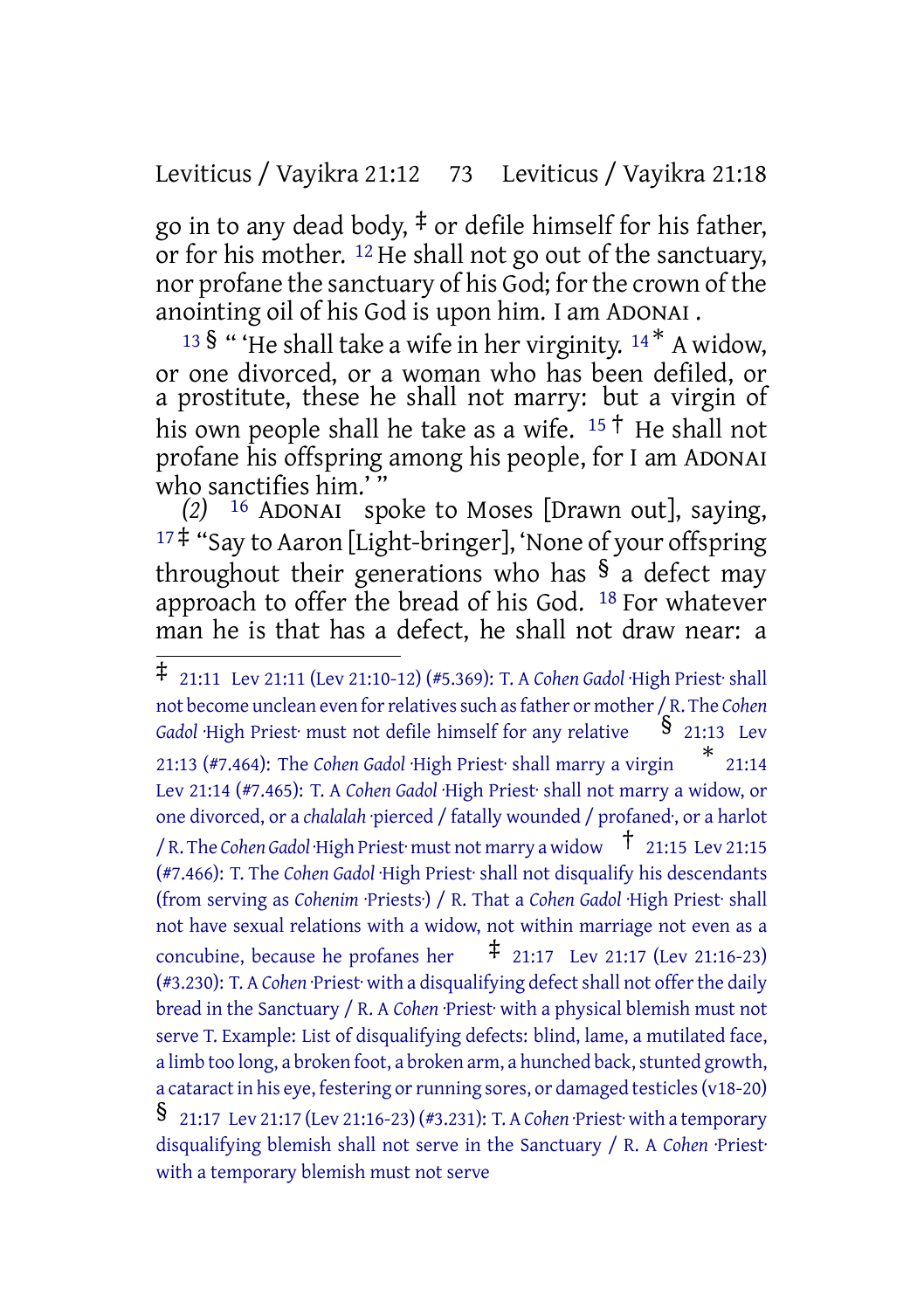go in to any dead body, ‡ or defile himself for his father, or for his mother. 12 He shall not go out of the sanctuary, nor profane the sanctuary of his God; for the crown of the anointing oil of his God is upon him. I am ADONAI .

13 § " 'He shall take a wife in her virginity. 14 * A widow, or one divorced, or a woman who has been defiled, or a prostitute, these he shall not marry: but a virgin of his own people shall he take as a wife. 15 † He shall not profane his offspring among his people, for I am ADONAI who sanctifies him.' "

*(2)* 16 ADONAI spoke to Moses [Drawn out], saying, 17 ‡ "Say to Aaron [Light-bringer], 'None of your offspring throughout their generations who has § a defect may approach to offer the bread of his God. 18 For whatever man he is that has a defect, he shall not draw near: a

---

‡ 21:11 Lev 21:11 (Lev 21:10-12) (#5.369): T. A *Cohen Gadol* ·High Priest· shall not become unclean even for relatives such as father or mother / R. The *Cohen Gadol* ·High Priest· must not defile himself for any relative § 21:13 Lev 21:13 (#7.464): The *Cohen Gadol* ·High Priest· shall marry a virgin * 21:14 Lev 21:14 (#7.465): T. A *Cohen Gadol* ·High Priest· shall not marry a widow, or one divorced, or a *chalalah* ·pierced / fatally wounded / profaned·, or a harlot / R. The *Cohen Gadol* ·High Priest· must not marry a widow † 21:15 Lev 21:15 (#7.466): T. The *Cohen Gadol* ·High Priest· shall not disqualify his descendants (from serving as *Cohenim* ·Priests·) / R. That a *Cohen Gadol* ·High Priest· shall not have sexual relations with a widow, not within marriage not even as a concubine, because he profanes her ‡ 21:17 Lev 21:17 (Lev 21:16-23) (#3.230): T. A *Cohen* ·Priest· with a disqualifying defect shall not offer the daily bread in the Sanctuary / R. A *Cohen* ·Priest· with a physical blemish must not serve T. Example: List of disqualifying defects: blind, lame, a mutilated face, a limb too long, a broken foot, a broken arm, a hunched back, stunted growth, a cataract in his eye, festering or running sores, or damaged testicles (v18-20) § 21:17 Lev 21:17 (Lev 21:16-23) (#3.231): T. A *Cohen* ·Priest· with a temporary disqualifying blemish shall not serve in the Sanctuary / R. A *Cohen* ·Priest· with a temporary blemish must not serve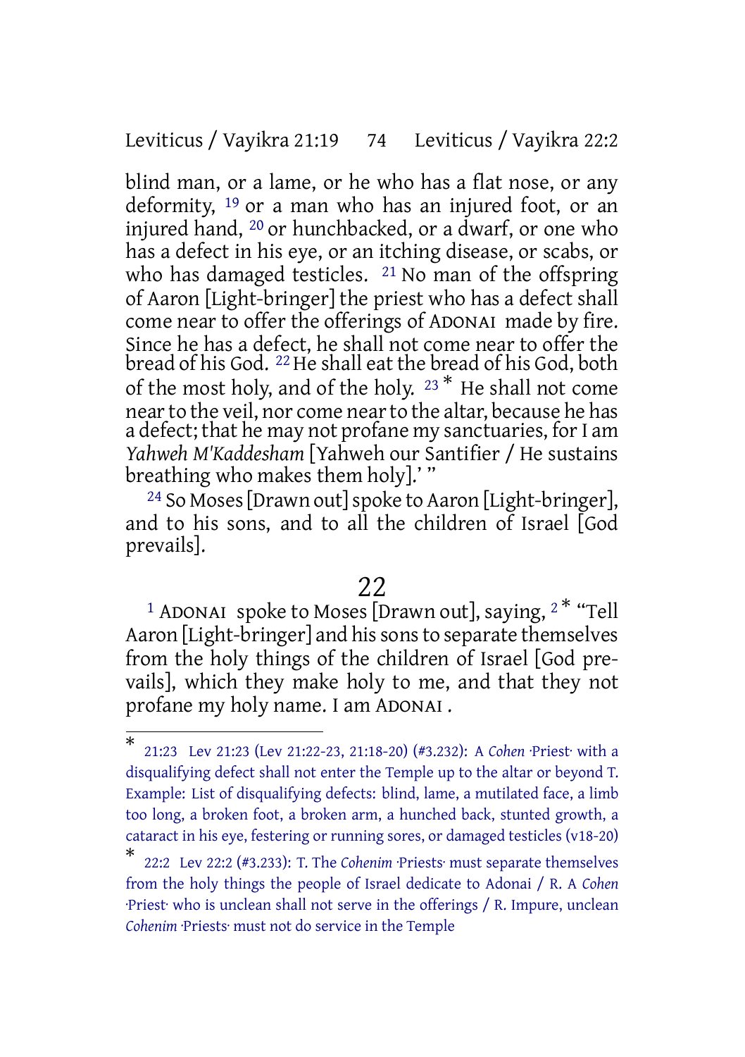blind man, or a lame, or he who has a flat nose, or any deformity, [19] or a man who has an injured foot, or an injured hand, [20] or hunchbacked, or a dwarf, or one who has a defect in his eye, or an itching disease, or scabs, or who has damaged testicles. [21] No man of the offspring of Aaron [Light-bringer] the priest who has a defect shall come near to offer the offerings of ADONAI made by fire. Since he has a defect, he shall not come near to offer the bread of his God. [22] He shall eat the bread of his God, both of the most holy, and of the holy. [23] * He shall not come near to the veil, nor come near to the altar, because he has a defect; that he may not profane my sanctuaries, for I am *Yahweh M'Kaddesham* [Yahweh our Santifier / He sustains breathing who makes them holy].' "

[24] So Moses [Drawn out] spoke to Aaron [Light-bringer], and to his sons, and to all the children of Israel [God prevails].

## 22

[1] ADONAI spoke to Moses [Drawn out], saying, [2] * "Tell Aaron [Light-bringer] and his sons to separate themselves from the holy things of the children of Israel [God prevails], which they make holy to me, and that they not profane my holy name. I am ADONAI .

---

* 21:23 Lev 21:23 (Lev 21:22-23, 21:18-20) (#3.232): A *Cohen* ·Priest· with a disqualifying defect shall not enter the Temple up to the altar or beyond T. Example: List of disqualifying defects: blind, lame, a mutilated face, a limb too long, a broken foot, a broken arm, a hunched back, stunted growth, a cataract in his eye, festering or running sores, or damaged testicles (v18-20)

* 22:2 Lev 22:2 (#3.233): T. The *Cohenim* ·Priests· must separate themselves from the holy things the people of Israel dedicate to Adonai / R. A *Cohen* ·Priest· who is unclean shall not serve in the offerings / R. Impure, unclean *Cohenim* ·Priests· must not do service in the Temple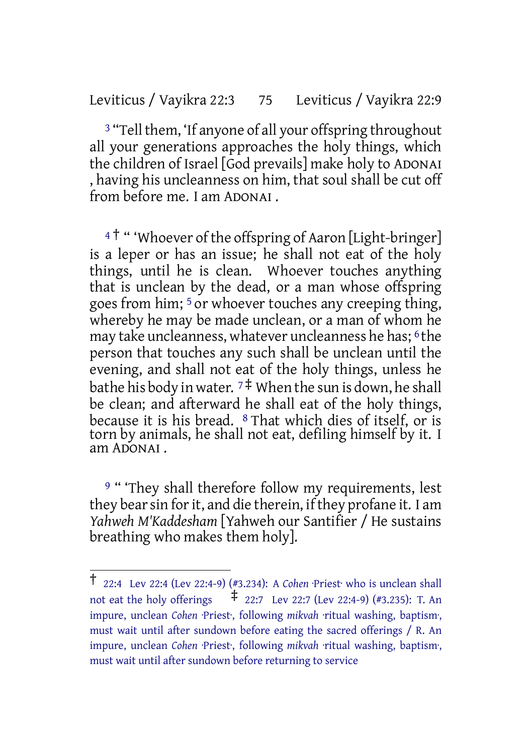[3] "Tell them, 'If anyone of all your offspring throughout all your generations approaches the holy things, which the children of Israel [God prevails] make holy to ADONAI , having his uncleanness on him, that soul shall be cut off from before me. I am ADONAI .

[4] † " 'Whoever of the offspring of Aaron [Light-bringer] is a leper or has an issue; he shall not eat of the holy things, until he is clean. Whoever touches anything that is unclean by the dead, or a man whose offspring goes from him; [5] or whoever touches any creeping thing, whereby he may be made unclean, or a man of whom he may take uncleanness, whatever uncleanness he has; [6] the person that touches any such shall be unclean until the evening, and shall not eat of the holy things, unless he bathe his body in water. [7] ‡ When the sun is down, he shall be clean; and afterward he shall eat of the holy things, because it is his bread. [8] That which dies of itself, or is torn by animals, he shall not eat, defiling himself by it. I am ADONAI .

[9] " 'They shall therefore follow my requirements, lest they bear sin for it, and die therein, if they profane it. I am *Yahweh M'Kaddesham* [Yahweh our Santifier / He sustains breathing who makes them holy].

---

† 22:4 Lev 22:4 (Lev 22:4-9) (#3.234): A *Cohen* ·Priest· who is unclean shall not eat the holy offerings ‡ 22:7 Lev 22:7 (Lev 22:4-9) (#3.235): T. An impure, unclean *Cohen* ·Priest·, following *mikvah* ·ritual washing, baptism·, must wait until after sundown before eating the sacred offerings / R. An impure, unclean *Cohen* ·Priest·, following *mikvah* ·ritual washing, baptism·, must wait until after sundown before returning to service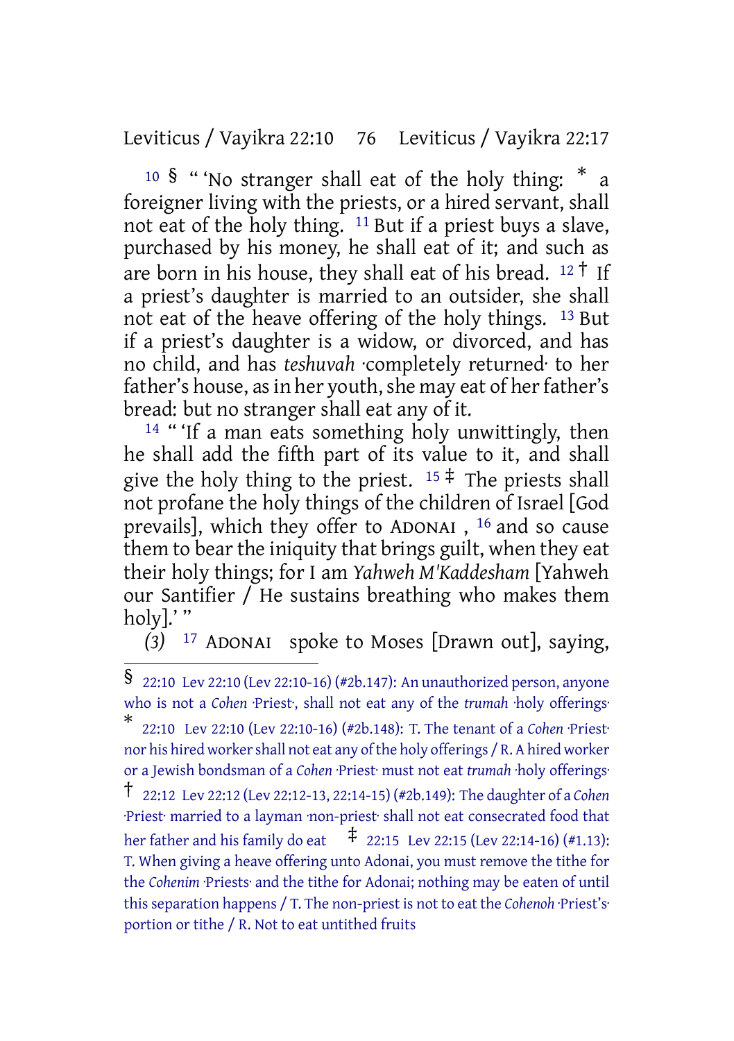10 § " 'No stranger shall eat of the holy thing: * a foreigner living with the priests, or a hired servant, shall not eat of the holy thing. 11 But if a priest buys a slave, purchased by his money, he shall eat of it; and such as are born in his house, they shall eat of his bread. 12 † If a priest's daughter is married to an outsider, she shall not eat of the heave offering of the holy things. 13 But if a priest's daughter is a widow, or divorced, and has no child, and has *teshuvah* ·completely returned· to her father's house, as in her youth, she may eat of her father's bread: but no stranger shall eat any of it.

14 " 'If a man eats something holy unwittingly, then he shall add the fifth part of its value to it, and shall give the holy thing to the priest. 15 ‡ The priests shall not profane the holy things of the children of Israel [God prevails], which they offer to ADONAI , 16 and so cause them to bear the iniquity that brings guilt, when they eat their holy things; for I am *Yahweh M'Kaddesham* [Yahweh our Santifier / He sustains breathing who makes them holy].' "

*(3)* 17 ADONAI spoke to Moses [Drawn out], saying,

---

§ 22:10 Lev 22:10 (Lev 22:10-16) (#2b.147): An unauthorized person, anyone who is not a *Cohen* ·Priest·, shall not eat any of the *trumah* ·holy offerings·

* 22:10 Lev 22:10 (Lev 22:10-16) (#2b.148): T. The tenant of a *Cohen* ·Priest· nor his hired worker shall not eat any of the holy offerings / R. A hired worker or a Jewish bondsman of a *Cohen* ·Priest· must not eat *trumah* ·holy offerings·

† 22:12 Lev 22:12 (Lev 22:12-13, 22:14-15) (#2b.149): The daughter of a *Cohen* ·Priest· married to a layman ·non-priest· shall not eat consecrated food that her father and his family do eat

‡ 22:15 Lev 22:15 (Lev 22:14-16) (#1.13): T. When giving a heave offering unto Adonai, you must remove the tithe for the *Cohenim* ·Priests· and the tithe for Adonai; nothing may be eaten of until this separation happens / T. The non-priest is not to eat the *Cohenoh* ·Priest's· portion or tithe / R. Not to eat untithed fruits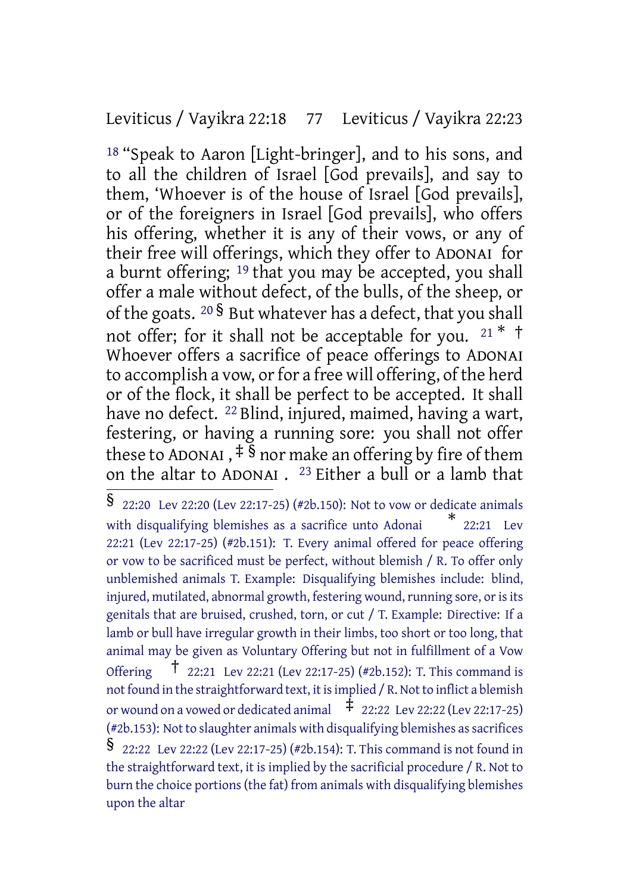[18] "Speak to Aaron [Light-bringer], and to his sons, and to all the children of Israel [God prevails], and say to them, 'Whoever is of the house of Israel [God prevails], or of the foreigners in Israel [God prevails], who offers his offering, whether it is any of their vows, or any of their free will offerings, which they offer to ADONAI for a burnt offering; [19] that you may be accepted, you shall offer a male without defect, of the bulls, of the sheep, or of the goats. [20] § But whatever has a defect, that you shall not offer; for it shall not be acceptable for you. [21] * † Whoever offers a sacrifice of peace offerings to ADONAI to accomplish a vow, or for a free will offering, of the herd or of the flock, it shall be perfect to be accepted. It shall have no defect. [22] Blind, injured, maimed, having a wart, festering, or having a running sore: you shall not offer these to ADONAI , ‡ § nor make an offering by fire of them on the altar to ADONAI . [23] Either a bull or a lamb that

---

§ 22:20 Lev 22:20 (Lev 22:17-25) (#2b.150): Not to vow or dedicate animals with disqualifying blemishes as a sacrifice unto Adonai * 22:21 Lev 22:21 (Lev 22:17-25) (#2b.151): T. Every animal offered for peace offering or vow to be sacrificed must be perfect, without blemish / R. To offer only unblemished animals T. Example: Disqualifying blemishes include: blind, injured, mutilated, abnormal growth, festering wound, running sore, or is its genitals that are bruised, crushed, torn, or cut / T. Example: Directive: If a lamb or bull have irregular growth in their limbs, too short or too long, that animal may be given as Voluntary Offering but not in fulfillment of a Vow Offering † 22:21 Lev 22:21 (Lev 22:17-25) (#2b.152): T. This command is not found in the straightforward text, it is implied / R. Not to inflict a blemish or wound on a vowed or dedicated animal ‡ 22:22 Lev 22:22 (Lev 22:17-25) (#2b.153): Not to slaughter animals with disqualifying blemishes as sacrifices § 22:22 Lev 22:22 (Lev 22:17-25) (#2b.154): T. This command is not found in the straightforward text, it is implied by the sacrificial procedure / R. Not to burn the choice portions (the fat) from animals with disqualifying blemishes upon the altar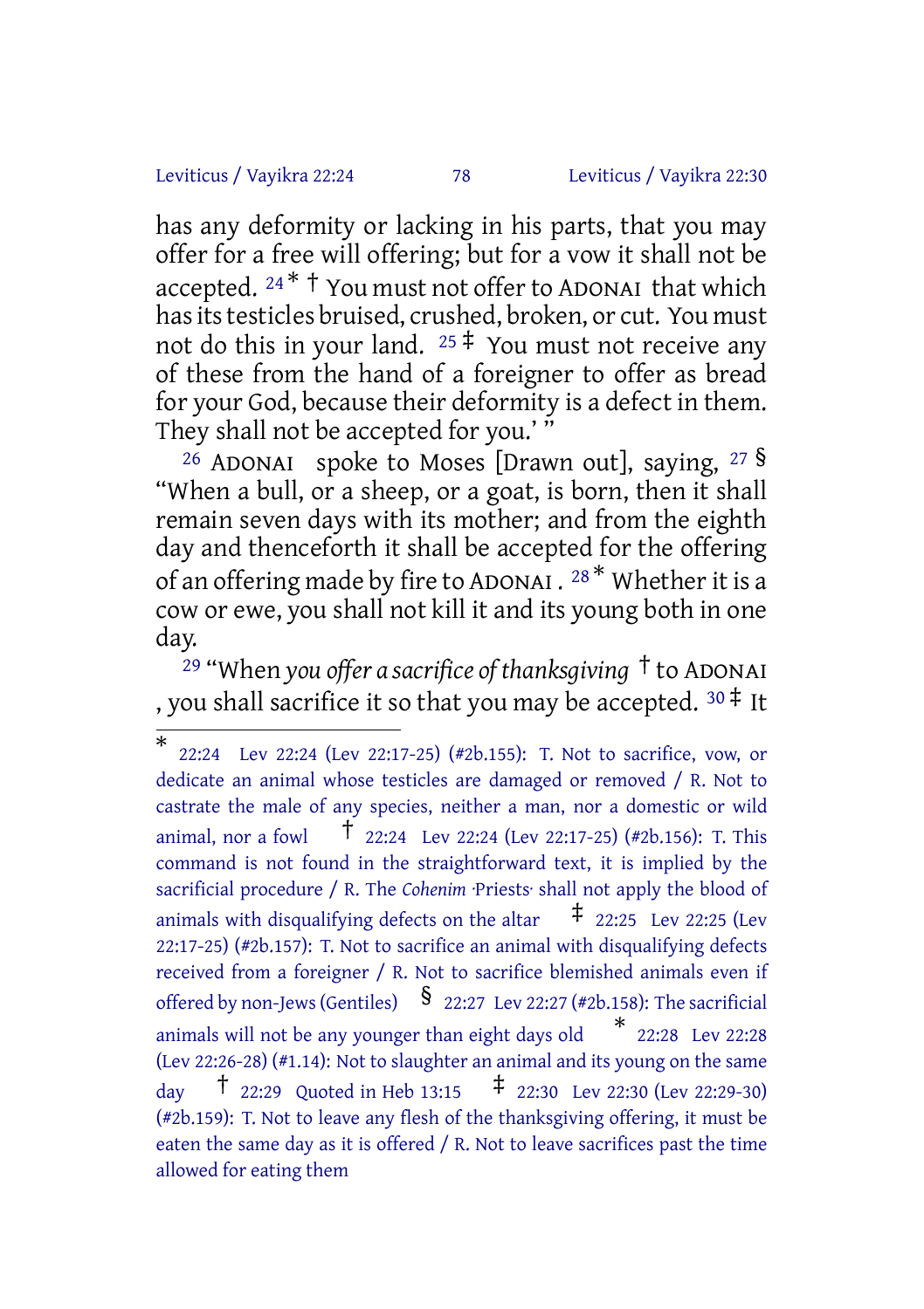has any deformity or lacking in his parts, that you may offer for a free will offering; but for a vow it shall not be accepted. [24] * † You must not offer to ADONAI that which has its testicles bruised, crushed, broken, or cut. You must not do this in your land. [25] ‡ You must not receive any of these from the hand of a foreigner to offer as bread for your God, because their deformity is a defect in them. They shall not be accepted for you.' "

[26] ADONAI spoke to Moses [Drawn out], saying, [27] § "When a bull, or a sheep, or a goat, is born, then it shall remain seven days with its mother; and from the eighth day and thenceforth it shall be accepted for the offering of an offering made by fire to ADONAI. [28] * Whether it is a cow or ewe, you shall not kill it and its young both in one day.

[29] "When *you offer a sacrifice of thanksgiving* † to ADONAI, you shall sacrifice it so that you may be accepted. [30] ‡ It

---

* 22:24 Lev 22:24 (Lev 22:17-25) (#2b.155): T. Not to sacrifice, vow, or dedicate an animal whose testicles are damaged or removed / R. Not to castrate the male of any species, neither a man, nor a domestic or wild animal, nor a fowl † 22:24 Lev 22:24 (Lev 22:17-25) (#2b.156): T. This command is not found in the straightforward text, it is implied by the sacrificial procedure / R. The *Cohenim* ·Priests· shall not apply the blood of animals with disqualifying defects on the altar ‡ 22:25 Lev 22:25 (Lev 22:17-25) (#2b.157): T. Not to sacrifice an animal with disqualifying defects received from a foreigner / R. Not to sacrifice blemished animals even if offered by non-Jews (Gentiles) § 22:27 Lev 22:27 (#2b.158): The sacrificial animals will not be any younger than eight days old * 22:28 Lev 22:28 (Lev 22:26-28) (#1.14): Not to slaughter an animal and its young on the same day † 22:29 Quoted in Heb 13:15 ‡ 22:30 Lev 22:30 (Lev 22:29-30) (#2b.159): T. Not to leave any flesh of the thanksgiving offering, it must be eaten the same day as it is offered / R. Not to leave sacrifices past the time allowed for eating them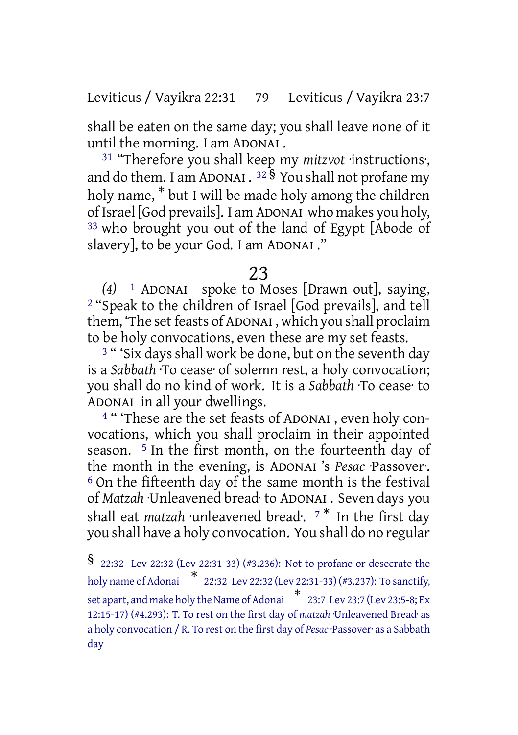shall be eaten on the same day; you shall leave none of it until the morning. I am ADONAI .

[31] "Therefore you shall keep my *mitzvot* ·instructions·, and do them. I am ADONAI . [32] § You shall not profane my holy name, * but I will be made holy among the children of Israel [God prevails]. I am ADONAI who makes you holy, [33] who brought you out of the land of Egypt [Abode of slavery], to be your God. I am ADONAI ."

# 23

*(4)* [1] ADONAI spoke to Moses [Drawn out], saying, [2] "Speak to the children of Israel [God prevails], and tell them, 'The set feasts of ADONAI , which you shall proclaim to be holy convocations, even these are my set feasts.

[3] " 'Six days shall work be done, but on the seventh day is a *Sabbath* ·To cease· of solemn rest, a holy convocation; you shall do no kind of work. It is a *Sabbath* ·To cease· to ADONAI in all your dwellings.

[4] " 'These are the set feasts of ADONAI , even holy convocations, which you shall proclaim in their appointed season. [5] In the first month, on the fourteenth day of the month in the evening, is ADONAI 's *Pesac* ·Passover·. [6] On the fifteenth day of the same month is the festival of *Matzah* ·Unleavened bread· to ADONAI . Seven days you shall eat *matzah* ·unleavened bread·. [7] * In the first day you shall have a holy convocation. You shall do no regular

---

§ 22:32 Lev 22:32 (Lev 22:31-33) (#3.236): Not to profane or desecrate the holy name of Adonai * 22:32 Lev 22:32 (Lev 22:31-33) (#3.237): To sanctify, set apart, and make holy the Name of Adonai * 23:7 Lev 23:7 (Lev 23:5-8; Ex 12:15-17) (#4.293): T. To rest on the first day of *matzah* ·Unleavened Bread· as a holy convocation / R. To rest on the first day of *Pesac* ·Passover· as a Sabbath day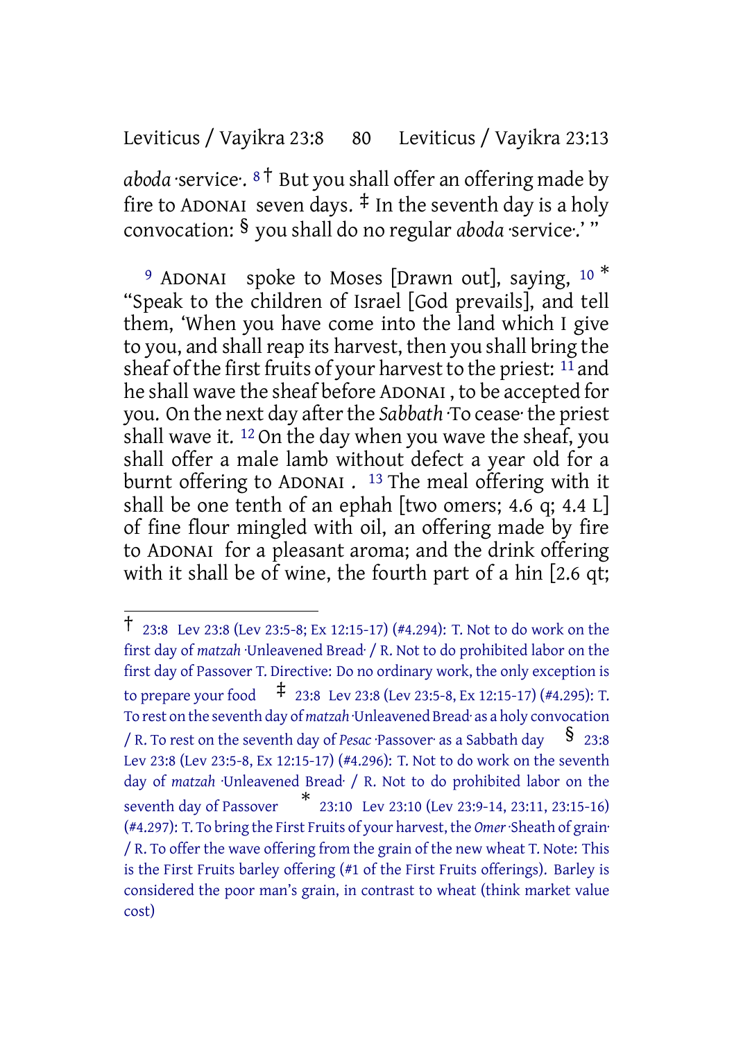*aboda* ·service·. 8 † But you shall offer an offering made by fire to ADONAI seven days. ‡ In the seventh day is a holy convocation: § you shall do no regular *aboda* ·service·.' "

9 ADONAI spoke to Moses [Drawn out], saying, 10 * "Speak to the children of Israel [God prevails], and tell them, 'When you have come into the land which I give to you, and shall reap its harvest, then you shall bring the sheaf of the first fruits of your harvest to the priest: 11 and he shall wave the sheaf before ADONAI , to be accepted for you. On the next day after the *Sabbath* ·To cease· the priest shall wave it. 12 On the day when you wave the sheaf, you shall offer a male lamb without defect a year old for a burnt offering to ADONAI . 13 The meal offering with it shall be one tenth of an ephah [two omers; 4.6 q; 4.4 L] of fine flour mingled with oil, an offering made by fire to ADONAI for a pleasant aroma; and the drink offering with it shall be of wine, the fourth part of a hin [2.6 qt;

---

† 23:8 Lev 23:8 (Lev 23:5-8; Ex 12:15-17) (#4.294): T. Not to do work on the first day of *matzah* ·Unleavened Bread· / R. Not to do prohibited labor on the first day of Passover T. Directive: Do no ordinary work, the only exception is to prepare your food ‡ 23:8 Lev 23:8 (Lev 23:5-8, Ex 12:15-17) (#4.295): T. To rest on the seventh day of *matzah* ·Unleavened Bread· as a holy convocation / R. To rest on the seventh day of *Pesac* ·Passover· as a Sabbath day § 23:8 Lev 23:8 (Lev 23:5-8, Ex 12:15-17) (#4.296): T. Not to do work on the seventh day of *matzah* ·Unleavened Bread· / R. Not to do prohibited labor on the seventh day of Passover * 23:10 Lev 23:10 (Lev 23:9-14, 23:11, 23:15-16) (#4.297): T. To bring the First Fruits of your harvest, the *Omer* ·Sheath of grain· / R. To offer the wave offering from the grain of the new wheat T. Note: This is the First Fruits barley offering (#1 of the First Fruits offerings). Barley is considered the poor man's grain, in contrast to wheat (think market value cost)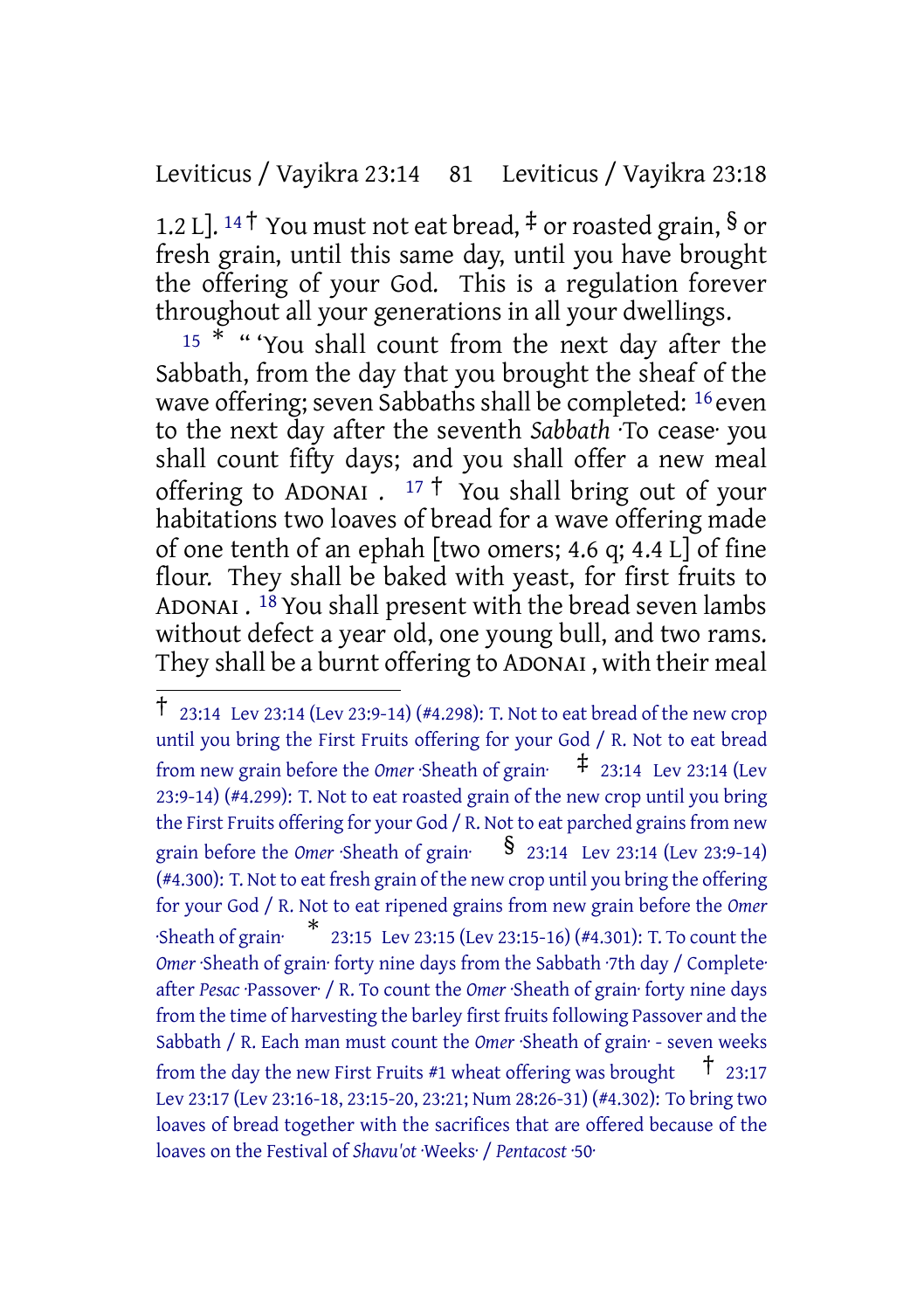1.2 L]. 14 † You must not eat bread, ‡ or roasted grain, § or fresh grain, until this same day, until you have brought the offering of your God. This is a regulation forever throughout all your generations in all your dwellings.

15 * " 'You shall count from the next day after the Sabbath, from the day that you brought the sheaf of the wave offering; seven Sabbaths shall be completed: 16 even to the next day after the seventh *Sabbath* ·To cease· you shall count fifty days; and you shall offer a new meal offering to ADONAI . 17 † You shall bring out of your habitations two loaves of bread for a wave offering made of one tenth of an ephah [two omers; 4.6 q; 4.4 L] of fine flour. They shall be baked with yeast, for first fruits to ADONAI . 18 You shall present with the bread seven lambs without defect a year old, one young bull, and two rams. They shall be a burnt offering to ADONAI , with their meal

---

† 23:14 Lev 23:14 (Lev 23:9-14) (#4.298): T. Not to eat bread of the new crop until you bring the First Fruits offering for your God / R. Not to eat bread from new grain before the *Omer* ·Sheath of grain· ‡ 23:14 Lev 23:14 (Lev 23:9-14) (#4.299): T. Not to eat roasted grain of the new crop until you bring the First Fruits offering for your God / R. Not to eat parched grains from new grain before the *Omer* ·Sheath of grain· § 23:14 Lev 23:14 (Lev 23:9-14) (#4.300): T. Not to eat fresh grain of the new crop until you bring the offering for your God / R. Not to eat ripened grains from new grain before the *Omer* ·Sheath of grain· * 23:15 Lev 23:15 (Lev 23:15-16) (#4.301): T. To count the *Omer* ·Sheath of grain· forty nine days from the Sabbath ·7th day / Complete· after *Pesac* ·Passover· / R. To count the *Omer* ·Sheath of grain· forty nine days from the time of harvesting the barley first fruits following Passover and the Sabbath / R. Each man must count the *Omer* ·Sheath of grain· - seven weeks from the day the new First Fruits #1 wheat offering was brought † 23:17 Lev 23:17 (Lev 23:16-18, 23:15-20, 23:21; Num 28:26-31) (#4.302): To bring two loaves of bread together with the sacrifices that are offered because of the loaves on the Festival of *Shavu'ot* ·Weeks· / *Pentacost* ·50·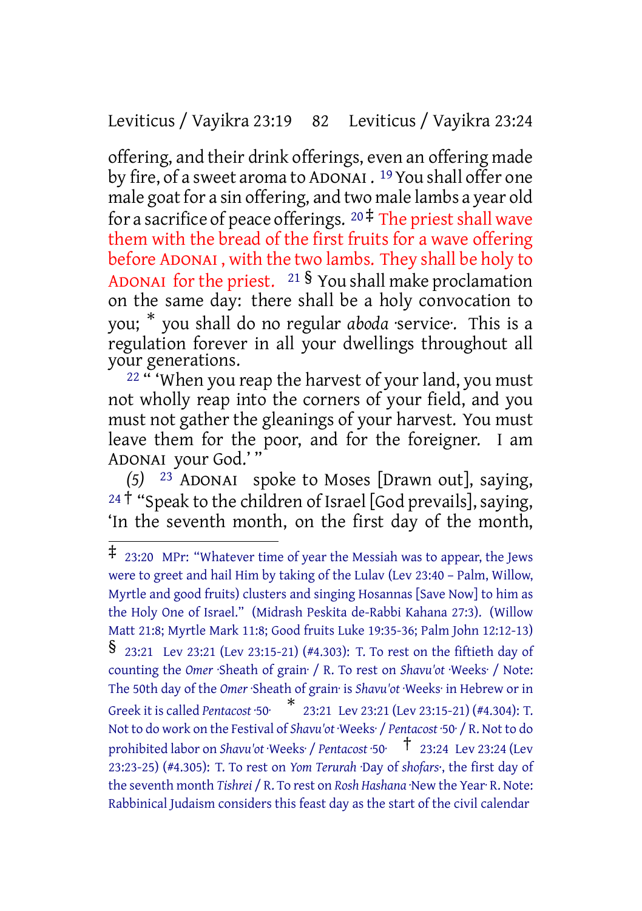offering, and their drink offerings, even an offering made by fire, of a sweet aroma to ADONAI . [19] You shall offer one male goat for a sin offering, and two male lambs a year old for a sacrifice of peace offerings. [20] ‡ The priest shall wave them with the bread of the first fruits for a wave offering before ADONAI , with the two lambs. They shall be holy to ADONAI for the priest. [21] § You shall make proclamation on the same day: there shall be a holy convocation to you; * you shall do no regular *aboda* ·service·. This is a regulation forever in all your dwellings throughout all your generations.

[22] " 'When you reap the harvest of your land, you must not wholly reap into the corners of your field, and you must not gather the gleanings of your harvest. You must leave them for the poor, and for the foreigner. I am ADONAI your God.' "

*(5)* [23] ADONAI spoke to Moses [Drawn out], saying, [24] † "Speak to the children of Israel [God prevails], saying, 'In the seventh month, on the first day of the month,

---

‡ 23:20 MPr: "Whatever time of year the Messiah was to appear, the Jews were to greet and hail Him by taking of the Lulav (Lev 23:40 – Palm, Willow, Myrtle and good fruits) clusters and singing Hosannas [Save Now] to him as the Holy One of Israel." (Midrash Peskita de-Rabbi Kahana 27:3). (Willow Matt 21:8; Myrtle Mark 11:8; Good fruits Luke 19:35-36; Palm John 12:12-13)

§ 23:21 Lev 23:21 (Lev 23:15-21) (#4.303): T. To rest on the fiftieth day of counting the *Omer* ·Sheath of grain· / R. To rest on *Shavu'ot* ·Weeks· / Note: The 50th day of the *Omer* ·Sheath of grain· is *Shavu'ot* ·Weeks· in Hebrew or in Greek it is called *Pentacost* ·50·

* 23:21 Lev 23:21 (Lev 23:15-21) (#4.304): T. Not to do work on the Festival of *Shavu'ot* ·Weeks· / *Pentacost* ·50· / R. Not to do prohibited labor on *Shavu'ot* ·Weeks· / *Pentacost* ·50·

† 23:24 Lev 23:24 (Lev 23:23-25) (#4.305): T. To rest on *Yom Terurah* ·Day of *shofars*·, the first day of the seventh month *Tishrei* / R. To rest on *Rosh Hashana* ·New the Year· R. Note: Rabbinical Judaism considers this feast day as the start of the civil calendar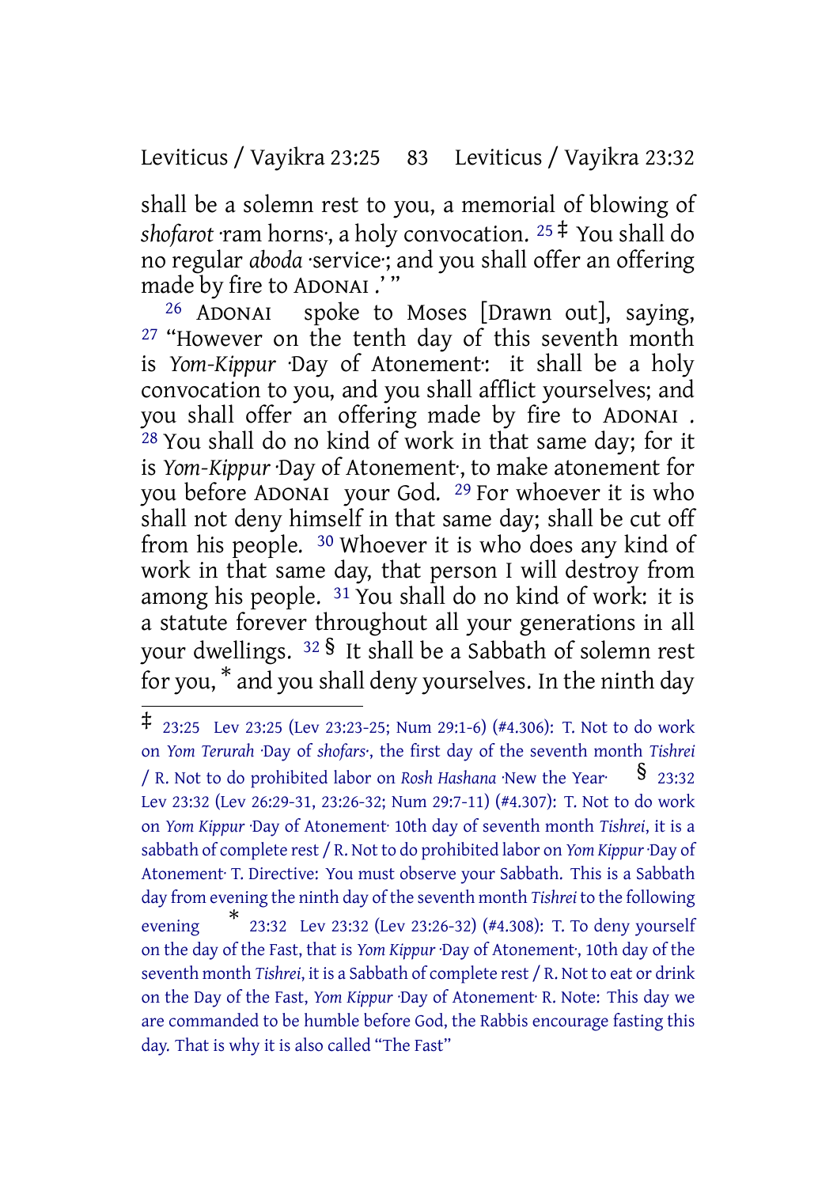shall be a solemn rest to you, a memorial of blowing of *shofarot* ·ram horns·, a holy convocation. [25] ‡ You shall do no regular *aboda* ·service·; and you shall offer an offering made by fire to ADONAI .' "

[26] ADONAI spoke to Moses [Drawn out], saying, [27] "However on the tenth day of this seventh month is *Yom-Kippur* ·Day of Atonement·: it shall be a holy convocation to you, and you shall afflict yourselves; and you shall offer an offering made by fire to ADONAI . [28] You shall do no kind of work in that same day; for it is *Yom-Kippur* ·Day of Atonement·, to make atonement for you before ADONAI your God. [29] For whoever it is who shall not deny himself in that same day; shall be cut off from his people. [30] Whoever it is who does any kind of work in that same day, that person I will destroy from among his people. [31] You shall do no kind of work: it is a statute forever throughout all your generations in all your dwellings. [32] § It shall be a Sabbath of solemn rest for you, * and you shall deny yourselves. In the ninth day

---

‡ 23:25 Lev 23:25 (Lev 23:23-25; Num 29:1-6) (#4.306): T. Not to do work on *Yom Terurah* ·Day of *shofars*·, the first day of the seventh month *Tishrei* / R. Not to do prohibited labor on *Rosh Hashana* ·New the Year· § 23:32 Lev 23:32 (Lev 26:29-31, 23:26-32; Num 29:7-11) (#4.307): T. Not to do work on *Yom Kippur* ·Day of Atonement· 10th day of seventh month *Tishrei*, it is a sabbath of complete rest / R. Not to do prohibited labor on *Yom Kippur* ·Day of Atonement· T. Directive: You must observe your Sabbath. This is a Sabbath day from evening the ninth day of the seventh month *Tishrei* to the following evening * 23:32 Lev 23:32 (Lev 23:26-32) (#4.308): T. To deny yourself on the day of the Fast, that is *Yom Kippur* ·Day of Atonement·, 10th day of the seventh month *Tishrei*, it is a Sabbath of complete rest / R. Not to eat or drink on the Day of the Fast, *Yom Kippur* ·Day of Atonement· R. Note: This day we are commanded to be humble before God, the Rabbis encourage fasting this day. That is why it is also called "The Fast"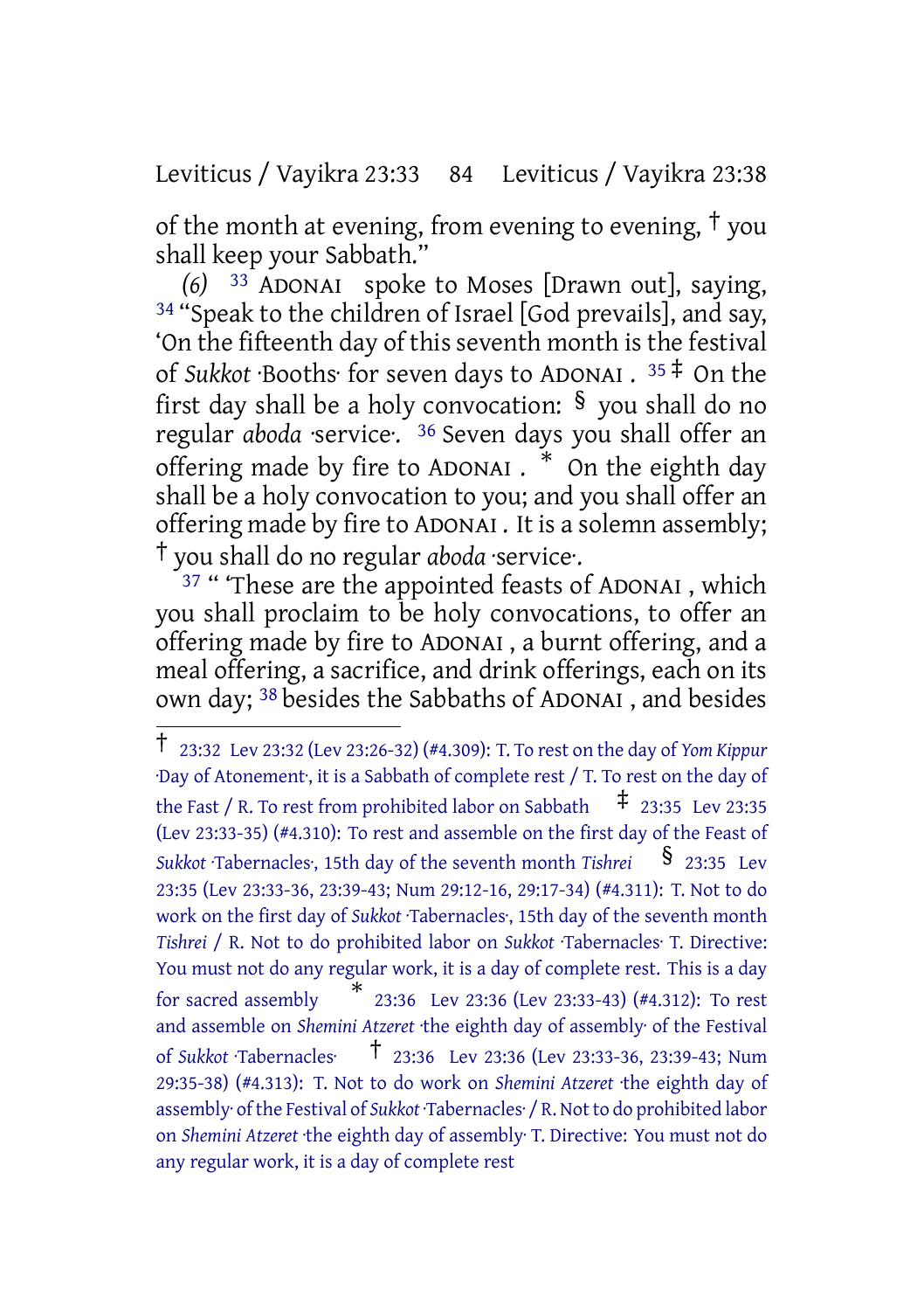of the month at evening, from evening to evening, † you shall keep your Sabbath."

*(6)* 33 ADONAI spoke to Moses [Drawn out], saying, 34 "Speak to the children of Israel [God prevails], and say, 'On the fifteenth day of this seventh month is the festival of *Sukkot* ·Booths· for seven days to ADONAI . 35 ‡ On the first day shall be a holy convocation: § you shall do no regular *aboda* ·service·. 36 Seven days you shall offer an offering made by fire to ADONAI . * On the eighth day shall be a holy convocation to you; and you shall offer an offering made by fire to ADONAI . It is a solemn assembly; † you shall do no regular *aboda* ·service·.

37 " 'These are the appointed feasts of ADONAI , which you shall proclaim to be holy convocations, to offer an offering made by fire to ADONAI , a burnt offering, and a meal offering, a sacrifice, and drink offerings, each on its own day; 38 besides the Sabbaths of ADONAI , and besides

---

† 23:32 Lev 23:32 (Lev 23:26-32) (#4.309): T. To rest on the day of *Yom Kippur* ·Day of Atonement·, it is a Sabbath of complete rest / T. To rest on the day of the Fast / R. To rest from prohibited labor on Sabbath ‡ 23:35 Lev 23:35 (Lev 23:33-35) (#4.310): To rest and assemble on the first day of the Feast of *Sukkot* ·Tabernacles·, 15th day of the seventh month *Tishrei* § 23:35 Lev 23:35 (Lev 23:33-36, 23:39-43; Num 29:12-16, 29:17-34) (#4.311): T. Not to do work on the first day of *Sukkot* ·Tabernacles·, 15th day of the seventh month *Tishrei* / R. Not to do prohibited labor on *Sukkot* ·Tabernacles· T. Directive: You must not do any regular work, it is a day of complete rest. This is a day for sacred assembly * 23:36 Lev 23:36 (Lev 23:33-43) (#4.312): To rest and assemble on *Shemini Atzeret* ·the eighth day of assembly· of the Festival of *Sukkot* ·Tabernacles· † 23:36 Lev 23:36 (Lev 23:33-36, 23:39-43; Num 29:35-38) (#4.313): T. Not to do work on *Shemini Atzeret* ·the eighth day of assembly· of the Festival of *Sukkot* ·Tabernacles· / R. Not to do prohibited labor on *Shemini Atzeret* ·the eighth day of assembly· T. Directive: You must not do any regular work, it is a day of complete rest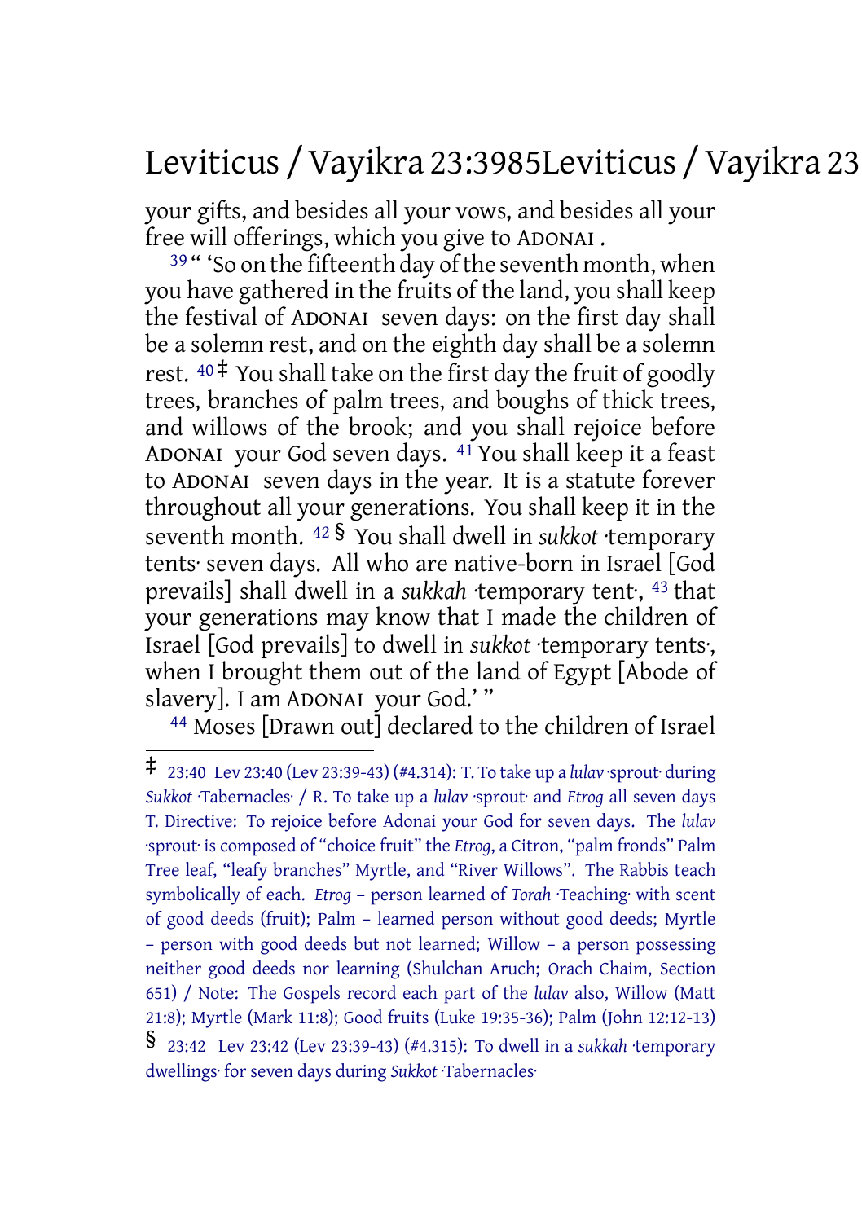your gifts, and besides all your vows, and besides all your free will offerings, which you give to ADONAI .

[39] " 'So on the fifteenth day of the seventh month, when you have gathered in the fruits of the land, you shall keep the festival of ADONAI seven days: on the first day shall be a solemn rest, and on the eighth day shall be a solemn rest. [40] ‡ You shall take on the first day the fruit of goodly trees, branches of palm trees, and boughs of thick trees, and willows of the brook; and you shall rejoice before ADONAI your God seven days. [41] You shall keep it a feast to ADONAI seven days in the year. It is a statute forever throughout all your generations. You shall keep it in the seventh month. [42] § You shall dwell in *sukkot* ·temporary tents· seven days. All who are native-born in Israel [God prevails] shall dwell in a *sukkah* ·temporary tent·, [43] that your generations may know that I made the children of Israel [God prevails] to dwell in *sukkot* ·temporary tents·, when I brought them out of the land of Egypt [Abode of slavery]. I am ADONAI your God.' "

[44] Moses [Drawn out] declared to the children of Israel

---

‡ 23:40 Lev 23:40 (Lev 23:39-43) (#4.314): T. To take up a *lulav* ·sprout· during *Sukkot* ·Tabernacles· / R. To take up a *lulav* ·sprout· and *Etrog* all seven days T. Directive: To rejoice before Adonai your God for seven days. The *lulav* ·sprout· is composed of "choice fruit" the *Etrog*, a Citron, "palm fronds" Palm Tree leaf, "leafy branches" Myrtle, and "River Willows". The Rabbis teach symbolically of each. *Etrog* – person learned of *Torah* ·Teaching· with scent of good deeds (fruit); Palm – learned person without good deeds; Myrtle – person with good deeds but not learned; Willow – a person possessing neither good deeds nor learning (Shulchan Aruch; Orach Chaim, Section 651) / Note: The Gospels record each part of the *lulav* also, Willow (Matt 21:8); Myrtle (Mark 11:8); Good fruits (Luke 19:35-36); Palm (John 12:12-13)

§ 23:42 Lev 23:42 (Lev 23:39-43) (#4.315): To dwell in a *sukkah* ·temporary dwellings· for seven days during *Sukkot* ·Tabernacles·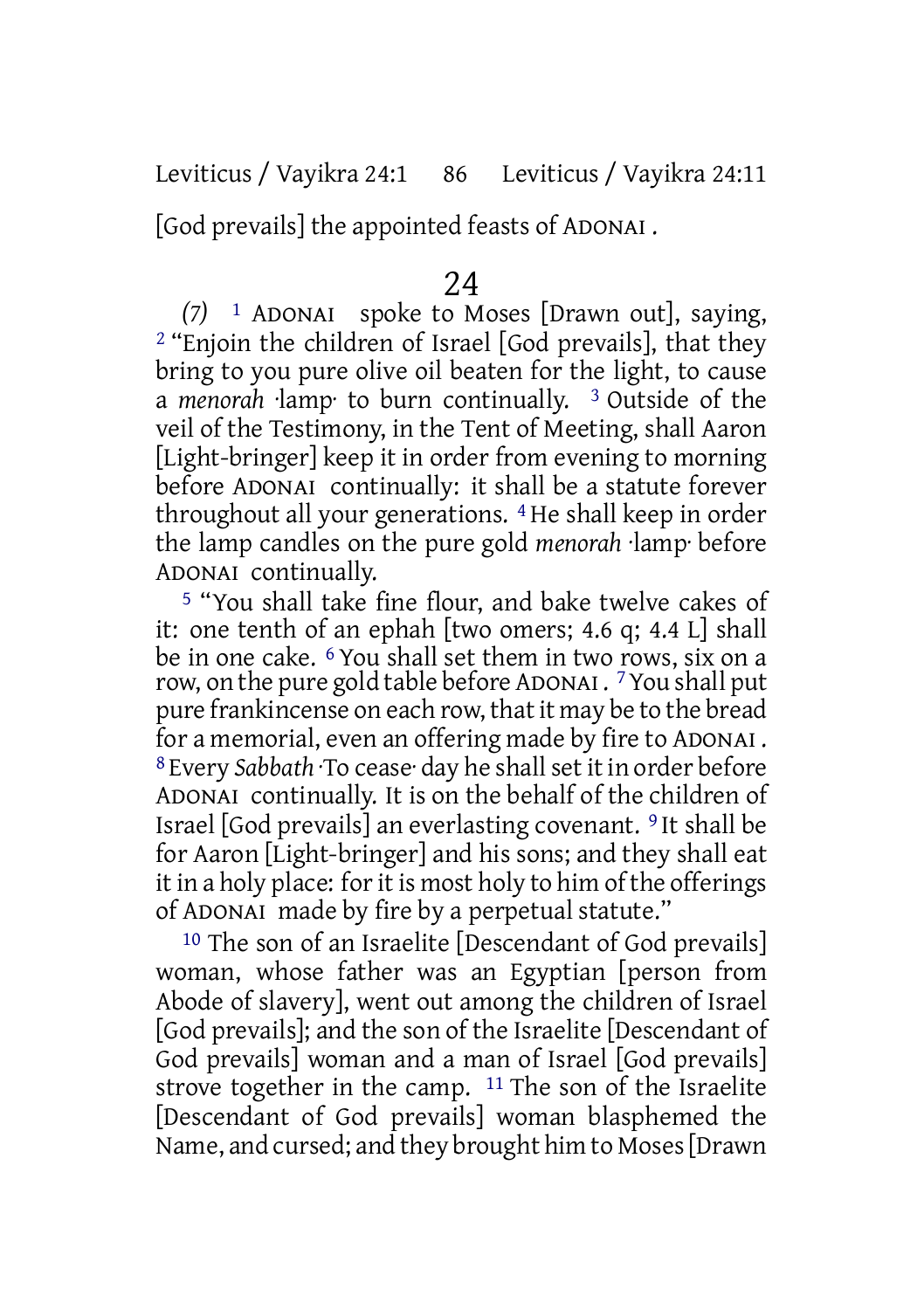[God prevails] the appointed feasts of ADONAI .

# 24

*(7)* 1 ADONAI spoke to Moses [Drawn out], saying, 2 "Enjoin the children of Israel [God prevails], that they bring to you pure olive oil beaten for the light, to cause a *menorah* ·lamp· to burn continually. 3 Outside of the veil of the Testimony, in the Tent of Meeting, shall Aaron [Light-bringer] keep it in order from evening to morning before ADONAI continually: it shall be a statute forever throughout all your generations. 4 He shall keep in order the lamp candles on the pure gold *menorah* ·lamp· before ADONAI continually.

5 "You shall take fine flour, and bake twelve cakes of it: one tenth of an ephah [two omers; 4.6 q; 4.4 L] shall be in one cake. 6 You shall set them in two rows, six on a row, on the pure gold table before ADONAI . 7 You shall put pure frankincense on each row, that it may be to the bread for a memorial, even an offering made by fire to ADONAI . 8 Every *Sabbath* ·To cease· day he shall set it in order before ADONAI continually. It is on the behalf of the children of Israel [God prevails] an everlasting covenant. 9 It shall be for Aaron [Light-bringer] and his sons; and they shall eat it in a holy place: for it is most holy to him of the offerings of ADONAI made by fire by a perpetual statute."

10 The son of an Israelite [Descendant of God prevails] woman, whose father was an Egyptian [person from Abode of slavery], went out among the children of Israel [God prevails]; and the son of the Israelite [Descendant of God prevails] woman and a man of Israel [God prevails] strove together in the camp. 11 The son of the Israelite [Descendant of God prevails] woman blasphemed the Name, and cursed; and they brought him to Moses [Drawn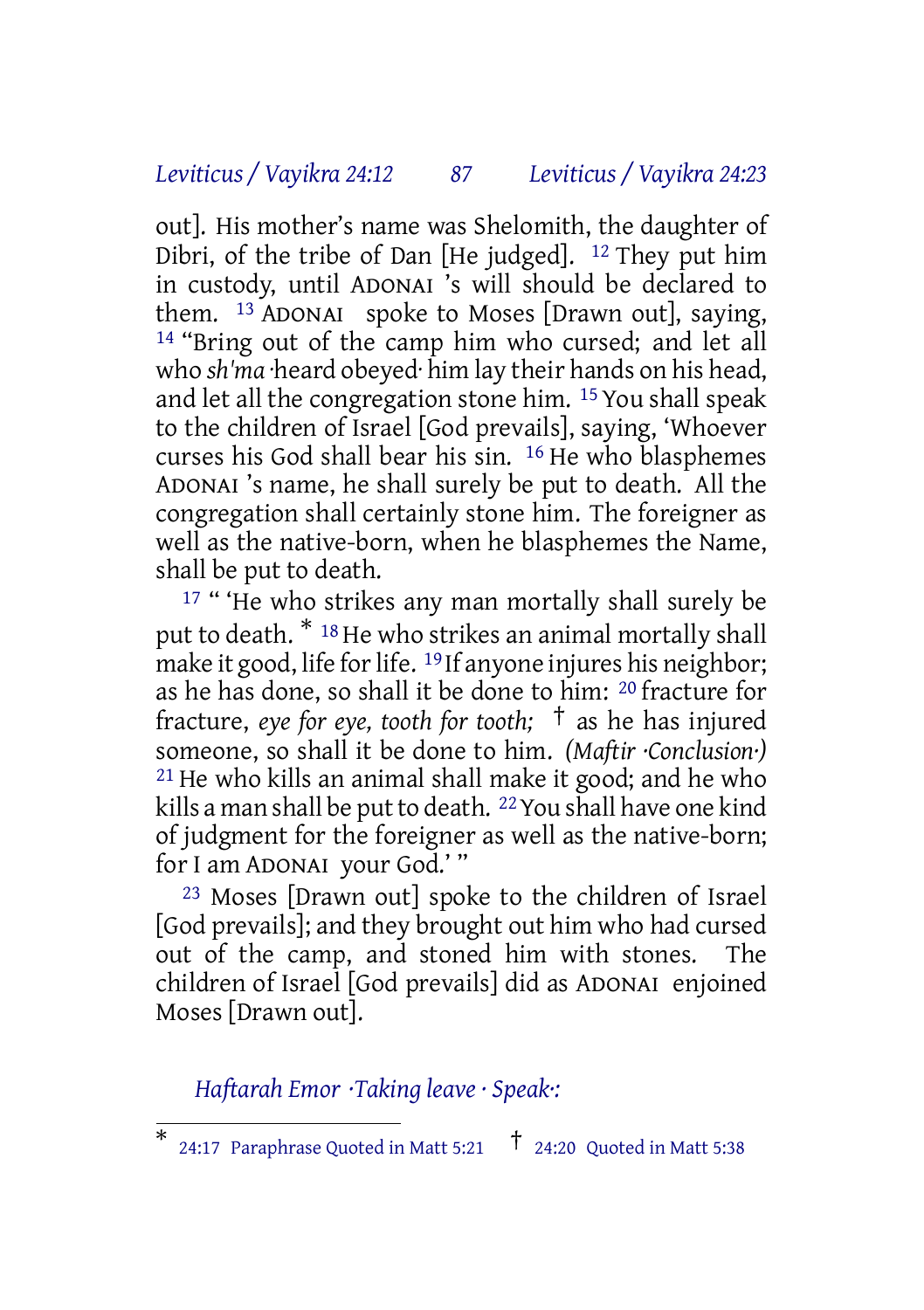out]. His mother's name was Shelomith, the daughter of Dibri, of the tribe of Dan [He judged]. 12 They put him in custody, until ADONAI 's will should be declared to them. 13 ADONAI spoke to Moses [Drawn out], saying, 14 "Bring out of the camp him who cursed; and let all who *sh'ma* ·heard obeyed· him lay their hands on his head, and let all the congregation stone him. 15 You shall speak to the children of Israel [God prevails], saying, 'Whoever curses his God shall bear his sin. 16 He who blasphemes ADONAI 's name, he shall surely be put to death. All the congregation shall certainly stone him. The foreigner as well as the native-born, when he blasphemes the Name, shall be put to death.

17 " 'He who strikes any man mortally shall surely be put to death. * 18 He who strikes an animal mortally shall make it good, life for life. 19 If anyone injures his neighbor; as he has done, so shall it be done to him: 20 fracture for fracture, *eye for eye, tooth for tooth;* † as he has injured someone, so shall it be done to him. *(Maftir ·Conclusion·)* 21 He who kills an animal shall make it good; and he who kills a man shall be put to death. 22 You shall have one kind of judgment for the foreigner as well as the native-born; for I am ADONAI your God.' "

23 Moses [Drawn out] spoke to the children of Israel [God prevails]; and they brought out him who had cursed out of the camp, and stoned him with stones. The children of Israel [God prevails] did as ADONAI enjoined Moses [Drawn out].

*Haftarah Emor ·Taking leave · Speak·:*

---

* 24:17 Paraphrase Quoted in Matt 5:21 † 24:20 Quoted in Matt 5:38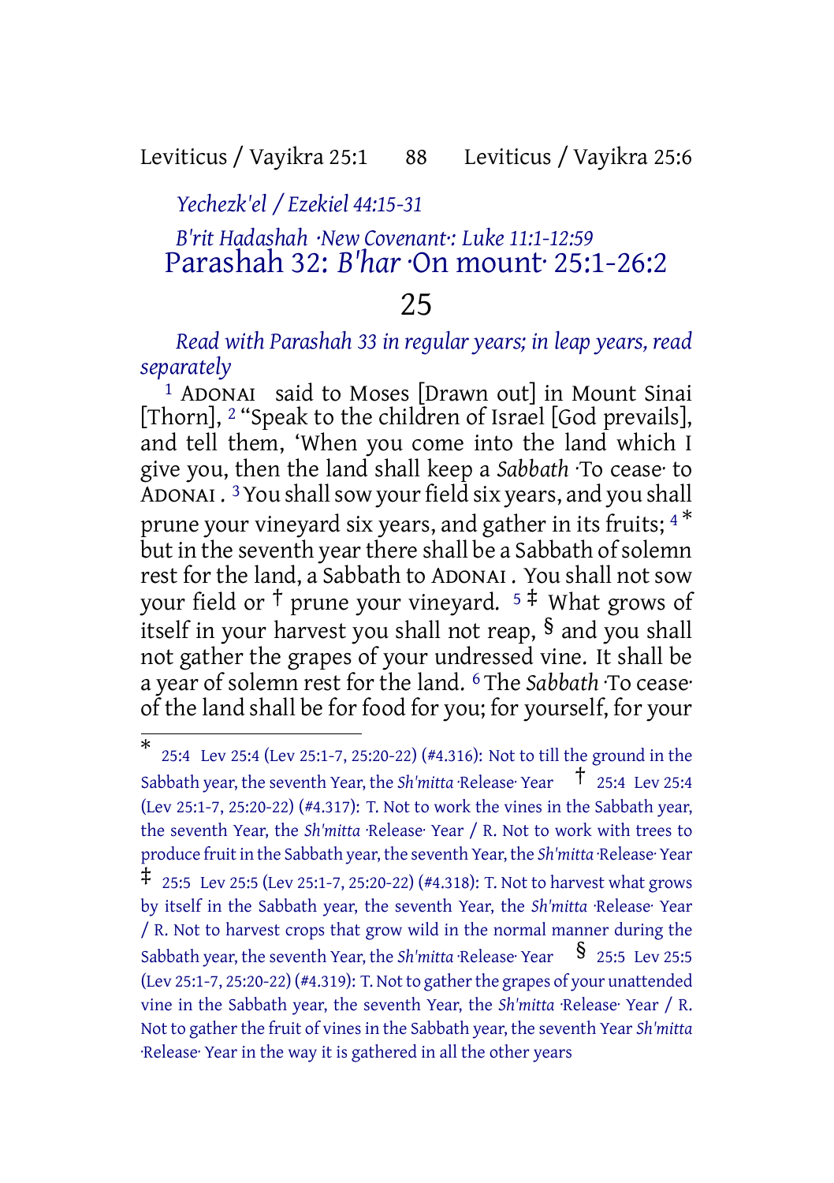*Yechezk'el / Ezekiel 44:15-31*

*B'rit Hadashah ·New Covenant·: Luke 11:1-12:59*

# Parashah 32: *B'har* ·On mount· 25:1-26:2

## 25

*Read with Parashah 33 in regular years; in leap years, read separately*

[1] ADONAI said to Moses [Drawn out] in Mount Sinai [Thorn], [2] "Speak to the children of Israel [God prevails], and tell them, 'When you come into the land which I give you, then the land shall keep a *Sabbath* ·To cease· to ADONAI. [3] You shall sow your field six years, and you shall prune your vineyard six years, and gather in its fruits; [4] [*] but in the seventh year there shall be a Sabbath of solemn rest for the land, a Sabbath to ADONAI. You shall not sow your field or [†] prune your vineyard. [5] [‡] What grows of itself in your harvest you shall not reap, [§] and you shall not gather the grapes of your undressed vine. It shall be a year of solemn rest for the land. [6] The *Sabbath* ·To cease· of the land shall be for food for you; for yourself, for your

---

[*] 25:4 Lev 25:4 (Lev 25:1-7, 25:20-22) (#4.316): Not to till the ground in the Sabbath year, the seventh Year, the *Sh'mitta* ·Release· Year [†] 25:4 Lev 25:4 (Lev 25:1-7, 25:20-22) (#4.317): T. Not to work the vines in the Sabbath year, the seventh Year, the *Sh'mitta* ·Release· Year / R. Not to work with trees to produce fruit in the Sabbath year, the seventh Year, the *Sh'mitta* ·Release· Year [‡] 25:5 Lev 25:5 (Lev 25:1-7, 25:20-22) (#4.318): T. Not to harvest what grows by itself in the Sabbath year, the seventh Year, the *Sh'mitta* ·Release· Year / R. Not to harvest crops that grow wild in the normal manner during the Sabbath year, the seventh Year, the *Sh'mitta* ·Release· Year [§] 25:5 Lev 25:5 (Lev 25:1-7, 25:20-22) (#4.319): T. Not to gather the grapes of your unattended vine in the Sabbath year, the seventh Year, the *Sh'mitta* ·Release· Year / R. Not to gather the fruit of vines in the Sabbath year, the seventh Year *Sh'mitta* ·Release· Year in the way it is gathered in all the other years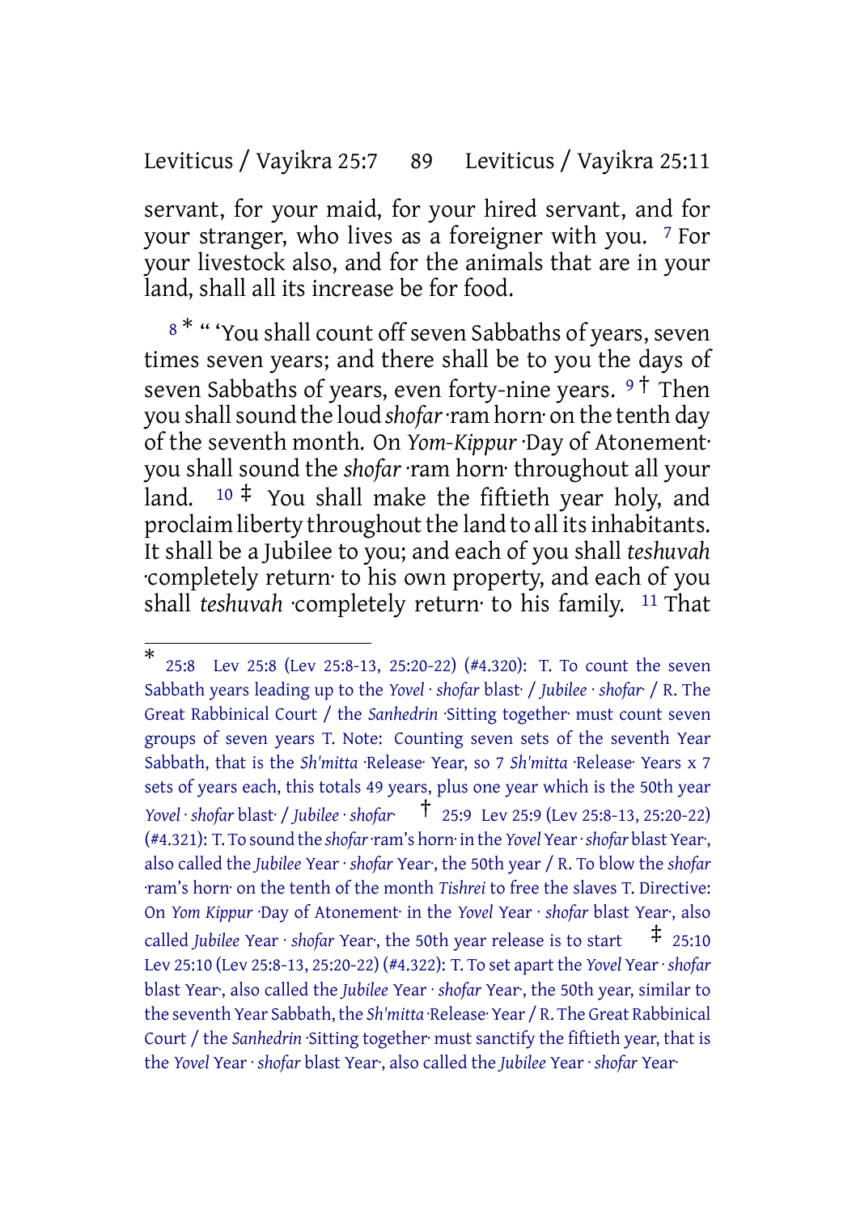servant, for your maid, for your hired servant, and for your stranger, who lives as a foreigner with you. [7] For your livestock also, and for the animals that are in your land, shall all its increase be for food.

[8] * “ ‘You shall count off seven Sabbaths of years, seven times seven years; and there shall be to you the days of seven Sabbaths of years, even forty-nine years. [9] † Then you shall sound the loud *shofar* ·ram horn· on the tenth day of the seventh month. On *Yom-Kippur* ·Day of Atonement· you shall sound the *shofar* ·ram horn· throughout all your land. [10] ‡ You shall make the fiftieth year holy, and proclaim liberty throughout the land to all its inhabitants. It shall be a Jubilee to you; and each of you shall *teshuvah* ·completely return· to his own property, and each of you shall *teshuvah* ·completely return· to his family. [11] That

---

\* 25:8 Lev 25:8 (Lev 25:8-13, 25:20-22) (#4.320): T. To count the seven Sabbath years leading up to the *Yovel* · *shofar* blast· / *Jubilee* · *shofar*· / R. The Great Rabbinical Court / the *Sanhedrin* ·Sitting together· must count seven groups of seven years T. Note: Counting seven sets of the seventh Year Sabbath, that is the *Sh'mitta* ·Release· Year, so 7 *Sh'mitta* ·Release· Years x 7 sets of years each, this totals 49 years, plus one year which is the 50th year *Yovel* · *shofar* blast· / *Jubilee* · *shofar*·

† 25:9 Lev 25:9 (Lev 25:8-13, 25:20-22) (#4.321): T. To sound the *shofar* ·ram's horn· in the *Yovel* Year · *shofar* blast Year·, also called the *Jubilee* Year · *shofar* Year·, the 50th year / R. To blow the *shofar* ·ram's horn· on the tenth of the month *Tishrei* to free the slaves T. Directive: On *Yom Kippur* ·Day of Atonement· in the *Yovel* Year · *shofar* blast Year·, also called *Jubilee* Year · *shofar* Year·, the 50th year release is to start

‡ 25:10 Lev 25:10 (Lev 25:8-13, 25:20-22) (#4.322): T. To set apart the *Yovel* Year · *shofar* blast Year·, also called the *Jubilee* Year · *shofar* Year·, the 50th year, similar to the seventh Year Sabbath, the *Sh'mitta* ·Release· Year / R. The Great Rabbinical Court / the *Sanhedrin* ·Sitting together· must sanctify the fiftieth year, that is the *Yovel* Year · *shofar* blast Year·, also called the *Jubilee* Year · *shofar* Year·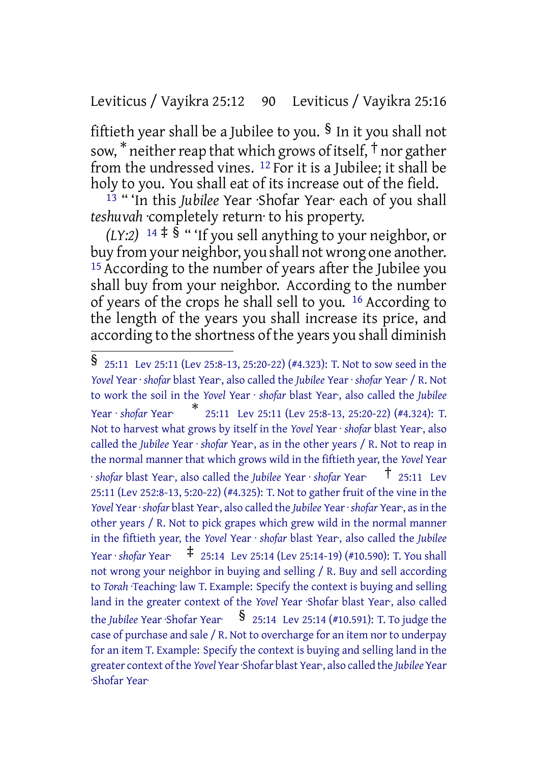fiftieth year shall be a Jubilee to you. § In it you shall not sow, * neither reap that which grows of itself, † nor gather from the undressed vines. [12] For it is a Jubilee; it shall be holy to you. You shall eat of its increase out of the field.

[13] " 'In this *Jubilee* Year ·Shofar Year· each of you shall *teshuvah* ·completely return· to his property.

*(LY:2)* [14] ‡ § " 'If you sell anything to your neighbor, or buy from your neighbor, you shall not wrong one another. [15] According to the number of years after the Jubilee you shall buy from your neighbor. According to the number of years of the crops he shall sell to you. [16] According to the length of the years you shall increase its price, and according to the shortness of the years you shall diminish

---

§ 25:11 Lev 25:11 (Lev 25:8-13, 25:20-22) (#4.323): T. Not to sow seed in the *Yovel* Year · *shofar* blast Year·, also called the *Jubilee* Year · *shofar* Year· / R. Not to work the soil in the *Yovel* Year · *shofar* blast Year·, also called the *Jubilee* Year · *shofar* Year· * 25:11 Lev 25:11 (Lev 25:8-13, 25:20-22) (#4.324): T. Not to harvest what grows by itself in the *Yovel* Year · *shofar* blast Year·, also called the *Jubilee* Year · *shofar* Year·, as in the other years / R. Not to reap in the normal manner that which grows wild in the fiftieth year, the *Yovel* Year · *shofar* blast Year·, also called the *Jubilee* Year · *shofar* Year· † 25:11 Lev 25:11 (Lev 252:8-13, 5:20-22) (#4.325): T. Not to gather fruit of the vine in the *Yovel* Year · *shofar* blast Year·, also called the *Jubilee* Year · *shofar* Year·, as in the other years / R. Not to pick grapes which grew wild in the normal manner in the fiftieth year, the *Yovel* Year · *shofar* blast Year·, also called the *Jubilee* Year · *shofar* Year· ‡ 25:14 Lev 25:14 (Lev 25:14-19) (#10.590): T. You shall not wrong your neighbor in buying and selling / R. Buy and sell according to *Torah* ·Teaching· law T. Example: Specify the context is buying and selling land in the greater context of the *Yovel* Year ·Shofar blast Year·, also called the *Jubilee* Year ·Shofar Year· § 25:14 Lev 25:14 (#10.591): T. To judge the case of purchase and sale / R. Not to overcharge for an item nor to underpay for an item T. Example: Specify the context is buying and selling land in the greater context of the *Yovel* Year ·Shofar blast Year·, also called the *Jubilee* Year ·Shofar Year·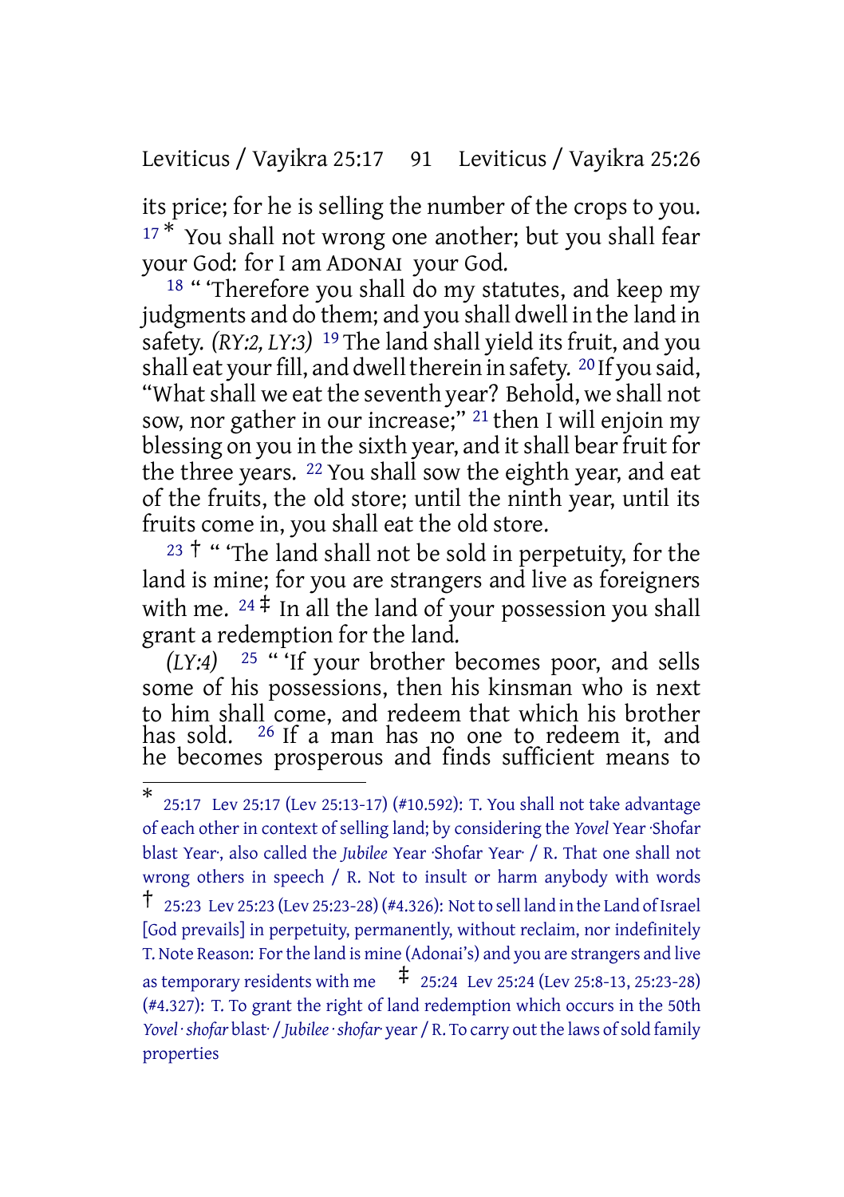its price; for he is selling the number of the crops to you. [17] * You shall not wrong one another; but you shall fear your God: for I am ADONAI your God.

[18] " 'Therefore you shall do my statutes, and keep my judgments and do them; and you shall dwell in the land in safety. *(RY:2, LY:3)* [19] The land shall yield its fruit, and you shall eat your fill, and dwell therein in safety. [20] If you said, "What shall we eat the seventh year? Behold, we shall not sow, nor gather in our increase;" [21] then I will enjoin my blessing on you in the sixth year, and it shall bear fruit for the three years. [22] You shall sow the eighth year, and eat of the fruits, the old store; until the ninth year, until its fruits come in, you shall eat the old store.

[23] † " 'The land shall not be sold in perpetuity, for the land is mine; for you are strangers and live as foreigners with me. [24] ‡ In all the land of your possession you shall grant a redemption for the land.

*(LY:4)* [25] " 'If your brother becomes poor, and sells some of his possessions, then his kinsman who is next to him shall come, and redeem that which his brother has sold. [26] If a man has no one to redeem it, and he becomes prosperous and finds sufficient means to

---

\* 25:17 Lev 25:17 (Lev 25:13-17) (#10.592): T. You shall not take advantage of each other in context of selling land; by considering the *Yovel* Year ·Shofar blast Year·, also called the *Jubilee* Year ·Shofar Year· / R. That one shall not wrong others in speech / R. Not to insult or harm anybody with words

† 25:23 Lev 25:23 (Lev 25:23-28) (#4.326): Not to sell land in the Land of Israel [God prevails] in perpetuity, permanently, without reclaim, nor indefinitely T. Note Reason: For the land is mine (Adonai's) and you are strangers and live as temporary residents with me

‡ 25:24 Lev 25:24 (Lev 25:8-13, 25:23-28) (#4.327): T. To grant the right of land redemption which occurs in the 50th *Yovel ·shofar* blast· / *Jubilee ·shofar·* year / R. To carry out the laws of sold family properties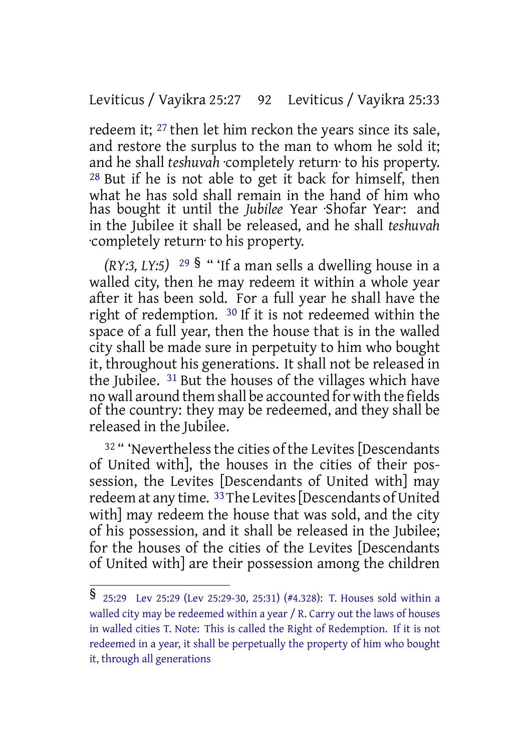redeem it; [27] then let him reckon the years since its sale, and restore the surplus to the man to whom he sold it; and he shall *teshuvah* ·completely return· to his property. [28] But if he is not able to get it back for himself, then what he has sold shall remain in the hand of him who has bought it until the *Jubilee* Year ·Shofar Year·: and in the Jubilee it shall be released, and he shall *teshuvah* ·completely return· to his property.

*(RY:3, LY:5)* [29] § " 'If a man sells a dwelling house in a walled city, then he may redeem it within a whole year after it has been sold. For a full year he shall have the right of redemption. [30] If it is not redeemed within the space of a full year, then the house that is in the walled city shall be made sure in perpetuity to him who bought it, throughout his generations. It shall not be released in the Jubilee. [31] But the houses of the villages which have no wall around them shall be accounted for with the fields of the country: they may be redeemed, and they shall be released in the Jubilee.

[32] " 'Nevertheless the cities of the Levites [Descendants of United with], the houses in the cities of their possession, the Levites [Descendants of United with] may redeem at any time. [33] The Levites [Descendants of United with] may redeem the house that was sold, and the city of his possession, and it shall be released in the Jubilee; for the houses of the cities of the Levites [Descendants of United with] are their possession among the children

---

§ 25:29 Lev 25:29 (Lev 25:29-30, 25:31) (#4.328): T. Houses sold within a walled city may be redeemed within a year / R. Carry out the laws of houses in walled cities T. Note: This is called the Right of Redemption. If it is not redeemed in a year, it shall be perpetually the property of him who bought it, through all generations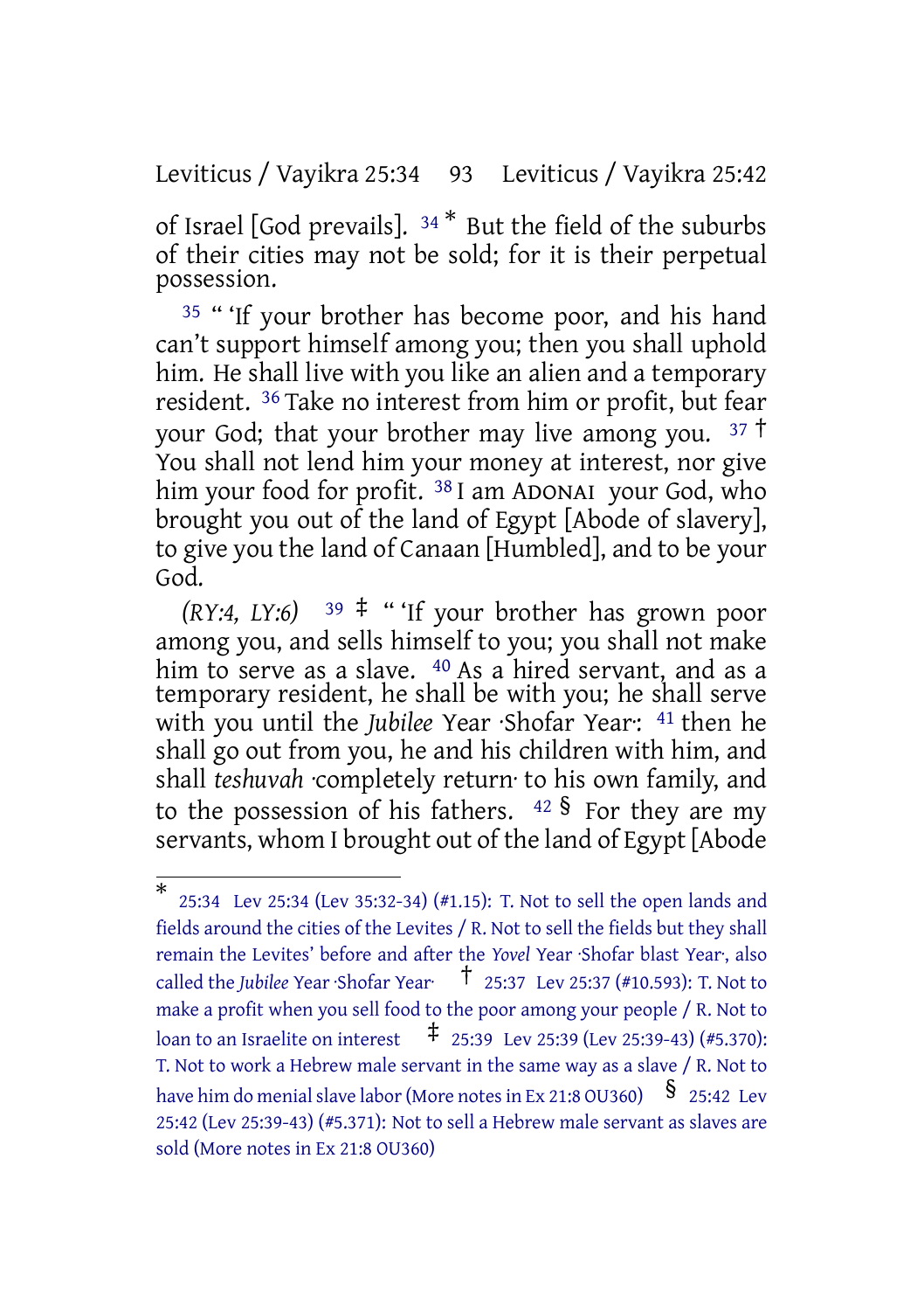of Israel [God prevails]. [34] [*] But the field of the suburbs of their cities may not be sold; for it is their perpetual possession.

[35] " 'If your brother has become poor, and his hand can't support himself among you; then you shall uphold him. He shall live with you like an alien and a temporary resident. [36] Take no interest from him or profit, but fear your God; that your brother may live among you. [37] [†] You shall not lend him your money at interest, nor give him your food for profit. [38] I am ADONAI your God, who brought you out of the land of Egypt [Abode of slavery], to give you the land of Canaan [Humbled], and to be your God.

*(RY:4, LY:6)* [39] [‡] " 'If your brother has grown poor among you, and sells himself to you; you shall not make him to serve as a slave. [40] As a hired servant, and as a temporary resident, he shall be with you; he shall serve with you until the *Jubilee* Year ·Shofar Year·: [41] then he shall go out from you, he and his children with him, and shall *teshuvah* ·completely return· to his own family, and to the possession of his fathers. [42] [§] For they are my servants, whom I brought out of the land of Egypt [Abode

---

[*] 25:34 Lev 25:34 (Lev 35:32-34) (#1.15): T. Not to sell the open lands and fields around the cities of the Levites / R. Not to sell the fields but they shall remain the Levites' before and after the *Yovel* Year ·Shofar blast Year·, also called the *Jubilee* Year ·Shofar Year· [†] 25:37 Lev 25:37 (#10.593): T. Not to make a profit when you sell food to the poor among your people / R. Not to loan to an Israelite on interest [‡] 25:39 Lev 25:39 (Lev 25:39-43) (#5.370): T. Not to work a Hebrew male servant in the same way as a slave / R. Not to have him do menial slave labor (More notes in Ex 21:8 OU360) [§] 25:42 Lev 25:42 (Lev 25:39-43) (#5.371): Not to sell a Hebrew male servant as slaves are sold (More notes in Ex 21:8 OU360)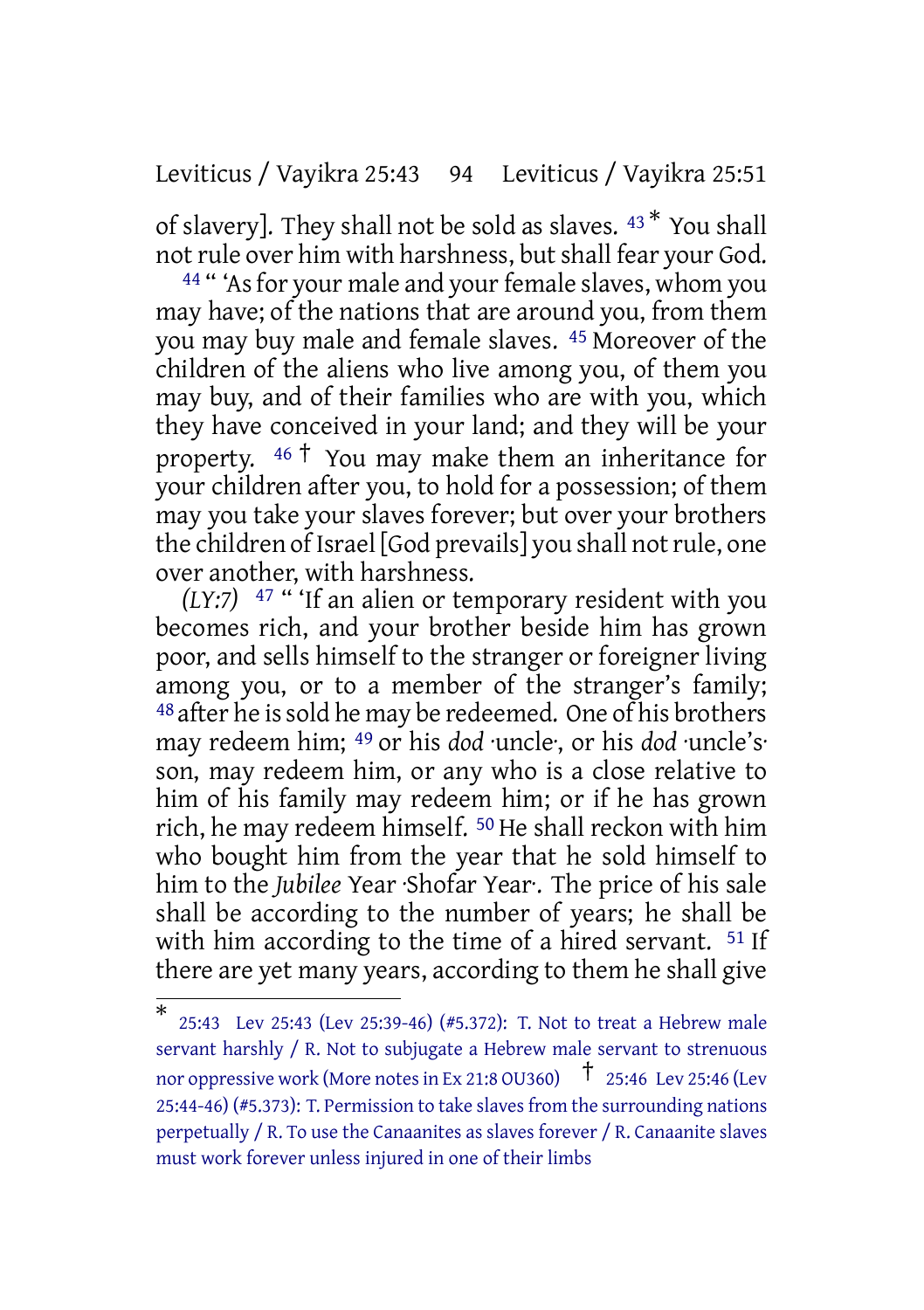of slavery]. They shall not be sold as slaves. 43 * You shall not rule over him with harshness, but shall fear your God.

44 " 'As for your male and your female slaves, whom you may have; of the nations that are around you, from them you may buy male and female slaves. 45 Moreover of the children of the aliens who live among you, of them you may buy, and of their families who are with you, which they have conceived in your land; and they will be your property. 46 † You may make them an inheritance for your children after you, to hold for a possession; of them may you take your slaves forever; but over your brothers the children of Israel [God prevails] you shall not rule, one over another, with harshness.

*(LY:7)* 47 " 'If an alien or temporary resident with you becomes rich, and your brother beside him has grown poor, and sells himself to the stranger or foreigner living among you, or to a member of the stranger's family; 48 after he is sold he may be redeemed. One of his brothers may redeem him; 49 or his *dod* ·uncle·, or his *dod* ·uncle's· son, may redeem him, or any who is a close relative to him of his family may redeem him; or if he has grown rich, he may redeem himself. 50 He shall reckon with him who bought him from the year that he sold himself to him to the *Jubilee* Year ·Shofar Year·. The price of his sale shall be according to the number of years; he shall be with him according to the time of a hired servant. 51 If there are yet many years, according to them he shall give

---

* 25:43 Lev 25:43 (Lev 25:39-46) (#5.372): T. Not to treat a Hebrew male servant harshly / R. Not to subjugate a Hebrew male servant to strenuous nor oppressive work (More notes in Ex 21:8 OU360) † 25:46 Lev 25:46 (Lev 25:44-46) (#5.373): T. Permission to take slaves from the surrounding nations perpetually / R. To use the Canaanites as slaves forever / R. Canaanite slaves must work forever unless injured in one of their limbs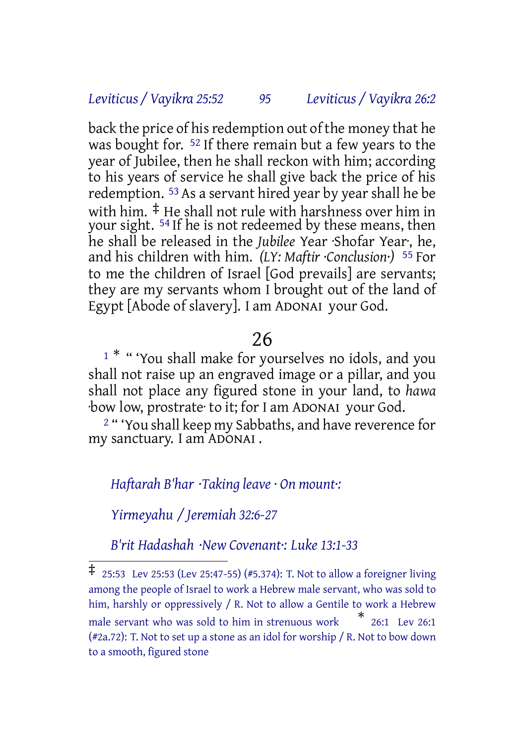back the price of his redemption out of the money that he was bought for. [52] If there remain but a few years to the year of Jubilee, then he shall reckon with him; according to his years of service he shall give back the price of his redemption. [53] As a servant hired year by year shall he be with him. ‡ He shall not rule with harshness over him in your sight. [54] If he is not redeemed by these means, then he shall be released in the *Jubilee* Year ·Shofar Year·, he, and his children with him. *(LY: Maftir ·Conclusion·)* [55] For to me the children of Israel [God prevails] are servants; they are my servants whom I brought out of the land of Egypt [Abode of slavery]. I am ADONAI your God.

## 26

[1] * " 'You shall make for yourselves no idols, and you shall not raise up an engraved image or a pillar, and you shall not place any figured stone in your land, to *hawa* ·bow low, prostrate· to it; for I am ADONAI your God.

[2] " 'You shall keep my Sabbaths, and have reverence for my sanctuary. I am ADONAI .

*Haftarah B'har ·Taking leave · On mount·:*

*Yirmeyahu / Jeremiah 32:6-27*

*B'rit Hadashah ·New Covenant·: Luke 13:1-33*

---

‡ 25:53 Lev 25:53 (Lev 25:47-55) (#5.374): T. Not to allow a foreigner living among the people of Israel to work a Hebrew male servant, who was sold to him, harshly or oppressively / R. Not to allow a Gentile to work a Hebrew male servant who was sold to him in strenuous work

\* 26:1 Lev 26:1 (#2a.72): T. Not to set up a stone as an idol for worship / R. Not to bow down to a smooth, figured stone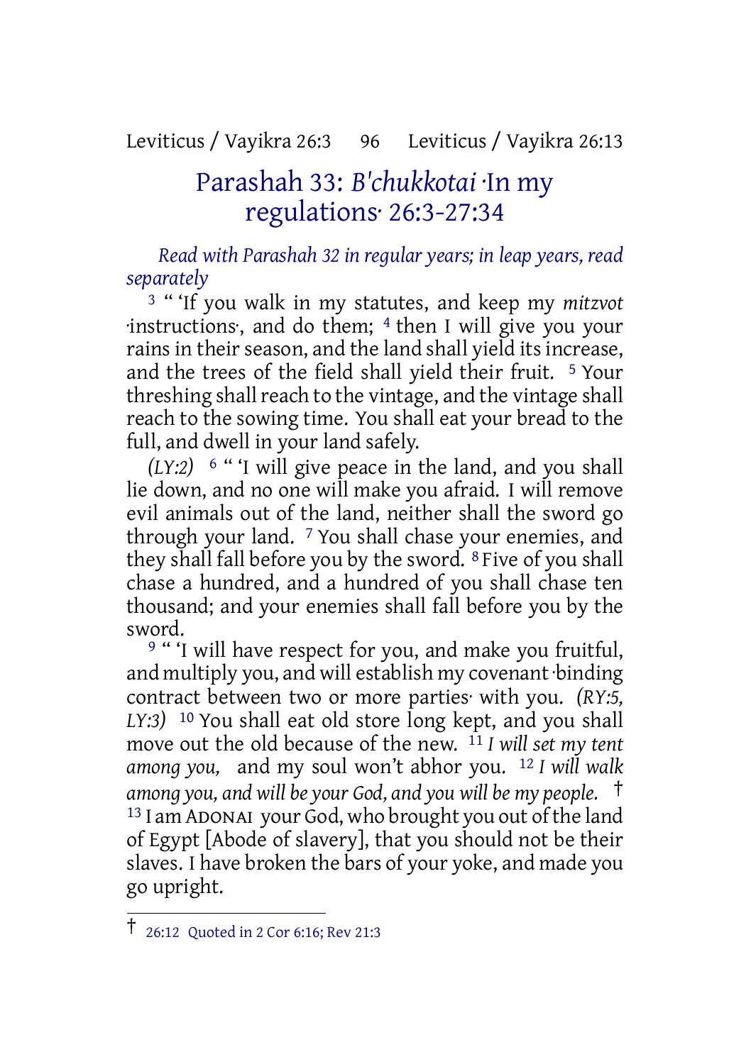## Parashah 33: *B'chukkotai* ·In my regulations· 26:3-27:34

*Read with Parashah 32 in regular years; in leap years, read separately*

[3] " 'If you walk in my statutes, and keep my *mitzvot* ·instructions·, and do them; [4] then I will give you your rains in their season, and the land shall yield its increase, and the trees of the field shall yield their fruit. [5] Your threshing shall reach to the vintage, and the vintage shall reach to the sowing time. You shall eat your bread to the full, and dwell in your land safely.

*(LY:2)* [6] " 'I will give peace in the land, and you shall lie down, and no one will make you afraid. I will remove evil animals out of the land, neither shall the sword go through your land. [7] You shall chase your enemies, and they shall fall before you by the sword. [8] Five of you shall chase a hundred, and a hundred of you shall chase ten thousand; and your enemies shall fall before you by the sword.

[9] " 'I will have respect for you, and make you fruitful, and multiply you, and will establish my covenant ·binding contract between two or more parties· with you. *(RY:5, LY:3)* [10] You shall eat old store long kept, and you shall move out the old because of the new. [11] *I will set my tent among you,* and my soul won't abhor you. [12] *I will walk among you, and will be your God, and you will be my people.* † [13] I am ADONAI your God, who brought you out of the land of Egypt [Abode of slavery], that you should not be their slaves. I have broken the bars of your yoke, and made you go upright.

† 26:12 Quoted in 2 Cor 6:16; Rev 21:3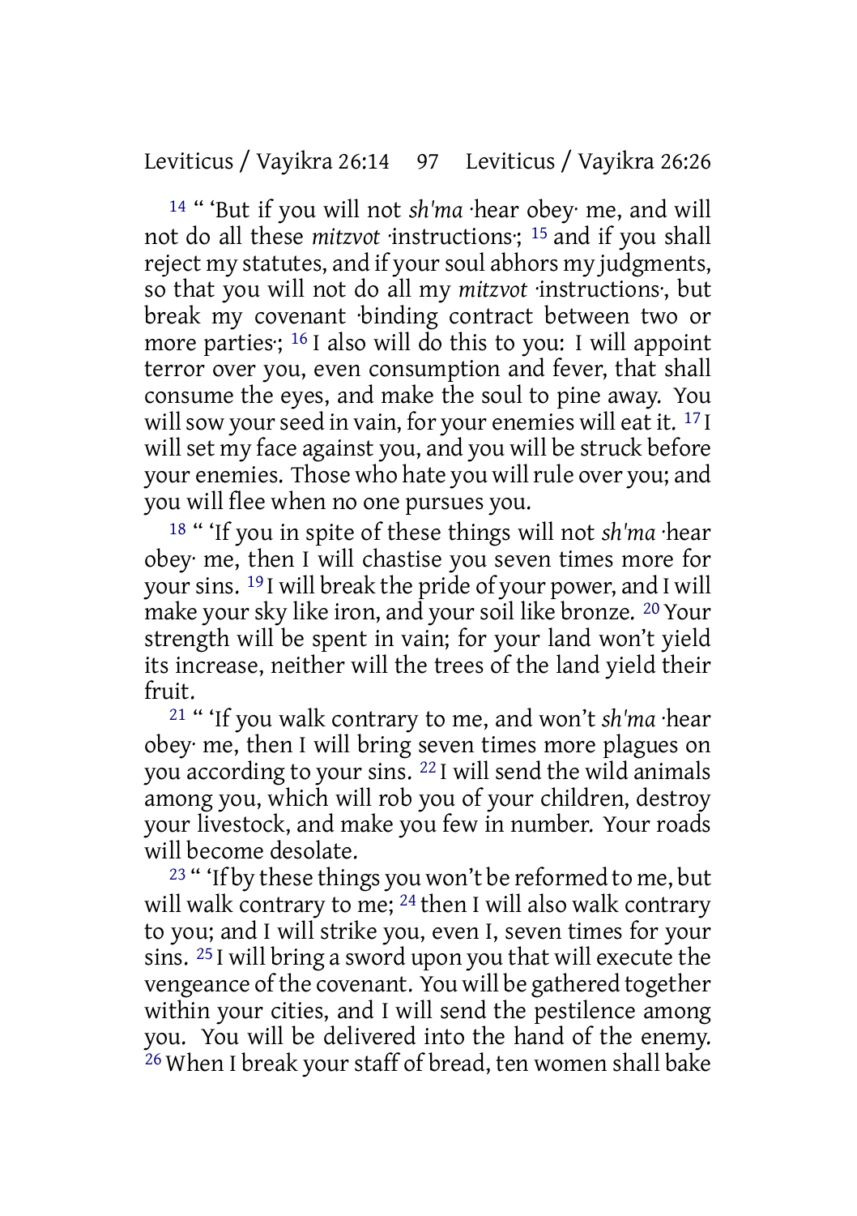[14] " 'But if you will not *sh'ma* ·hear obey· me, and will not do all these *mitzvot* ·instructions·; [15] and if you shall reject my statutes, and if your soul abhors my judgments, so that you will not do all my *mitzvot* ·instructions·, but break my covenant ·binding contract between two or more parties·; [16] I also will do this to you: I will appoint terror over you, even consumption and fever, that shall consume the eyes, and make the soul to pine away. You will sow your seed in vain, for your enemies will eat it. [17] I will set my face against you, and you will be struck before your enemies. Those who hate you will rule over you; and you will flee when no one pursues you.

[18] " 'If you in spite of these things will not *sh'ma* ·hear obey· me, then I will chastise you seven times more for your sins. [19] I will break the pride of your power, and I will make your sky like iron, and your soil like bronze. [20] Your strength will be spent in vain; for your land won't yield its increase, neither will the trees of the land yield their fruit.

[21] " 'If you walk contrary to me, and won't *sh'ma* ·hear obey· me, then I will bring seven times more plagues on you according to your sins. [22] I will send the wild animals among you, which will rob you of your children, destroy your livestock, and make you few in number. Your roads will become desolate.

[23] " 'If by these things you won't be reformed to me, but will walk contrary to me; [24] then I will also walk contrary to you; and I will strike you, even I, seven times for your sins. [25] I will bring a sword upon you that will execute the vengeance of the covenant. You will be gathered together within your cities, and I will send the pestilence among you. You will be delivered into the hand of the enemy. [26] When I break your staff of bread, ten women shall bake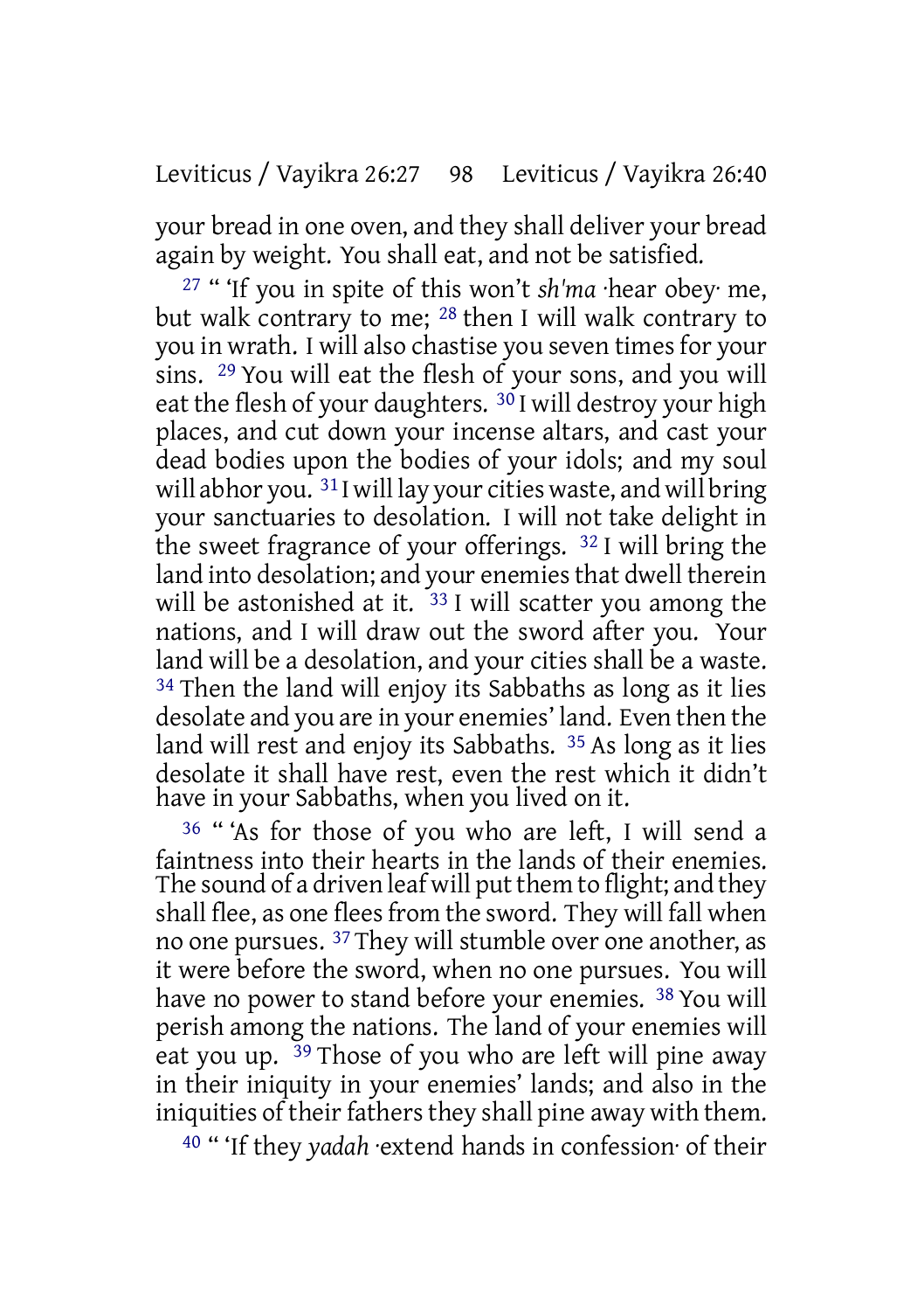your bread in one oven, and they shall deliver your bread again by weight. You shall eat, and not be satisfied.

27 " 'If you in spite of this won't *sh'ma* ·hear obey· me, but walk contrary to me; 28 then I will walk contrary to you in wrath. I will also chastise you seven times for your sins. 29 You will eat the flesh of your sons, and you will eat the flesh of your daughters. 30 I will destroy your high places, and cut down your incense altars, and cast your dead bodies upon the bodies of your idols; and my soul will abhor you. 31 I will lay your cities waste, and will bring your sanctuaries to desolation. I will not take delight in the sweet fragrance of your offerings. 32 I will bring the land into desolation; and your enemies that dwell therein will be astonished at it. 33 I will scatter you among the nations, and I will draw out the sword after you. Your land will be a desolation, and your cities shall be a waste. 34 Then the land will enjoy its Sabbaths as long as it lies desolate and you are in your enemies' land. Even then the land will rest and enjoy its Sabbaths. 35 As long as it lies desolate it shall have rest, even the rest which it didn't have in your Sabbaths, when you lived on it.

36 " 'As for those of you who are left, I will send a faintness into their hearts in the lands of their enemies. The sound of a driven leaf will put them to flight; and they shall flee, as one flees from the sword. They will fall when no one pursues. 37 They will stumble over one another, as it were before the sword, when no one pursues. You will have no power to stand before your enemies. 38 You will perish among the nations. The land of your enemies will eat you up. 39 Those of you who are left will pine away in their iniquity in your enemies' lands; and also in the iniquities of their fathers they shall pine away with them.

40 " 'If they *yadah* ·extend hands in confession· of their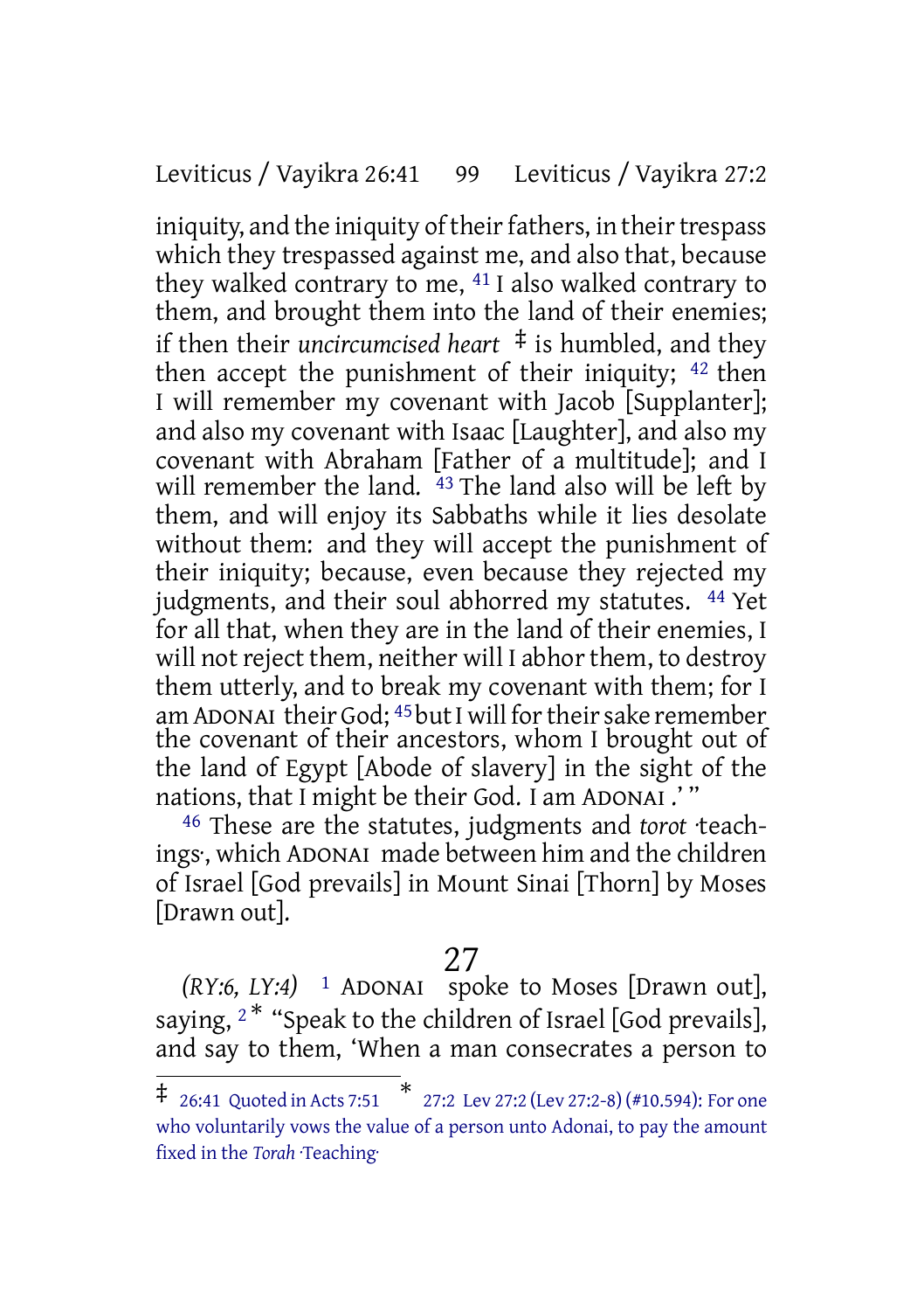iniquity, and the iniquity of their fathers, in their trespass which they trespassed against me, and also that, because they walked contrary to me, [41] I also walked contrary to them, and brought them into the land of their enemies; if then their *uncircumcised heart* ‡ is humbled, and they then accept the punishment of their iniquity; [42] then I will remember my covenant with Jacob [Supplanter]; and also my covenant with Isaac [Laughter], and also my covenant with Abraham [Father of a multitude]; and I will remember the land. [43] The land also will be left by them, and will enjoy its Sabbaths while it lies desolate without them: and they will accept the punishment of their iniquity; because, even because they rejected my judgments, and their soul abhorred my statutes. [44] Yet for all that, when they are in the land of their enemies, I will not reject them, neither will I abhor them, to destroy them utterly, and to break my covenant with them; for I am ADONAI their God; [45] but I will for their sake remember the covenant of their ancestors, whom I brought out of the land of Egypt [Abode of slavery] in the sight of the nations, that I might be their God. I am ADONAI .' "

[46] These are the statutes, judgments and *torot* ·teachings·, which ADONAI made between him and the children of Israel [God prevails] in Mount Sinai [Thorn] by Moses [Drawn out].

## 27

*(RY:6, LY:4)* [1] ADONAI spoke to Moses [Drawn out], saying, [2] * "Speak to the children of Israel [God prevails], and say to them, 'When a man consecrates a person to

---

‡ 26:41 Quoted in Acts 7:51 * 27:2 Lev 27:2 (Lev 27:2-8) (#10.594): For one who voluntarily vows the value of a person unto Adonai, to pay the amount fixed in the *Torah* ·Teaching·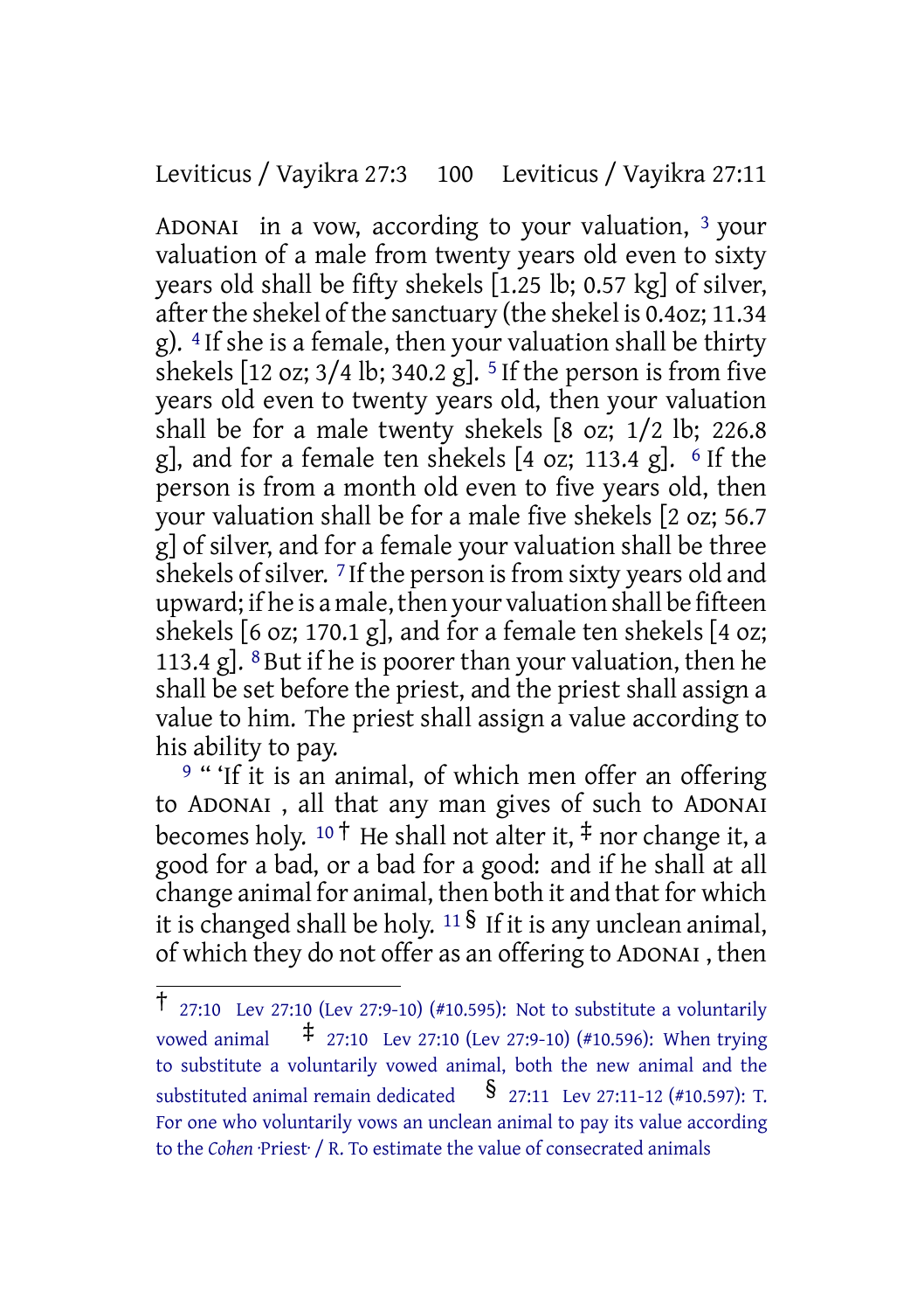ADONAI in a vow, according to your valuation, [3] your valuation of a male from twenty years old even to sixty years old shall be fifty shekels [1.25 lb; 0.57 kg] of silver, after the shekel of the sanctuary (the shekel is 0.4oz; 11.34 g). [4] If she is a female, then your valuation shall be thirty shekels [12 oz; 3/4 lb; 340.2 g]. [5] If the person is from five years old even to twenty years old, then your valuation shall be for a male twenty shekels [8 oz; 1/2 lb; 226.8 g], and for a female ten shekels [4 oz; 113.4 g]. [6] If the person is from a month old even to five years old, then your valuation shall be for a male five shekels [2 oz; 56.7 g] of silver, and for a female your valuation shall be three shekels of silver. [7] If the person is from sixty years old and upward; if he is a male, then your valuation shall be fifteen shekels [6 oz; 170.1 g], and for a female ten shekels [4 oz; 113.4 g]. [8] But if he is poorer than your valuation, then he shall be set before the priest, and the priest shall assign a value to him. The priest shall assign a value according to his ability to pay.

[9] " 'If it is an animal, of which men offer an offering to ADONAI , all that any man gives of such to ADONAI becomes holy. [10] † He shall not alter it, ‡ nor change it, a good for a bad, or a bad for a good: and if he shall at all change animal for animal, then both it and that for which it is changed shall be holy. [11] § If it is any unclean animal, of which they do not offer as an offering to ADONAI , then

---

† 27:10 Lev 27:10 (Lev 27:9-10) (#10.595): Not to substitute a voluntarily vowed animal ‡ 27:10 Lev 27:10 (Lev 27:9-10) (#10.596): When trying to substitute a voluntarily vowed animal, both the new animal and the substituted animal remain dedicated § 27:11 Lev 27:11-12 (#10.597): T. For one who voluntarily vows an unclean animal to pay its value according to the *Cohen* ·Priest· / R. To estimate the value of consecrated animals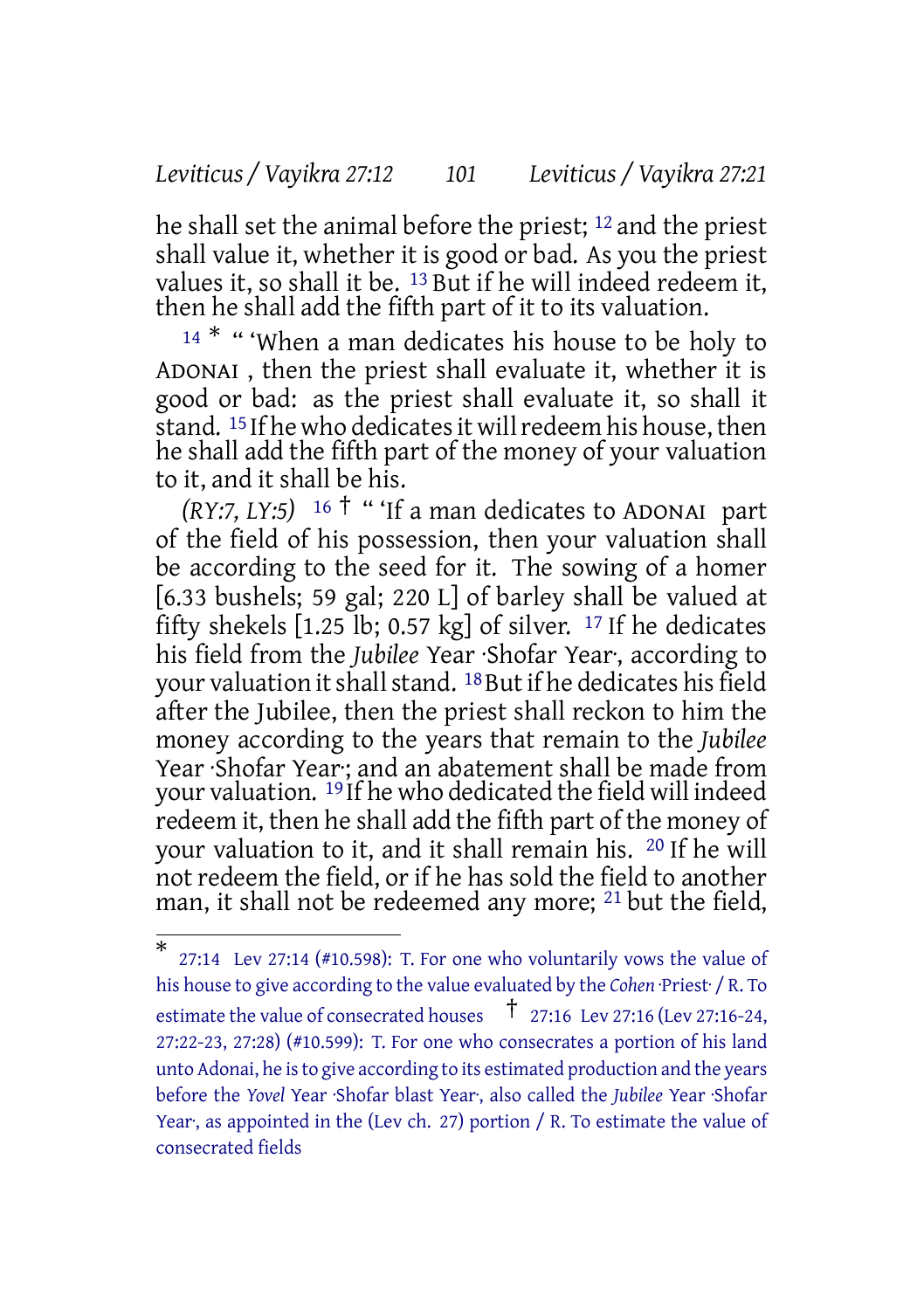he shall set the animal before the priest; [12] and the priest shall value it, whether it is good or bad. As you the priest values it, so shall it be. [13] But if he will indeed redeem it, then he shall add the fifth part of it to its valuation.

[14] * " 'When a man dedicates his house to be holy to ADONAI , then the priest shall evaluate it, whether it is good or bad: as the priest shall evaluate it, so shall it stand. [15] If he who dedicates it will redeem his house, then he shall add the fifth part of the money of your valuation to it, and it shall be his.

*(RY:7, LY:5)* [16] † " 'If a man dedicates to ADONAI part of the field of his possession, then your valuation shall be according to the seed for it. The sowing of a homer [6.33 bushels; 59 gal; 220 L] of barley shall be valued at fifty shekels [1.25 lb; 0.57 kg] of silver. [17] If he dedicates his field from the *Jubilee* Year ·Shofar Year·, according to your valuation it shall stand. [18] But if he dedicates his field after the Jubilee, then the priest shall reckon to him the money according to the years that remain to the *Jubilee* Year ·Shofar Year·; and an abatement shall be made from your valuation. [19] If he who dedicated the field will indeed redeem it, then he shall add the fifth part of the money of your valuation to it, and it shall remain his. [20] If he will not redeem the field, or if he has sold the field to another man, it shall not be redeemed any more; [21] but the field,

---

\* 27:14 Lev 27:14 (#10.598): T. For one who voluntarily vows the value of his house to give according to the value evaluated by the *Cohen* ·Priest· / R. To estimate the value of consecrated houses † 27:16 Lev 27:16 (Lev 27:16-24, 27:22-23, 27:28) (#10.599): T. For one who consecrates a portion of his land unto Adonai, he is to give according to its estimated production and the years before the *Yovel* Year ·Shofar blast Year·, also called the *Jubilee* Year ·Shofar Year·, as appointed in the (Lev ch. 27) portion / R. To estimate the value of consecrated fields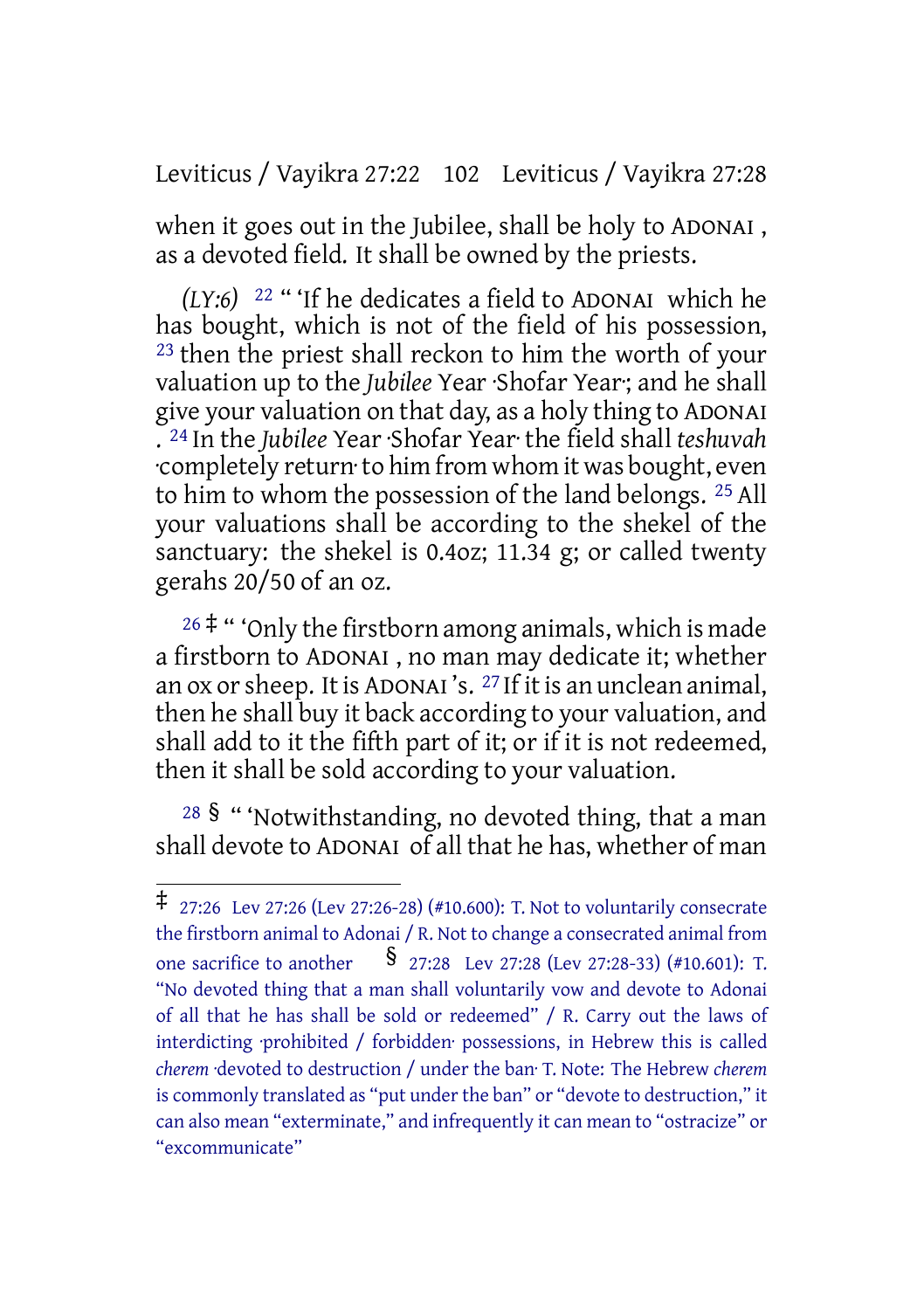when it goes out in the Jubilee, shall be holy to ADONAI , as a devoted field. It shall be owned by the priests.

*(LY:6)* [22] " 'If he dedicates a field to ADONAI which he has bought, which is not of the field of his possession, [23] then the priest shall reckon to him the worth of your valuation up to the *Jubilee* Year ·Shofar Year·; and he shall give your valuation on that day, as a holy thing to ADONAI . [24] In the *Jubilee* Year ·Shofar Year· the field shall *teshuvah* ·completely return· to him from whom it was bought, even to him to whom the possession of the land belongs. [25] All your valuations shall be according to the shekel of the sanctuary: the shekel is 0.4oz; 11.34 g; or called twenty gerahs 20/50 of an oz.

[26] ‡ " 'Only the firstborn among animals, which is made a firstborn to ADONAI , no man may dedicate it; whether an ox or sheep. It is ADONAI 's. [27] If it is an unclean animal, then he shall buy it back according to your valuation, and shall add to it the fifth part of it; or if it is not redeemed, then it shall be sold according to your valuation.

[28] § " 'Notwithstanding, no devoted thing, that a man shall devote to ADONAI of all that he has, whether of man

---

‡ 27:26 Lev 27:26 (Lev 27:26-28) (#10.600): T. Not to voluntarily consecrate the firstborn animal to Adonai / R. Not to change a consecrated animal from one sacrifice to another § 27:28 Lev 27:28 (Lev 27:28-33) (#10.601): T. "No devoted thing that a man shall voluntarily vow and devote to Adonai of all that he has shall be sold or redeemed" / R. Carry out the laws of interdicting ·prohibited / forbidden· possessions, in Hebrew this is called *cherem* ·devoted to destruction / under the ban· T. Note: The Hebrew *cherem* is commonly translated as "put under the ban" or "devote to destruction," it can also mean "exterminate," and infrequently it can mean to "ostracize" or "excommunicate"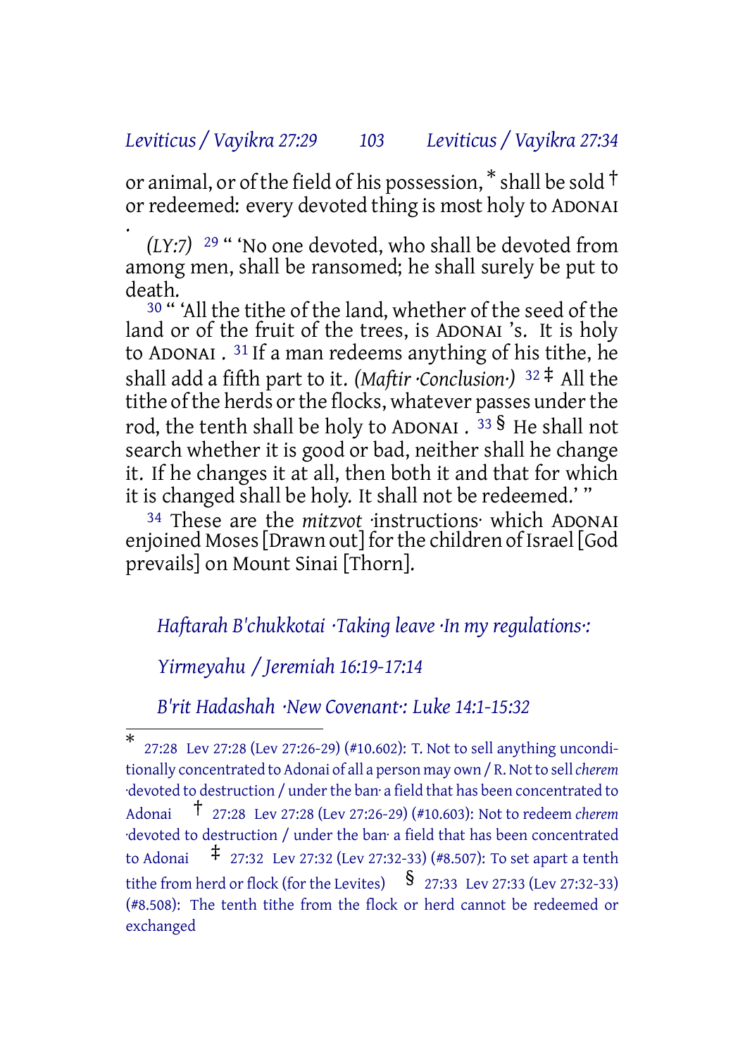or animal, or of the field of his possession,* shall be sold † or redeemed: every devoted thing is most holy to ADONAI .

*(LY:7)* [29] " 'No one devoted, who shall be devoted from among men, shall be ransomed; he shall surely be put to death.

[30] " 'All the tithe of the land, whether of the seed of the land or of the fruit of the trees, is ADONAI 's. It is holy to ADONAI . [31] If a man redeems anything of his tithe, he shall add a fifth part to it. *(Maftir ·Conclusion·)* [32] ‡ All the tithe of the herds or the flocks, whatever passes under the rod, the tenth shall be holy to ADONAI . [33] § He shall not search whether it is good or bad, neither shall he change it. If he changes it at all, then both it and that for which it is changed shall be holy. It shall not be redeemed.' "

[34] These are the *mitzvot* ·instructions· which ADONAI enjoined Moses [Drawn out] for the children of Israel [God prevails] on Mount Sinai [Thorn].

*Haftarah B'chukkotai ·Taking leave ·In my regulations·:*

*Yirmeyahu / Jeremiah 16:19-17:14*

*B'rit Hadashah ·New Covenant·: Luke 14:1-15:32*

---

* 27:28 Lev 27:28 (Lev 27:26-29) (#10.602): T. Not to sell anything unconditionally concentrated to Adonai of all a person may own / R. Not to sell *cherem* ·devoted to destruction / under the ban· a field that has been concentrated to Adonai † 27:28 Lev 27:28 (Lev 27:26-29) (#10.603): Not to redeem *cherem* ·devoted to destruction / under the ban· a field that has been concentrated to Adonai ‡ 27:32 Lev 27:32 (Lev 27:32-33) (#8.507): To set apart a tenth tithe from herd or flock (for the Levites) § 27:33 Lev 27:33 (Lev 27:32-33) (#8.508): The tenth tithe from the flock or herd cannot be redeemed or exchanged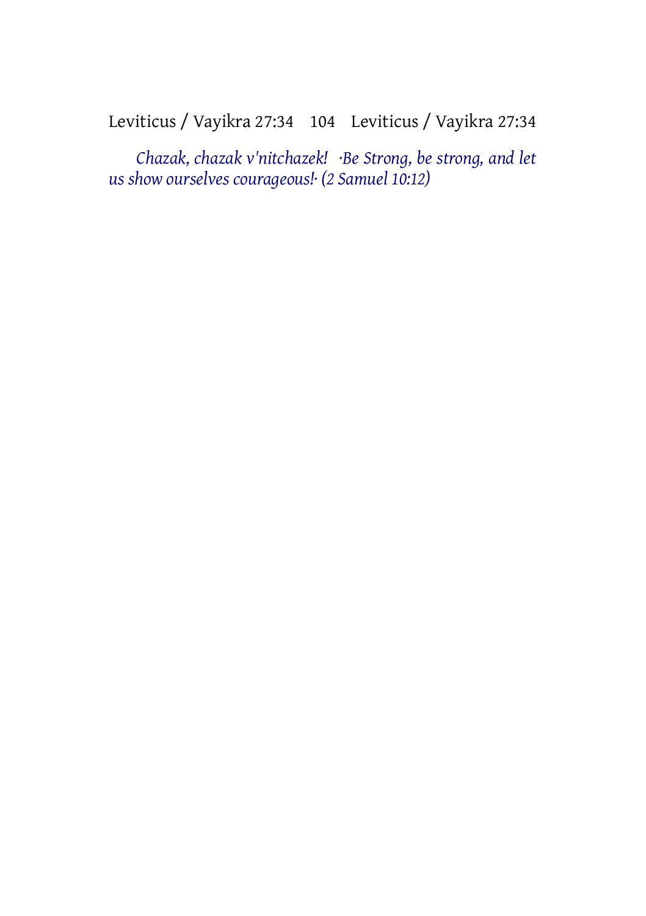*Chazak, chazak v'nitchazek! ·Be Strong, be strong, and let us show ourselves courageous!· (2 Samuel 10:12)*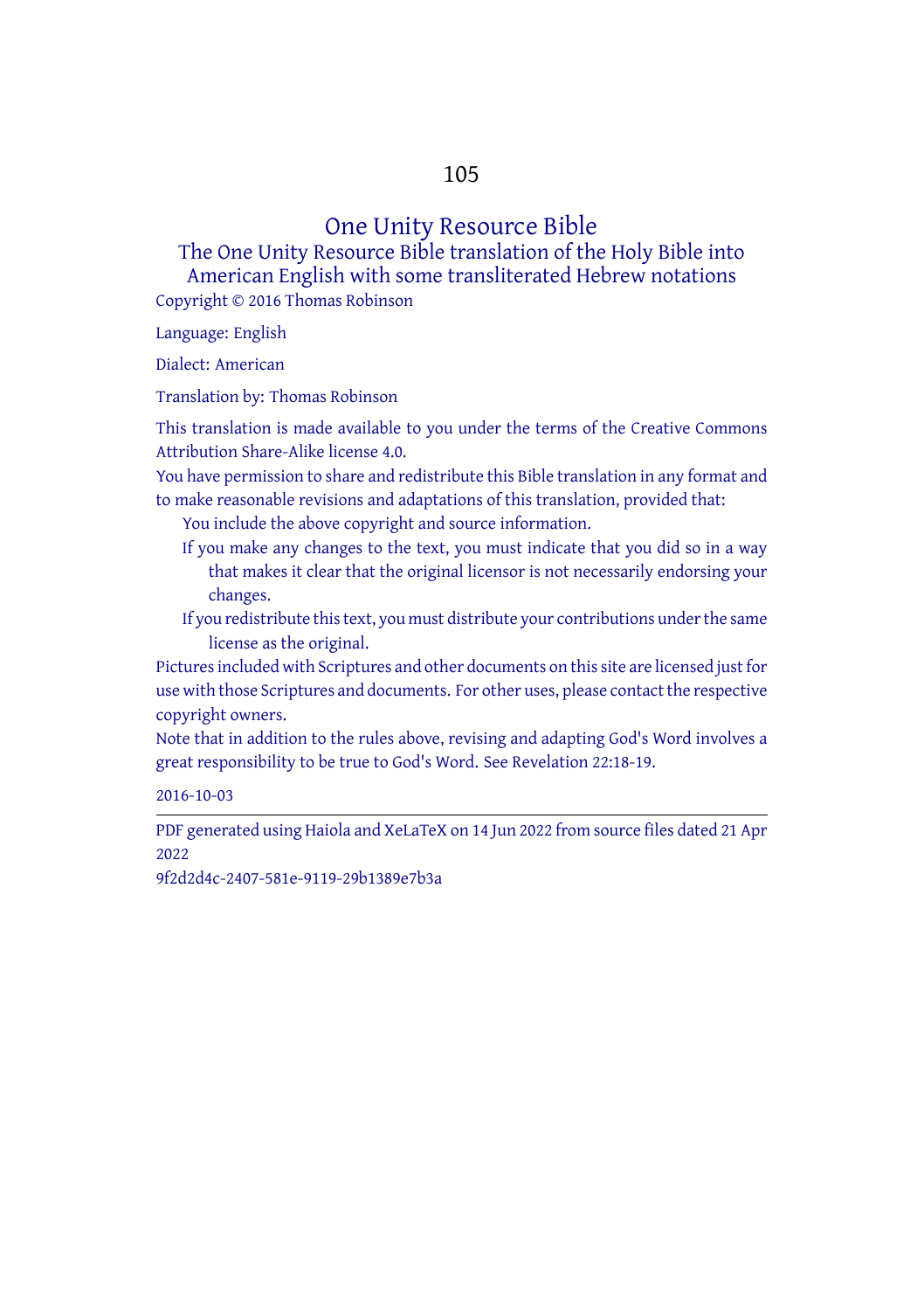# One Unity Resource Bible

## The One Unity Resource Bible translation of the Holy Bible into American English with some transliterated Hebrew notations

Copyright © 2016 Thomas Robinson

Language: English

Dialect: American

Translation by: Thomas Robinson

This translation is made available to you under the terms of the Creative Commons Attribution Share-Alike license 4.0.

You have permission to share and redistribute this Bible translation in any format and to make reasonable revisions and adaptations of this translation, provided that:

- You include the above copyright and source information.
- If you make any changes to the text, you must indicate that you did so in a way that makes it clear that the original licensor is not necessarily endorsing your changes.
- If you redistribute this text, you must distribute your contributions under the same license as the original.

Pictures included with Scriptures and other documents on this site are licensed just for use with those Scriptures and documents. For other uses, please contact the respective copyright owners.

Note that in addition to the rules above, revising and adapting God's Word involves a great responsibility to be true to God's Word. See Revelation 22:18-19.

2016-10-03

---

PDF generated using Haiola and XeLaTeX on 14 Jun 2022 from source files dated 21 Apr 2022

9f2d2d4c-2407-581e-9119-29b1389e7b3a